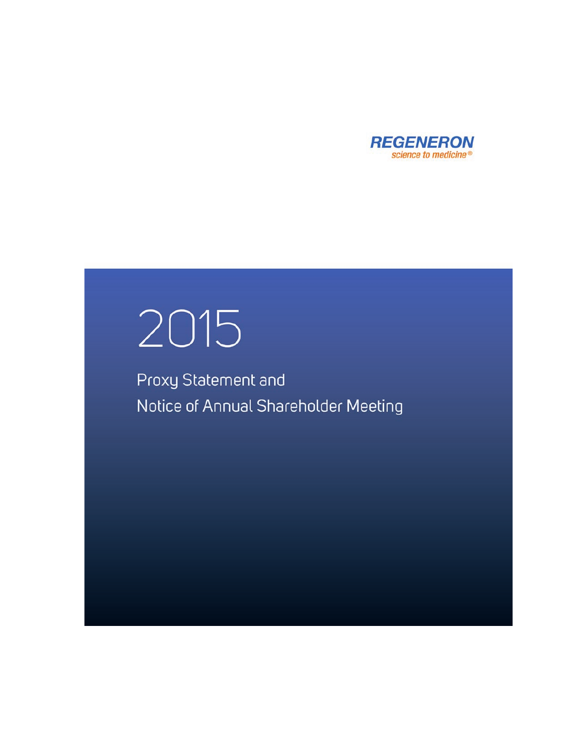REGENERON

*science to medicine®*

# 2015

## Proxy Statement and Notice of Annual Shareholder Meeting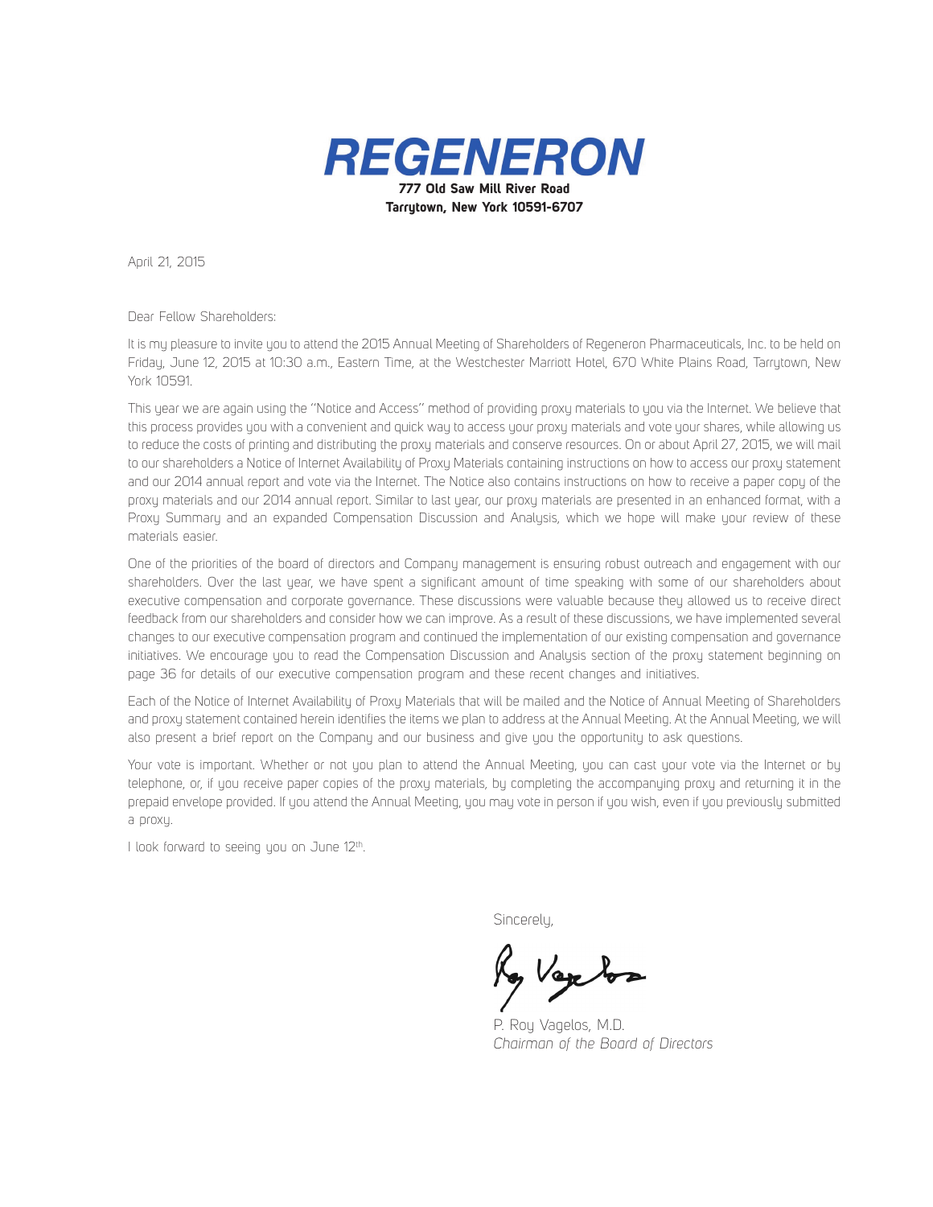# REGENERON

**777 Old Saw Mill River Road**
**Tarrytown, New York 10591-6707**

April 21, 2015

Dear Fellow Shareholders:

It is my pleasure to invite you to attend the 2015 Annual Meeting of Shareholders of Regeneron Pharmaceuticals, Inc. to be held on Friday, June 12, 2015 at 10:30 a.m., Eastern Time, at the Westchester Marriott Hotel, 670 White Plains Road, Tarrytown, New York 10591.

This year we are again using the "Notice and Access" method of providing proxy materials to you via the Internet. We believe that this process provides you with a convenient and quick way to access your proxy materials and vote your shares, while allowing us to reduce the costs of printing and distributing the proxy materials and conserve resources. On or about April 27, 2015, we will mail to our shareholders a Notice of Internet Availability of Proxy Materials containing instructions on how to access our proxy statement and our 2014 annual report and vote via the Internet. The Notice also contains instructions on how to receive a paper copy of the proxy materials and our 2014 annual report. Similar to last year, our proxy materials are presented in an enhanced format, with a Proxy Summary and an expanded Compensation Discussion and Analysis, which we hope will make your review of these materials easier.

One of the priorities of the board of directors and Company management is ensuring robust outreach and engagement with our shareholders. Over the last year, we have spent a significant amount of time speaking with some of our shareholders about executive compensation and corporate governance. These discussions were valuable because they allowed us to receive direct feedback from our shareholders and consider how we can improve. As a result of these discussions, we have implemented several changes to our executive compensation program and continued the implementation of our existing compensation and governance initiatives. We encourage you to read the Compensation Discussion and Analysis section of the proxy statement beginning on page 36 for details of our executive compensation program and these recent changes and initiatives.

Each of the Notice of Internet Availability of Proxy Materials that will be mailed and the Notice of Annual Meeting of Shareholders and proxy statement contained herein identifies the items we plan to address at the Annual Meeting. At the Annual Meeting, we will also present a brief report on the Company and our business and give you the opportunity to ask questions.

Your vote is important. Whether or not you plan to attend the Annual Meeting, you can cast your vote via the Internet or by telephone, or, if you receive paper copies of the proxy materials, by completing the accompanying proxy and returning it in the prepaid envelope provided. If you attend the Annual Meeting, you may vote in person if you wish, even if you previously submitted a proxy.

I look forward to seeing you on June 12th.

Sincerely,

P. Roy Vagelos, M.D.
*Chairman of the Board of Directors*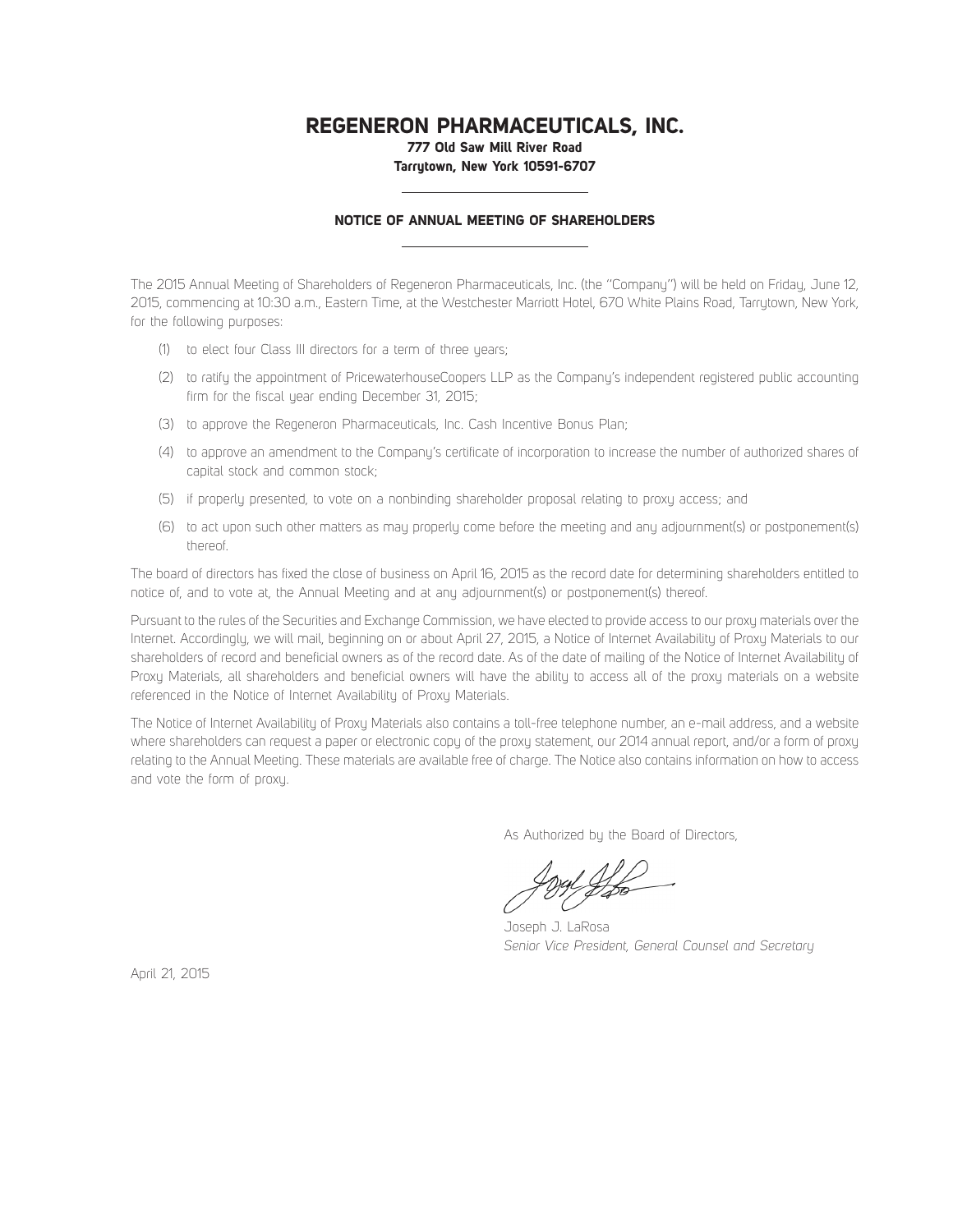# REGENERON PHARMACEUTICALS, INC.

**777 Old Saw Mill River Road**
**Tarrytown, New York 10591-6707**

## NOTICE OF ANNUAL MEETING OF SHAREHOLDERS

The 2015 Annual Meeting of Shareholders of Regeneron Pharmaceuticals, Inc. (the "Company") will be held on Friday, June 12, 2015, commencing at 10:30 a.m., Eastern Time, at the Westchester Marriott Hotel, 670 White Plains Road, Tarrytown, New York, for the following purposes:

(1) to elect four Class III directors for a term of three years;

(2) to ratify the appointment of PricewaterhouseCoopers LLP as the Company's independent registered public accounting firm for the fiscal year ending December 31, 2015;

(3) to approve the Regeneron Pharmaceuticals, Inc. Cash Incentive Bonus Plan;

(4) to approve an amendment to the Company's certificate of incorporation to increase the number of authorized shares of capital stock and common stock;

(5) if properly presented, to vote on a nonbinding shareholder proposal relating to proxy access; and

(6) to act upon such other matters as may properly come before the meeting and any adjournment(s) or postponement(s) thereof.

The board of directors has fixed the close of business on April 16, 2015 as the record date for determining shareholders entitled to notice of, and to vote at, the Annual Meeting and at any adjournment(s) or postponement(s) thereof.

Pursuant to the rules of the Securities and Exchange Commission, we have elected to provide access to our proxy materials over the Internet. Accordingly, we will mail, beginning on or about April 27, 2015, a Notice of Internet Availability of Proxy Materials to our shareholders of record and beneficial owners as of the record date. As of the date of mailing of the Notice of Internet Availability of Proxy Materials, all shareholders and beneficial owners will have the ability to access all of the proxy materials on a website referenced in the Notice of Internet Availability of Proxy Materials.

The Notice of Internet Availability of Proxy Materials also contains a toll-free telephone number, an e-mail address, and a website where shareholders can request a paper or electronic copy of the proxy statement, our 2014 annual report, and/or a form of proxy relating to the Annual Meeting. These materials are available free of charge. The Notice also contains information on how to access and vote the form of proxy.

As Authorized by the Board of Directors,

Joseph J. LaRosa
*Senior Vice President, General Counsel and Secretary*

April 21, 2015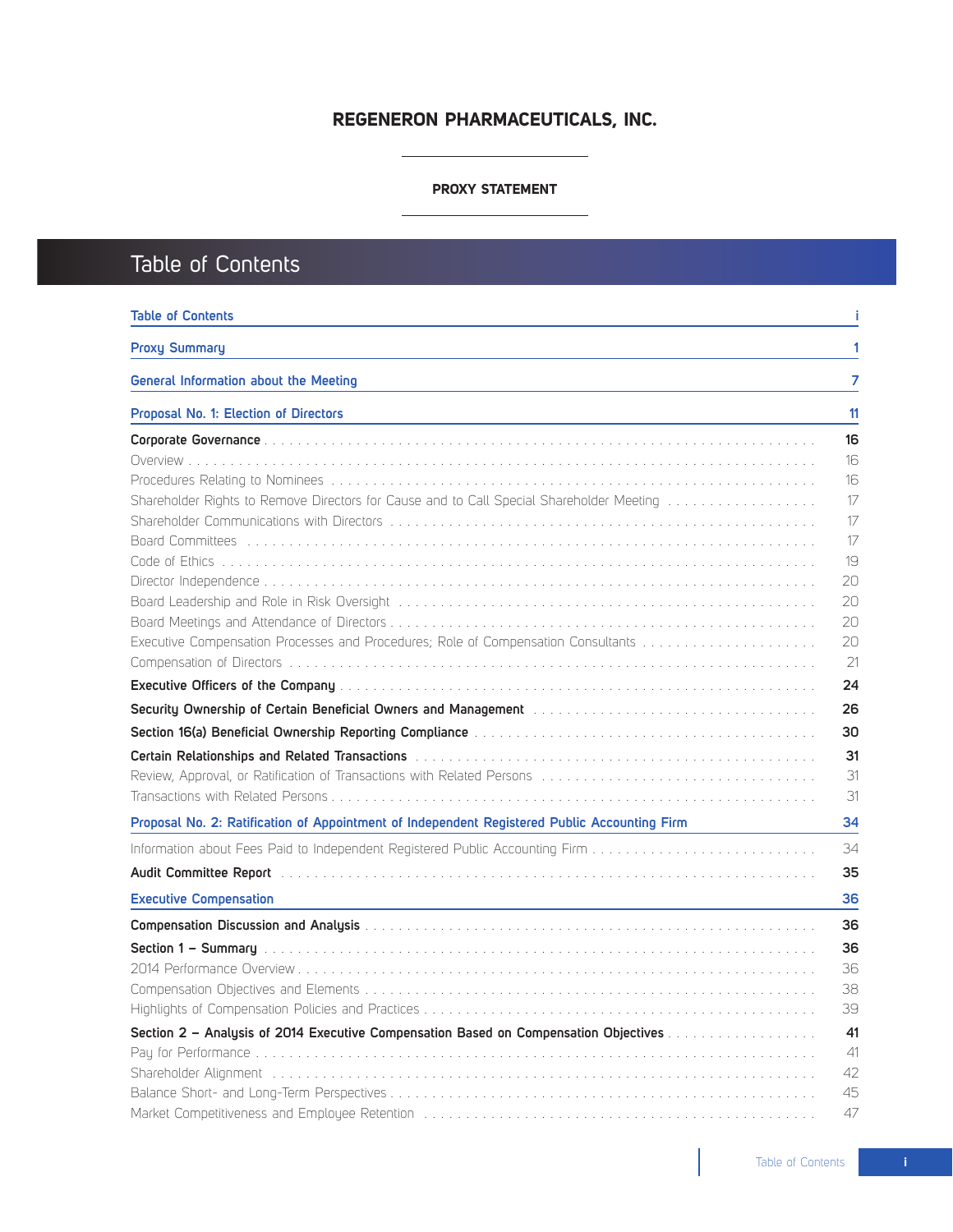**REGENERON PHARMACEUTICALS, INC.**

**PROXY STATEMENT**

# Table of Contents

| | |
|---|---|
| **Table of Contents** | **i** |
| **Proxy Summary** | **1** |
| **General Information about the Meeting** | **7** |
| **Proposal No. 1: Election of Directors** | **11** |
| **Corporate Governance** | **16** |
| Overview | 16 |
| Procedures Relating to Nominees | 16 |
| Shareholder Rights to Remove Directors for Cause and to Call Special Shareholder Meeting | 17 |
| Shareholder Communications with Directors | 17 |
| Board Committees | 17 |
| Code of Ethics | 19 |
| Director Independence | 20 |
| Board Leadership and Role in Risk Oversight | 20 |
| Board Meetings and Attendance of Directors | 20 |
| Executive Compensation Processes and Procedures; Role of Compensation Consultants | 20 |
| Compensation of Directors | 21 |
| **Executive Officers of the Company** | **24** |
| **Security Ownership of Certain Beneficial Owners and Management** | **26** |
| **Section 16(a) Beneficial Ownership Reporting Compliance** | **30** |
| **Certain Relationships and Related Transactions** | **31** |
| Review, Approval, or Ratification of Transactions with Related Persons | 31 |
| Transactions with Related Persons | 31 |
| **Proposal No. 2: Ratification of Appointment of Independent Registered Public Accounting Firm** | **34** |
| Information about Fees Paid to Independent Registered Public Accounting Firm | 34 |
| **Audit Committee Report** | **35** |
| **Executive Compensation** | **36** |
| **Compensation Discussion and Analysis** | **36** |
| **Section 1 – Summary** | **36** |
| 2014 Performance Overview | 36 |
| Compensation Objectives and Elements | 38 |
| Highlights of Compensation Policies and Practices | 39 |
| **Section 2 – Analysis of 2014 Executive Compensation Based on Compensation Objectives** | **41** |
| Pay for Performance | 41 |
| Shareholder Alignment | 42 |
| Balance Short- and Long-Term Perspectives | 45 |
| Market Competitiveness and Employee Retention | 47 |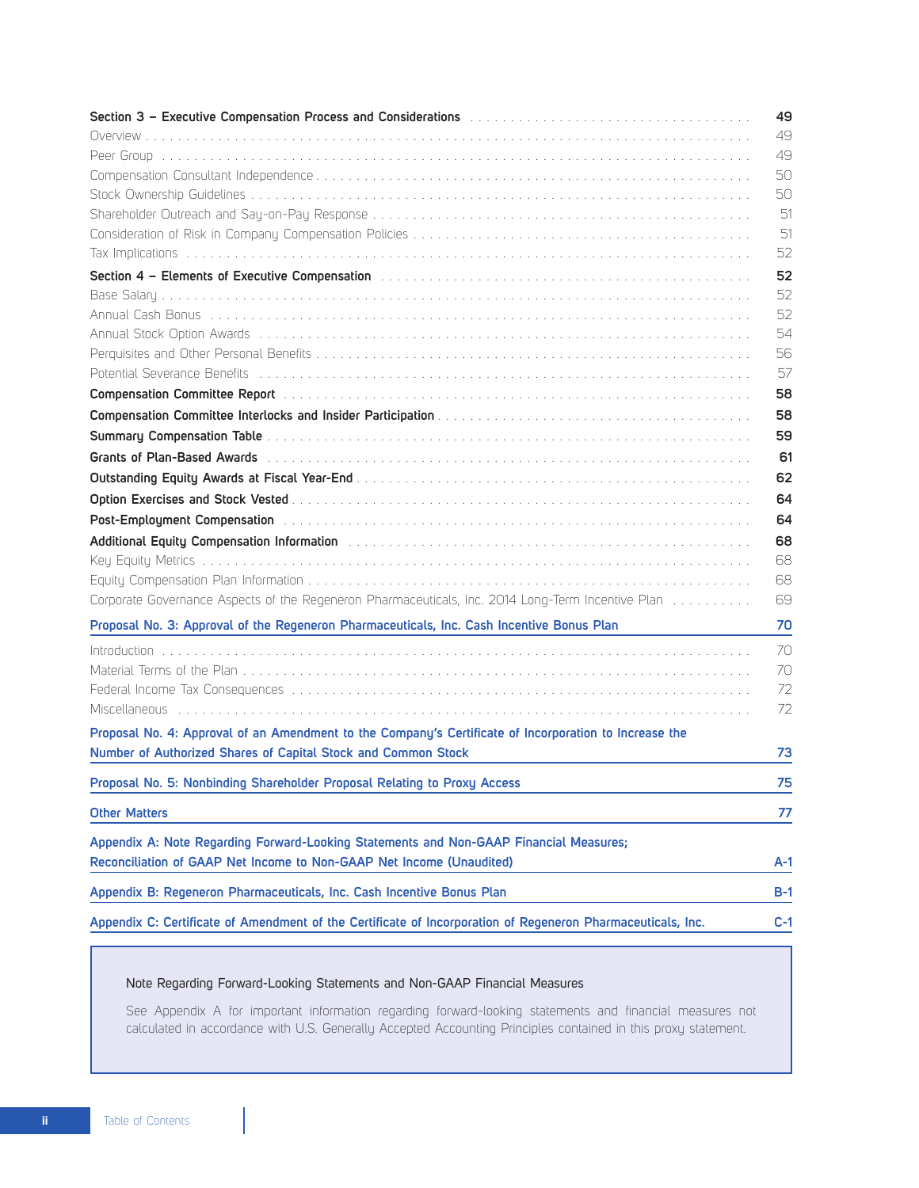| | |
|---|---|
| **Section 3 – Executive Compensation Process and Considerations** | **49** |
| Overview | 49 |
| Peer Group | 49 |
| Compensation Consultant Independence | 50 |
| Stock Ownership Guidelines | 50 |
| Shareholder Outreach and Say-on-Pay Response | 51 |
| Consideration of Risk in Company Compensation Policies | 51 |
| Tax Implications | 52 |
| **Section 4 – Elements of Executive Compensation** | **52** |
| Base Salary | 52 |
| Annual Cash Bonus | 52 |
| Annual Stock Option Awards | 54 |
| Perquisites and Other Personal Benefits | 56 |
| Potential Severance Benefits | 57 |
| **Compensation Committee Report** | **58** |
| **Compensation Committee Interlocks and Insider Participation** | **58** |
| **Summary Compensation Table** | **59** |
| **Grants of Plan-Based Awards** | **61** |
| **Outstanding Equity Awards at Fiscal Year-End** | **62** |
| **Option Exercises and Stock Vested** | **64** |
| **Post-Employment Compensation** | **64** |
| **Additional Equity Compensation Information** | **68** |
| Key Equity Metrics | 68 |
| Equity Compensation Plan Information | 68 |
| Corporate Governance Aspects of the Regeneron Pharmaceuticals, Inc. 2014 Long-Term Incentive Plan | 69 |
| **Proposal No. 3: Approval of the Regeneron Pharmaceuticals, Inc. Cash Incentive Bonus Plan** | **70** |
| Introduction | 70 |
| Material Terms of the Plan | 70 |
| Federal Income Tax Consequences | 72 |
| Miscellaneous | 72 |
| **Proposal No. 4: Approval of an Amendment to the Company's Certificate of Incorporation to Increase the Number of Authorized Shares of Capital Stock and Common Stock** | **73** |
| **Proposal No. 5: Nonbinding Shareholder Proposal Relating to Proxy Access** | **75** |
| **Other Matters** | **77** |
| **Appendix A: Note Regarding Forward-Looking Statements and Non-GAAP Financial Measures; Reconciliation of GAAP Net Income to Non-GAAP Net Income (Unaudited)** | **A-1** |
| **Appendix B: Regeneron Pharmaceuticals, Inc. Cash Incentive Bonus Plan** | **B-1** |
| **Appendix C: Certificate of Amendment of the Certificate of Incorporation of Regeneron Pharmaceuticals, Inc.** | **C-1** |

Note Regarding Forward-Looking Statements and Non-GAAP Financial Measures

See Appendix A for important information regarding forward-looking statements and financial measures not calculated in accordance with U.S. Generally Accepted Accounting Principles contained in this proxy statement.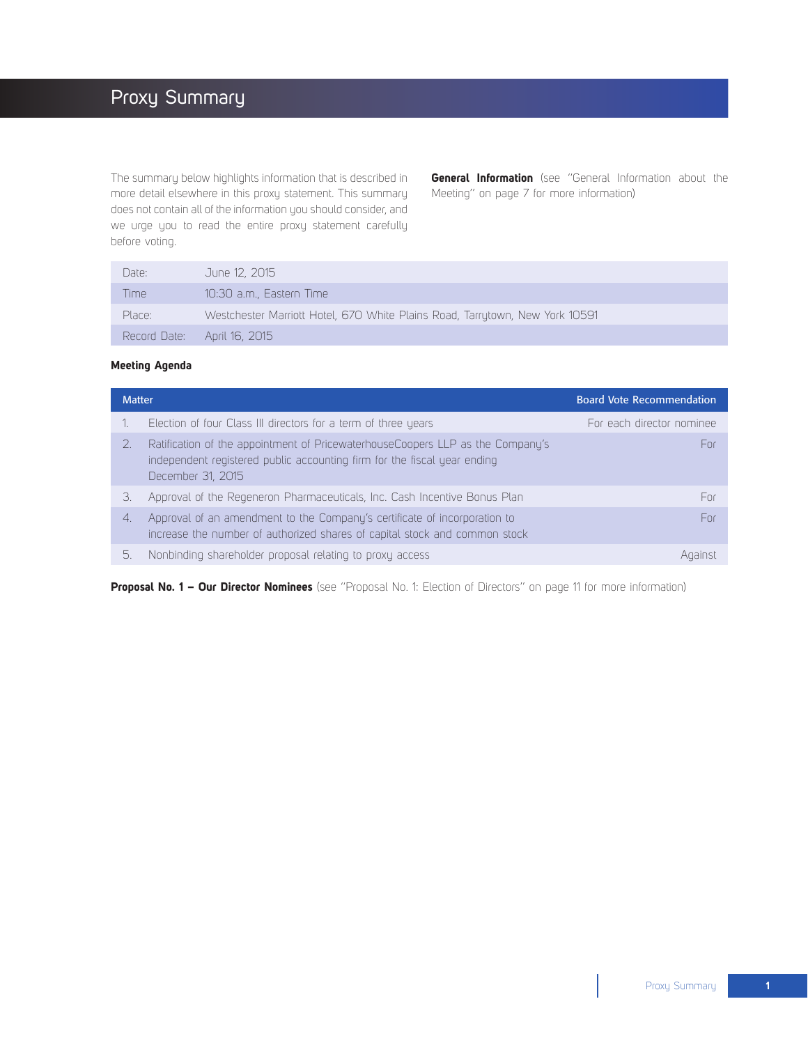# Proxy Summary

The summary below highlights information that is described in more detail elsewhere in this proxy statement. This summary does not contain all of the information you should consider, and we urge you to read the entire proxy statement carefully before voting.

**General Information** (see "General Information about the Meeting" on page 7 for more information)

| | |
|---|---|
| Date: | June 12, 2015 |
| Time | 10:30 a.m., Eastern Time |
| Place: | Westchester Marriott Hotel, 670 White Plains Road, Tarrytown, New York 10591 |
| Record Date: | April 16, 2015 |

**Meeting Agenda**

| Matter | | Board Vote Recommendation |
|---|---|---|
| 1. | Election of four Class III directors for a term of three years | For each director nominee |
| 2. | Ratification of the appointment of PricewaterhouseCoopers LLP as the Company's independent registered public accounting firm for the fiscal year ending December 31, 2015 | For |
| 3. | Approval of the Regeneron Pharmaceuticals, Inc. Cash Incentive Bonus Plan | For |
| 4. | Approval of an amendment to the Company's certificate of incorporation to increase the number of authorized shares of capital stock and common stock | For |
| 5. | Nonbinding shareholder proposal relating to proxy access | Against |

**Proposal No. 1 – Our Director Nominees** (see "Proposal No. 1: Election of Directors" on page 11 for more information)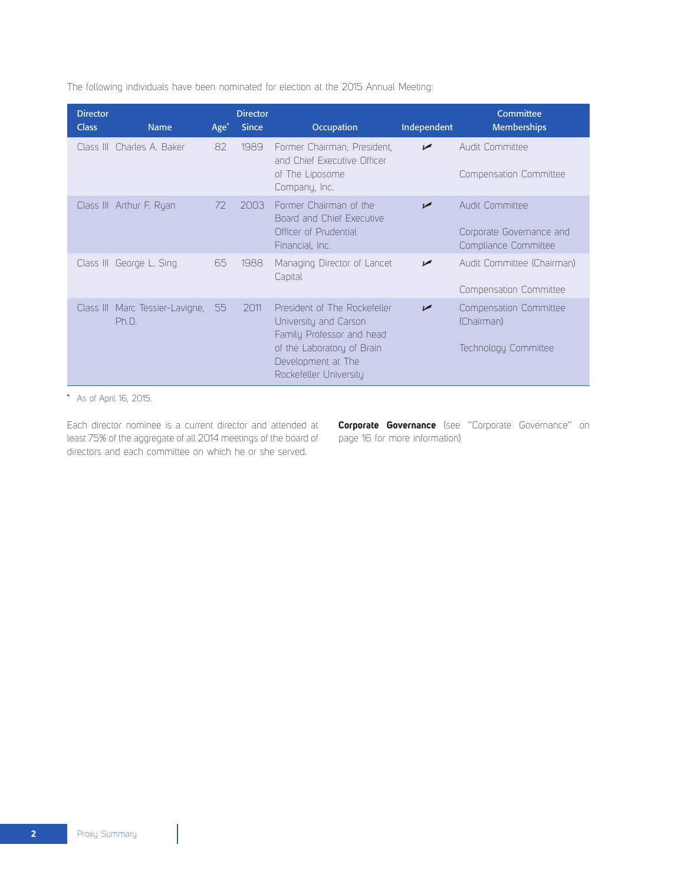The following individuals have been nominated for election at the 2015 Annual Meeting:

| Director Class | Name | Age* | Director Since | Occupation | Independent | Committee Memberships |
|---|---|---|---|---|---|---|
| Class III | Charles A. Baker | 82 | 1989 | Former Chairman, President, and Chief Executive Officer of The Liposome Company, Inc. | ✓ | Audit Committee<br>Compensation Committee |
| Class III | Arthur F. Ryan | 72 | 2003 | Former Chairman of the Board and Chief Executive Officer of Prudential Financial, Inc. | ✓ | Audit Committee<br>Corporate Governance and Compliance Committee |
| Class III | George L. Sing | 65 | 1988 | Managing Director of Lancet Capital | ✓ | Audit Committee (Chairman)<br>Compensation Committee |
| Class III | Marc Tessier-Lavigne, Ph.D. | 55 | 2011 | President of The Rockefeller University and Carson Family Professor and head of the Laboratory of Brain Development at The Rockefeller University | ✓ | Compensation Committee (Chairman)<br>Technology Committee |

* As of April 16, 2015.

Each director nominee is a current director and attended at least 75% of the aggregate of all 2014 meetings of the board of directors and each committee on which he or she served.

**Corporate Governance** (see "Corporate Governance" on page 16 for more information)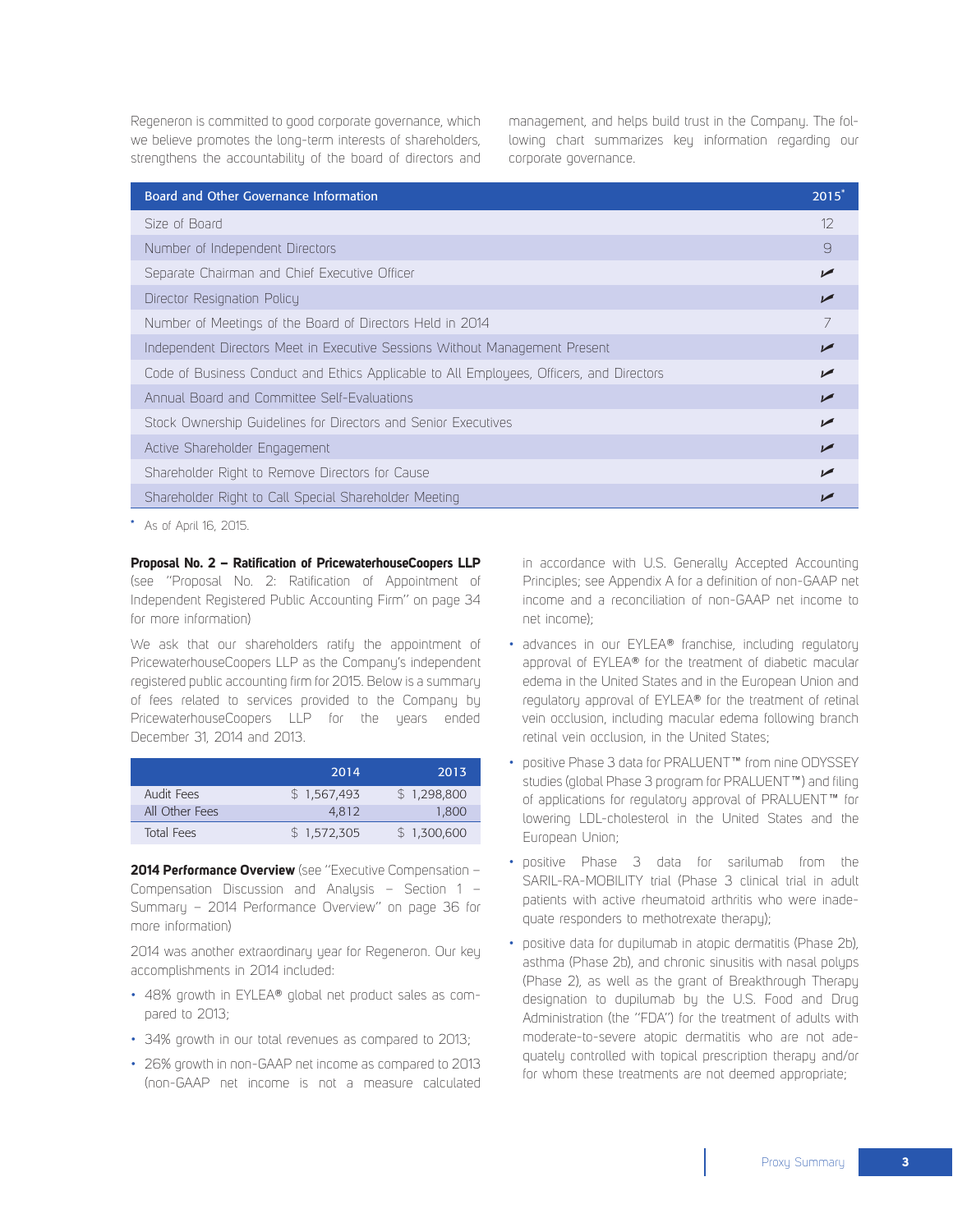Regeneron is committed to good corporate governance, which we believe promotes the long-term interests of shareholders, strengthens the accountability of the board of directors and management, and helps build trust in the Company. The following chart summarizes key information regarding our corporate governance.

| Board and Other Governance Information | 2015* |
|---|---|
| Size of Board | 12 |
| Number of Independent Directors | 9 |
| Separate Chairman and Chief Executive Officer | ✓ |
| Director Resignation Policy | ✓ |
| Number of Meetings of the Board of Directors Held in 2014 | 7 |
| Independent Directors Meet in Executive Sessions Without Management Present | ✓ |
| Code of Business Conduct and Ethics Applicable to All Employees, Officers, and Directors | ✓ |
| Annual Board and Committee Self-Evaluations | ✓ |
| Stock Ownership Guidelines for Directors and Senior Executives | ✓ |
| Active Shareholder Engagement | ✓ |
| Shareholder Right to Remove Directors for Cause | ✓ |
| Shareholder Right to Call Special Shareholder Meeting | ✓ |

\* As of April 16, 2015.

**Proposal No. 2 – Ratification of PricewaterhouseCoopers LLP** (see "Proposal No. 2: Ratification of Appointment of Independent Registered Public Accounting Firm" on page 34 for more information)

We ask that our shareholders ratify the appointment of PricewaterhouseCoopers LLP as the Company's independent registered public accounting firm for 2015. Below is a summary of fees related to services provided to the Company by PricewaterhouseCoopers LLP for the years ended December 31, 2014 and 2013.

| | 2014 | 2013 |
|---|---|---|
| Audit Fees | $ 1,567,493 | $ 1,298,800 |
| All Other Fees | 4,812 | 1,800 |
| Total Fees | $ 1,572,305 | $ 1,300,600 |

**2014 Performance Overview** (see "Executive Compensation – Compensation Discussion and Analysis – Section 1 – Summary – 2014 Performance Overview" on page 36 for more information)

2014 was another extraordinary year for Regeneron. Our key accomplishments in 2014 included:

- 48% growth in EYLEA® global net product sales as compared to 2013;
- 34% growth in our total revenues as compared to 2013;
- 26% growth in non-GAAP net income as compared to 2013 (non-GAAP net income is not a measure calculated in accordance with U.S. Generally Accepted Accounting Principles; see Appendix A for a definition of non-GAAP net income and a reconciliation of non-GAAP net income to net income);
- advances in our EYLEA® franchise, including regulatory approval of EYLEA® for the treatment of diabetic macular edema in the United States and in the European Union and regulatory approval of EYLEA® for the treatment of retinal vein occlusion, including macular edema following branch retinal vein occlusion, in the United States;
- positive Phase 3 data for PRALUENT™ from nine ODYSSEY studies (global Phase 3 program for PRALUENT™) and filing of applications for regulatory approval of PRALUENT™ for lowering LDL-cholesterol in the United States and the European Union;
- positive Phase 3 data for sarilumab from the SARIL-RA-MOBILITY trial (Phase 3 clinical trial in adult patients with active rheumatoid arthritis who were inadequate responders to methotrexate therapy);
- positive data for dupilumab in atopic dermatitis (Phase 2b), asthma (Phase 2b), and chronic sinusitis with nasal polyps (Phase 2), as well as the grant of Breakthrough Therapy designation to dupilumab by the U.S. Food and Drug Administration (the "FDA") for the treatment of adults with moderate-to-severe atopic dermatitis who are not adequately controlled with topical prescription therapy and/or for whom these treatments are not deemed appropriate;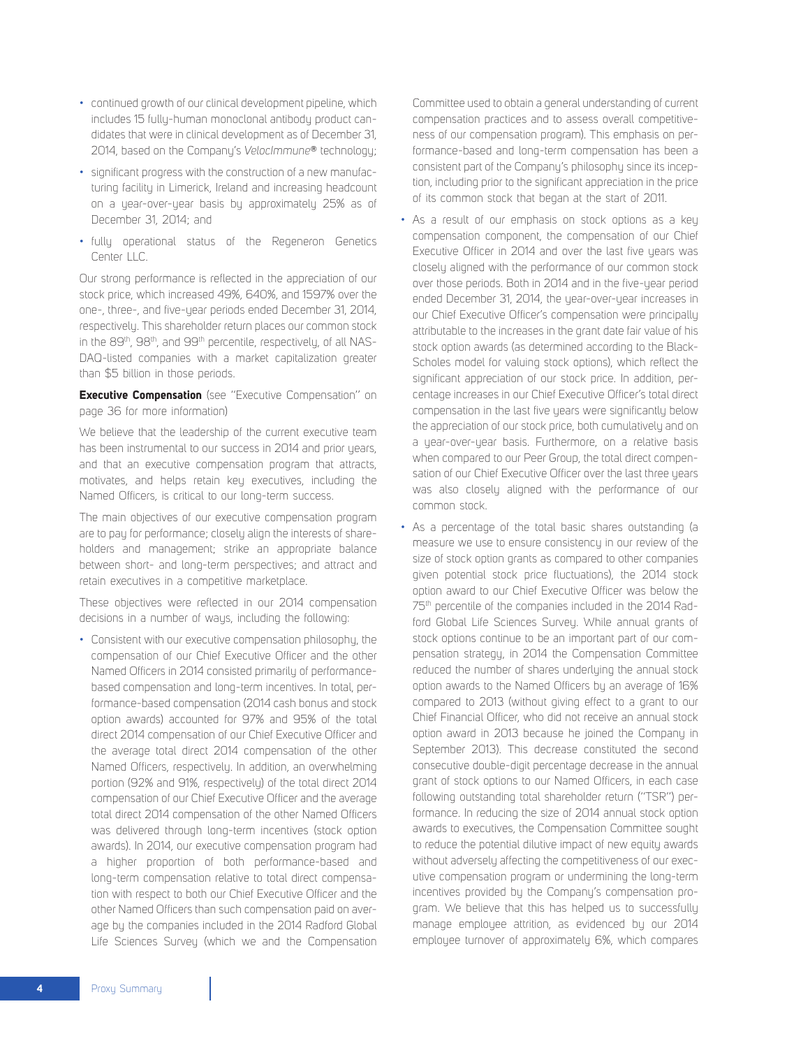- continued growth of our clinical development pipeline, which includes 15 fully-human monoclonal antibody product candidates that were in clinical development as of December 31, 2014, based on the Company's *VelocImmune®* technology;
- significant progress with the construction of a new manufacturing facility in Limerick, Ireland and increasing headcount on a year-over-year basis by approximately 25% as of December 31, 2014; and
- fully operational status of the Regeneron Genetics Center LLC.

Our strong performance is reflected in the appreciation of our stock price, which increased 49%, 640%, and 1597% over the one-, three-, and five-year periods ended December 31, 2014, respectively. This shareholder return places our common stock in the 89th, 98th, and 99th percentile, respectively, of all NASDAQ-listed companies with a market capitalization greater than $5 billion in those periods.

**Executive Compensation** (see "Executive Compensation" on page 36 for more information)

We believe that the leadership of the current executive team has been instrumental to our success in 2014 and prior years, and that an executive compensation program that attracts, motivates, and helps retain key executives, including the Named Officers, is critical to our long-term success.

The main objectives of our executive compensation program are to pay for performance; closely align the interests of shareholders and management; strike an appropriate balance between short- and long-term perspectives; and attract and retain executives in a competitive marketplace.

These objectives were reflected in our 2014 compensation decisions in a number of ways, including the following:

- Consistent with our executive compensation philosophy, the compensation of our Chief Executive Officer and the other Named Officers in 2014 consisted primarily of performance-based compensation and long-term incentives. In total, performance-based compensation (2014 cash bonus and stock option awards) accounted for 97% and 95% of the total direct 2014 compensation of our Chief Executive Officer and the average total direct 2014 compensation of the other Named Officers, respectively. In addition, an overwhelming portion (92% and 91%, respectively) of the total direct 2014 compensation of our Chief Executive Officer and the average total direct 2014 compensation of the other Named Officers was delivered through long-term incentives (stock option awards). In 2014, our executive compensation program had a higher proportion of both performance-based and long-term compensation relative to total direct compensation with respect to both our Chief Executive Officer and the other Named Officers than such compensation paid on average by the companies included in the 2014 Radford Global Life Sciences Survey (which we and the Compensation Committee used to obtain a general understanding of current compensation practices and to assess overall competitiveness of our compensation program). This emphasis on performance-based and long-term compensation has been a consistent part of the Company's philosophy since its inception, including prior to the significant appreciation in the price of its common stock that began at the start of 2011.
- As a result of our emphasis on stock options as a key compensation component, the compensation of our Chief Executive Officer in 2014 and over the last five years was closely aligned with the performance of our common stock over those periods. Both in 2014 and in the five-year period ended December 31, 2014, the year-over-year increases in our Chief Executive Officer's compensation were principally attributable to the increases in the grant date fair value of his stock option awards (as determined according to the Black-Scholes model for valuing stock options), which reflect the significant appreciation of our stock price. In addition, percentage increases in our Chief Executive Officer's total direct compensation in the last five years were significantly below the appreciation of our stock price, both cumulatively and on a year-over-year basis. Furthermore, on a relative basis when compared to our Peer Group, the total direct compensation of our Chief Executive Officer over the last three years was also closely aligned with the performance of our common stock.
- As a percentage of the total basic shares outstanding (a measure we use to ensure consistency in our review of the size of stock option grants as compared to other companies given potential stock price fluctuations), the 2014 stock option award to our Chief Executive Officer was below the 75th percentile of the companies included in the 2014 Radford Global Life Sciences Survey. While annual grants of stock options continue to be an important part of our compensation strategy, in 2014 the Compensation Committee reduced the number of shares underlying the annual stock option awards to the Named Officers by an average of 16% compared to 2013 (without giving effect to a grant to our Chief Financial Officer, who did not receive an annual stock option award in 2013 because he joined the Company in September 2013). This decrease constituted the second consecutive double-digit percentage decrease in the annual grant of stock options to our Named Officers, in each case following outstanding total shareholder return ("TSR") performance. In reducing the size of 2014 annual stock option awards to executives, the Compensation Committee sought to reduce the potential dilutive impact of new equity awards without adversely affecting the competitiveness of our executive compensation program or undermining the long-term incentives provided by the Company's compensation program. We believe that this has helped us to successfully manage employee attrition, as evidenced by our 2014 employee turnover of approximately 6%, which compares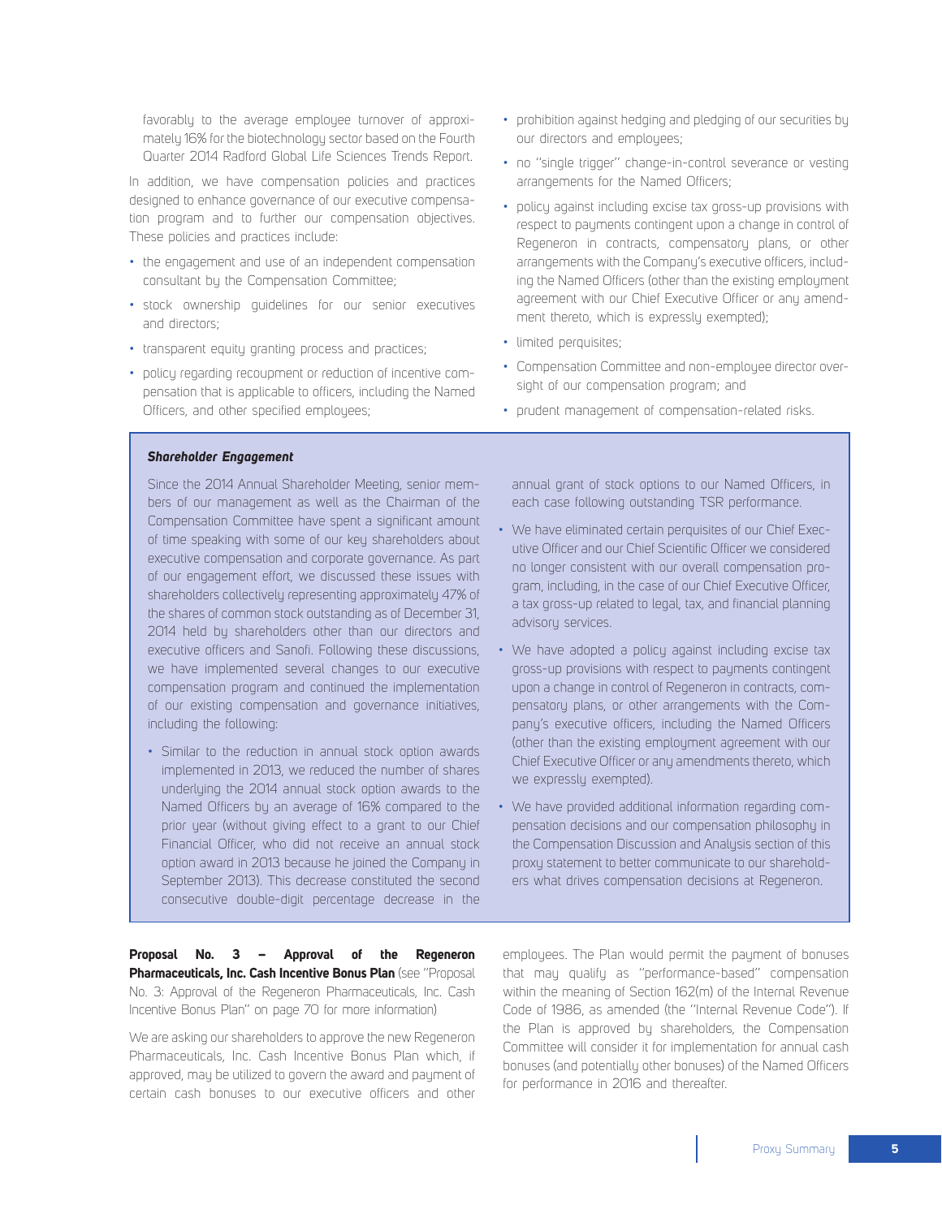favorably to the average employee turnover of approximately 16% for the biotechnology sector based on the Fourth Quarter 2014 Radford Global Life Sciences Trends Report.

In addition, we have compensation policies and practices designed to enhance governance of our executive compensation program and to further our compensation objectives. These policies and practices include:

- the engagement and use of an independent compensation consultant by the Compensation Committee;
- stock ownership guidelines for our senior executives and directors;
- transparent equity granting process and practices;
- policy regarding recoupment or reduction of incentive compensation that is applicable to officers, including the Named Officers, and other specified employees;
- prohibition against hedging and pledging of our securities by our directors and employees;
- no "single trigger" change-in-control severance or vesting arrangements for the Named Officers;
- policy against including excise tax gross-up provisions with respect to payments contingent upon a change in control of Regeneron in contracts, compensatory plans, or other arrangements with the Company's executive officers, including the Named Officers (other than the existing employment agreement with our Chief Executive Officer or any amendment thereto, which is expressly exempted);
- limited perquisites;
- Compensation Committee and non-employee director oversight of our compensation program; and
- prudent management of compensation-related risks.

***Shareholder Engagement***

Since the 2014 Annual Shareholder Meeting, senior members of our management as well as the Chairman of the Compensation Committee have spent a significant amount of time speaking with some of our key shareholders about executive compensation and corporate governance. As part of our engagement effort, we discussed these issues with shareholders collectively representing approximately 47% of the shares of common stock outstanding as of December 31, 2014 held by shareholders other than our directors and executive officers and Sanofi. Following these discussions, we have implemented several changes to our executive compensation program and continued the implementation of our existing compensation and governance initiatives, including the following:

- Similar to the reduction in annual stock option awards implemented in 2013, we reduced the number of shares underlying the 2014 annual stock option awards to the Named Officers by an average of 16% compared to the prior year (without giving effect to a grant to our Chief Financial Officer, who did not receive an annual stock option award in 2013 because he joined the Company in September 2013). This decrease constituted the second consecutive double-digit percentage decrease in the annual grant of stock options to our Named Officers, in each case following outstanding TSR performance.
- We have eliminated certain perquisites of our Chief Executive Officer and our Chief Scientific Officer we considered no longer consistent with our overall compensation program, including, in the case of our Chief Executive Officer, a tax gross-up related to legal, tax, and financial planning advisory services.
- We have adopted a policy against including excise tax gross-up provisions with respect to payments contingent upon a change in control of Regeneron in contracts, compensatory plans, or other arrangements with the Company's executive officers, including the Named Officers (other than the existing employment agreement with our Chief Executive Officer or any amendments thereto, which we expressly exempted).
- We have provided additional information regarding compensation decisions and our compensation philosophy in the Compensation Discussion and Analysis section of this proxy statement to better communicate to our shareholders what drives compensation decisions at Regeneron.

**Proposal No. 3 – Approval of the Regeneron Pharmaceuticals, Inc. Cash Incentive Bonus Plan** (see "Proposal No. 3: Approval of the Regeneron Pharmaceuticals, Inc. Cash Incentive Bonus Plan" on page 70 for more information)

We are asking our shareholders to approve the new Regeneron Pharmaceuticals, Inc. Cash Incentive Bonus Plan which, if approved, may be utilized to govern the award and payment of certain cash bonuses to our executive officers and other employees. The Plan would permit the payment of bonuses that may qualify as "performance-based" compensation within the meaning of Section 162(m) of the Internal Revenue Code of 1986, as amended (the "Internal Revenue Code"). If the Plan is approved by shareholders, the Compensation Committee will consider it for implementation for annual cash bonuses (and potentially other bonuses) of the Named Officers for performance in 2016 and thereafter.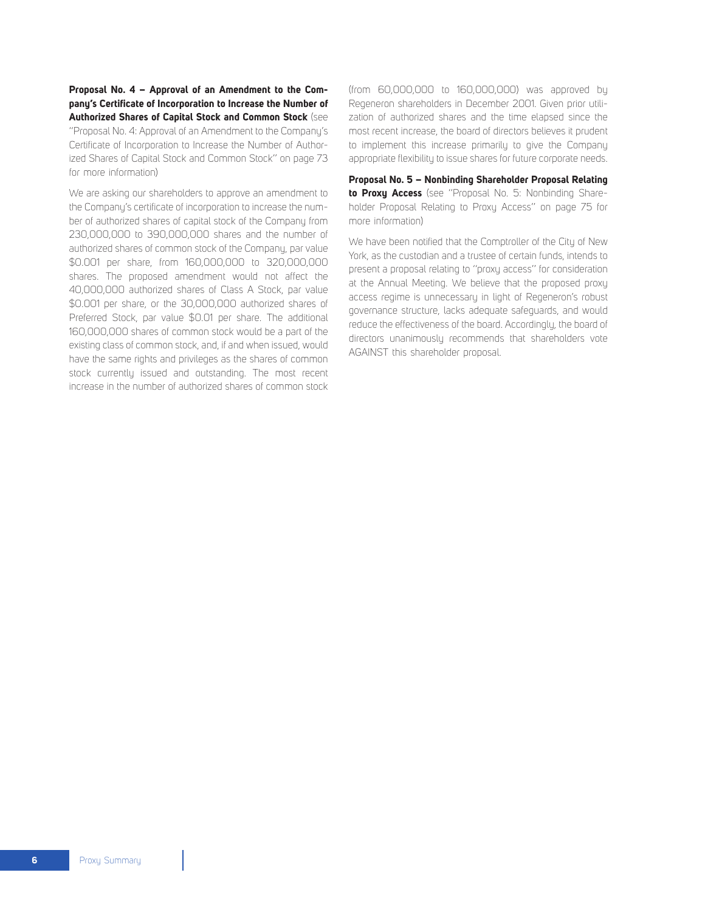**Proposal No. 4 – Approval of an Amendment to the Company's Certificate of Incorporation to Increase the Number of Authorized Shares of Capital Stock and Common Stock** (see "Proposal No. 4: Approval of an Amendment to the Company's Certificate of Incorporation to Increase the Number of Authorized Shares of Capital Stock and Common Stock" on page 73 for more information)

We are asking our shareholders to approve an amendment to the Company's certificate of incorporation to increase the number of authorized shares of capital stock of the Company from 230,000,000 to 390,000,000 shares and the number of authorized shares of common stock of the Company, par value $0.001 per share, from 160,000,000 to 320,000,000 shares. The proposed amendment would not affect the 40,000,000 authorized shares of Class A Stock, par value $0.001 per share, or the 30,000,000 authorized shares of Preferred Stock, par value $0.01 per share. The additional 160,000,000 shares of common stock would be a part of the existing class of common stock, and, if and when issued, would have the same rights and privileges as the shares of common stock currently issued and outstanding. The most recent increase in the number of authorized shares of common stock (from 60,000,000 to 160,000,000) was approved by Regeneron shareholders in December 2001. Given prior utilization of authorized shares and the time elapsed since the most recent increase, the board of directors believes it prudent to implement this increase primarily to give the Company appropriate flexibility to issue shares for future corporate needs.

**Proposal No. 5 – Nonbinding Shareholder Proposal Relating to Proxy Access** (see "Proposal No. 5: Nonbinding Shareholder Proposal Relating to Proxy Access" on page 75 for more information)

We have been notified that the Comptroller of the City of New York, as the custodian and a trustee of certain funds, intends to present a proposal relating to "proxy access" for consideration at the Annual Meeting. We believe that the proposed proxy access regime is unnecessary in light of Regeneron's robust governance structure, lacks adequate safeguards, and would reduce the effectiveness of the board. Accordingly, the board of directors unanimously recommends that shareholders vote AGAINST this shareholder proposal.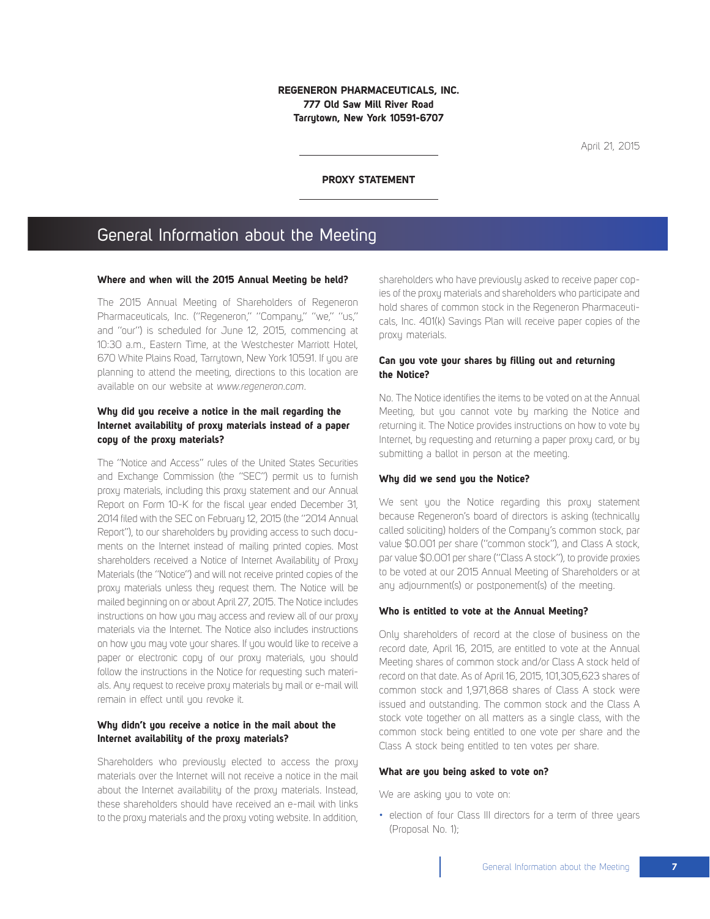**REGENERON PHARMACEUTICALS, INC.**
**777 Old Saw Mill River Road**
**Tarrytown, New York 10591-6707**

April 21, 2015

**PROXY STATEMENT**

# General Information about the Meeting

### Where and when will the 2015 Annual Meeting be held?

The 2015 Annual Meeting of Shareholders of Regeneron Pharmaceuticals, Inc. ("Regeneron," "Company," "we," "us," and "our") is scheduled for June 12, 2015, commencing at 10:30 a.m., Eastern Time, at the Westchester Marriott Hotel, 670 White Plains Road, Tarrytown, New York 10591. If you are planning to attend the meeting, directions to this location are available on our website at *www.regeneron.com*.

### Why did you receive a notice in the mail regarding the Internet availability of proxy materials instead of a paper copy of the proxy materials?

The "Notice and Access" rules of the United States Securities and Exchange Commission (the "SEC") permit us to furnish proxy materials, including this proxy statement and our Annual Report on Form 10-K for the fiscal year ended December 31, 2014 filed with the SEC on February 12, 2015 (the "2014 Annual Report"), to our shareholders by providing access to such documents on the Internet instead of mailing printed copies. Most shareholders received a Notice of Internet Availability of Proxy Materials (the "Notice") and will not receive printed copies of the proxy materials unless they request them. The Notice will be mailed beginning on or about April 27, 2015. The Notice includes instructions on how you may access and review all of our proxy materials via the Internet. The Notice also includes instructions on how you may vote your shares. If you would like to receive a paper or electronic copy of our proxy materials, you should follow the instructions in the Notice for requesting such materials. Any request to receive proxy materials by mail or e-mail will remain in effect until you revoke it.

### Why didn't you receive a notice in the mail about the Internet availability of the proxy materials?

Shareholders who previously elected to access the proxy materials over the Internet will not receive a notice in the mail about the Internet availability of the proxy materials. Instead, these shareholders should have received an e-mail with links to the proxy materials and the proxy voting website. In addition, shareholders who have previously asked to receive paper copies of the proxy materials and shareholders who participate and hold shares of common stock in the Regeneron Pharmaceuticals, Inc. 401(k) Savings Plan will receive paper copies of the proxy materials.

### Can you vote your shares by filling out and returning the Notice?

No. The Notice identifies the items to be voted on at the Annual Meeting, but you cannot vote by marking the Notice and returning it. The Notice provides instructions on how to vote by Internet, by requesting and returning a paper proxy card, or by submitting a ballot in person at the meeting.

### Why did we send you the Notice?

We sent you the Notice regarding this proxy statement because Regeneron's board of directors is asking (technically called soliciting) holders of the Company's common stock, par value $0.001 per share ("common stock"), and Class A stock, par value $0.001 per share ("Class A stock"), to provide proxies to be voted at our 2015 Annual Meeting of Shareholders or at any adjournment(s) or postponement(s) of the meeting.

### Who is entitled to vote at the Annual Meeting?

Only shareholders of record at the close of business on the record date, April 16, 2015, are entitled to vote at the Annual Meeting shares of common stock and/or Class A stock held of record on that date. As of April 16, 2015, 101,305,623 shares of common stock and 1,971,868 shares of Class A stock were issued and outstanding. The common stock and the Class A stock vote together on all matters as a single class, with the common stock being entitled to one vote per share and the Class A stock being entitled to ten votes per share.

### What are you being asked to vote on?

We are asking you to vote on:

- election of four Class III directors for a term of three years (Proposal No. 1);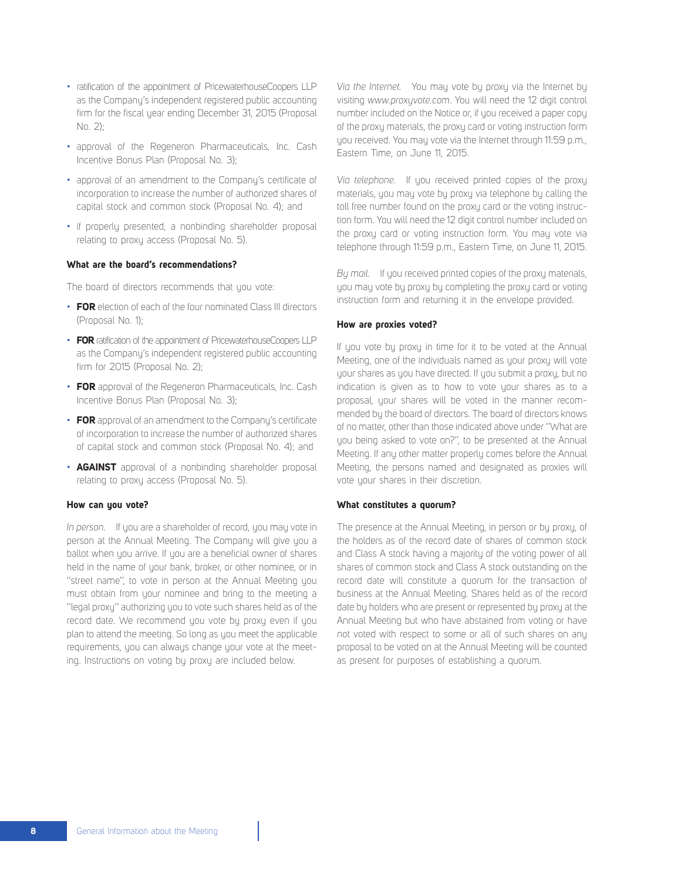- ratification of the appointment of PricewaterhouseCoopers LLP as the Company's independent registered public accounting firm for the fiscal year ending December 31, 2015 (Proposal No. 2);
- approval of the Regeneron Pharmaceuticals, Inc. Cash Incentive Bonus Plan (Proposal No. 3);
- approval of an amendment to the Company's certificate of incorporation to increase the number of authorized shares of capital stock and common stock (Proposal No. 4); and
- if properly presented, a nonbinding shareholder proposal relating to proxy access (Proposal No. 5).

**What are the board's recommendations?**

The board of directors recommends that you vote:

- **FOR** election of each of the four nominated Class III directors (Proposal No. 1);
- **FOR** ratification of the appointment of PricewaterhouseCoopers LLP as the Company's independent registered public accounting firm for 2015 (Proposal No. 2);
- **FOR** approval of the Regeneron Pharmaceuticals, Inc. Cash Incentive Bonus Plan (Proposal No. 3);
- **FOR** approval of an amendment to the Company's certificate of incorporation to increase the number of authorized shares of capital stock and common stock (Proposal No. 4); and
- **AGAINST** approval of a nonbinding shareholder proposal relating to proxy access (Proposal No. 5).

**How can you vote?**

*In person.* If you are a shareholder of record, you may vote in person at the Annual Meeting. The Company will give you a ballot when you arrive. If you are a beneficial owner of shares held in the name of your bank, broker, or other nominee, or in "street name", to vote in person at the Annual Meeting you must obtain from your nominee and bring to the meeting a "legal proxy" authorizing you to vote such shares held as of the record date. We recommend you vote by proxy even if you plan to attend the meeting. So long as you meet the applicable requirements, you can always change your vote at the meeting. Instructions on voting by proxy are included below.

*Via the Internet.* You may vote by proxy via the Internet by visiting *www.proxyvote.com*. You will need the 12 digit control number included on the Notice or, if you received a paper copy of the proxy materials, the proxy card or voting instruction form you received. You may vote via the Internet through 11:59 p.m., Eastern Time, on June 11, 2015.

*Via telephone.* If you received printed copies of the proxy materials, you may vote by proxy via telephone by calling the toll free number found on the proxy card or the voting instruction form. You will need the 12 digit control number included on the proxy card or voting instruction form. You may vote via telephone through 11:59 p.m., Eastern Time, on June 11, 2015.

*By mail.* If you received printed copies of the proxy materials, you may vote by proxy by completing the proxy card or voting instruction form and returning it in the envelope provided.

**How are proxies voted?**

If you vote by proxy in time for it to be voted at the Annual Meeting, one of the individuals named as your proxy will vote your shares as you have directed. If you submit a proxy, but no indication is given as to how to vote your shares as to a proposal, your shares will be voted in the manner recommended by the board of directors. The board of directors knows of no matter, other than those indicated above under "What are you being asked to vote on?", to be presented at the Annual Meeting. If any other matter properly comes before the Annual Meeting, the persons named and designated as proxies will vote your shares in their discretion.

**What constitutes a quorum?**

The presence at the Annual Meeting, in person or by proxy, of the holders as of the record date of shares of common stock and Class A stock having a majority of the voting power of all shares of common stock and Class A stock outstanding on the record date will constitute a quorum for the transaction of business at the Annual Meeting. Shares held as of the record date by holders who are present or represented by proxy at the Annual Meeting but who have abstained from voting or have not voted with respect to some or all of such shares on any proposal to be voted on at the Annual Meeting will be counted as present for purposes of establishing a quorum.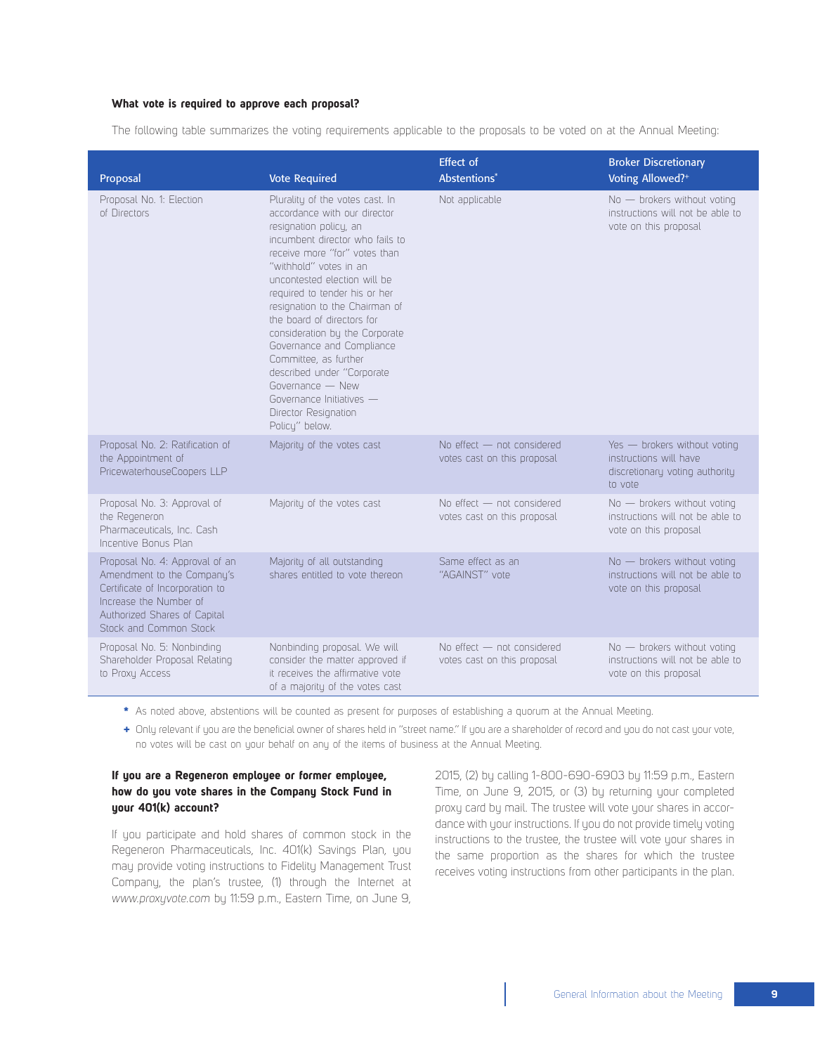**What vote is required to approve each proposal?**

The following table summarizes the voting requirements applicable to the proposals to be voted on at the Annual Meeting:

| Proposal | Vote Required | Effect of Abstentions* | Broker Discretionary Voting Allowed?+ |
|---|---|---|---|
| Proposal No. 1: Election of Directors | Plurality of the votes cast. In accordance with our director resignation policy, an incumbent director who fails to receive more "for" votes than "withhold" votes in an uncontested election will be required to tender his or her resignation to the Chairman of the board of directors for consideration by the Corporate Governance and Compliance Committee, as further described under "Corporate Governance — New Governance Initiatives — Director Resignation Policy" below. | Not applicable | No — brokers without voting instructions will not be able to vote on this proposal |
| Proposal No. 2: Ratification of the Appointment of PricewaterhouseCoopers LLP | Majority of the votes cast | No effect — not considered votes cast on this proposal | Yes — brokers without voting instructions will have discretionary voting authority to vote |
| Proposal No. 3: Approval of the Regeneron Pharmaceuticals, Inc. Cash Incentive Bonus Plan | Majority of the votes cast | No effect — not considered votes cast on this proposal | No — brokers without voting instructions will not be able to vote on this proposal |
| Proposal No. 4: Approval of an Amendment to the Company's Certificate of Incorporation to Increase the Number of Authorized Shares of Capital Stock and Common Stock | Majority of all outstanding shares entitled to vote thereon | Same effect as an "AGAINST" vote | No — brokers without voting instructions will not be able to vote on this proposal |
| Proposal No. 5: Nonbinding Shareholder Proposal Relating to Proxy Access | Nonbinding proposal. We will consider the matter approved if it receives the affirmative vote of a majority of the votes cast | No effect — not considered votes cast on this proposal | No — brokers without voting instructions will not be able to vote on this proposal |

\* As noted above, abstentions will be counted as present for purposes of establishing a quorum at the Annual Meeting.

\+ Only relevant if you are the beneficial owner of shares held in "street name." If you are a shareholder of record and you do not cast your vote, no votes will be cast on your behalf on any of the items of business at the Annual Meeting.

**If you are a Regeneron employee or former employee, how do you vote shares in the Company Stock Fund in your 401(k) account?**

If you participate and hold shares of common stock in the Regeneron Pharmaceuticals, Inc. 401(k) Savings Plan, you may provide voting instructions to Fidelity Management Trust Company, the plan's trustee, (1) through the Internet at *www.proxyvote.com* by 11:59 p.m., Eastern Time, on June 9, 2015, (2) by calling 1-800-690-6903 by 11:59 p.m., Eastern Time, on June 9, 2015, or (3) by returning your completed proxy card by mail. The trustee will vote your shares in accordance with your instructions. If you do not provide timely voting instructions to the trustee, the trustee will vote your shares in the same proportion as the shares for which the trustee receives voting instructions from other participants in the plan.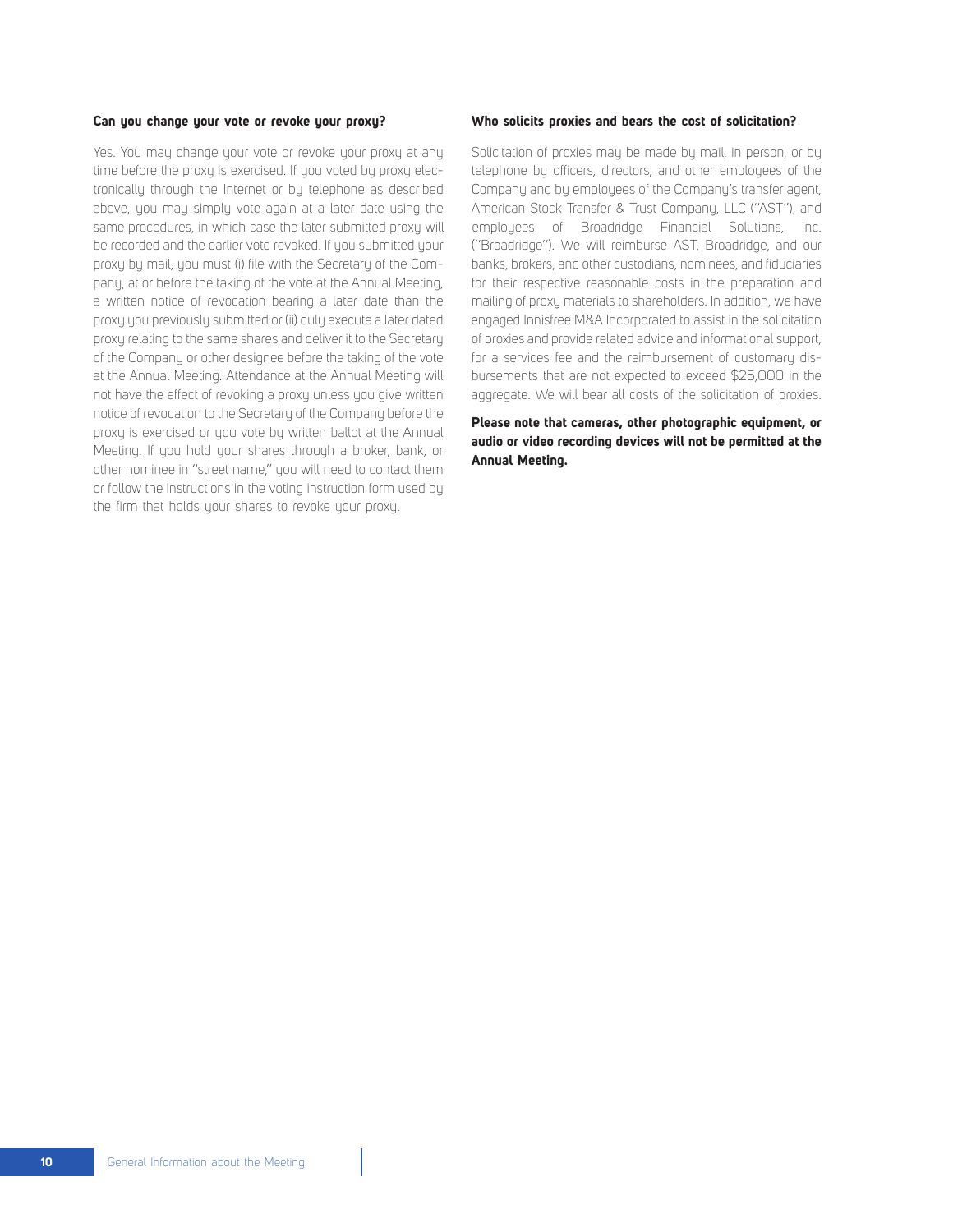### Can you change your vote or revoke your proxy?

Yes. You may change your vote or revoke your proxy at any time before the proxy is exercised. If you voted by proxy electronically through the Internet or by telephone as described above, you may simply vote again at a later date using the same procedures, in which case the later submitted proxy will be recorded and the earlier vote revoked. If you submitted your proxy by mail, you must (i) file with the Secretary of the Company, at or before the taking of the vote at the Annual Meeting, a written notice of revocation bearing a later date than the proxy you previously submitted or (ii) duly execute a later dated proxy relating to the same shares and deliver it to the Secretary of the Company or other designee before the taking of the vote at the Annual Meeting. Attendance at the Annual Meeting will not have the effect of revoking a proxy unless you give written notice of revocation to the Secretary of the Company before the proxy is exercised or you vote by written ballot at the Annual Meeting. If you hold your shares through a broker, bank, or other nominee in "street name," you will need to contact them or follow the instructions in the voting instruction form used by the firm that holds your shares to revoke your proxy.

### Who solicits proxies and bears the cost of solicitation?

Solicitation of proxies may be made by mail, in person, or by telephone by officers, directors, and other employees of the Company and by employees of the Company's transfer agent, American Stock Transfer & Trust Company, LLC ("AST"), and employees of Broadridge Financial Solutions, Inc. ("Broadridge"). We will reimburse AST, Broadridge, and our banks, brokers, and other custodians, nominees, and fiduciaries for their respective reasonable costs in the preparation and mailing of proxy materials to shareholders. In addition, we have engaged Innisfree M&A Incorporated to assist in the solicitation of proxies and provide related advice and informational support, for a services fee and the reimbursement of customary disbursements that are not expected to exceed $25,000 in the aggregate. We will bear all costs of the solicitation of proxies.

**Please note that cameras, other photographic equipment, or audio or video recording devices will not be permitted at the Annual Meeting.**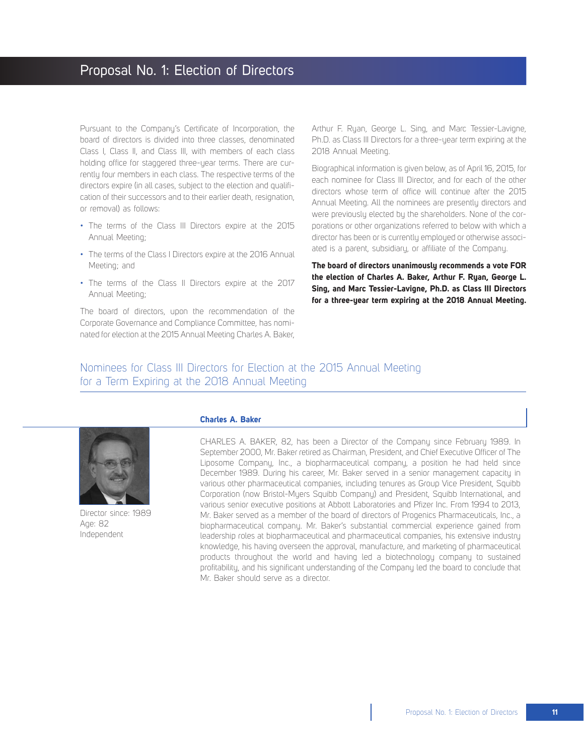# Proposal No. 1: Election of Directors

Pursuant to the Company's Certificate of Incorporation, the board of directors is divided into three classes, denominated Class I, Class II, and Class III, with members of each class holding office for staggered three-year terms. There are currently four members in each class. The respective terms of the directors expire (in all cases, subject to the election and qualification of their successors and to their earlier death, resignation, or removal) as follows:

- The terms of the Class III Directors expire at the 2015 Annual Meeting;
- The terms of the Class I Directors expire at the 2016 Annual Meeting; and
- The terms of the Class II Directors expire at the 2017 Annual Meeting;

The board of directors, upon the recommendation of the Corporate Governance and Compliance Committee, has nominated for election at the 2015 Annual Meeting Charles A. Baker, Arthur F. Ryan, George L. Sing, and Marc Tessier-Lavigne, Ph.D. as Class III Directors for a three-year term expiring at the 2018 Annual Meeting.

Biographical information is given below, as of April 16, 2015, for each nominee for Class III Director, and for each of the other directors whose term of office will continue after the 2015 Annual Meeting. All the nominees are presently directors and were previously elected by the shareholders. None of the corporations or other organizations referred to below with which a director has been or is currently employed or otherwise associated is a parent, subsidiary, or affiliate of the Company.

**The board of directors unanimously recommends a vote FOR the election of Charles A. Baker, Arthur F. Ryan, George L. Sing, and Marc Tessier-Lavigne, Ph.D. as Class III Directors for a three-year term expiring at the 2018 Annual Meeting.**

## Nominees for Class III Directors for Election at the 2015 Annual Meeting for a Term Expiring at the 2018 Annual Meeting

### Charles A. Baker

Director since: 1989
Age: 82
Independent

CHARLES A. BAKER, 82, has been a Director of the Company since February 1989. In September 2000, Mr. Baker retired as Chairman, President, and Chief Executive Officer of The Liposome Company, Inc., a biopharmaceutical company, a position he had held since December 1989. During his career, Mr. Baker served in a senior management capacity in various other pharmaceutical companies, including tenures as Group Vice President, Squibb Corporation (now Bristol-Myers Squibb Company) and President, Squibb International, and various senior executive positions at Abbott Laboratories and Pfizer Inc. From 1994 to 2013, Mr. Baker served as a member of the board of directors of Progenics Pharmaceuticals, Inc., a biopharmaceutical company. Mr. Baker's substantial commercial experience gained from leadership roles at biopharmaceutical and pharmaceutical companies, his extensive industry knowledge, his having overseen the approval, manufacture, and marketing of pharmaceutical products throughout the world and having led a biotechnology company to sustained profitability, and his significant understanding of the Company led the board to conclude that Mr. Baker should serve as a director.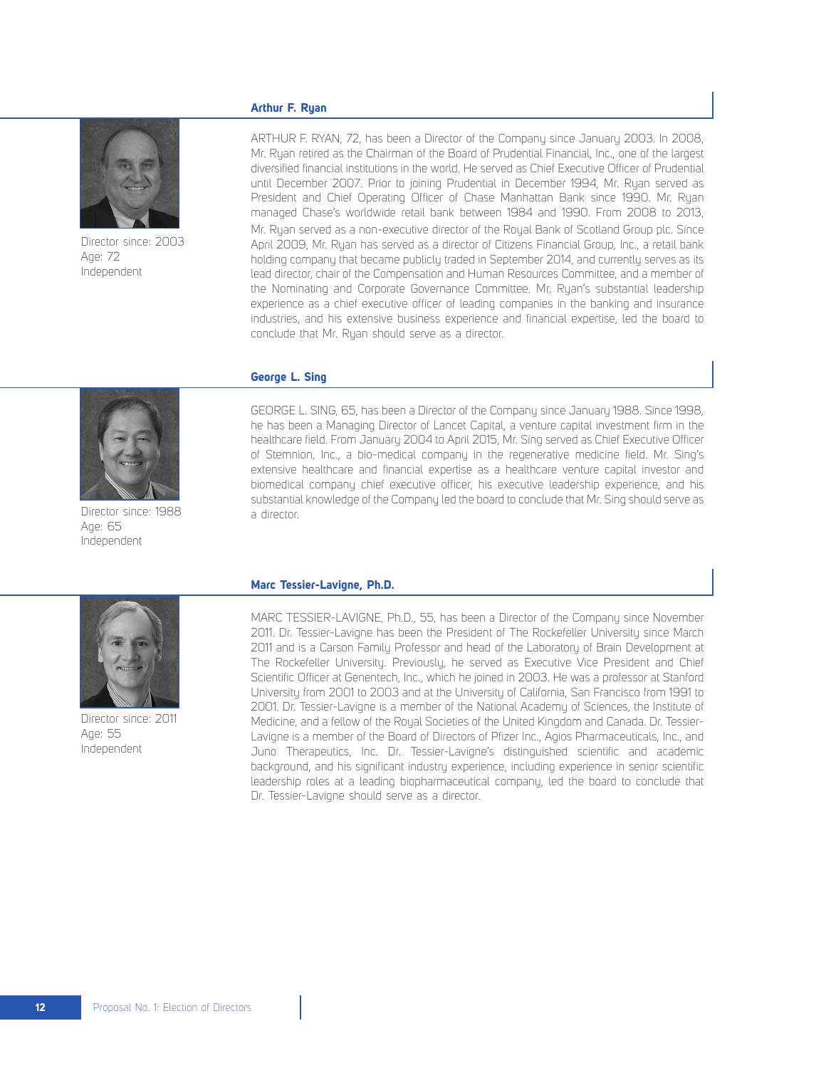### Arthur F. Ryan

Director since: 2003
Age: 72
Independent

ARTHUR F. RYAN, 72, has been a Director of the Company since January 2003. In 2008, Mr. Ryan retired as the Chairman of the Board of Prudential Financial, Inc., one of the largest diversified financial institutions in the world. He served as Chief Executive Officer of Prudential until December 2007. Prior to joining Prudential in December 1994, Mr. Ryan served as President and Chief Operating Officer of Chase Manhattan Bank since 1990. Mr. Ryan managed Chase's worldwide retail bank between 1984 and 1990. From 2008 to 2013, Mr. Ryan served as a non-executive director of the Royal Bank of Scotland Group plc. Since April 2009, Mr. Ryan has served as a director of Citizens Financial Group, Inc., a retail bank holding company that became publicly traded in September 2014, and currently serves as its lead director, chair of the Compensation and Human Resources Committee, and a member of the Nominating and Corporate Governance Committee. Mr. Ryan's substantial leadership experience as a chief executive officer of leading companies in the banking and insurance industries, and his extensive business experience and financial expertise, led the board to conclude that Mr. Ryan should serve as a director.

### George L. Sing

Director since: 1988
Age: 65
Independent

GEORGE L. SING, 65, has been a Director of the Company since January 1988. Since 1998, he has been a Managing Director of Lancet Capital, a venture capital investment firm in the healthcare field. From January 2004 to April 2015, Mr. Sing served as Chief Executive Officer of Stemnion, Inc., a bio-medical company in the regenerative medicine field. Mr. Sing's extensive healthcare and financial expertise as a healthcare venture capital investor and biomedical company chief executive officer, his executive leadership experience, and his substantial knowledge of the Company led the board to conclude that Mr. Sing should serve as a director.

### Marc Tessier-Lavigne, Ph.D.

Director since: 2011
Age: 55
Independent

MARC TESSIER-LAVIGNE, Ph.D., 55, has been a Director of the Company since November 2011. Dr. Tessier-Lavigne has been the President of The Rockefeller University since March 2011 and is a Carson Family Professor and head of the Laboratory of Brain Development at The Rockefeller University. Previously, he served as Executive Vice President and Chief Scientific Officer at Genentech, Inc., which he joined in 2003. He was a professor at Stanford University from 2001 to 2003 and at the University of California, San Francisco from 1991 to 2001. Dr. Tessier-Lavigne is a member of the National Academy of Sciences, the Institute of Medicine, and a fellow of the Royal Societies of the United Kingdom and Canada. Dr. Tessier-Lavigne is a member of the Board of Directors of Pfizer Inc., Agios Pharmaceuticals, Inc., and Juno Therapeutics, Inc. Dr. Tessier-Lavigne's distinguished scientific and academic background, and his significant industry experience, including experience in senior scientific leadership roles at a leading biopharmaceutical company, led the board to conclude that Dr. Tessier-Lavigne should serve as a director.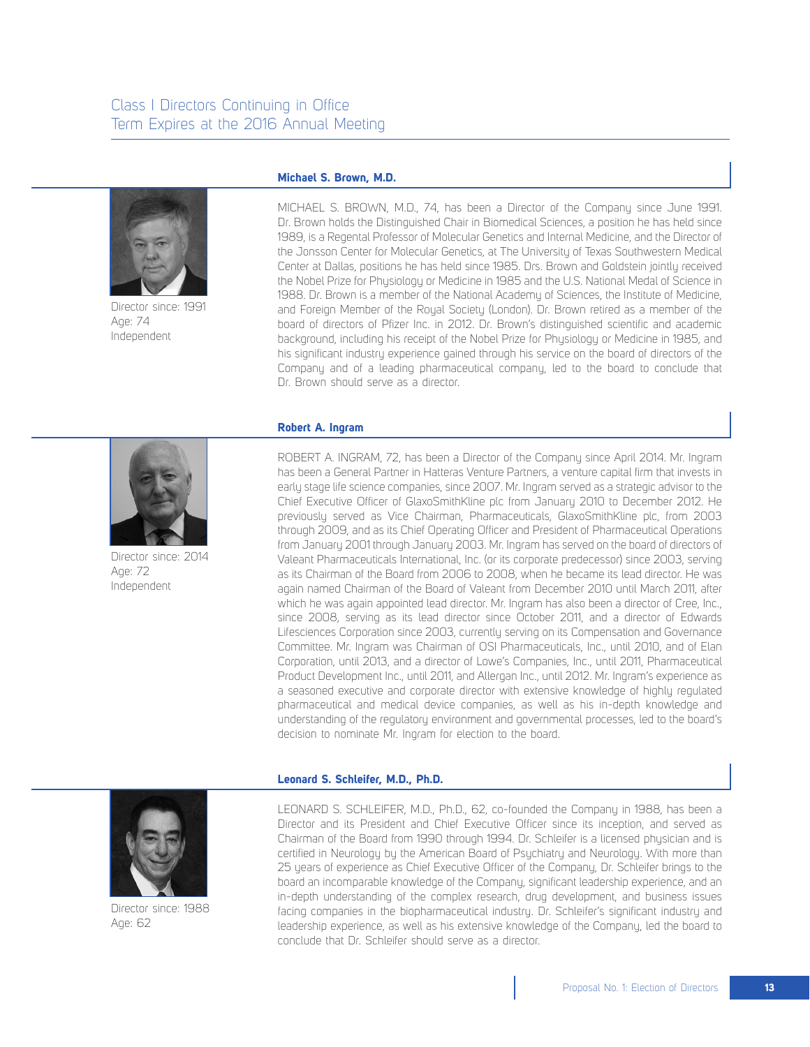## Class I Directors Continuing in Office
## Term Expires at the 2016 Annual Meeting

### Michael S. Brown, M.D.

Director since: 1991
Age: 74
Independent

MICHAEL S. BROWN, M.D., 74, has been a Director of the Company since June 1991. Dr. Brown holds the Distinguished Chair in Biomedical Sciences, a position he has held since 1989, is a Regental Professor of Molecular Genetics and Internal Medicine, and the Director of the Jonsson Center for Molecular Genetics, at The University of Texas Southwestern Medical Center at Dallas, positions he has held since 1985. Drs. Brown and Goldstein jointly received the Nobel Prize for Physiology or Medicine in 1985 and the U.S. National Medal of Science in 1988. Dr. Brown is a member of the National Academy of Sciences, the Institute of Medicine, and Foreign Member of the Royal Society (London). Dr. Brown retired as a member of the board of directors of Pfizer Inc. in 2012. Dr. Brown's distinguished scientific and academic background, including his receipt of the Nobel Prize for Physiology or Medicine in 1985, and his significant industry experience gained through his service on the board of directors of the Company and of a leading pharmaceutical company, led to the board to conclude that Dr. Brown should serve as a director.

### Robert A. Ingram

Director since: 2014
Age: 72
Independent

ROBERT A. INGRAM, 72, has been a Director of the Company since April 2014. Mr. Ingram has been a General Partner in Hatteras Venture Partners, a venture capital firm that invests in early stage life science companies, since 2007. Mr. Ingram served as a strategic advisor to the Chief Executive Officer of GlaxoSmithKline plc from January 2010 to December 2012. He previously served as Vice Chairman, Pharmaceuticals, GlaxoSmithKline plc, from 2003 through 2009, and as its Chief Operating Officer and President of Pharmaceutical Operations from January 2001 through January 2003. Mr. Ingram has served on the board of directors of Valeant Pharmaceuticals International, Inc. (or its corporate predecessor) since 2003, serving as its Chairman of the Board from 2006 to 2008, when he became its lead director. He was again named Chairman of the Board of Valeant from December 2010 until March 2011, after which he was again appointed lead director. Mr. Ingram has also been a director of Cree, Inc., since 2008, serving as its lead director since October 2011, and a director of Edwards Lifesciences Corporation since 2003, currently serving on its Compensation and Governance Committee. Mr. Ingram was Chairman of OSI Pharmaceuticals, Inc., until 2010, and of Elan Corporation, until 2013, and a director of Lowe's Companies, Inc., until 2011, Pharmaceutical Product Development Inc., until 2011, and Allergan Inc., until 2012. Mr. Ingram's experience as a seasoned executive and corporate director with extensive knowledge of highly regulated pharmaceutical and medical device companies, as well as his in-depth knowledge and understanding of the regulatory environment and governmental processes, led to the board's decision to nominate Mr. Ingram for election to the board.

### Leonard S. Schleifer, M.D., Ph.D.

Director since: 1988
Age: 62

LEONARD S. SCHLEIFER, M.D., Ph.D., 62, co-founded the Company in 1988, has been a Director and its President and Chief Executive Officer since its inception, and served as Chairman of the Board from 1990 through 1994. Dr. Schleifer is a licensed physician and is certified in Neurology by the American Board of Psychiatry and Neurology. With more than 25 years of experience as Chief Executive Officer of the Company, Dr. Schleifer brings to the board an incomparable knowledge of the Company, significant leadership experience, and an in-depth understanding of the complex research, drug development, and business issues facing companies in the biopharmaceutical industry. Dr. Schleifer's significant industry and leadership experience, as well as his extensive knowledge of the Company, led the board to conclude that Dr. Schleifer should serve as a director.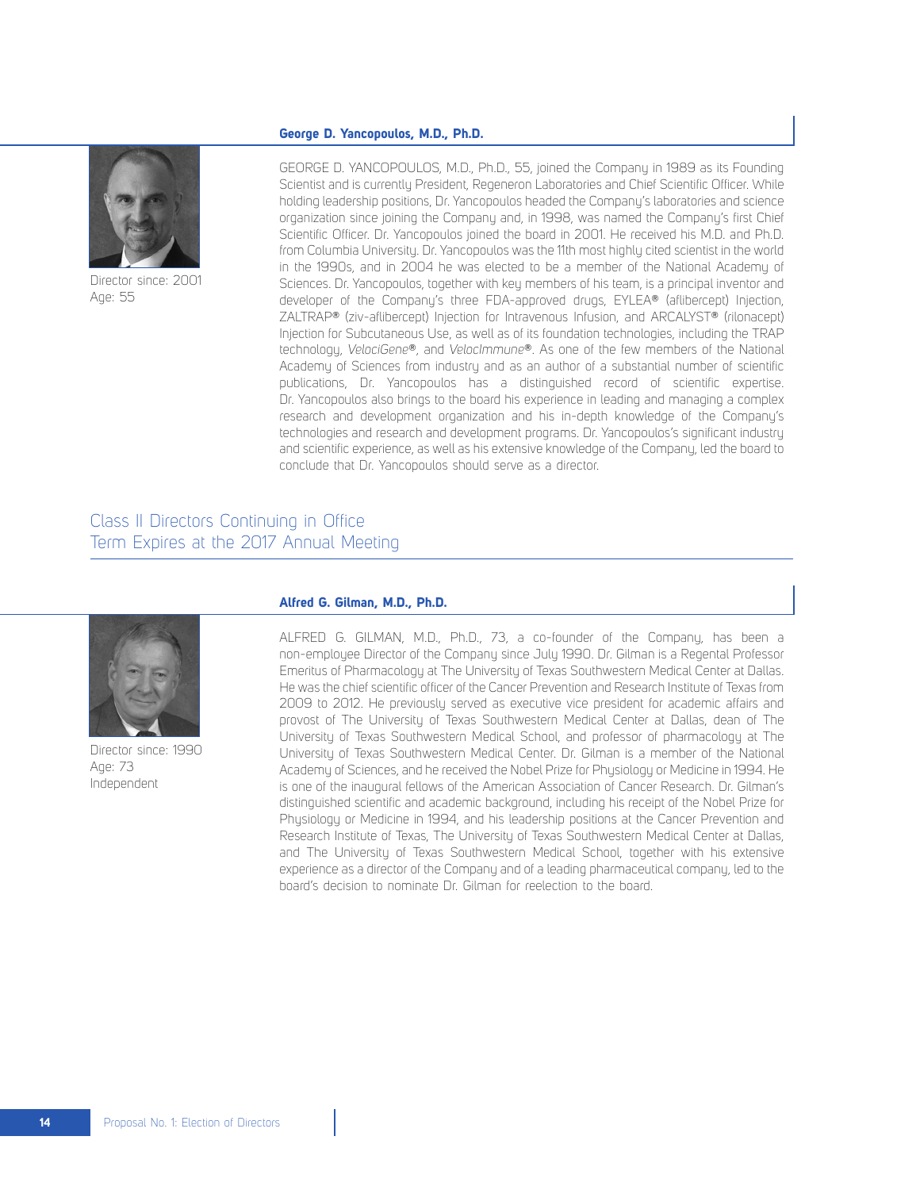### George D. Yancopoulos, M.D., Ph.D.

Director since: 2001
Age: 55

GEORGE D. YANCOPOULOS, M.D., Ph.D., 55, joined the Company in 1989 as its Founding Scientist and is currently President, Regeneron Laboratories and Chief Scientific Officer. While holding leadership positions, Dr. Yancopoulos headed the Company's laboratories and science organization since joining the Company and, in 1998, was named the Company's first Chief Scientific Officer. Dr. Yancopoulos joined the board in 2001. He received his M.D. and Ph.D. from Columbia University. Dr. Yancopoulos was the 11th most highly cited scientist in the world in the 1990s, and in 2004 he was elected to be a member of the National Academy of Sciences. Dr. Yancopoulos, together with key members of his team, is a principal inventor and developer of the Company's three FDA-approved drugs, EYLEA® (aflibercept) Injection, ZALTRAP® (ziv-aflibercept) Injection for Intravenous Infusion, and ARCALYST® (rilonacept) Injection for Subcutaneous Use, as well as of its foundation technologies, including the TRAP technology, *VelociGene*®, and *VelocImmune*®. As one of the few members of the National Academy of Sciences from industry and as an author of a substantial number of scientific publications, Dr. Yancopoulos has a distinguished record of scientific expertise. Dr. Yancopoulos also brings to the board his experience in leading and managing a complex research and development organization and his in-depth knowledge of the Company's technologies and research and development programs. Dr. Yancopoulos's significant industry and scientific experience, as well as his extensive knowledge of the Company, led the board to conclude that Dr. Yancopoulos should serve as a director.

## Class II Directors Continuing in Office
## Term Expires at the 2017 Annual Meeting

### Alfred G. Gilman, M.D., Ph.D.

Director since: 1990
Age: 73
Independent

ALFRED G. GILMAN, M.D., Ph.D., 73, a co-founder of the Company, has been a non-employee Director of the Company since July 1990. Dr. Gilman is a Regental Professor Emeritus of Pharmacology at The University of Texas Southwestern Medical Center at Dallas. He was the chief scientific officer of the Cancer Prevention and Research Institute of Texas from 2009 to 2012. He previously served as executive vice president for academic affairs and provost of The University of Texas Southwestern Medical Center at Dallas, dean of The University of Texas Southwestern Medical School, and professor of pharmacology at The University of Texas Southwestern Medical Center. Dr. Gilman is a member of the National Academy of Sciences, and he received the Nobel Prize for Physiology or Medicine in 1994. He is one of the inaugural fellows of the American Association of Cancer Research. Dr. Gilman's distinguished scientific and academic background, including his receipt of the Nobel Prize for Physiology or Medicine in 1994, and his leadership positions at the Cancer Prevention and Research Institute of Texas, The University of Texas Southwestern Medical Center at Dallas, and The University of Texas Southwestern Medical School, together with his extensive experience as a director of the Company and of a leading pharmaceutical company, led to the board's decision to nominate Dr. Gilman for reelection to the board.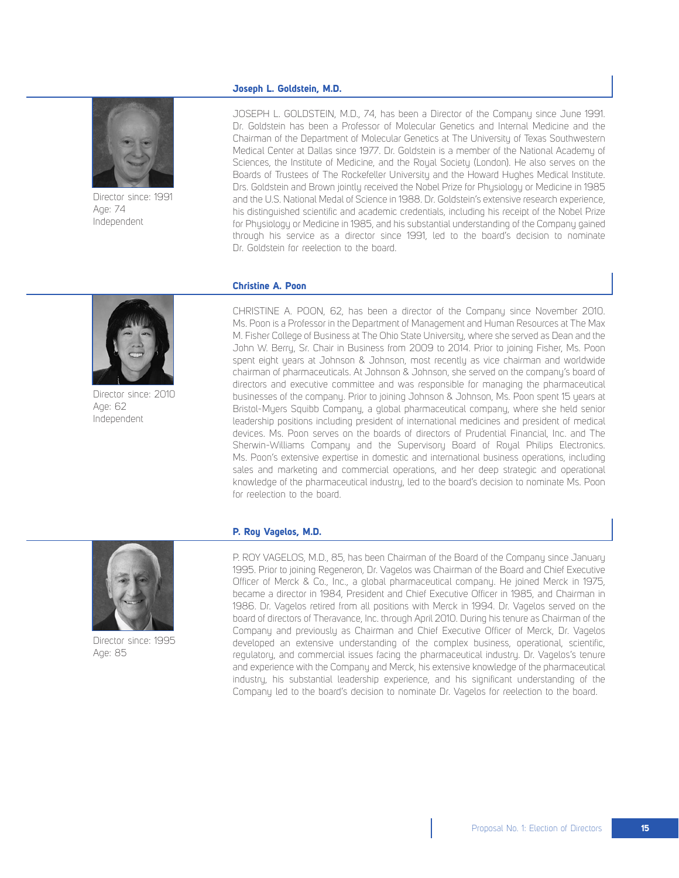### Joseph L. Goldstein, M.D.

Director since: 1991
Age: 74
Independent

JOSEPH L. GOLDSTEIN, M.D., 74, has been a Director of the Company since June 1991. Dr. Goldstein has been a Professor of Molecular Genetics and Internal Medicine and the Chairman of the Department of Molecular Genetics at The University of Texas Southwestern Medical Center at Dallas since 1977. Dr. Goldstein is a member of the National Academy of Sciences, the Institute of Medicine, and the Royal Society (London). He also serves on the Boards of Trustees of The Rockefeller University and the Howard Hughes Medical Institute. Drs. Goldstein and Brown jointly received the Nobel Prize for Physiology or Medicine in 1985 and the U.S. National Medal of Science in 1988. Dr. Goldstein's extensive research experience, his distinguished scientific and academic credentials, including his receipt of the Nobel Prize for Physiology or Medicine in 1985, and his substantial understanding of the Company gained through his service as a director since 1991, led to the board's decision to nominate Dr. Goldstein for reelection to the board.

### Christine A. Poon

Director since: 2010
Age: 62
Independent

CHRISTINE A. POON, 62, has been a director of the Company since November 2010. Ms. Poon is a Professor in the Department of Management and Human Resources at The Max M. Fisher College of Business at The Ohio State University, where she served as Dean and the John W. Berry, Sr. Chair in Business from 2009 to 2014. Prior to joining Fisher, Ms. Poon spent eight years at Johnson & Johnson, most recently as vice chairman and worldwide chairman of pharmaceuticals. At Johnson & Johnson, she served on the company's board of directors and executive committee and was responsible for managing the pharmaceutical businesses of the company. Prior to joining Johnson & Johnson, Ms. Poon spent 15 years at Bristol-Myers Squibb Company, a global pharmaceutical company, where she held senior leadership positions including president of international medicines and president of medical devices. Ms. Poon serves on the boards of directors of Prudential Financial, Inc. and The Sherwin-Williams Company and the Supervisory Board of Royal Philips Electronics. Ms. Poon's extensive expertise in domestic and international business operations, including sales and marketing and commercial operations, and her deep strategic and operational knowledge of the pharmaceutical industry, led to the board's decision to nominate Ms. Poon for reelection to the board.

### P. Roy Vagelos, M.D.

Director since: 1995
Age: 85

P. ROY VAGELOS, M.D., 85, has been Chairman of the Board of the Company since January 1995. Prior to joining Regeneron, Dr. Vagelos was Chairman of the Board and Chief Executive Officer of Merck & Co., Inc., a global pharmaceutical company. He joined Merck in 1975, became a director in 1984, President and Chief Executive Officer in 1985, and Chairman in 1986. Dr. Vagelos retired from all positions with Merck in 1994. Dr. Vagelos served on the board of directors of Theravance, Inc. through April 2010. During his tenure as Chairman of the Company and previously as Chairman and Chief Executive Officer of Merck, Dr. Vagelos developed an extensive understanding of the complex business, operational, scientific, regulatory, and commercial issues facing the pharmaceutical industry. Dr. Vagelos's tenure and experience with the Company and Merck, his extensive knowledge of the pharmaceutical industry, his substantial leadership experience, and his significant understanding of the Company led to the board's decision to nominate Dr. Vagelos for reelection to the board.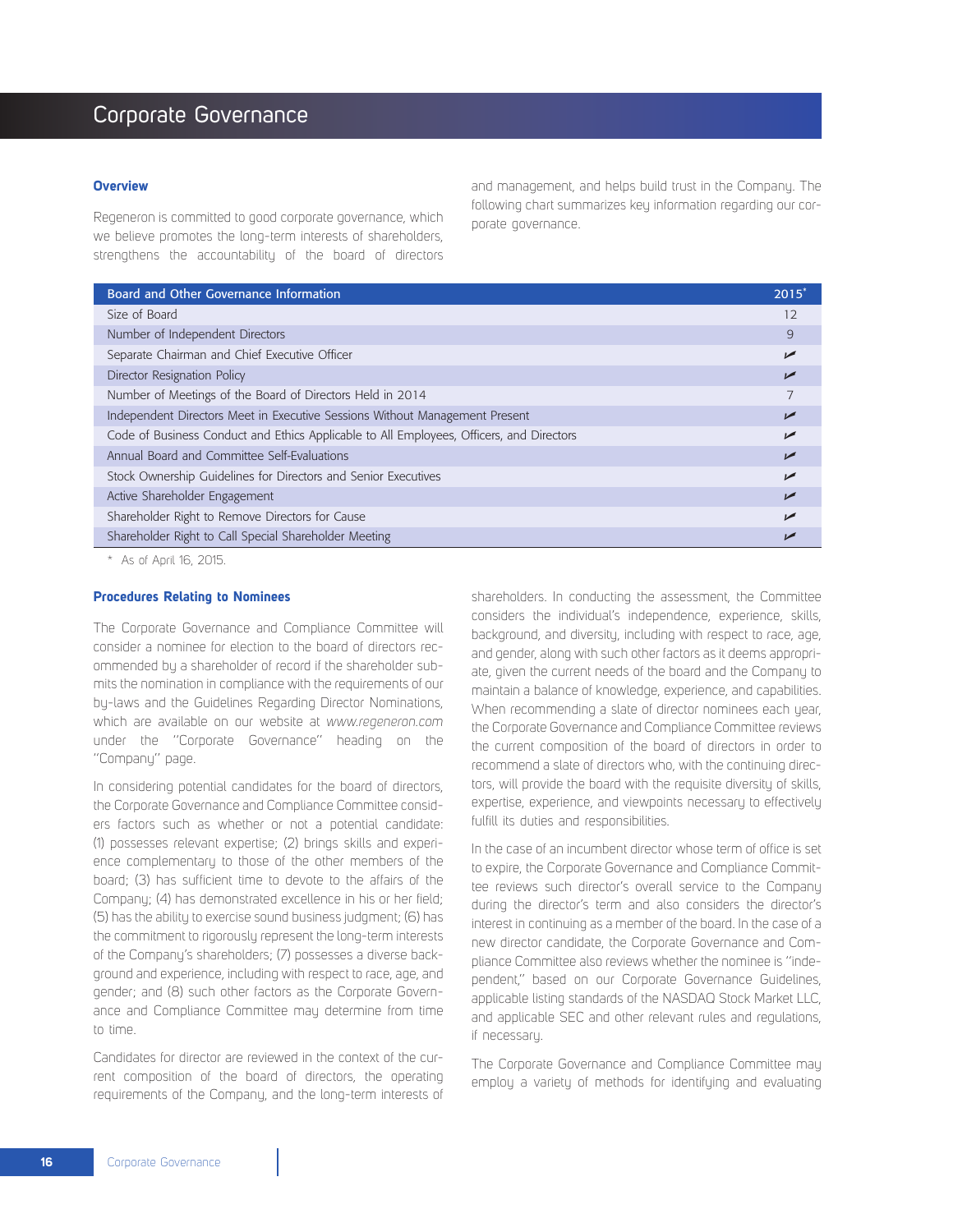# Corporate Governance

## Overview

Regeneron is committed to good corporate governance, which we believe promotes the long-term interests of shareholders, strengthens the accountability of the board of directors and management, and helps build trust in the Company. The following chart summarizes key information regarding our corporate governance.

| Board and Other Governance Information | 2015* |
|---|---|
| Size of Board | 12 |
| Number of Independent Directors | 9 |
| Separate Chairman and Chief Executive Officer | ✓ |
| Director Resignation Policy | ✓ |
| Number of Meetings of the Board of Directors Held in 2014 | 7 |
| Independent Directors Meet in Executive Sessions Without Management Present | ✓ |
| Code of Business Conduct and Ethics Applicable to All Employees, Officers, and Directors | ✓ |
| Annual Board and Committee Self-Evaluations | ✓ |
| Stock Ownership Guidelines for Directors and Senior Executives | ✓ |
| Active Shareholder Engagement | ✓ |
| Shareholder Right to Remove Directors for Cause | ✓ |
| Shareholder Right to Call Special Shareholder Meeting | ✓ |

\* As of April 16, 2015.

## Procedures Relating to Nominees

The Corporate Governance and Compliance Committee will consider a nominee for election to the board of directors recommended by a shareholder of record if the shareholder submits the nomination in compliance with the requirements of our by-laws and the Guidelines Regarding Director Nominations, which are available on our website at *www.regeneron.com* under the "Corporate Governance" heading on the "Company" page.

In considering potential candidates for the board of directors, the Corporate Governance and Compliance Committee considers factors such as whether or not a potential candidate: (1) possesses relevant expertise; (2) brings skills and experience complementary to those of the other members of the board; (3) has sufficient time to devote to the affairs of the Company; (4) has demonstrated excellence in his or her field; (5) has the ability to exercise sound business judgment; (6) has the commitment to rigorously represent the long-term interests of the Company's shareholders; (7) possesses a diverse background and experience, including with respect to race, age, and gender; and (8) such other factors as the Corporate Governance and Compliance Committee may determine from time to time.

Candidates for director are reviewed in the context of the current composition of the board of directors, the operating requirements of the Company, and the long-term interests of shareholders. In conducting the assessment, the Committee considers the individual's independence, experience, skills, background, and diversity, including with respect to race, age, and gender, along with such other factors as it deems appropriate, given the current needs of the board and the Company to maintain a balance of knowledge, experience, and capabilities. When recommending a slate of director nominees each year, the Corporate Governance and Compliance Committee reviews the current composition of the board of directors in order to recommend a slate of directors who, with the continuing directors, will provide the board with the requisite diversity of skills, expertise, experience, and viewpoints necessary to effectively fulfill its duties and responsibilities.

In the case of an incumbent director whose term of office is set to expire, the Corporate Governance and Compliance Committee reviews such director's overall service to the Company during the director's term and also considers the director's interest in continuing as a member of the board. In the case of a new director candidate, the Corporate Governance and Compliance Committee also reviews whether the nominee is "independent," based on our Corporate Governance Guidelines, applicable listing standards of the NASDAQ Stock Market LLC, and applicable SEC and other relevant rules and regulations, if necessary.

The Corporate Governance and Compliance Committee may employ a variety of methods for identifying and evaluating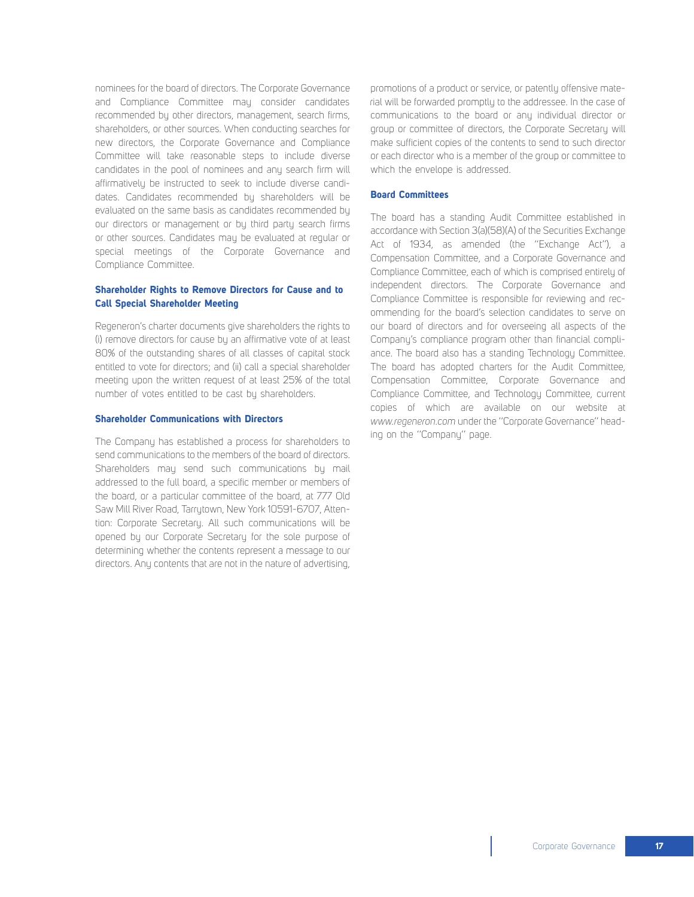nominees for the board of directors. The Corporate Governance and Compliance Committee may consider candidates recommended by other directors, management, search firms, shareholders, or other sources. When conducting searches for new directors, the Corporate Governance and Compliance Committee will take reasonable steps to include diverse candidates in the pool of nominees and any search firm will affirmatively be instructed to seek to include diverse candidates. Candidates recommended by shareholders will be evaluated on the same basis as candidates recommended by our directors or management or by third party search firms or other sources. Candidates may be evaluated at regular or special meetings of the Corporate Governance and Compliance Committee.

### Shareholder Rights to Remove Directors for Cause and to Call Special Shareholder Meeting

Regeneron's charter documents give shareholders the rights to (i) remove directors for cause by an affirmative vote of at least 80% of the outstanding shares of all classes of capital stock entitled to vote for directors; and (ii) call a special shareholder meeting upon the written request of at least 25% of the total number of votes entitled to be cast by shareholders.

### Shareholder Communications with Directors

The Company has established a process for shareholders to send communications to the members of the board of directors. Shareholders may send such communications by mail addressed to the full board, a specific member or members of the board, or a particular committee of the board, at 777 Old Saw Mill River Road, Tarrytown, New York 10591-6707, Attention: Corporate Secretary. All such communications will be opened by our Corporate Secretary for the sole purpose of determining whether the contents represent a message to our directors. Any contents that are not in the nature of advertising, promotions of a product or service, or patently offensive material will be forwarded promptly to the addressee. In the case of communications to the board or any individual director or group or committee of directors, the Corporate Secretary will make sufficient copies of the contents to send to such director or each director who is a member of the group or committee to which the envelope is addressed.

### Board Committees

The board has a standing Audit Committee established in accordance with Section 3(a)(58)(A) of the Securities Exchange Act of 1934, as amended (the "Exchange Act"), a Compensation Committee, and a Corporate Governance and Compliance Committee, each of which is comprised entirely of independent directors. The Corporate Governance and Compliance Committee is responsible for reviewing and recommending for the board's selection candidates to serve on our board of directors and for overseeing all aspects of the Company's compliance program other than financial compliance. The board also has a standing Technology Committee. The board has adopted charters for the Audit Committee, Compensation Committee, Corporate Governance and Compliance Committee, and Technology Committee, current copies of which are available on our website at *www.regeneron.com* under the "Corporate Governance" heading on the "Company" page.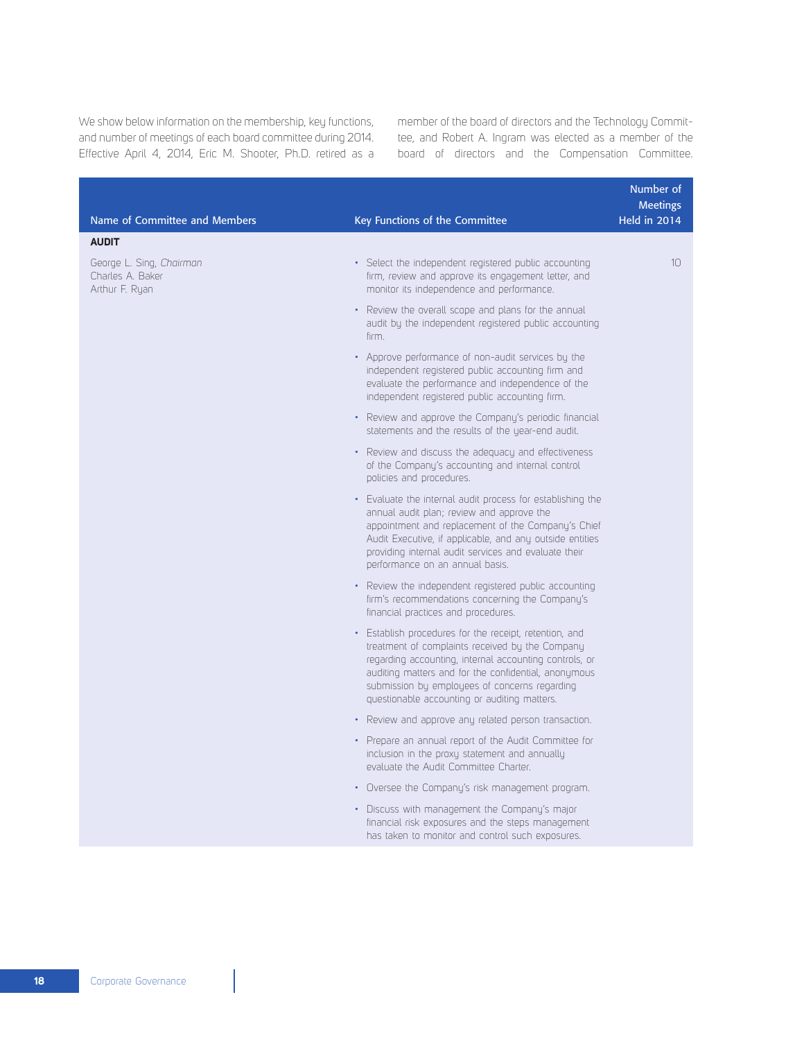We show below information on the membership, key functions, and number of meetings of each board committee during 2014. Effective April 4, 2014, Eric M. Shooter, Ph.D. retired as a member of the board of directors and the Technology Committee, and Robert A. Ingram was elected as a member of the board of directors and the Compensation Committee.

| Name of Committee and Members | Key Functions of the Committee | Number of Meetings Held in 2014 |
|---|---|---|
| **AUDIT** | | |
| George L. Sing, *Chairman*<br>Charles A. Baker<br>Arthur F. Ryan | • Select the independent registered public accounting firm, review and approve its engagement letter, and monitor its independence and performance.<br>• Review the overall scope and plans for the annual audit by the independent registered public accounting firm.<br>• Approve performance of non-audit services by the independent registered public accounting firm and evaluate the performance and independence of the independent registered public accounting firm.<br>• Review and approve the Company's periodic financial statements and the results of the year-end audit.<br>• Review and discuss the adequacy and effectiveness of the Company's accounting and internal control policies and procedures.<br>• Evaluate the internal audit process for establishing the annual audit plan; review and approve the appointment and replacement of the Company's Chief Audit Executive, if applicable, and any outside entities providing internal audit services and evaluate their performance on an annual basis.<br>• Review the independent registered public accounting firm's recommendations concerning the Company's financial practices and procedures.<br>• Establish procedures for the receipt, retention, and treatment of complaints received by the Company regarding accounting, internal accounting controls, or auditing matters and for the confidential, anonymous submission by employees of concerns regarding questionable accounting or auditing matters.<br>• Review and approve any related person transaction.<br>• Prepare an annual report of the Audit Committee for inclusion in the proxy statement and annually evaluate the Audit Committee Charter.<br>• Oversee the Company's risk management program.<br>• Discuss with management the Company's major financial risk exposures and the steps management has taken to monitor and control such exposures. | 10 |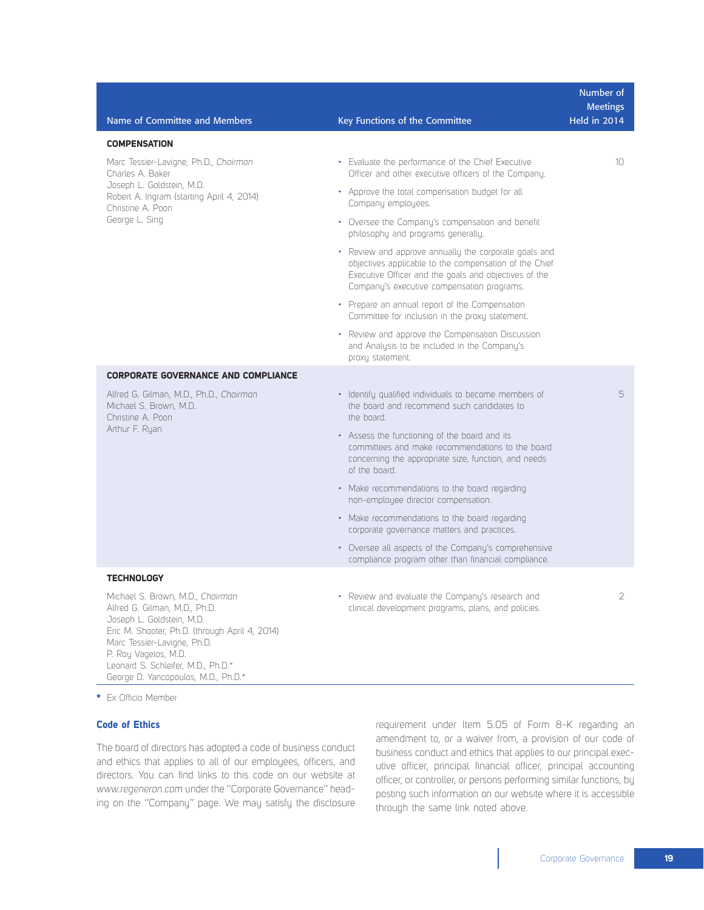| Name of Committee and Members | Key Functions of the Committee | Number of Meetings Held in 2014 |
|---|---|---|
| **COMPENSATION** | | |
| Marc Tessier-Lavigne, Ph.D., *Chairman*<br>Charles A. Baker<br>Joseph L. Goldstein, M.D.<br>Robert A. Ingram (starting April 4, 2014)<br>Christine A. Poon<br>George L. Sing | • Evaluate the performance of the Chief Executive Officer and other executive officers of the Company.<br>• Approve the total compensation budget for all Company employees.<br>• Oversee the Company's compensation and benefit philosophy and programs generally.<br>• Review and approve annually the corporate goals and objectives applicable to the compensation of the Chief Executive Officer and the goals and objectives of the Company's executive compensation programs.<br>• Prepare an annual report of the Compensation Committee for inclusion in the proxy statement.<br>• Review and approve the Compensation Discussion and Analysis to be included in the Company's proxy statement. | 10 |
| **CORPORATE GOVERNANCE AND COMPLIANCE** | | |
| Alfred G. Gilman, M.D., Ph.D., *Chairman*<br>Michael S. Brown, M.D.<br>Christine A. Poon<br>Arthur F. Ryan | • Identify qualified individuals to become members of the board and recommend such candidates to the board.<br>• Assess the functioning of the board and its committees and make recommendations to the board concerning the appropriate size, function, and needs of the board.<br>• Make recommendations to the board regarding non-employee director compensation.<br>• Make recommendations to the board regarding corporate governance matters and practices.<br>• Oversee all aspects of the Company's comprehensive compliance program other than financial compliance. | 5 |
| **TECHNOLOGY** | | |
| Michael S. Brown, M.D., *Chairman*<br>Alfred G. Gilman, M.D., Ph.D.<br>Joseph L. Goldstein, M.D.<br>Eric M. Shooter, Ph.D. (through April 4, 2014)<br>Marc Tessier-Lavigne, Ph.D.<br>P. Roy Vagelos, M.D.<br>Leonard S. Schleifer, M.D., Ph.D.*<br>George D. Yancopoulos, M.D., Ph.D.* | • Review and evaluate the Company's research and clinical development programs, plans, and policies. | 2 |

\* Ex Officio Member

## Code of Ethics

The board of directors has adopted a code of business conduct and ethics that applies to all of our employees, officers, and directors. You can find links to this code on our website at *www.regeneron.com* under the "Corporate Governance" heading on the "Company" page. We may satisfy the disclosure requirement under Item 5.05 of Form 8-K regarding an amendment to, or a waiver from, a provision of our code of business conduct and ethics that applies to our principal executive officer, principal financial officer, principal accounting officer, or controller, or persons performing similar functions, by posting such information on our website where it is accessible through the same link noted above.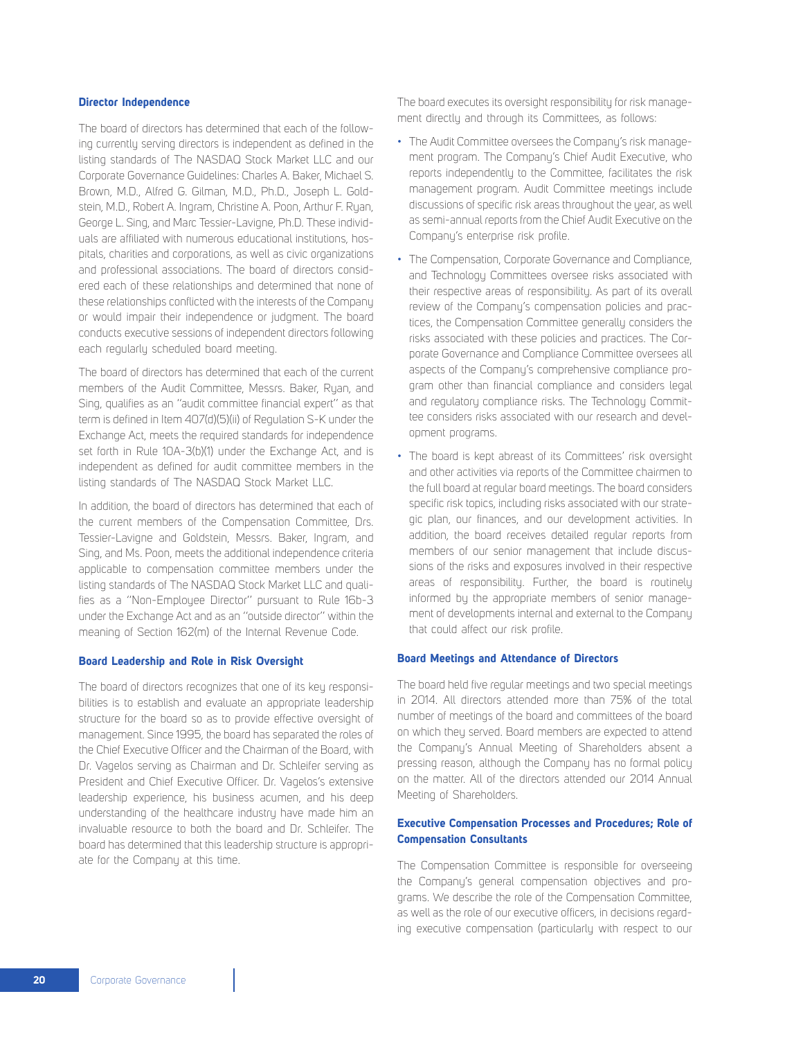### Director Independence

The board of directors has determined that each of the following currently serving directors is independent as defined in the listing standards of The NASDAQ Stock Market LLC and our Corporate Governance Guidelines: Charles A. Baker, Michael S. Brown, M.D., Alfred G. Gilman, M.D., Ph.D., Joseph L. Goldstein, M.D., Robert A. Ingram, Christine A. Poon, Arthur F. Ryan, George L. Sing, and Marc Tessier-Lavigne, Ph.D. These individuals are affiliated with numerous educational institutions, hospitals, charities and corporations, as well as civic organizations and professional associations. The board of directors considered each of these relationships and determined that none of these relationships conflicted with the interests of the Company or would impair their independence or judgment. The board conducts executive sessions of independent directors following each regularly scheduled board meeting.

The board of directors has determined that each of the current members of the Audit Committee, Messrs. Baker, Ryan, and Sing, qualifies as an "audit committee financial expert" as that term is defined in Item 407(d)(5)(ii) of Regulation S-K under the Exchange Act, meets the required standards for independence set forth in Rule 10A-3(b)(1) under the Exchange Act, and is independent as defined for audit committee members in the listing standards of The NASDAQ Stock Market LLC.

In addition, the board of directors has determined that each of the current members of the Compensation Committee, Drs. Tessier-Lavigne and Goldstein, Messrs. Baker, Ingram, and Sing, and Ms. Poon, meets the additional independence criteria applicable to compensation committee members under the listing standards of The NASDAQ Stock Market LLC and qualifies as a "Non-Employee Director" pursuant to Rule 16b-3 under the Exchange Act and as an "outside director" within the meaning of Section 162(m) of the Internal Revenue Code.

### Board Leadership and Role in Risk Oversight

The board of directors recognizes that one of its key responsibilities is to establish and evaluate an appropriate leadership structure for the board so as to provide effective oversight of management. Since 1995, the board has separated the roles of the Chief Executive Officer and the Chairman of the Board, with Dr. Vagelos serving as Chairman and Dr. Schleifer serving as President and Chief Executive Officer. Dr. Vagelos's extensive leadership experience, his business acumen, and his deep understanding of the healthcare industry have made him an invaluable resource to both the board and Dr. Schleifer. The board has determined that this leadership structure is appropriate for the Company at this time.

The board executes its oversight responsibility for risk management directly and through its Committees, as follows:

- The Audit Committee oversees the Company's risk management program. The Company's Chief Audit Executive, who reports independently to the Committee, facilitates the risk management program. Audit Committee meetings include discussions of specific risk areas throughout the year, as well as semi-annual reports from the Chief Audit Executive on the Company's enterprise risk profile.
- The Compensation, Corporate Governance and Compliance, and Technology Committees oversee risks associated with their respective areas of responsibility. As part of its overall review of the Company's compensation policies and practices, the Compensation Committee generally considers the risks associated with these policies and practices. The Corporate Governance and Compliance Committee oversees all aspects of the Company's comprehensive compliance program other than financial compliance and considers legal and regulatory compliance risks. The Technology Committee considers risks associated with our research and development programs.
- The board is kept abreast of its Committees' risk oversight and other activities via reports of the Committee chairmen to the full board at regular board meetings. The board considers specific risk topics, including risks associated with our strategic plan, our finances, and our development activities. In addition, the board receives detailed regular reports from members of our senior management that include discussions of the risks and exposures involved in their respective areas of responsibility. Further, the board is routinely informed by the appropriate members of senior management of developments internal and external to the Company that could affect our risk profile.

### Board Meetings and Attendance of Directors

The board held five regular meetings and two special meetings in 2014. All directors attended more than 75% of the total number of meetings of the board and committees of the board on which they served. Board members are expected to attend the Company's Annual Meeting of Shareholders absent a pressing reason, although the Company has no formal policy on the matter. All of the directors attended our 2014 Annual Meeting of Shareholders.

### Executive Compensation Processes and Procedures; Role of Compensation Consultants

The Compensation Committee is responsible for overseeing the Company's general compensation objectives and programs. We describe the role of the Compensation Committee, as well as the role of our executive officers, in decisions regarding executive compensation (particularly with respect to our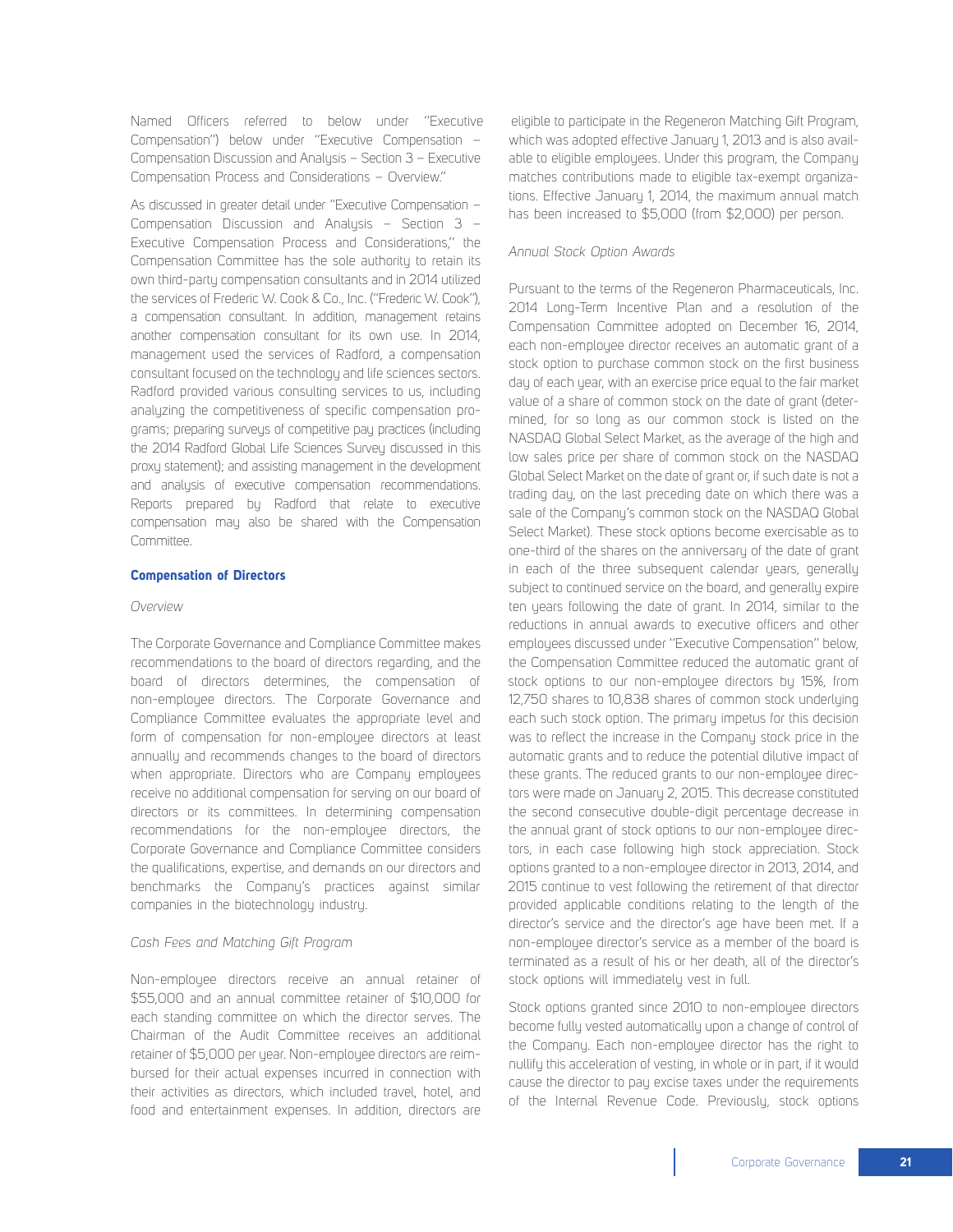Named Officers referred to below under "Executive Compensation") below under "Executive Compensation – Compensation Discussion and Analysis – Section 3 – Executive Compensation Process and Considerations – Overview."

As discussed in greater detail under "Executive Compensation – Compensation Discussion and Analysis – Section 3 – Executive Compensation Process and Considerations," the Compensation Committee has the sole authority to retain its own third-party compensation consultants and in 2014 utilized the services of Frederic W. Cook & Co., Inc. ("Frederic W. Cook"), a compensation consultant. In addition, management retains another compensation consultant for its own use. In 2014, management used the services of Radford, a compensation consultant focused on the technology and life sciences sectors. Radford provided various consulting services to us, including analyzing the competitiveness of specific compensation programs; preparing surveys of competitive pay practices (including the 2014 Radford Global Life Sciences Survey discussed in this proxy statement); and assisting management in the development and analysis of executive compensation recommendations. Reports prepared by Radford that relate to executive compensation may also be shared with the Compensation Committee.

## Compensation of Directors

*Overview*

The Corporate Governance and Compliance Committee makes recommendations to the board of directors regarding, and the board of directors determines, the compensation of non-employee directors. The Corporate Governance and Compliance Committee evaluates the appropriate level and form of compensation for non-employee directors at least annually and recommends changes to the board of directors when appropriate. Directors who are Company employees receive no additional compensation for serving on our board of directors or its committees. In determining compensation recommendations for the non-employee directors, the Corporate Governance and Compliance Committee considers the qualifications, expertise, and demands on our directors and benchmarks the Company's practices against similar companies in the biotechnology industry.

*Cash Fees and Matching Gift Program*

Non-employee directors receive an annual retainer of $55,000 and an annual committee retainer of $10,000 for each standing committee on which the director serves. The Chairman of the Audit Committee receives an additional retainer of $5,000 per year. Non-employee directors are reimbursed for their actual expenses incurred in connection with their activities as directors, which included travel, hotel, and food and entertainment expenses. In addition, directors are eligible to participate in the Regeneron Matching Gift Program, which was adopted effective January 1, 2013 and is also available to eligible employees. Under this program, the Company matches contributions made to eligible tax-exempt organizations. Effective January 1, 2014, the maximum annual match has been increased to $5,000 (from $2,000) per person.

*Annual Stock Option Awards*

Pursuant to the terms of the Regeneron Pharmaceuticals, Inc. 2014 Long-Term Incentive Plan and a resolution of the Compensation Committee adopted on December 16, 2014, each non-employee director receives an automatic grant of a stock option to purchase common stock on the first business day of each year, with an exercise price equal to the fair market value of a share of common stock on the date of grant (determined, for so long as our common stock is listed on the NASDAQ Global Select Market, as the average of the high and low sales price per share of common stock on the NASDAQ Global Select Market on the date of grant or, if such date is not a trading day, on the last preceding date on which there was a sale of the Company's common stock on the NASDAQ Global Select Market). These stock options become exercisable as to one-third of the shares on the anniversary of the date of grant in each of the three subsequent calendar years, generally subject to continued service on the board, and generally expire ten years following the date of grant. In 2014, similar to the reductions in annual awards to executive officers and other employees discussed under "Executive Compensation" below, the Compensation Committee reduced the automatic grant of stock options to our non-employee directors by 15%, from 12,750 shares to 10,838 shares of common stock underlying each such stock option. The primary impetus for this decision was to reflect the increase in the Company stock price in the automatic grants and to reduce the potential dilutive impact of these grants. The reduced grants to our non-employee directors were made on January 2, 2015. This decrease constituted the second consecutive double-digit percentage decrease in the annual grant of stock options to our non-employee directors, in each case following high stock appreciation. Stock options granted to a non-employee director in 2013, 2014, and 2015 continue to vest following the retirement of that director provided applicable conditions relating to the length of the director's service and the director's age have been met. If a non-employee director's service as a member of the board is terminated as a result of his or her death, all of the director's stock options will immediately vest in full.

Stock options granted since 2010 to non-employee directors become fully vested automatically upon a change of control of the Company. Each non-employee director has the right to nullify this acceleration of vesting, in whole or in part, if it would cause the director to pay excise taxes under the requirements of the Internal Revenue Code. Previously, stock options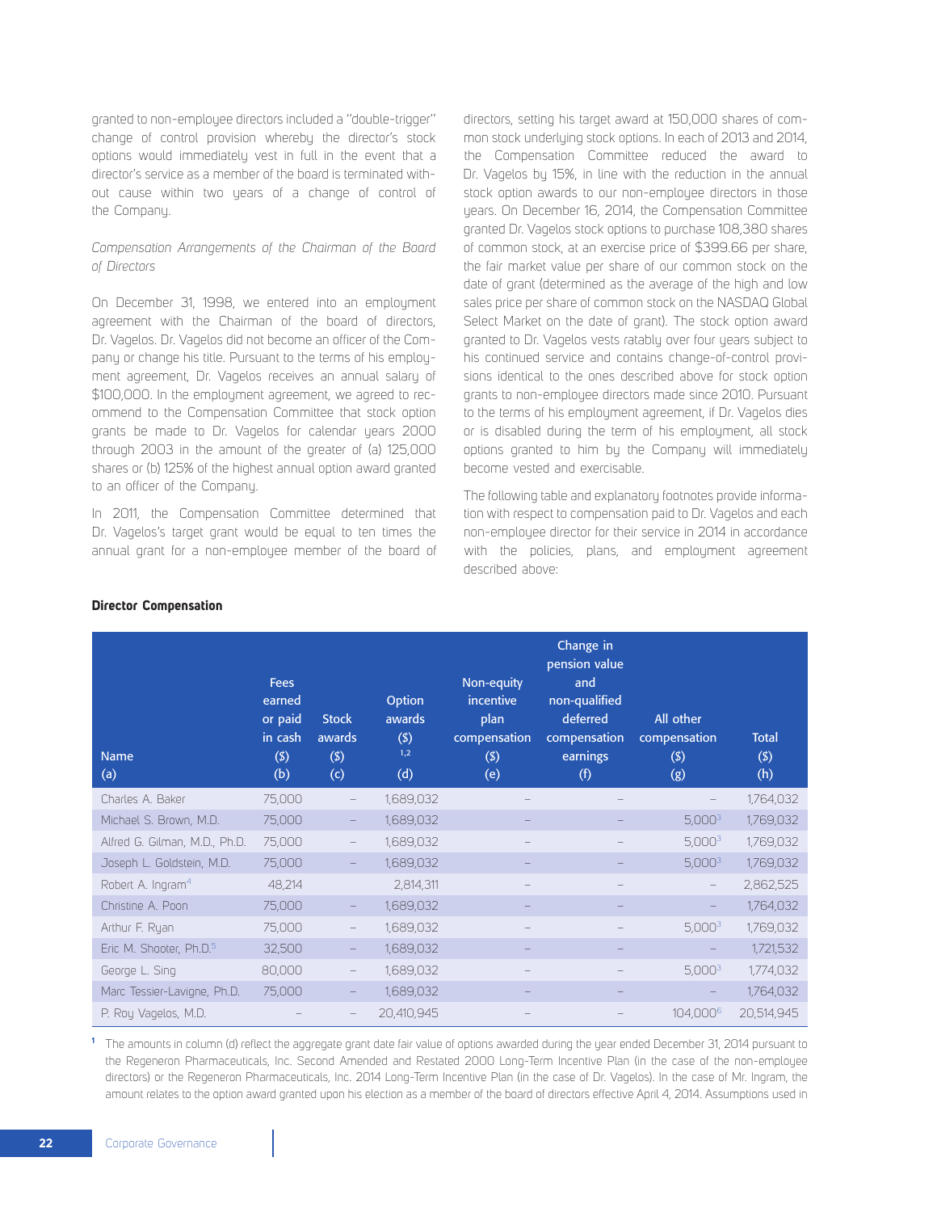granted to non-employee directors included a "double-trigger" change of control provision whereby the director's stock options would immediately vest in full in the event that a director's service as a member of the board is terminated without cause within two years of a change of control of the Company.

*Compensation Arrangements of the Chairman of the Board of Directors*

On December 31, 1998, we entered into an employment agreement with the Chairman of the board of directors, Dr. Vagelos. Dr. Vagelos did not become an officer of the Company or change his title. Pursuant to the terms of his employment agreement, Dr. Vagelos receives an annual salary of $100,000. In the employment agreement, we agreed to recommend to the Compensation Committee that stock option grants be made to Dr. Vagelos for calendar years 2000 through 2003 in the amount of the greater of (a) 125,000 shares or (b) 125% of the highest annual option award granted to an officer of the Company.

In 2011, the Compensation Committee determined that Dr. Vagelos's target grant would be equal to ten times the annual grant for a non-employee member of the board of directors, setting his target award at 150,000 shares of common stock underlying stock options. In each of 2013 and 2014, the Compensation Committee reduced the award to Dr. Vagelos by 15%, in line with the reduction in the annual stock option awards to our non-employee directors in those years. On December 16, 2014, the Compensation Committee granted Dr. Vagelos stock options to purchase 108,380 shares of common stock, at an exercise price of $399.66 per share, the fair market value per share of our common stock on the date of grant (determined as the average of the high and low sales price per share of common stock on the NASDAQ Global Select Market on the date of grant). The stock option award granted to Dr. Vagelos vests ratably over four years subject to his continued service and contains change-of-control provisions identical to the ones described above for stock option grants to non-employee directors made since 2010. Pursuant to the terms of his employment agreement, if Dr. Vagelos dies or is disabled during the term of his employment, all stock options granted to him by the Company will immediately become vested and exercisable.

The following table and explanatory footnotes provide information with respect to compensation paid to Dr. Vagelos and each non-employee director for their service in 2014 in accordance with the policies, plans, and employment agreement described above:

**Director Compensation**

| Name (a) | Fees earned or paid in cash ($) (b) | Stock awards ($) (c) | Option awards ($)[1,2] (d) | Non-equity incentive plan compensation ($) (e) | Change in pension value and non-qualified deferred compensation earnings (f) | All other compensation ($) (g) | Total ($) (h) |
|---|---|---|---|---|---|---|---|
| Charles A. Baker | 75,000 | – | 1,689,032 | – | – | – | 1,764,032 |
| Michael S. Brown, M.D. | 75,000 | – | 1,689,032 | – | – | 5,000[3] | 1,769,032 |
| Alfred G. Gilman, M.D., Ph.D. | 75,000 | – | 1,689,032 | – | – | 5,000[3] | 1,769,032 |
| Joseph L. Goldstein, M.D. | 75,000 | – | 1,689,032 | – | – | 5,000[3] | 1,769,032 |
| Robert A. Ingram[4] | 48,214 | | 2,814,311 | – | – | – | 2,862,525 |
| Christine A. Poon | 75,000 | – | 1,689,032 | – | – | – | 1,764,032 |
| Arthur F. Ryan | 75,000 | – | 1,689,032 | – | – | 5,000[3] | 1,769,032 |
| Eric M. Shooter, Ph.D.[5] | 32,500 | – | 1,689,032 | – | – | – | 1,721,532 |
| George L. Sing | 80,000 | – | 1,689,032 | – | – | 5,000[3] | 1,774,032 |
| Marc Tessier-Lavigne, Ph.D. | 75,000 | – | 1,689,032 | – | – | – | 1,764,032 |
| P. Roy Vagelos, M.D. | – | – | 20,410,945 | – | – | 104,000[6] | 20,514,945 |

[1] The amounts in column (d) reflect the aggregate grant date fair value of options awarded during the year ended December 31, 2014 pursuant to the Regeneron Pharmaceuticals, Inc. Second Amended and Restated 2000 Long-Term Incentive Plan (in the case of the non-employee directors) or the Regeneron Pharmaceuticals, Inc. 2014 Long-Term Incentive Plan (in the case of Dr. Vagelos). In the case of Mr. Ingram, the amount relates to the option award granted upon his election as a member of the board of directors effective April 4, 2014. Assumptions used in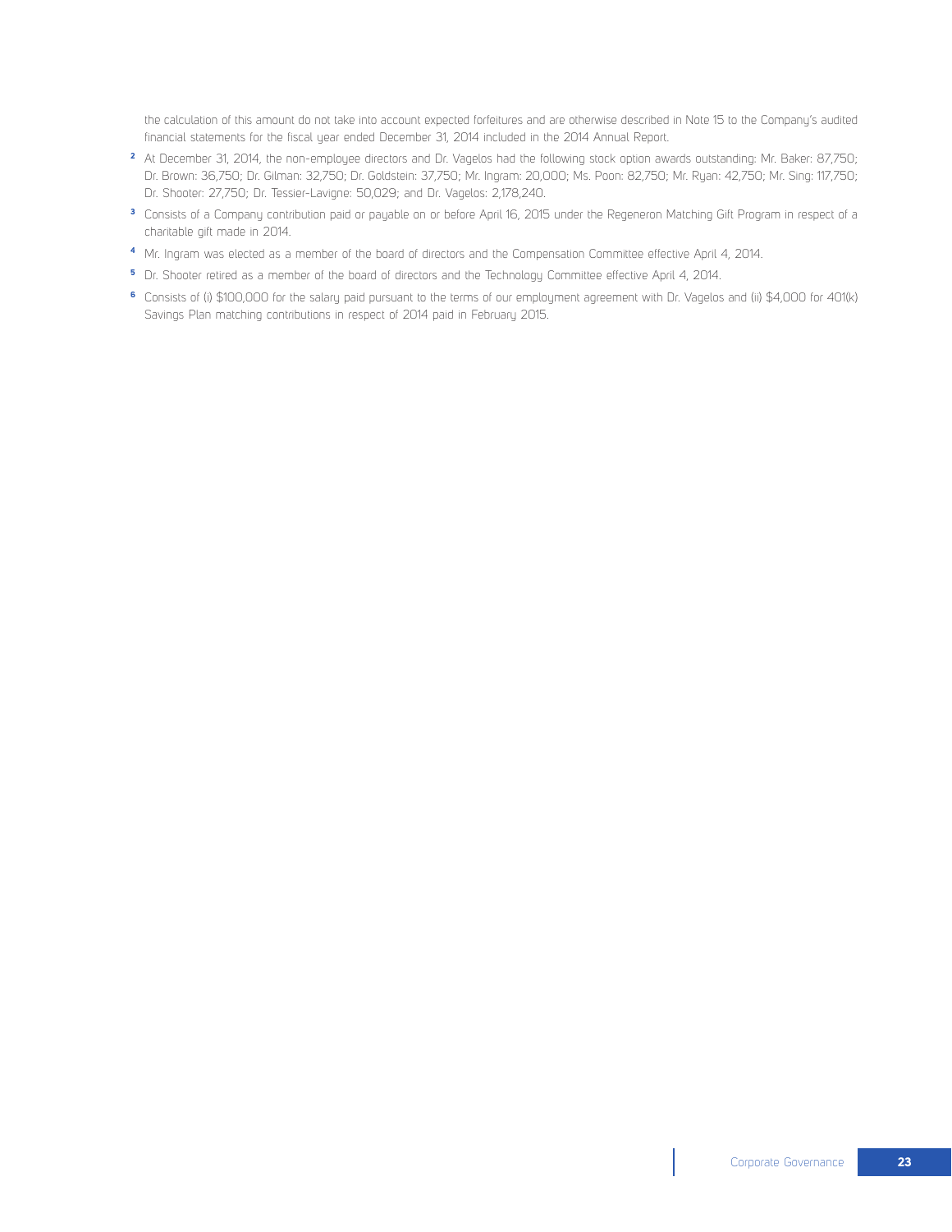the calculation of this amount do not take into account expected forfeitures and are otherwise described in Note 15 to the Company's audited financial statements for the fiscal year ended December 31, 2014 included in the 2014 Annual Report.

[2] At December 31, 2014, the non-employee directors and Dr. Vagelos had the following stock option awards outstanding: Mr. Baker: 87,750; Dr. Brown: 36,750; Dr. Gilman: 32,750; Dr. Goldstein: 37,750; Mr. Ingram: 20,000; Ms. Poon: 82,750; Mr. Ryan: 42,750; Mr. Sing: 117,750; Dr. Shooter: 27,750; Dr. Tessier-Lavigne: 50,029; and Dr. Vagelos: 2,178,240.

[3] Consists of a Company contribution paid or payable on or before April 16, 2015 under the Regeneron Matching Gift Program in respect of a charitable gift made in 2014.

[4] Mr. Ingram was elected as a member of the board of directors and the Compensation Committee effective April 4, 2014.

[5] Dr. Shooter retired as a member of the board of directors and the Technology Committee effective April 4, 2014.

[6] Consists of (i) $100,000 for the salary paid pursuant to the terms of our employment agreement with Dr. Vagelos and (ii) $4,000 for 401(k) Savings Plan matching contributions in respect of 2014 paid in February 2015.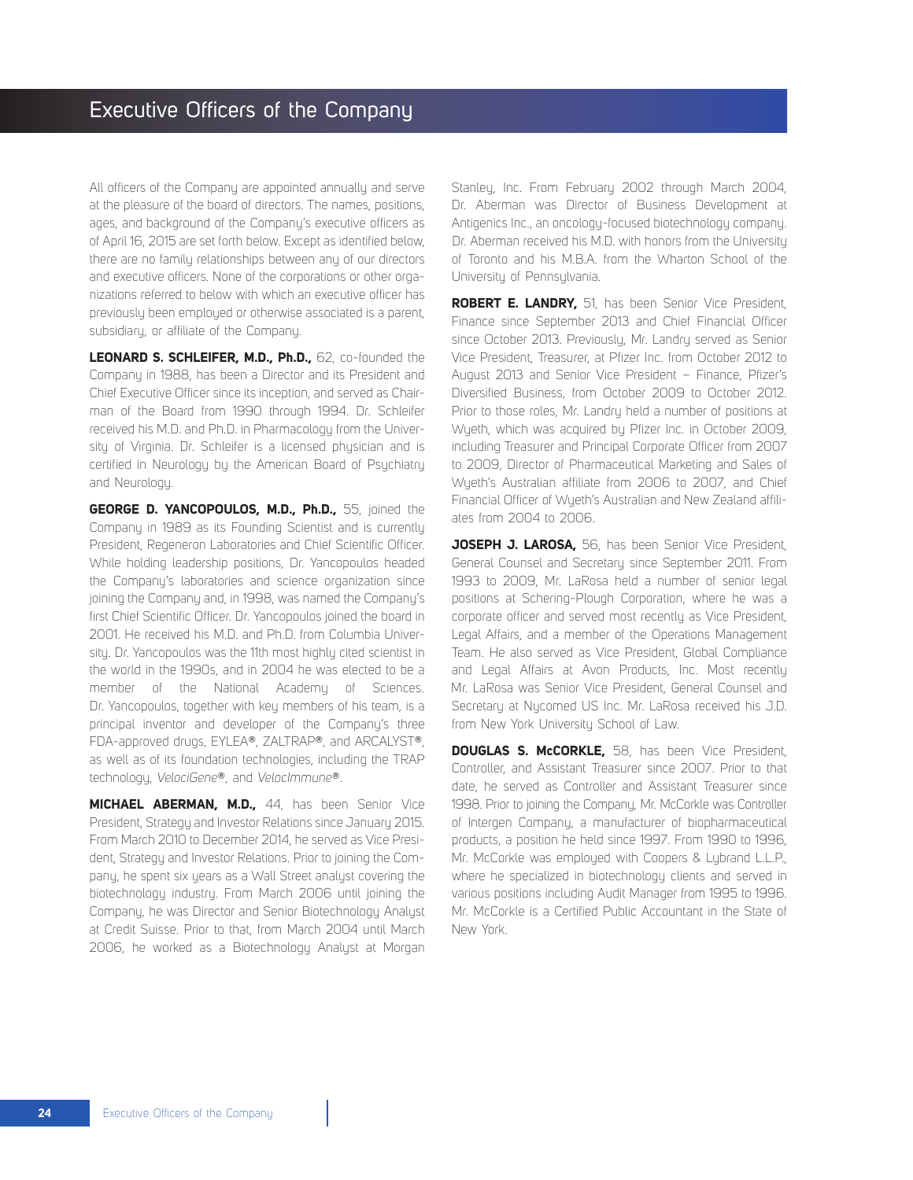# Executive Officers of the Company

All officers of the Company are appointed annually and serve at the pleasure of the board of directors. The names, positions, ages, and background of the Company's executive officers as of April 16, 2015 are set forth below. Except as identified below, there are no family relationships between any of our directors and executive officers. None of the corporations or other organizations referred to below with which an executive officer has previously been employed or otherwise associated is a parent, subsidiary, or affiliate of the Company.

**LEONARD S. SCHLEIFER, M.D., Ph.D.,** 62, co-founded the Company in 1988, has been a Director and its President and Chief Executive Officer since its inception, and served as Chairman of the Board from 1990 through 1994. Dr. Schleifer received his M.D. and Ph.D. in Pharmacology from the University of Virginia. Dr. Schleifer is a licensed physician and is certified in Neurology by the American Board of Psychiatry and Neurology.

**GEORGE D. YANCOPOULOS, M.D., Ph.D.,** 55, joined the Company in 1989 as its Founding Scientist and is currently President, Regeneron Laboratories and Chief Scientific Officer. While holding leadership positions, Dr. Yancopoulos headed the Company's laboratories and science organization since joining the Company and, in 1998, was named the Company's first Chief Scientific Officer. Dr. Yancopoulos joined the board in 2001. He received his M.D. and Ph.D. from Columbia University. Dr. Yancopoulos was the 11th most highly cited scientist in the world in the 1990s, and in 2004 he was elected to be a member of the National Academy of Sciences. Dr. Yancopoulos, together with key members of his team, is a principal inventor and developer of the Company's three FDA-approved drugs, EYLEA®, ZALTRAP®, and ARCALYST®, as well as of its foundation technologies, including the TRAP technology, *VelociGene*®, and *VelocImmune*®.

**MICHAEL ABERMAN, M.D.,** 44, has been Senior Vice President, Strategy and Investor Relations since January 2015. From March 2010 to December 2014, he served as Vice President, Strategy and Investor Relations. Prior to joining the Company, he spent six years as a Wall Street analyst covering the biotechnology industry. From March 2006 until joining the Company, he was Director and Senior Biotechnology Analyst at Credit Suisse. Prior to that, from March 2004 until March 2006, he worked as a Biotechnology Analyst at Morgan Stanley, Inc. From February 2002 through March 2004, Dr. Aberman was Director of Business Development at Antigenics Inc., an oncology-focused biotechnology company. Dr. Aberman received his M.D. with honors from the University of Toronto and his M.B.A. from the Wharton School of the University of Pennsylvania.

**ROBERT E. LANDRY,** 51, has been Senior Vice President, Finance since September 2013 and Chief Financial Officer since October 2013. Previously, Mr. Landry served as Senior Vice President, Treasurer, at Pfizer Inc. from October 2012 to August 2013 and Senior Vice President – Finance, Pfizer's Diversified Business, from October 2009 to October 2012. Prior to those roles, Mr. Landry held a number of positions at Wyeth, which was acquired by Pfizer Inc. in October 2009, including Treasurer and Principal Corporate Officer from 2007 to 2009, Director of Pharmaceutical Marketing and Sales of Wyeth's Australian affiliate from 2006 to 2007, and Chief Financial Officer of Wyeth's Australian and New Zealand affiliates from 2004 to 2006.

**JOSEPH J. LAROSA,** 56, has been Senior Vice President, General Counsel and Secretary since September 2011. From 1993 to 2009, Mr. LaRosa held a number of senior legal positions at Schering-Plough Corporation, where he was a corporate officer and served most recently as Vice President, Legal Affairs, and a member of the Operations Management Team. He also served as Vice President, Global Compliance and Legal Affairs at Avon Products, Inc. Most recently Mr. LaRosa was Senior Vice President, General Counsel and Secretary at Nycomed US Inc. Mr. LaRosa received his J.D. from New York University School of Law.

**DOUGLAS S. McCORKLE,** 58, has been Vice President, Controller, and Assistant Treasurer since 2007. Prior to that date, he served as Controller and Assistant Treasurer since 1998. Prior to joining the Company, Mr. McCorkle was Controller of Intergen Company, a manufacturer of biopharmaceutical products, a position he held since 1997. From 1990 to 1996, Mr. McCorkle was employed with Coopers & Lybrand L.L.P., where he specialized in biotechnology clients and served in various positions including Audit Manager from 1995 to 1996. Mr. McCorkle is a Certified Public Accountant in the State of New York.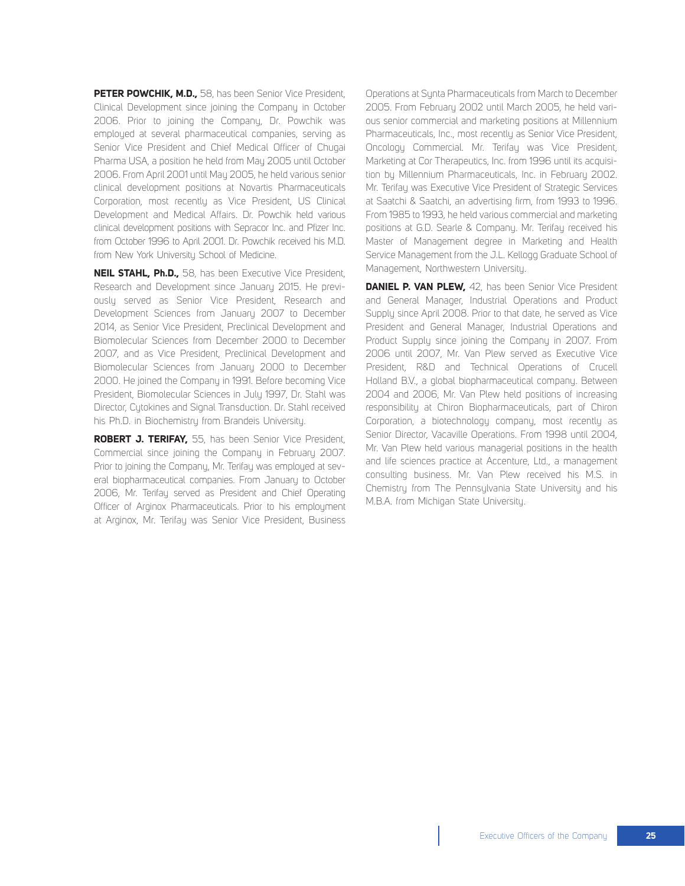**PETER POWCHIK, M.D.,** 58, has been Senior Vice President, Clinical Development since joining the Company in October 2006. Prior to joining the Company, Dr. Powchik was employed at several pharmaceutical companies, serving as Senior Vice President and Chief Medical Officer of Chugai Pharma USA, a position he held from May 2005 until October 2006. From April 2001 until May 2005, he held various senior clinical development positions at Novartis Pharmaceuticals Corporation, most recently as Vice President, US Clinical Development and Medical Affairs. Dr. Powchik held various clinical development positions with Sepracor Inc. and Pfizer Inc. from October 1996 to April 2001. Dr. Powchik received his M.D. from New York University School of Medicine.

**NEIL STAHL, Ph.D.,** 58, has been Executive Vice President, Research and Development since January 2015. He previously served as Senior Vice President, Research and Development Sciences from January 2007 to December 2014, as Senior Vice President, Preclinical Development and Biomolecular Sciences from December 2000 to December 2007, and as Vice President, Preclinical Development and Biomolecular Sciences from January 2000 to December 2000. He joined the Company in 1991. Before becoming Vice President, Biomolecular Sciences in July 1997, Dr. Stahl was Director, Cytokines and Signal Transduction. Dr. Stahl received his Ph.D. in Biochemistry from Brandeis University.

**ROBERT J. TERIFAY,** 55, has been Senior Vice President, Commercial since joining the Company in February 2007. Prior to joining the Company, Mr. Terifay was employed at several biopharmaceutical companies. From January to October 2006, Mr. Terifay served as President and Chief Operating Officer of Arginox Pharmaceuticals. Prior to his employment at Arginox, Mr. Terifay was Senior Vice President, Business Operations at Synta Pharmaceuticals from March to December 2005. From February 2002 until March 2005, he held various senior commercial and marketing positions at Millennium Pharmaceuticals, Inc., most recently as Senior Vice President, Oncology Commercial. Mr. Terifay was Vice President, Marketing at Cor Therapeutics, Inc. from 1996 until its acquisition by Millennium Pharmaceuticals, Inc. in February 2002. Mr. Terifay was Executive Vice President of Strategic Services at Saatchi & Saatchi, an advertising firm, from 1993 to 1996. From 1985 to 1993, he held various commercial and marketing positions at G.D. Searle & Company. Mr. Terifay received his Master of Management degree in Marketing and Health Service Management from the J.L. Kellogg Graduate School of Management, Northwestern University.

**DANIEL P. VAN PLEW,** 42, has been Senior Vice President and General Manager, Industrial Operations and Product Supply since April 2008. Prior to that date, he served as Vice President and General Manager, Industrial Operations and Product Supply since joining the Company in 2007. From 2006 until 2007, Mr. Van Plew served as Executive Vice President, R&D and Technical Operations of Crucell Holland B.V., a global biopharmaceutical company. Between 2004 and 2006, Mr. Van Plew held positions of increasing responsibility at Chiron Biopharmaceuticals, part of Chiron Corporation, a biotechnology company, most recently as Senior Director, Vacaville Operations. From 1998 until 2004, Mr. Van Plew held various managerial positions in the health and life sciences practice at Accenture, Ltd., a management consulting business. Mr. Van Plew received his M.S. in Chemistry from The Pennsylvania State University and his M.B.A. from Michigan State University.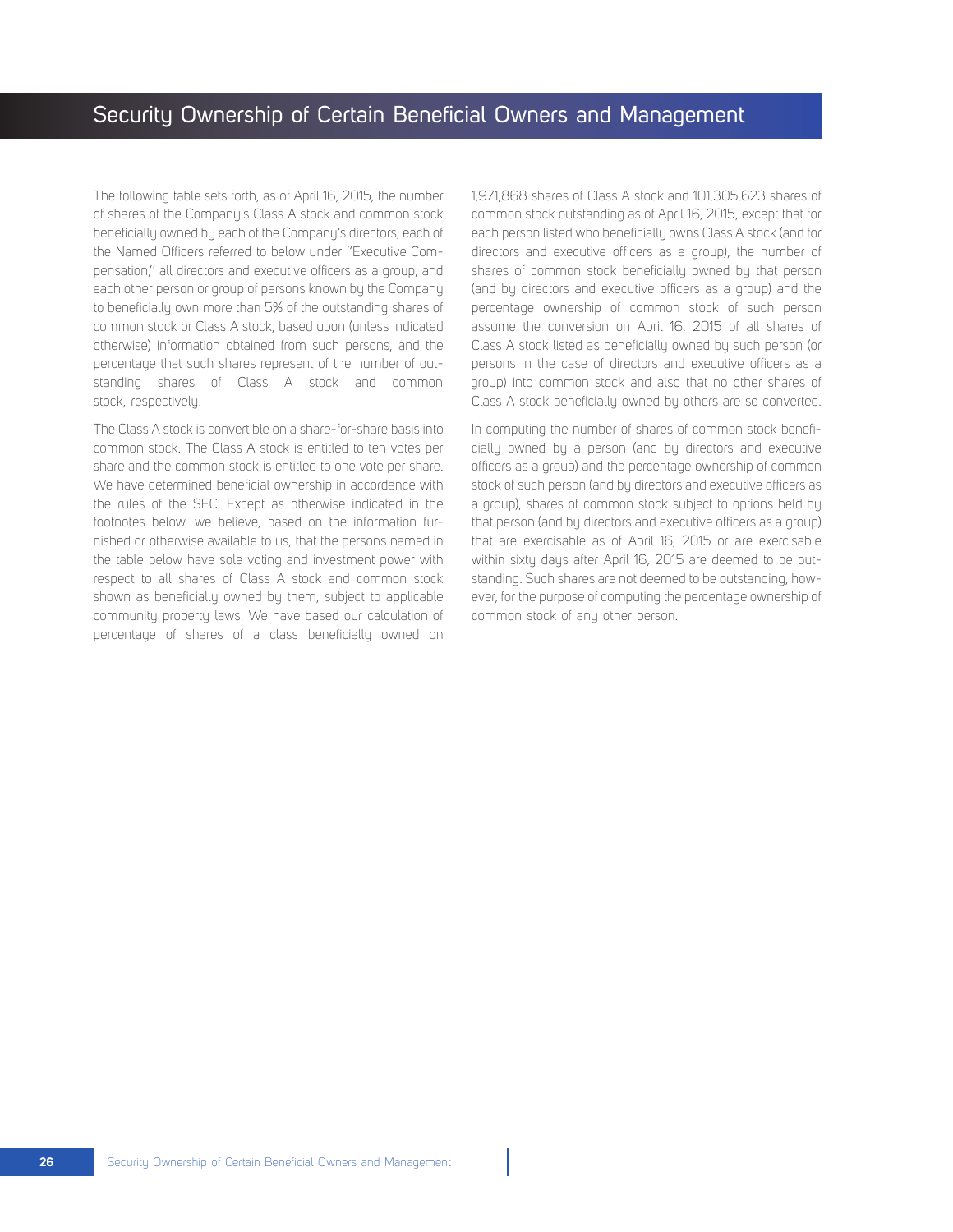# Security Ownership of Certain Beneficial Owners and Management

The following table sets forth, as of April 16, 2015, the number of shares of the Company's Class A stock and common stock beneficially owned by each of the Company's directors, each of the Named Officers referred to below under "Executive Compensation," all directors and executive officers as a group, and each other person or group of persons known by the Company to beneficially own more than 5% of the outstanding shares of common stock or Class A stock, based upon (unless indicated otherwise) information obtained from such persons, and the percentage that such shares represent of the number of outstanding shares of Class A stock and common stock, respectively.

The Class A stock is convertible on a share-for-share basis into common stock. The Class A stock is entitled to ten votes per share and the common stock is entitled to one vote per share. We have determined beneficial ownership in accordance with the rules of the SEC. Except as otherwise indicated in the footnotes below, we believe, based on the information furnished or otherwise available to us, that the persons named in the table below have sole voting and investment power with respect to all shares of Class A stock and common stock shown as beneficially owned by them, subject to applicable community property laws. We have based our calculation of percentage of shares of a class beneficially owned on 1,971,868 shares of Class A stock and 101,305,623 shares of common stock outstanding as of April 16, 2015, except that for each person listed who beneficially owns Class A stock (and for directors and executive officers as a group), the number of shares of common stock beneficially owned by that person (and by directors and executive officers as a group) and the percentage ownership of common stock of such person assume the conversion on April 16, 2015 of all shares of Class A stock listed as beneficially owned by such person (or persons in the case of directors and executive officers as a group) into common stock and also that no other shares of Class A stock beneficially owned by others are so converted.

In computing the number of shares of common stock beneficially owned by a person (and by directors and executive officers as a group) and the percentage ownership of common stock of such person (and by directors and executive officers as a group), shares of common stock subject to options held by that person (and by directors and executive officers as a group) that are exercisable as of April 16, 2015 or are exercisable within sixty days after April 16, 2015 are deemed to be outstanding. Such shares are not deemed to be outstanding, however, for the purpose of computing the percentage ownership of common stock of any other person.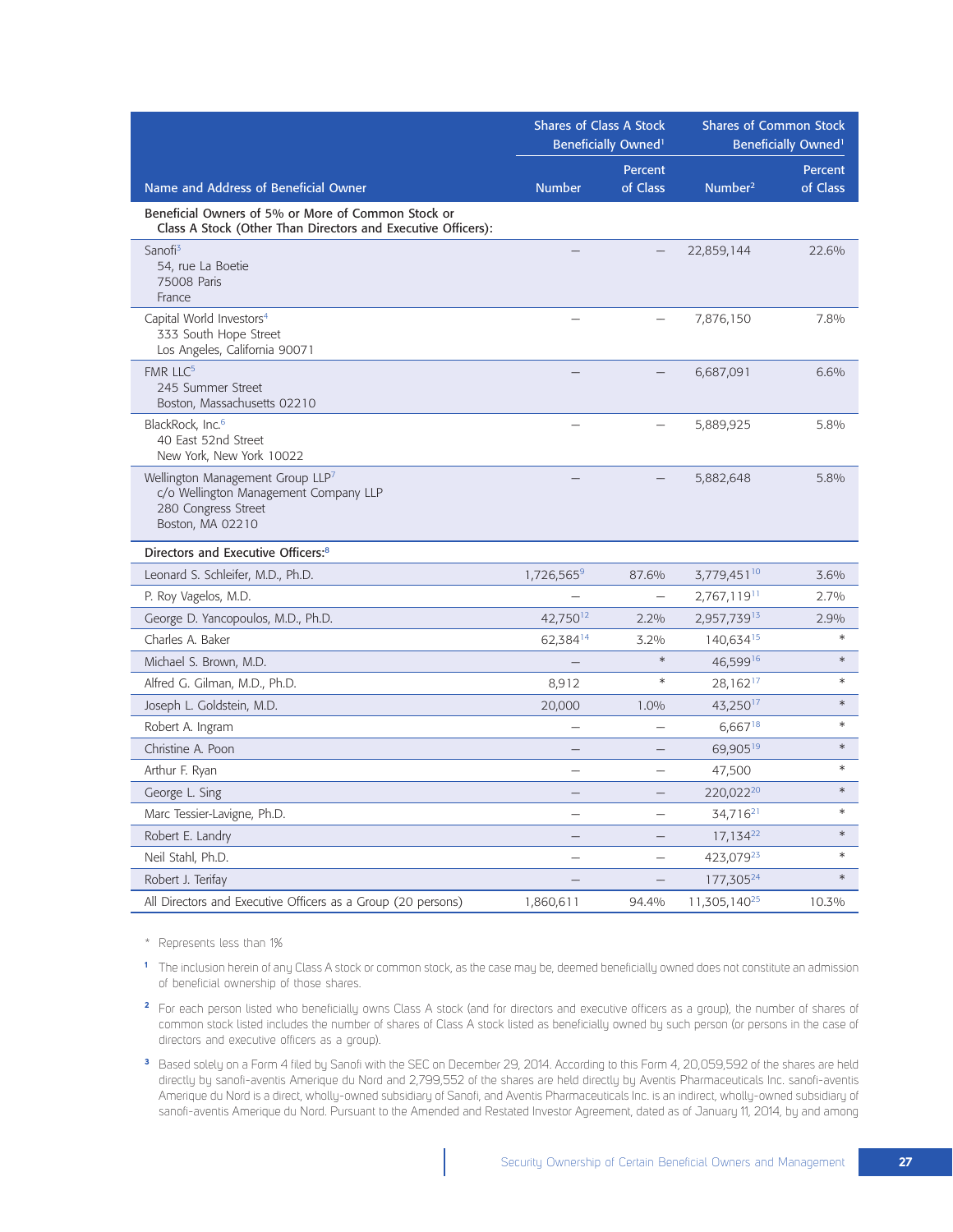| Name and Address of Beneficial Owner | Shares of Class A Stock Beneficially Owned[1] | | Shares of Common Stock Beneficially Owned[1] | |
|---|---|---|---|---|
| | Number | Percent of Class | Number[2] | Percent of Class |
| **Beneficial Owners of 5% or More of Common Stock or Class A Stock (Other Than Directors and Executive Officers):** | | | | |
| Sanofi[3]<br>54, rue La Boetie<br>75008 Paris<br>France | — | — | 22,859,144 | 22.6% |
| Capital World Investors[4]<br>333 South Hope Street<br>Los Angeles, California 90071 | — | — | 7,876,150 | 7.8% |
| FMR LLC[5]<br>245 Summer Street<br>Boston, Massachusetts 02210 | — | — | 6,687,091 | 6.6% |
| BlackRock, Inc.[6]<br>40 East 52nd Street<br>New York, New York 10022 | — | — | 5,889,925 | 5.8% |
| Wellington Management Group LLP[7]<br>c/o Wellington Management Company LLP<br>280 Congress Street<br>Boston, MA 02210 | — | — | 5,882,648 | 5.8% |
| **Directors and Executive Officers:**[8] | | | | |
| Leonard S. Schleifer, M.D., Ph.D. | 1,726,565[9] | 87.6% | 3,779,451[10] | 3.6% |
| P. Roy Vagelos, M.D. | — | — | 2,767,119[11] | 2.7% |
| George D. Yancopoulos, M.D., Ph.D. | 42,750[12] | 2.2% | 2,957,739[13] | 2.9% |
| Charles A. Baker | 62,384[14] | 3.2% | 140,634[15] | * |
| Michael S. Brown, M.D. | — | * | 46,599[16] | * |
| Alfred G. Gilman, M.D., Ph.D. | 8,912 | * | 28,162[17] | * |
| Joseph L. Goldstein, M.D. | 20,000 | 1.0% | 43,250[17] | * |
| Robert A. Ingram | — | — | 6,667[18] | * |
| Christine A. Poon | — | — | 69,905[19] | * |
| Arthur F. Ryan | — | — | 47,500 | * |
| George L. Sing | — | — | 220,022[20] | * |
| Marc Tessier-Lavigne, Ph.D. | — | — | 34,716[21] | * |
| Robert E. Landry | — | — | 17,134[22] | * |
| Neil Stahl, Ph.D. | — | — | 423,079[23] | * |
| Robert J. Terifay | — | — | 177,305[24] | * |
| All Directors and Executive Officers as a Group (20 persons) | 1,860,611 | 94.4% | 11,305,140[25] | 10.3% |

\* Represents less than 1%

[1] The inclusion herein of any Class A stock or common stock, as the case may be, deemed beneficially owned does not constitute an admission of beneficial ownership of those shares.

[2] For each person listed who beneficially owns Class A stock (and for directors and executive officers as a group), the number of shares of common stock listed includes the number of shares of Class A stock listed as beneficially owned by such person (or persons in the case of directors and executive officers as a group).

[3] Based solely on a Form 4 filed by Sanofi with the SEC on December 29, 2014. According to this Form 4, 20,059,592 of the shares are held directly by sanofi-aventis Amerique du Nord and 2,799,552 of the shares are held directly by Aventis Pharmaceuticals Inc. sanofi-aventis Amerique du Nord is a direct, wholly-owned subsidiary of Sanofi, and Aventis Pharmaceuticals Inc. is an indirect, wholly-owned subsidiary of sanofi-aventis Amerique du Nord. Pursuant to the Amended and Restated Investor Agreement, dated as of January 11, 2014, by and among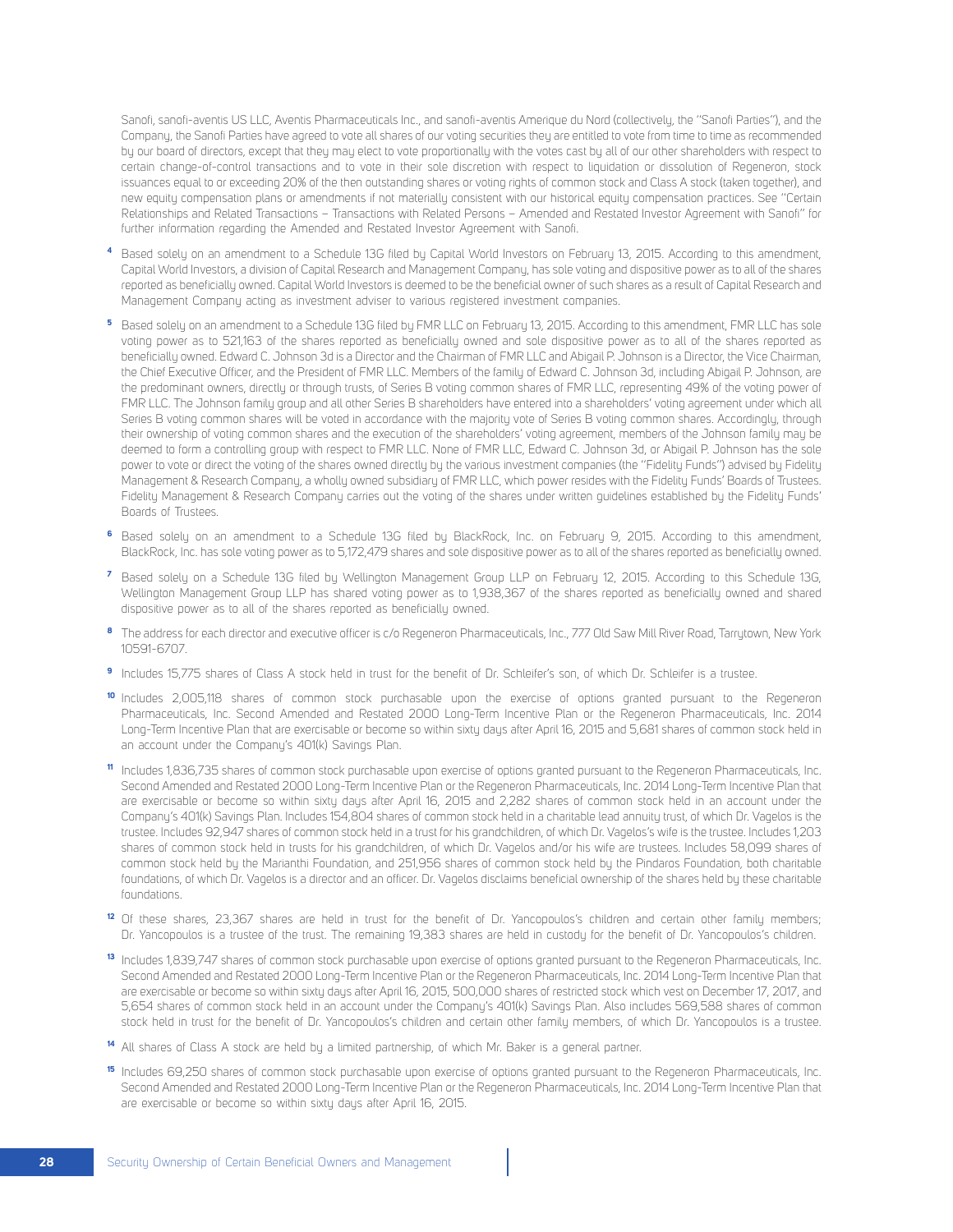Sanofi, sanofi-aventis US LLC, Aventis Pharmaceuticals Inc., and sanofi-aventis Amerique du Nord (collectively, the "Sanofi Parties"), and the Company, the Sanofi Parties have agreed to vote all shares of our voting securities they are entitled to vote from time to time as recommended by our board of directors, except that they may elect to vote proportionally with the votes cast by all of our other shareholders with respect to certain change-of-control transactions and to vote in their sole discretion with respect to liquidation or dissolution of Regeneron, stock issuances equal to or exceeding 20% of the then outstanding shares or voting rights of common stock and Class A stock (taken together), and new equity compensation plans or amendments if not materially consistent with our historical equity compensation practices. See "Certain Relationships and Related Transactions – Transactions with Related Persons – Amended and Restated Investor Agreement with Sanofi" for further information regarding the Amended and Restated Investor Agreement with Sanofi.

[4] Based solely on an amendment to a Schedule 13G filed by Capital World Investors on February 13, 2015. According to this amendment, Capital World Investors, a division of Capital Research and Management Company, has sole voting and dispositive power as to all of the shares reported as beneficially owned. Capital World Investors is deemed to be the beneficial owner of such shares as a result of Capital Research and Management Company acting as investment adviser to various registered investment companies.

[5] Based solely on an amendment to a Schedule 13G filed by FMR LLC on February 13, 2015. According to this amendment, FMR LLC has sole voting power as to 521,163 of the shares reported as beneficially owned and sole dispositive power as to all of the shares reported as beneficially owned. Edward C. Johnson 3d is a Director and the Chairman of FMR LLC and Abigail P. Johnson is a Director, the Vice Chairman, the Chief Executive Officer, and the President of FMR LLC. Members of the family of Edward C. Johnson 3d, including Abigail P. Johnson, are the predominant owners, directly or through trusts, of Series B voting common shares of FMR LLC, representing 49% of the voting power of FMR LLC. The Johnson family group and all other Series B shareholders have entered into a shareholders' voting agreement under which all Series B voting common shares will be voted in accordance with the majority vote of Series B voting common shares. Accordingly, through their ownership of voting common shares and the execution of the shareholders' voting agreement, members of the Johnson family may be deemed to form a controlling group with respect to FMR LLC. None of FMR LLC, Edward C. Johnson 3d, or Abigail P. Johnson has the sole power to vote or direct the voting of the shares owned directly by the various investment companies (the "Fidelity Funds") advised by Fidelity Management & Research Company, a wholly owned subsidiary of FMR LLC, which power resides with the Fidelity Funds' Boards of Trustees. Fidelity Management & Research Company carries out the voting of the shares under written guidelines established by the Fidelity Funds' Boards of Trustees.

[6] Based solely on an amendment to a Schedule 13G filed by BlackRock, Inc. on February 9, 2015. According to this amendment, BlackRock, Inc. has sole voting power as to 5,172,479 shares and sole dispositive power as to all of the shares reported as beneficially owned.

[7] Based solely on a Schedule 13G filed by Wellington Management Group LLP on February 12, 2015. According to this Schedule 13G, Wellington Management Group LLP has shared voting power as to 1,938,367 of the shares reported as beneficially owned and shared dispositive power as to all of the shares reported as beneficially owned.

[8] The address for each director and executive officer is c/o Regeneron Pharmaceuticals, Inc., 777 Old Saw Mill River Road, Tarrytown, New York 10591-6707.

[9] Includes 15,775 shares of Class A stock held in trust for the benefit of Dr. Schleifer's son, of which Dr. Schleifer is a trustee.

[10] Includes 2,005,118 shares of common stock purchasable upon the exercise of options granted pursuant to the Regeneron Pharmaceuticals, Inc. Second Amended and Restated 2000 Long-Term Incentive Plan or the Regeneron Pharmaceuticals, Inc. 2014 Long-Term Incentive Plan that are exercisable or become so within sixty days after April 16, 2015 and 5,681 shares of common stock held in an account under the Company's 401(k) Savings Plan.

[11] Includes 1,836,735 shares of common stock purchasable upon exercise of options granted pursuant to the Regeneron Pharmaceuticals, Inc. Second Amended and Restated 2000 Long-Term Incentive Plan or the Regeneron Pharmaceuticals, Inc. 2014 Long-Term Incentive Plan that are exercisable or become so within sixty days after April 16, 2015 and 2,282 shares of common stock held in an account under the Company's 401(k) Savings Plan. Includes 154,804 shares of common stock held in a charitable lead annuity trust, of which Dr. Vagelos is the trustee. Includes 92,947 shares of common stock held in a trust for his grandchildren, of which Dr. Vagelos's wife is the trustee. Includes 1,203 shares of common stock held in trusts for his grandchildren, of which Dr. Vagelos and/or his wife are trustees. Includes 58,099 shares of common stock held by the Marianthi Foundation, and 251,956 shares of common stock held by the Pindaros Foundation, both charitable foundations, of which Dr. Vagelos is a director and an officer. Dr. Vagelos disclaims beneficial ownership of the shares held by these charitable foundations.

[12] Of these shares, 23,367 shares are held in trust for the benefit of Dr. Yancopoulos's children and certain other family members; Dr. Yancopoulos is a trustee of the trust. The remaining 19,383 shares are held in custody for the benefit of Dr. Yancopoulos's children.

[13] Includes 1,839,747 shares of common stock purchasable upon exercise of options granted pursuant to the Regeneron Pharmaceuticals, Inc. Second Amended and Restated 2000 Long-Term Incentive Plan or the Regeneron Pharmaceuticals, Inc. 2014 Long-Term Incentive Plan that are exercisable or become so within sixty days after April 16, 2015, 500,000 shares of restricted stock which vest on December 17, 2017, and 5,654 shares of common stock held in an account under the Company's 401(k) Savings Plan. Also includes 569,588 shares of common stock held in trust for the benefit of Dr. Yancopoulos's children and certain other family members, of which Dr. Yancopoulos is a trustee.

[14] All shares of Class A stock are held by a limited partnership, of which Mr. Baker is a general partner.

[15] Includes 69,250 shares of common stock purchasable upon exercise of options granted pursuant to the Regeneron Pharmaceuticals, Inc. Second Amended and Restated 2000 Long-Term Incentive Plan or the Regeneron Pharmaceuticals, Inc. 2014 Long-Term Incentive Plan that are exercisable or become so within sixty days after April 16, 2015.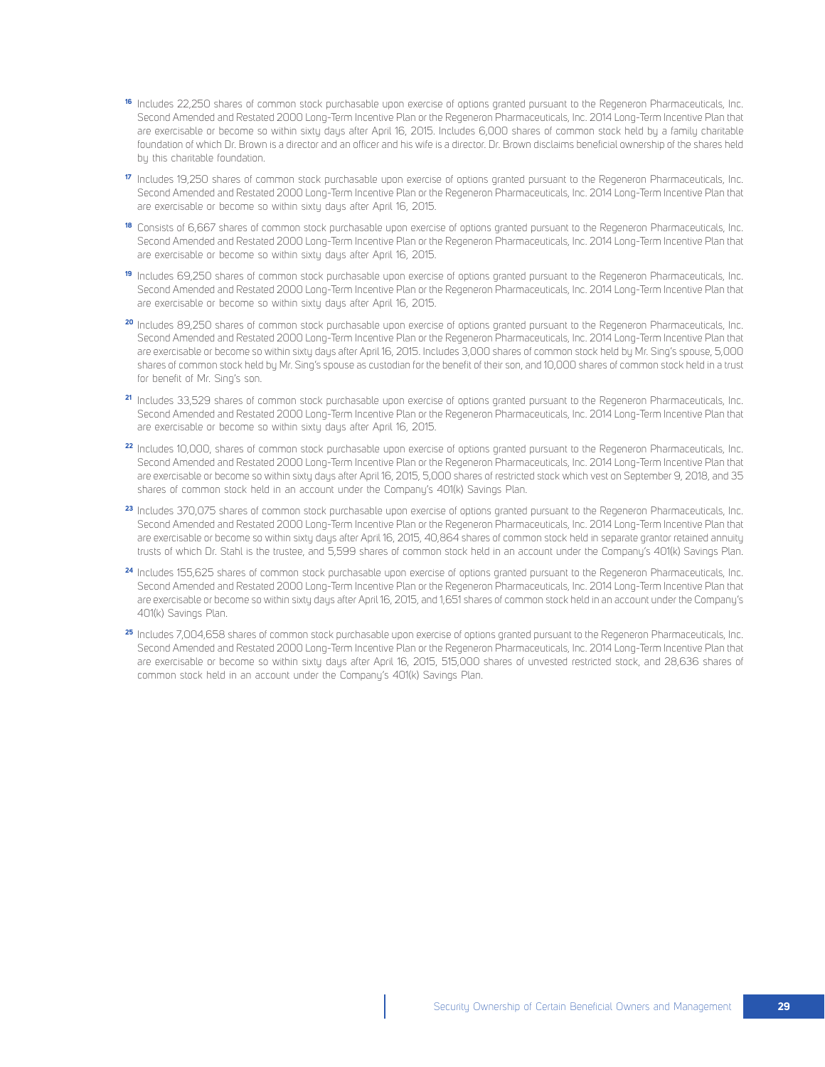[16] Includes 22,250 shares of common stock purchasable upon exercise of options granted pursuant to the Regeneron Pharmaceuticals, Inc. Second Amended and Restated 2000 Long-Term Incentive Plan or the Regeneron Pharmaceuticals, Inc. 2014 Long-Term Incentive Plan that are exercisable or become so within sixty days after April 16, 2015. Includes 6,000 shares of common stock held by a family charitable foundation of which Dr. Brown is a director and an officer and his wife is a director. Dr. Brown disclaims beneficial ownership of the shares held by this charitable foundation.

[17] Includes 19,250 shares of common stock purchasable upon exercise of options granted pursuant to the Regeneron Pharmaceuticals, Inc. Second Amended and Restated 2000 Long-Term Incentive Plan or the Regeneron Pharmaceuticals, Inc. 2014 Long-Term Incentive Plan that are exercisable or become so within sixty days after April 16, 2015.

[18] Consists of 6,667 shares of common stock purchasable upon exercise of options granted pursuant to the Regeneron Pharmaceuticals, Inc. Second Amended and Restated 2000 Long-Term Incentive Plan or the Regeneron Pharmaceuticals, Inc. 2014 Long-Term Incentive Plan that are exercisable or become so within sixty days after April 16, 2015.

[19] Includes 69,250 shares of common stock purchasable upon exercise of options granted pursuant to the Regeneron Pharmaceuticals, Inc. Second Amended and Restated 2000 Long-Term Incentive Plan or the Regeneron Pharmaceuticals, Inc. 2014 Long-Term Incentive Plan that are exercisable or become so within sixty days after April 16, 2015.

[20] Includes 89,250 shares of common stock purchasable upon exercise of options granted pursuant to the Regeneron Pharmaceuticals, Inc. Second Amended and Restated 2000 Long-Term Incentive Plan or the Regeneron Pharmaceuticals, Inc. 2014 Long-Term Incentive Plan that are exercisable or become so within sixty days after April 16, 2015. Includes 3,000 shares of common stock held by Mr. Sing's spouse, 5,000 shares of common stock held by Mr. Sing's spouse as custodian for the benefit of their son, and 10,000 shares of common stock held in a trust for benefit of Mr. Sing's son.

[21] Includes 33,529 shares of common stock purchasable upon exercise of options granted pursuant to the Regeneron Pharmaceuticals, Inc. Second Amended and Restated 2000 Long-Term Incentive Plan or the Regeneron Pharmaceuticals, Inc. 2014 Long-Term Incentive Plan that are exercisable or become so within sixty days after April 16, 2015.

[22] Includes 10,000, shares of common stock purchasable upon exercise of options granted pursuant to the Regeneron Pharmaceuticals, Inc. Second Amended and Restated 2000 Long-Term Incentive Plan or the Regeneron Pharmaceuticals, Inc. 2014 Long-Term Incentive Plan that are exercisable or become so within sixty days after April 16, 2015, 5,000 shares of restricted stock which vest on September 9, 2018, and 35 shares of common stock held in an account under the Company's 401(k) Savings Plan.

[23] Includes 370,075 shares of common stock purchasable upon exercise of options granted pursuant to the Regeneron Pharmaceuticals, Inc. Second Amended and Restated 2000 Long-Term Incentive Plan or the Regeneron Pharmaceuticals, Inc. 2014 Long-Term Incentive Plan that are exercisable or become so within sixty days after April 16, 2015, 40,864 shares of common stock held in separate grantor retained annuity trusts of which Dr. Stahl is the trustee, and 5,599 shares of common stock held in an account under the Company's 401(k) Savings Plan.

[24] Includes 155,625 shares of common stock purchasable upon exercise of options granted pursuant to the Regeneron Pharmaceuticals, Inc. Second Amended and Restated 2000 Long-Term Incentive Plan or the Regeneron Pharmaceuticals, Inc. 2014 Long-Term Incentive Plan that are exercisable or become so within sixty days after April 16, 2015, and 1,651 shares of common stock held in an account under the Company's 401(k) Savings Plan.

[25] Includes 7,004,658 shares of common stock purchasable upon exercise of options granted pursuant to the Regeneron Pharmaceuticals, Inc. Second Amended and Restated 2000 Long-Term Incentive Plan or the Regeneron Pharmaceuticals, Inc. 2014 Long-Term Incentive Plan that are exercisable or become so within sixty days after April 16, 2015, 515,000 shares of unvested restricted stock, and 28,636 shares of common stock held in an account under the Company's 401(k) Savings Plan.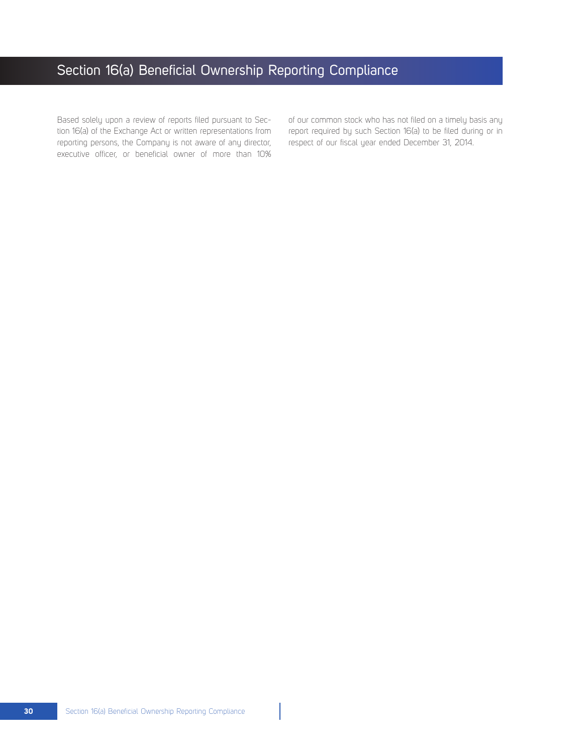# Section 16(a) Beneficial Ownership Reporting Compliance

Based solely upon a review of reports filed pursuant to Section 16(a) of the Exchange Act or written representations from reporting persons, the Company is not aware of any director, executive officer, or beneficial owner of more than 10% of our common stock who has not filed on a timely basis any report required by such Section 16(a) to be filed during or in respect of our fiscal year ended December 31, 2014.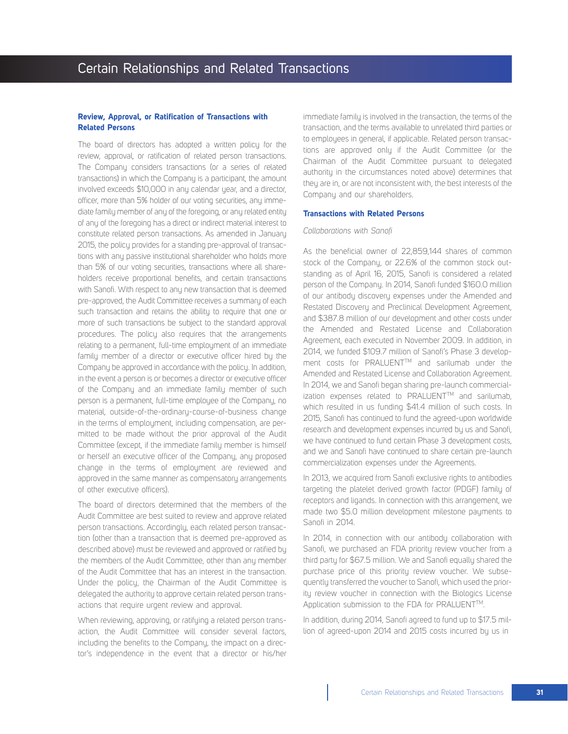# Certain Relationships and Related Transactions

**Review, Approval, or Ratification of Transactions with Related Persons**

The board of directors has adopted a written policy for the review, approval, or ratification of related person transactions. The Company considers transactions (or a series of related transactions) in which the Company is a participant, the amount involved exceeds $10,000 in any calendar year, and a director, officer, more than 5% holder of our voting securities, any immediate family member of any of the foregoing, or any related entity of any of the foregoing has a direct or indirect material interest to constitute related person transactions. As amended in January 2015, the policy provides for a standing pre-approval of transactions with any passive institutional shareholder who holds more than 5% of our voting securities, transactions where all shareholders receive proportional benefits, and certain transactions with Sanofi. With respect to any new transaction that is deemed pre-approved, the Audit Committee receives a summary of each such transaction and retains the ability to require that one or more of such transactions be subject to the standard approval procedures. The policy also requires that the arrangements relating to a permanent, full-time employment of an immediate family member of a director or executive officer hired by the Company be approved in accordance with the policy. In addition, in the event a person is or becomes a director or executive officer of the Company and an immediate family member of such person is a permanent, full-time employee of the Company, no material, outside-of-the-ordinary-course-of-business change in the terms of employment, including compensation, are permitted to be made without the prior approval of the Audit Committee (except, if the immediate family member is himself or herself an executive officer of the Company, any proposed change in the terms of employment are reviewed and approved in the same manner as compensatory arrangements of other executive officers).

The board of directors determined that the members of the Audit Committee are best suited to review and approve related person transactions. Accordingly, each related person transaction (other than a transaction that is deemed pre-approved as described above) must be reviewed and approved or ratified by the members of the Audit Committee, other than any member of the Audit Committee that has an interest in the transaction. Under the policy, the Chairman of the Audit Committee is delegated the authority to approve certain related person transactions that require urgent review and approval.

When reviewing, approving, or ratifying a related person transaction, the Audit Committee will consider several factors, including the benefits to the Company, the impact on a director's independence in the event that a director or his/her immediate family is involved in the transaction, the terms of the transaction, and the terms available to unrelated third parties or to employees in general, if applicable. Related person transactions are approved only if the Audit Committee (or the Chairman of the Audit Committee pursuant to delegated authority in the circumstances noted above) determines that they are in, or are not inconsistent with, the best interests of the Company and our shareholders.

**Transactions with Related Persons**

*Collaborations with Sanofi*

As the beneficial owner of 22,859,144 shares of common stock of the Company, or 22.6% of the common stock outstanding as of April 16, 2015, Sanofi is considered a related person of the Company. In 2014, Sanofi funded $160.0 million of our antibody discovery expenses under the Amended and Restated Discovery and Preclinical Development Agreement, and $387.8 million of our development and other costs under the Amended and Restated License and Collaboration Agreement, each executed in November 2009. In addition, in 2014, we funded $109.7 million of Sanofi's Phase 3 development costs for PRALUENT™ and sarilumab under the Amended and Restated License and Collaboration Agreement. In 2014, we and Sanofi began sharing pre-launch commercialization expenses related to PRALUENT™ and sarilumab, which resulted in us funding $41.4 million of such costs. In 2015, Sanofi has continued to fund the agreed-upon worldwide research and development expenses incurred by us and Sanofi, we have continued to fund certain Phase 3 development costs, and we and Sanofi have continued to share certain pre-launch commercialization expenses under the Agreements.

In 2013, we acquired from Sanofi exclusive rights to antibodies targeting the platelet derived growth factor (PDGF) family of receptors and ligands. In connection with this arrangement, we made two $5.0 million development milestone payments to Sanofi in 2014.

In 2014, in connection with our antibody collaboration with Sanofi, we purchased an FDA priority review voucher from a third party for $67.5 million. We and Sanofi equally shared the purchase price of this priority review voucher. We subsequently transferred the voucher to Sanofi, which used the priority review voucher in connection with the Biologics License Application submission to the FDA for PRALUENT™.

In addition, during 2014, Sanofi agreed to fund up to $17.5 million of agreed-upon 2014 and 2015 costs incurred by us in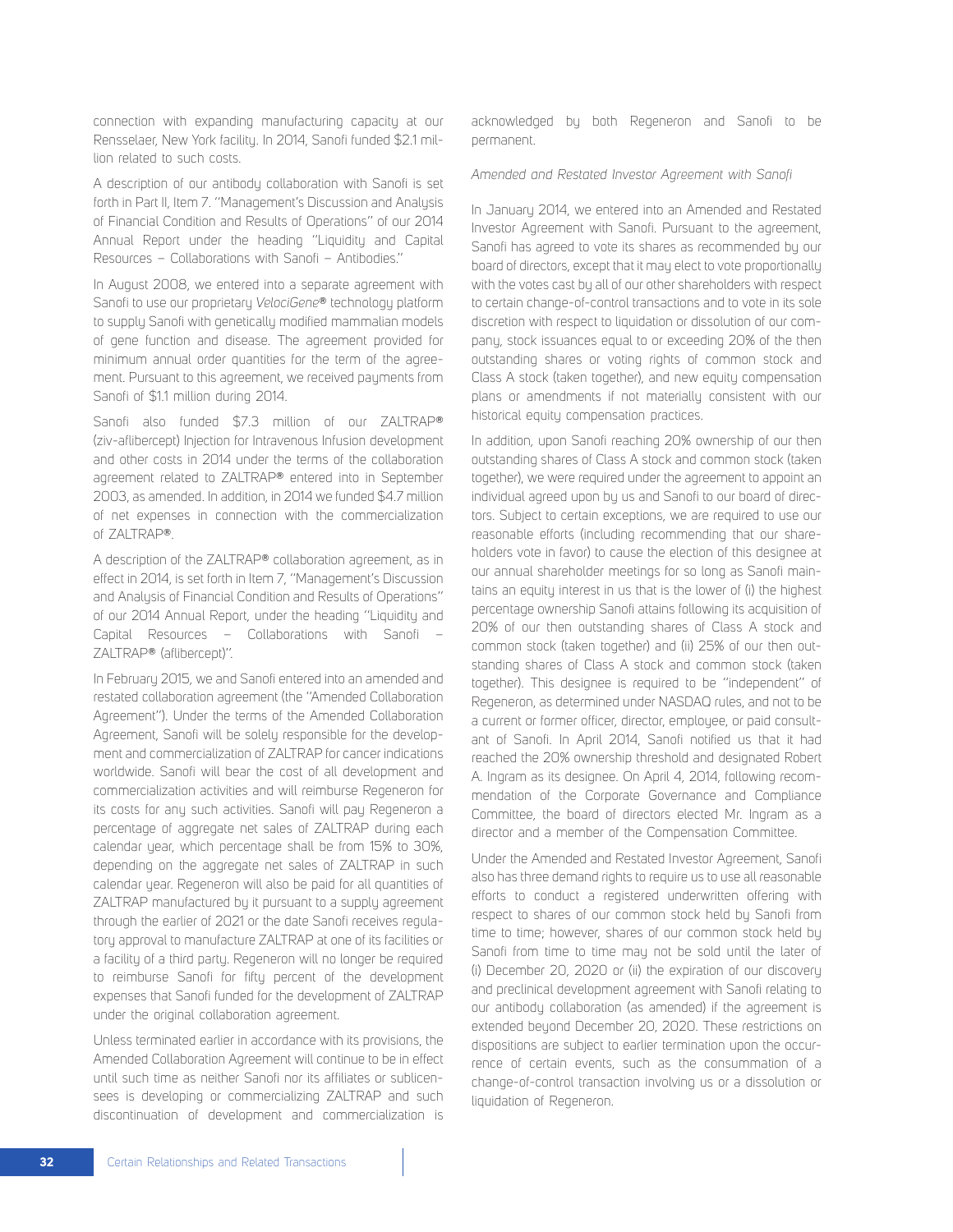connection with expanding manufacturing capacity at our Rensselaer, New York facility. In 2014, Sanofi funded $2.1 million related to such costs.

A description of our antibody collaboration with Sanofi is set forth in Part II, Item 7. ''Management's Discussion and Analysis of Financial Condition and Results of Operations'' of our 2014 Annual Report under the heading ''Liquidity and Capital Resources – Collaborations with Sanofi – Antibodies.''

In August 2008, we entered into a separate agreement with Sanofi to use our proprietary *VelociGene*® technology platform to supply Sanofi with genetically modified mammalian models of gene function and disease. The agreement provided for minimum annual order quantities for the term of the agreement. Pursuant to this agreement, we received payments from Sanofi of $1.1 million during 2014.

Sanofi also funded $7.3 million of our ZALTRAP® (ziv-aflibercept) Injection for Intravenous Infusion development and other costs in 2014 under the terms of the collaboration agreement related to ZALTRAP® entered into in September 2003, as amended. In addition, in 2014 we funded $4.7 million of net expenses in connection with the commercialization of ZALTRAP®.

A description of the ZALTRAP® collaboration agreement, as in effect in 2014, is set forth in Item 7, ''Management's Discussion and Analysis of Financial Condition and Results of Operations'' of our 2014 Annual Report, under the heading ''Liquidity and Capital Resources – Collaborations with Sanofi – ZALTRAP® (aflibercept)''.

In February 2015, we and Sanofi entered into an amended and restated collaboration agreement (the ''Amended Collaboration Agreement''). Under the terms of the Amended Collaboration Agreement, Sanofi will be solely responsible for the development and commercialization of ZALTRAP for cancer indications worldwide. Sanofi will bear the cost of all development and commercialization activities and will reimburse Regeneron for its costs for any such activities. Sanofi will pay Regeneron a percentage of aggregate net sales of ZALTRAP during each calendar year, which percentage shall be from 15% to 30%, depending on the aggregate net sales of ZALTRAP in such calendar year. Regeneron will also be paid for all quantities of ZALTRAP manufactured by it pursuant to a supply agreement through the earlier of 2021 or the date Sanofi receives regulatory approval to manufacture ZALTRAP at one of its facilities or a facility of a third party. Regeneron will no longer be required to reimburse Sanofi for fifty percent of the development expenses that Sanofi funded for the development of ZALTRAP under the original collaboration agreement.

Unless terminated earlier in accordance with its provisions, the Amended Collaboration Agreement will continue to be in effect until such time as neither Sanofi nor its affiliates or sublicensees is developing or commercializing ZALTRAP and such discontinuation of development and commercialization is acknowledged by both Regeneron and Sanofi to be permanent.

*Amended and Restated Investor Agreement with Sanofi*

In January 2014, we entered into an Amended and Restated Investor Agreement with Sanofi. Pursuant to the agreement, Sanofi has agreed to vote its shares as recommended by our board of directors, except that it may elect to vote proportionally with the votes cast by all of our other shareholders with respect to certain change-of-control transactions and to vote in its sole discretion with respect to liquidation or dissolution of our company, stock issuances equal to or exceeding 20% of the then outstanding shares or voting rights of common stock and Class A stock (taken together), and new equity compensation plans or amendments if not materially consistent with our historical equity compensation practices.

In addition, upon Sanofi reaching 20% ownership of our then outstanding shares of Class A stock and common stock (taken together), we were required under the agreement to appoint an individual agreed upon by us and Sanofi to our board of directors. Subject to certain exceptions, we are required to use our reasonable efforts (including recommending that our shareholders vote in favor) to cause the election of this designee at our annual shareholder meetings for so long as Sanofi maintains an equity interest in us that is the lower of (i) the highest percentage ownership Sanofi attains following its acquisition of 20% of our then outstanding shares of Class A stock and common stock (taken together) and (ii) 25% of our then outstanding shares of Class A stock and common stock (taken together). This designee is required to be ''independent'' of Regeneron, as determined under NASDAQ rules, and not to be a current or former officer, director, employee, or paid consultant of Sanofi. In April 2014, Sanofi notified us that it had reached the 20% ownership threshold and designated Robert A. Ingram as its designee. On April 4, 2014, following recommendation of the Corporate Governance and Compliance Committee, the board of directors elected Mr. Ingram as a director and a member of the Compensation Committee.

Under the Amended and Restated Investor Agreement, Sanofi also has three demand rights to require us to use all reasonable efforts to conduct a registered underwritten offering with respect to shares of our common stock held by Sanofi from time to time; however, shares of our common stock held by Sanofi from time to time may not be sold until the later of (i) December 20, 2020 or (ii) the expiration of our discovery and preclinical development agreement with Sanofi relating to our antibody collaboration (as amended) if the agreement is extended beyond December 20, 2020. These restrictions on dispositions are subject to earlier termination upon the occurrence of certain events, such as the consummation of a change-of-control transaction involving us or a dissolution or liquidation of Regeneron.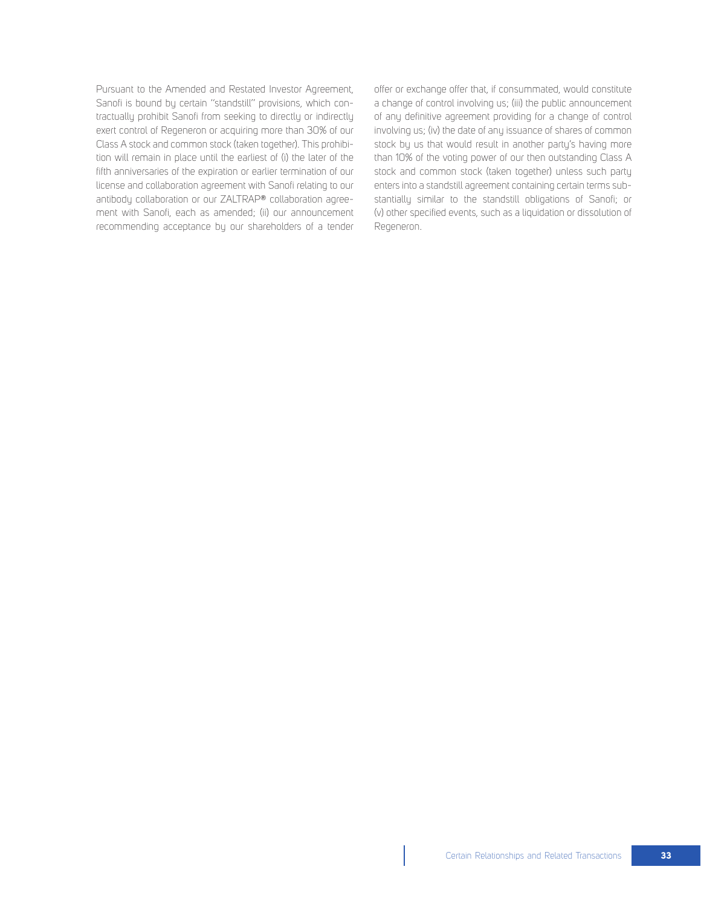Pursuant to the Amended and Restated Investor Agreement, Sanofi is bound by certain "standstill" provisions, which contractually prohibit Sanofi from seeking to directly or indirectly exert control of Regeneron or acquiring more than 30% of our Class A stock and common stock (taken together). This prohibition will remain in place until the earliest of (i) the later of the fifth anniversaries of the expiration or earlier termination of our license and collaboration agreement with Sanofi relating to our antibody collaboration or our ZALTRAP® collaboration agreement with Sanofi, each as amended; (ii) our announcement recommending acceptance by our shareholders of a tender offer or exchange offer that, if consummated, would constitute a change of control involving us; (iii) the public announcement of any definitive agreement providing for a change of control involving us; (iv) the date of any issuance of shares of common stock by us that would result in another party's having more than 10% of the voting power of our then outstanding Class A stock and common stock (taken together) unless such party enters into a standstill agreement containing certain terms substantially similar to the standstill obligations of Sanofi; or (v) other specified events, such as a liquidation or dissolution of Regeneron.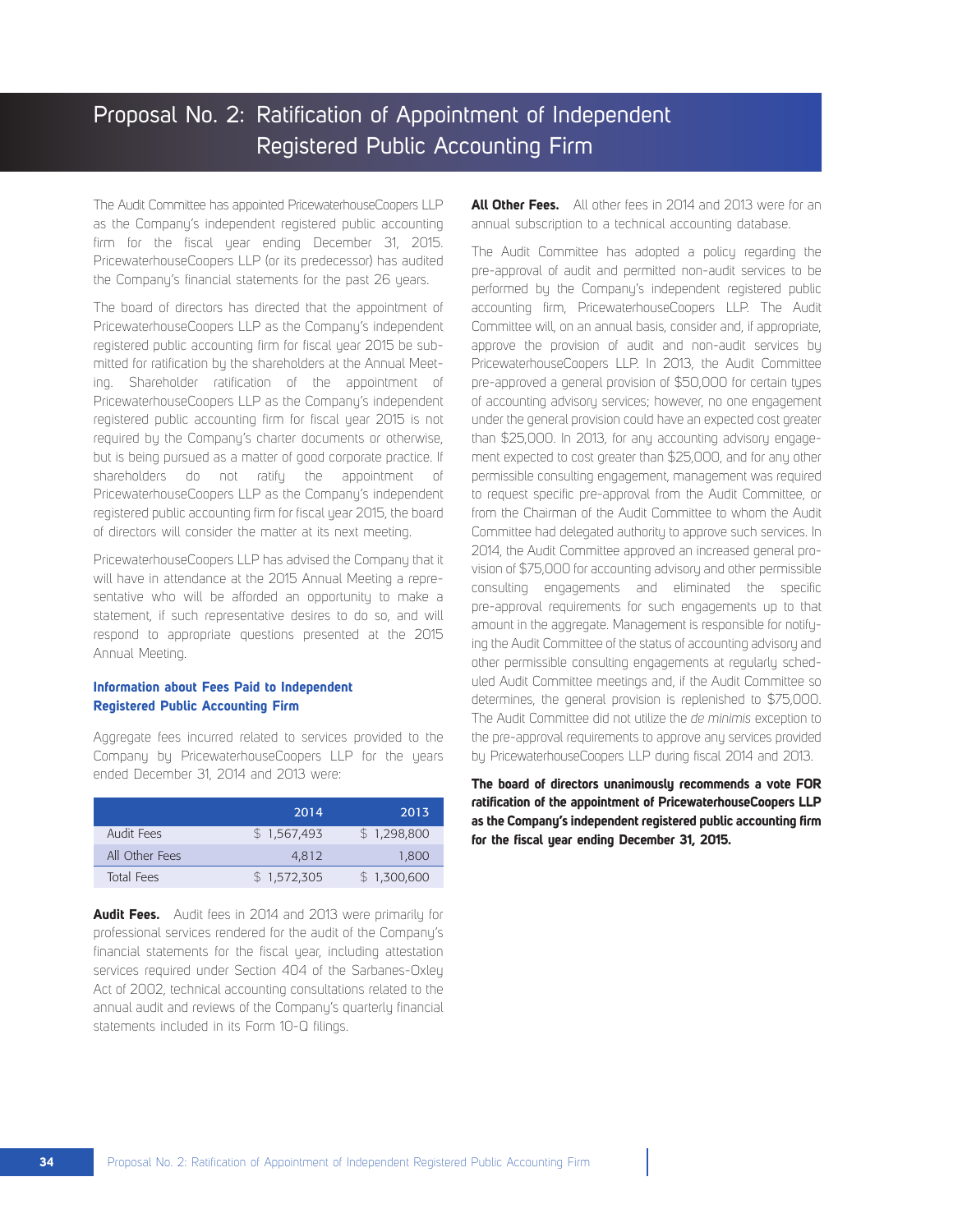# Proposal No. 2: Ratification of Appointment of Independent Registered Public Accounting Firm

The Audit Committee has appointed PricewaterhouseCoopers LLP as the Company's independent registered public accounting firm for the fiscal year ending December 31, 2015. PricewaterhouseCoopers LLP (or its predecessor) has audited the Company's financial statements for the past 26 years.

The board of directors has directed that the appointment of PricewaterhouseCoopers LLP as the Company's independent registered public accounting firm for fiscal year 2015 be submitted for ratification by the shareholders at the Annual Meeting. Shareholder ratification of the appointment of PricewaterhouseCoopers LLP as the Company's independent registered public accounting firm for fiscal year 2015 is not required by the Company's charter documents or otherwise, but is being pursued as a matter of good corporate practice. If shareholders do not ratify the appointment of PricewaterhouseCoopers LLP as the Company's independent registered public accounting firm for fiscal year 2015, the board of directors will consider the matter at its next meeting.

PricewaterhouseCoopers LLP has advised the Company that it will have in attendance at the 2015 Annual Meeting a representative who will be afforded an opportunity to make a statement, if such representative desires to do so, and will respond to appropriate questions presented at the 2015 Annual Meeting.

### Information about Fees Paid to Independent Registered Public Accounting Firm

Aggregate fees incurred related to services provided to the Company by PricewaterhouseCoopers LLP for the years ended December 31, 2014 and 2013 were:

| | 2014 | 2013 |
|---|---|---|
| Audit Fees | $ 1,567,493 | $ 1,298,800 |
| All Other Fees | 4,812 | 1,800 |
| Total Fees | $ 1,572,305 | $ 1,300,600 |

**Audit Fees.** Audit fees in 2014 and 2013 were primarily for professional services rendered for the audit of the Company's financial statements for the fiscal year, including attestation services required under Section 404 of the Sarbanes-Oxley Act of 2002, technical accounting consultations related to the annual audit and reviews of the Company's quarterly financial statements included in its Form 10-Q filings.

**All Other Fees.** All other fees in 2014 and 2013 were for an annual subscription to a technical accounting database.

The Audit Committee has adopted a policy regarding the pre-approval of audit and permitted non-audit services to be performed by the Company's independent registered public accounting firm, PricewaterhouseCoopers LLP. The Audit Committee will, on an annual basis, consider and, if appropriate, approve the provision of audit and non-audit services by PricewaterhouseCoopers LLP. In 2013, the Audit Committee pre-approved a general provision of $50,000 for certain types of accounting advisory services; however, no one engagement under the general provision could have an expected cost greater than $25,000. In 2013, for any accounting advisory engagement expected to cost greater than $25,000, and for any other permissible consulting engagement, management was required to request specific pre-approval from the Audit Committee, or from the Chairman of the Audit Committee to whom the Audit Committee had delegated authority to approve such services. In 2014, the Audit Committee approved an increased general provision of $75,000 for accounting advisory and other permissible consulting engagements and eliminated the specific pre-approval requirements for such engagements up to that amount in the aggregate. Management is responsible for notifying the Audit Committee of the status of accounting advisory and other permissible consulting engagements at regularly scheduled Audit Committee meetings and, if the Audit Committee so determines, the general provision is replenished to $75,000. The Audit Committee did not utilize the *de minimis* exception to the pre-approval requirements to approve any services provided by PricewaterhouseCoopers LLP during fiscal 2014 and 2013.

**The board of directors unanimously recommends a vote FOR ratification of the appointment of PricewaterhouseCoopers LLP as the Company's independent registered public accounting firm for the fiscal year ending December 31, 2015.**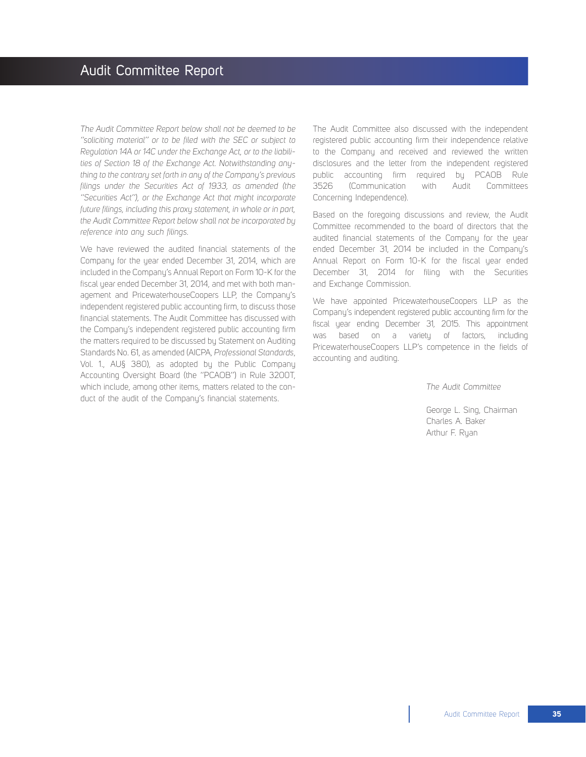# Audit Committee Report

*The Audit Committee Report below shall not be deemed to be "soliciting material" or to be filed with the SEC or subject to Regulation 14A or 14C under the Exchange Act, or to the liabilities of Section 18 of the Exchange Act. Notwithstanding anything to the contrary set forth in any of the Company's previous filings under the Securities Act of 1933, as amended (the "Securities Act"), or the Exchange Act that might incorporate future filings, including this proxy statement, in whole or in part, the Audit Committee Report below shall not be incorporated by reference into any such filings.*

We have reviewed the audited financial statements of the Company for the year ended December 31, 2014, which are included in the Company's Annual Report on Form 10-K for the fiscal year ended December 31, 2014, and met with both management and PricewaterhouseCoopers LLP, the Company's independent registered public accounting firm, to discuss those financial statements. The Audit Committee has discussed with the Company's independent registered public accounting firm the matters required to be discussed by Statement on Auditing Standards No. 61, as amended (AICPA, *Professional Standards*, Vol. 1., AU§ 380), as adopted by the Public Company Accounting Oversight Board (the "PCAOB") in Rule 3200T, which include, among other items, matters related to the conduct of the audit of the Company's financial statements.

The Audit Committee also discussed with the independent registered public accounting firm their independence relative to the Company and received and reviewed the written disclosures and the letter from the independent registered public accounting firm required by PCAOB Rule 3526 (Communication with Audit Committees Concerning Independence).

Based on the foregoing discussions and review, the Audit Committee recommended to the board of directors that the audited financial statements of the Company for the year ended December 31, 2014 be included in the Company's Annual Report on Form 10-K for the fiscal year ended December 31, 2014 for filing with the Securities and Exchange Commission.

We have appointed PricewaterhouseCoopers LLP as the Company's independent registered public accounting firm for the fiscal year ending December 31, 2015. This appointment was based on a variety of factors, including PricewaterhouseCoopers LLP's competence in the fields of accounting and auditing.

*The Audit Committee*

George L. Sing, Chairman
Charles A. Baker
Arthur F. Ryan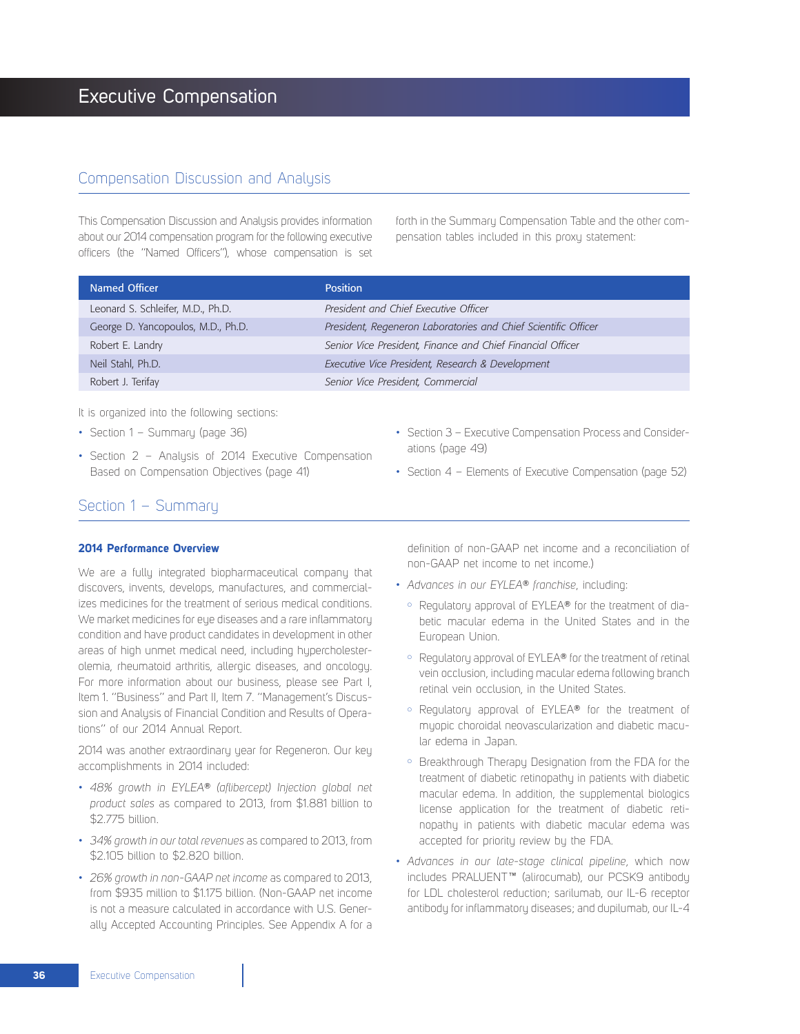# Executive Compensation

## Compensation Discussion and Analysis

This Compensation Discussion and Analysis provides information about our 2014 compensation program for the following executive officers (the "Named Officers"), whose compensation is set forth in the Summary Compensation Table and the other compensation tables included in this proxy statement:

| Named Officer | Position |
|---|---|
| Leonard S. Schleifer, M.D., Ph.D. | *President and Chief Executive Officer* |
| George D. Yancopoulos, M.D., Ph.D. | *President, Regeneron Laboratories and Chief Scientific Officer* |
| Robert E. Landry | *Senior Vice President, Finance and Chief Financial Officer* |
| Neil Stahl, Ph.D. | *Executive Vice President, Research & Development* |
| Robert J. Terifay | *Senior Vice President, Commercial* |

It is organized into the following sections:

- Section 1 – Summary (page 36)
- Section 2 – Analysis of 2014 Executive Compensation Based on Compensation Objectives (page 41)
- Section 3 – Executive Compensation Process and Considerations (page 49)
- Section 4 – Elements of Executive Compensation (page 52)

## Section 1 – Summary

### 2014 Performance Overview

We are a fully integrated biopharmaceutical company that discovers, invents, develops, manufactures, and commercializes medicines for the treatment of serious medical conditions. We market medicines for eye diseases and a rare inflammatory condition and have product candidates in development in other areas of high unmet medical need, including hypercholesterolemia, rheumatoid arthritis, allergic diseases, and oncology. For more information about our business, please see Part I, Item 1. "Business" and Part II, Item 7. "Management's Discussion and Analysis of Financial Condition and Results of Operations" of our 2014 Annual Report.

2014 was another extraordinary year for Regeneron. Our key accomplishments in 2014 included:

- *48% growth in EYLEA® (aflibercept) Injection global net product sales* as compared to 2013, from $1.881 billion to $2.775 billion.
- *34% growth in our total revenues* as compared to 2013, from $2.105 billion to $2.820 billion.
- *26% growth in non-GAAP net income* as compared to 2013, from $935 million to $1.175 billion. (Non-GAAP net income is not a measure calculated in accordance with U.S. Generally Accepted Accounting Principles. See Appendix A for a definition of non-GAAP net income and a reconciliation of non-GAAP net income to net income.)
- *Advances in our EYLEA® franchise*, including:
  - Regulatory approval of EYLEA® for the treatment of diabetic macular edema in the United States and in the European Union.
  - Regulatory approval of EYLEA® for the treatment of retinal vein occlusion, including macular edema following branch retinal vein occlusion, in the United States.
  - Regulatory approval of EYLEA® for the treatment of myopic choroidal neovascularization and diabetic macular edema in Japan.
  - Breakthrough Therapy Designation from the FDA for the treatment of diabetic retinopathy in patients with diabetic macular edema. In addition, the supplemental biologics license application for the treatment of diabetic retinopathy in patients with diabetic macular edema was accepted for priority review by the FDA.
- *Advances in our late-stage clinical pipeline*, which now includes PRALUENT™ (alirocumab), our PCSK9 antibody for LDL cholesterol reduction; sarilumab, our IL-6 receptor antibody for inflammatory diseases; and dupilumab, our IL-4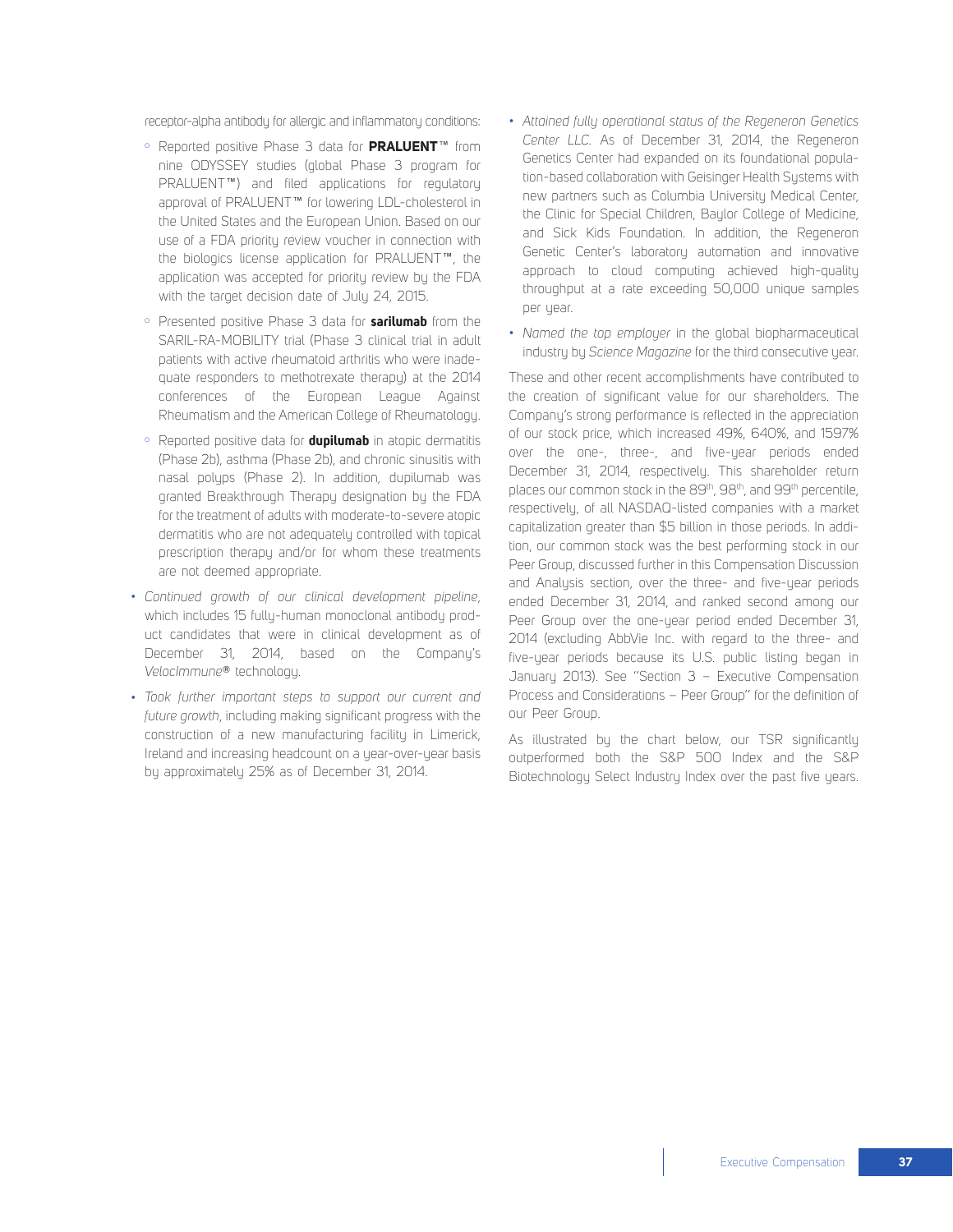receptor-alpha antibody for allergic and inflammatory conditions:

- Reported positive Phase 3 data for **PRALUENT™** from nine ODYSSEY studies (global Phase 3 program for PRALUENT™) and filed applications for regulatory approval of PRALUENT™ for lowering LDL-cholesterol in the United States and the European Union. Based on our use of a FDA priority review voucher in connection with the biologics license application for PRALUENT™, the application was accepted for priority review by the FDA with the target decision date of July 24, 2015.
- Presented positive Phase 3 data for **sarilumab** from the SARIL-RA-MOBILITY trial (Phase 3 clinical trial in adult patients with active rheumatoid arthritis who were inadequate responders to methotrexate therapy) at the 2014 conferences of the European League Against Rheumatism and the American College of Rheumatology.
- Reported positive data for **dupilumab** in atopic dermatitis (Phase 2b), asthma (Phase 2b), and chronic sinusitis with nasal polyps (Phase 2). In addition, dupilumab was granted Breakthrough Therapy designation by the FDA for the treatment of adults with moderate-to-severe atopic dermatitis who are not adequately controlled with topical prescription therapy and/or for whom these treatments are not deemed appropriate.

- *Continued growth of our clinical development pipeline*, which includes 15 fully-human monoclonal antibody product candidates that were in clinical development as of December 31, 2014, based on the Company's *VelocImmune*® technology.
- *Took further important steps to support our current and future growth*, including making significant progress with the construction of a new manufacturing facility in Limerick, Ireland and increasing headcount on a year-over-year basis by approximately 25% as of December 31, 2014.
- *Attained fully operational status of the Regeneron Genetics Center LLC.* As of December 31, 2014, the Regeneron Genetics Center had expanded on its foundational population-based collaboration with Geisinger Health Systems with new partners such as Columbia University Medical Center, the Clinic for Special Children, Baylor College of Medicine, and Sick Kids Foundation. In addition, the Regeneron Genetic Center's laboratory automation and innovative approach to cloud computing achieved high-quality throughput at a rate exceeding 50,000 unique samples per year.
- *Named the top employer* in the global biopharmaceutical industry by *Science Magazine* for the third consecutive year.

These and other recent accomplishments have contributed to the creation of significant value for our shareholders. The Company's strong performance is reflected in the appreciation of our stock price, which increased 49%, 640%, and 1597% over the one-, three-, and five-year periods ended December 31, 2014, respectively. This shareholder return places our common stock in the 89th, 98th, and 99th percentile, respectively, of all NASDAQ-listed companies with a market capitalization greater than $5 billion in those periods. In addition, our common stock was the best performing stock in our Peer Group, discussed further in this Compensation Discussion and Analysis section, over the three- and five-year periods ended December 31, 2014, and ranked second among our Peer Group over the one-year period ended December 31, 2014 (excluding AbbVie Inc. with regard to the three- and five-year periods because its U.S. public listing began in January 2013). See "Section 3 – Executive Compensation Process and Considerations – Peer Group" for the definition of our Peer Group.

As illustrated by the chart below, our TSR significantly outperformed both the S&P 500 Index and the S&P Biotechnology Select Industry Index over the past five years.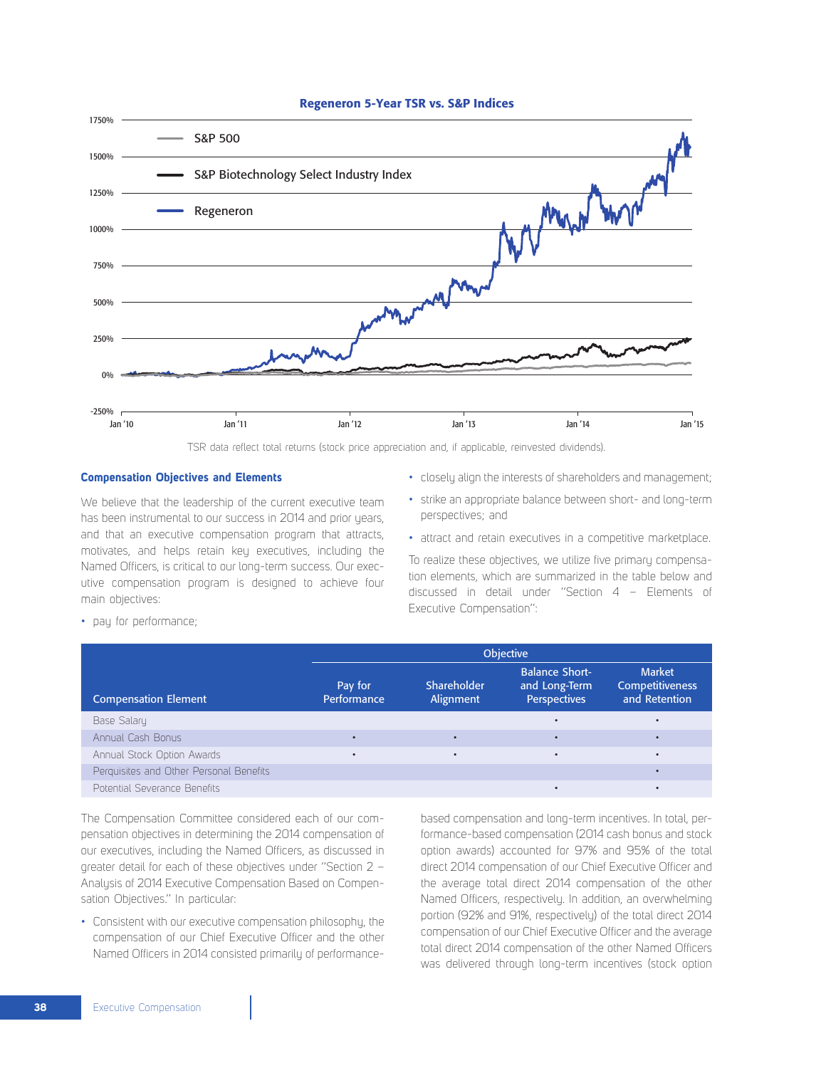**Regeneron 5-Year TSR vs. S&P Indices**

TSR data reflect total returns (stock price appreciation and, if applicable, reinvested dividends).

### Compensation Objectives and Elements

We believe that the leadership of the current executive team has been instrumental to our success in 2014 and prior years, and that an executive compensation program that attracts, motivates, and helps retain key executives, including the Named Officers, is critical to our long-term success. Our executive compensation program is designed to achieve four main objectives:

- pay for performance;
- closely align the interests of shareholders and management;
- strike an appropriate balance between short- and long-term perspectives; and
- attract and retain executives in a competitive marketplace.

To realize these objectives, we utilize five primary compensation elements, which are summarized in the table below and discussed in detail under "Section 4 – Elements of Executive Compensation":

| Compensation Element | Objective | | | |
|---|---|---|---|---|
| | Pay for Performance | Shareholder Alignment | Balance Short- and Long-Term Perspectives | Market Competitiveness and Retention |
| Base Salary | | | • | • |
| Annual Cash Bonus | • | • | • | • |
| Annual Stock Option Awards | • | • | • | • |
| Perquisites and Other Personal Benefits | | | | • |
| Potential Severance Benefits | | | • | • |

The Compensation Committee considered each of our compensation objectives in determining the 2014 compensation of our executives, including the Named Officers, as discussed in greater detail for each of these objectives under "Section 2 – Analysis of 2014 Executive Compensation Based on Compensation Objectives." In particular:

- Consistent with our executive compensation philosophy, the compensation of our Chief Executive Officer and the other Named Officers in 2014 consisted primarily of performance-based compensation and long-term incentives. In total, performance-based compensation (2014 cash bonus and stock option awards) accounted for 97% and 95% of the total direct 2014 compensation of our Chief Executive Officer and the average total direct 2014 compensation of the other Named Officers, respectively. In addition, an overwhelming portion (92% and 91%, respectively) of the total direct 2014 compensation of our Chief Executive Officer and the average total direct 2014 compensation of the other Named Officers was delivered through long-term incentives (stock option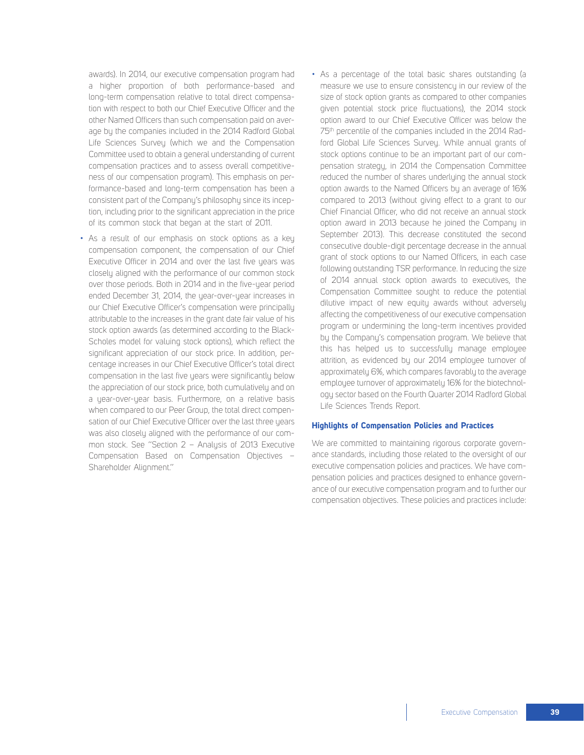awards). In 2014, our executive compensation program had a higher proportion of both performance-based and long-term compensation relative to total direct compensation with respect to both our Chief Executive Officer and the other Named Officers than such compensation paid on average by the companies included in the 2014 Radford Global Life Sciences Survey (which we and the Compensation Committee used to obtain a general understanding of current compensation practices and to assess overall competitiveness of our compensation program). This emphasis on performance-based and long-term compensation has been a consistent part of the Company's philosophy since its inception, including prior to the significant appreciation in the price of its common stock that began at the start of 2011.

- As a result of our emphasis on stock options as a key compensation component, the compensation of our Chief Executive Officer in 2014 and over the last five years was closely aligned with the performance of our common stock over those periods. Both in 2014 and in the five-year period ended December 31, 2014, the year-over-year increases in our Chief Executive Officer's compensation were principally attributable to the increases in the grant date fair value of his stock option awards (as determined according to the Black-Scholes model for valuing stock options), which reflect the significant appreciation of our stock price. In addition, percentage increases in our Chief Executive Officer's total direct compensation in the last five years were significantly below the appreciation of our stock price, both cumulatively and on a year-over-year basis. Furthermore, on a relative basis when compared to our Peer Group, the total direct compensation of our Chief Executive Officer over the last three years was also closely aligned with the performance of our common stock. See "Section 2 – Analysis of 2013 Executive Compensation Based on Compensation Objectives – Shareholder Alignment."

- As a percentage of the total basic shares outstanding (a measure we use to ensure consistency in our review of the size of stock option grants as compared to other companies given potential stock price fluctuations), the 2014 stock option award to our Chief Executive Officer was below the 75th percentile of the companies included in the 2014 Radford Global Life Sciences Survey. While annual grants of stock options continue to be an important part of our compensation strategy, in 2014 the Compensation Committee reduced the number of shares underlying the annual stock option awards to the Named Officers by an average of 16% compared to 2013 (without giving effect to a grant to our Chief Financial Officer, who did not receive an annual stock option award in 2013 because he joined the Company in September 2013). This decrease constituted the second consecutive double-digit percentage decrease in the annual grant of stock options to our Named Officers, in each case following outstanding TSR performance. In reducing the size of 2014 annual stock option awards to executives, the Compensation Committee sought to reduce the potential dilutive impact of new equity awards without adversely affecting the competitiveness of our executive compensation program or undermining the long-term incentives provided by the Company's compensation program. We believe that this has helped us to successfully manage employee attrition, as evidenced by our 2014 employee turnover of approximately 6%, which compares favorably to the average employee turnover of approximately 16% for the biotechnology sector based on the Fourth Quarter 2014 Radford Global Life Sciences Trends Report.

### Highlights of Compensation Policies and Practices

We are committed to maintaining rigorous corporate governance standards, including those related to the oversight of our executive compensation policies and practices. We have compensation policies and practices designed to enhance governance of our executive compensation program and to further our compensation objectives. These policies and practices include: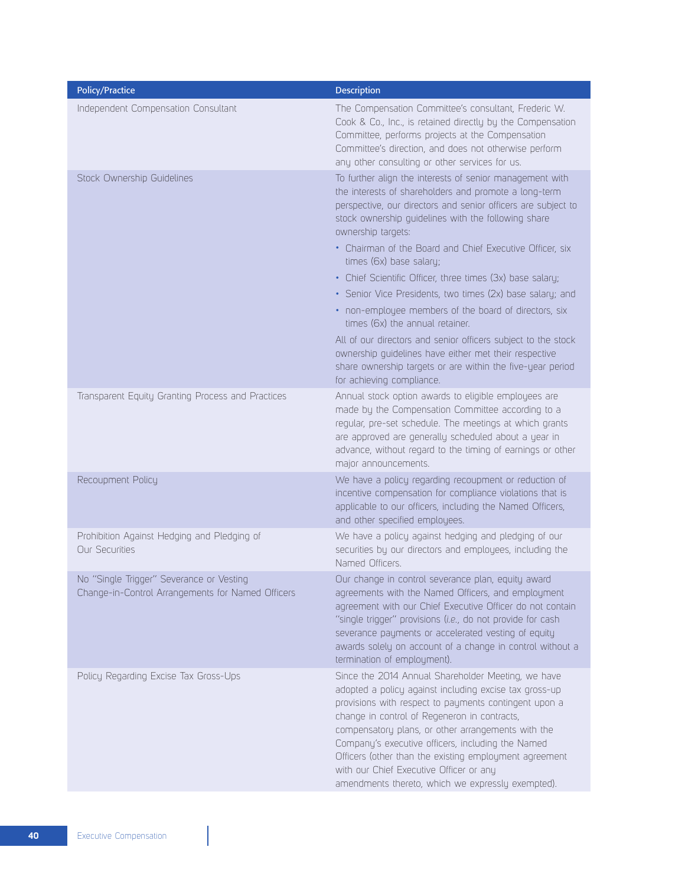| Policy/Practice | Description |
| --- | --- |
| Independent Compensation Consultant | The Compensation Committee's consultant, Frederic W. Cook & Co., Inc., is retained directly by the Compensation Committee, performs projects at the Compensation Committee's direction, and does not otherwise perform any other consulting or other services for us. |
| Stock Ownership Guidelines | To further align the interests of senior management with the interests of shareholders and promote a long-term perspective, our directors and senior officers are subject to stock ownership guidelines with the following share ownership targets:<br>• Chairman of the Board and Chief Executive Officer, six times (6x) base salary;<br>• Chief Scientific Officer, three times (3x) base salary;<br>• Senior Vice Presidents, two times (2x) base salary; and<br>• non-employee members of the board of directors, six times (6x) the annual retainer.<br>All of our directors and senior officers subject to the stock ownership guidelines have either met their respective share ownership targets or are within the five-year period for achieving compliance. |
| Transparent Equity Granting Process and Practices | Annual stock option awards to eligible employees are made by the Compensation Committee according to a regular, pre-set schedule. The meetings at which grants are approved are generally scheduled about a year in advance, without regard to the timing of earnings or other major announcements. |
| Recoupment Policy | We have a policy regarding recoupment or reduction of incentive compensation for compliance violations that is applicable to our officers, including the Named Officers, and other specified employees. |
| Prohibition Against Hedging and Pledging of Our Securities | We have a policy against hedging and pledging of our securities by our directors and employees, including the Named Officers. |
| No "Single Trigger" Severance or Vesting Change-in-Control Arrangements for Named Officers | Our change in control severance plan, equity award agreements with the Named Officers, and employment agreement with our Chief Executive Officer do not contain "single trigger" provisions (*i.e.,* do not provide for cash severance payments or accelerated vesting of equity awards solely on account of a change in control without a termination of employment). |
| Policy Regarding Excise Tax Gross-Ups | Since the 2014 Annual Shareholder Meeting, we have adopted a policy against including excise tax gross-up provisions with respect to payments contingent upon a change in control of Regeneron in contracts, compensatory plans, or other arrangements with the Company's executive officers, including the Named Officers (other than the existing employment agreement with our Chief Executive Officer or any amendments thereto, which we expressly exempted). |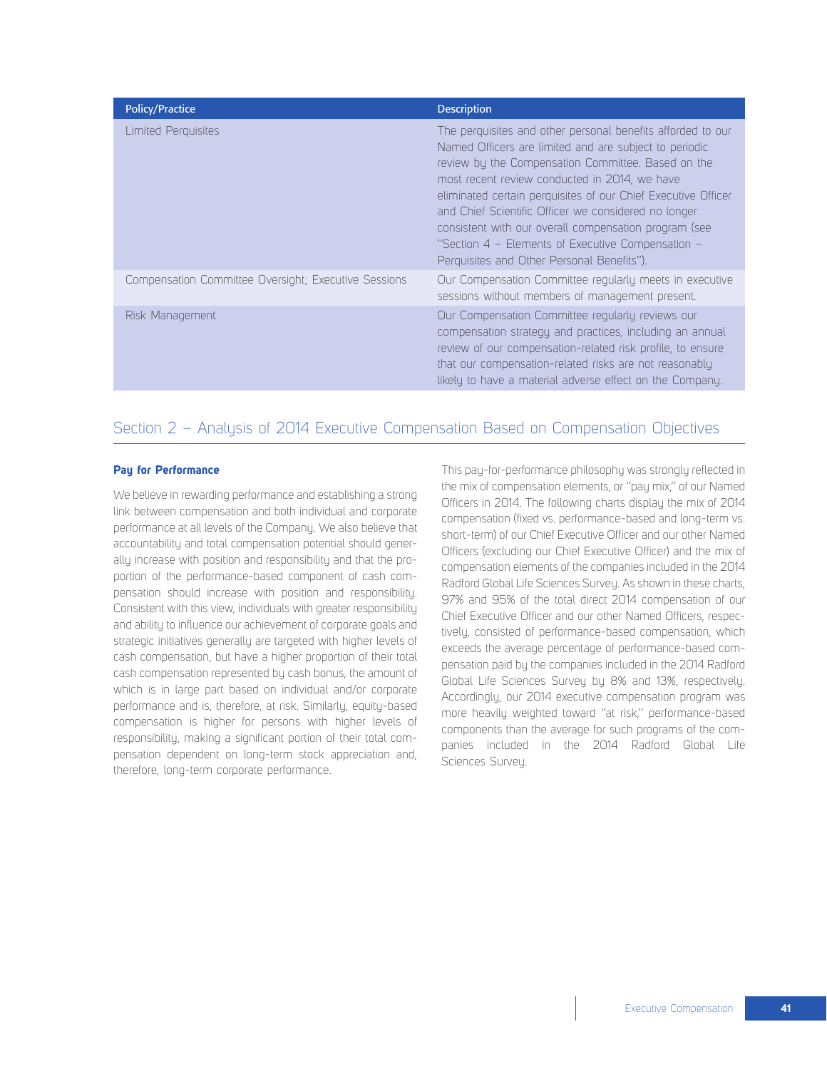| Policy/Practice | Description |
| --- | --- |
| Limited Perquisites | The perquisites and other personal benefits afforded to our Named Officers are limited and are subject to periodic review by the Compensation Committee. Based on the most recent review conducted in 2014, we have eliminated certain perquisites of our Chief Executive Officer and Chief Scientific Officer we considered no longer consistent with our overall compensation program (see "Section 4 – Elements of Executive Compensation – Perquisites and Other Personal Benefits"). |
| Compensation Committee Oversight; Executive Sessions | Our Compensation Committee regularly meets in executive sessions without members of management present. |
| Risk Management | Our Compensation Committee regularly reviews our compensation strategy and practices, including an annual review of our compensation-related risk profile, to ensure that our compensation-related risks are not reasonably likely to have a material adverse effect on the Company. |

## Section 2 – Analysis of 2014 Executive Compensation Based on Compensation Objectives

**Pay for Performance**

We believe in rewarding performance and establishing a strong link between compensation and both individual and corporate performance at all levels of the Company. We also believe that accountability and total compensation potential should generally increase with position and responsibility and that the proportion of the performance-based component of cash compensation should increase with position and responsibility. Consistent with this view, individuals with greater responsibility and ability to influence our achievement of corporate goals and strategic initiatives generally are targeted with higher levels of cash compensation, but have a higher proportion of their total cash compensation represented by cash bonus, the amount of which is in large part based on individual and/or corporate performance and is, therefore, at risk. Similarly, equity-based compensation is higher for persons with higher levels of responsibility, making a significant portion of their total compensation dependent on long-term stock appreciation and, therefore, long-term corporate performance.

This pay-for-performance philosophy was strongly reflected in the mix of compensation elements, or "pay mix," of our Named Officers in 2014. The following charts display the mix of 2014 compensation (fixed vs. performance-based and long-term vs. short-term) of our Chief Executive Officer and our other Named Officers (excluding our Chief Executive Officer) and the mix of compensation elements of the companies included in the 2014 Radford Global Life Sciences Survey. As shown in these charts, 97% and 95% of the total direct 2014 compensation of our Chief Executive Officer and our other Named Officers, respectively, consisted of performance-based compensation, which exceeds the average percentage of performance-based compensation paid by the companies included in the 2014 Radford Global Life Sciences Survey by 8% and 13%, respectively. Accordingly, our 2014 executive compensation program was more heavily weighted toward "at risk," performance-based components than the average for such programs of the companies included in the 2014 Radford Global Life Sciences Survey.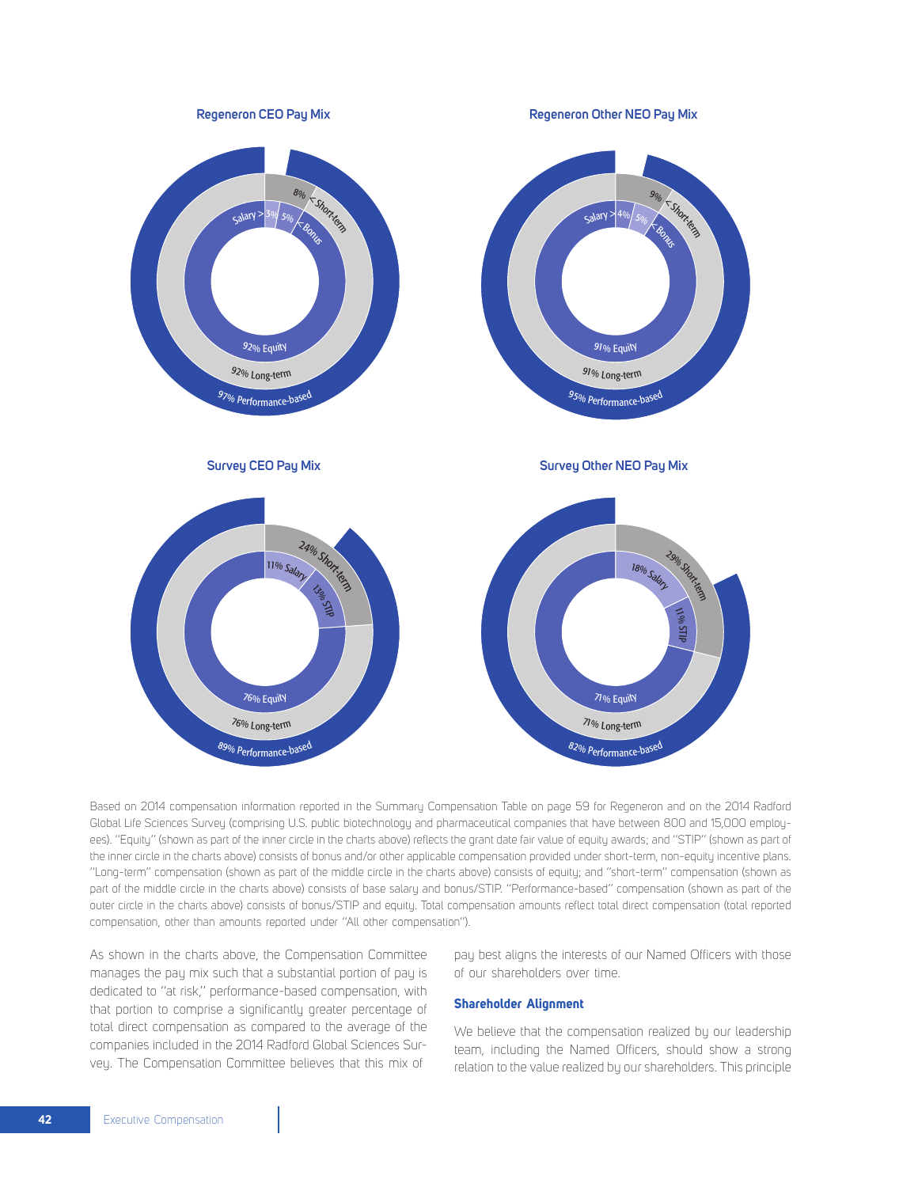**Regeneron CEO Pay Mix**

Salary > 3% | 5% < Bonus | 8% < Short-term

92% Equity

92% Long-term

97% Performance-based

**Regeneron Other NEO Pay Mix**

Salary > 4% | 5% < Bonus | 9% < Short-term

91% Equity

91% Long-term

95% Performance-based

**Survey CEO Pay Mix**

11% Salary | 13% STIP | 24% Short-term

76% Equity

76% Long-term

89% Performance-based

**Survey Other NEO Pay Mix**

18% Salary | 11% STIP | 29% Short-term

71% Equity

71% Long-term

82% Performance-based

Based on 2014 compensation information reported in the Summary Compensation Table on page 59 for Regeneron and on the 2014 Radford Global Life Sciences Survey (comprising U.S. public biotechnology and pharmaceutical companies that have between 800 and 15,000 employees). "Equity" (shown as part of the inner circle in the charts above) reflects the grant date fair value of equity awards; and "STIP" (shown as part of the inner circle in the charts above) consists of bonus and/or other applicable compensation provided under short-term, non-equity incentive plans. "Long-term" compensation (shown as part of the middle circle in the charts above) consists of equity; and "short-term" compensation (shown as part of the middle circle in the charts above) consists of base salary and bonus/STIP. "Performance-based" compensation (shown as part of the outer circle in the charts above) consists of bonus/STIP and equity. Total compensation amounts reflect total direct compensation (total reported compensation, other than amounts reported under "All other compensation").

As shown in the charts above, the Compensation Committee manages the pay mix such that a substantial portion of pay is dedicated to "at risk," performance-based compensation, with that portion to comprise a significantly greater percentage of total direct compensation as compared to the average of the companies included in the 2014 Radford Global Sciences Survey. The Compensation Committee believes that this mix of pay best aligns the interests of our Named Officers with those of our shareholders over time.

### Shareholder Alignment

We believe that the compensation realized by our leadership team, including the Named Officers, should show a strong relation to the value realized by our shareholders. This principle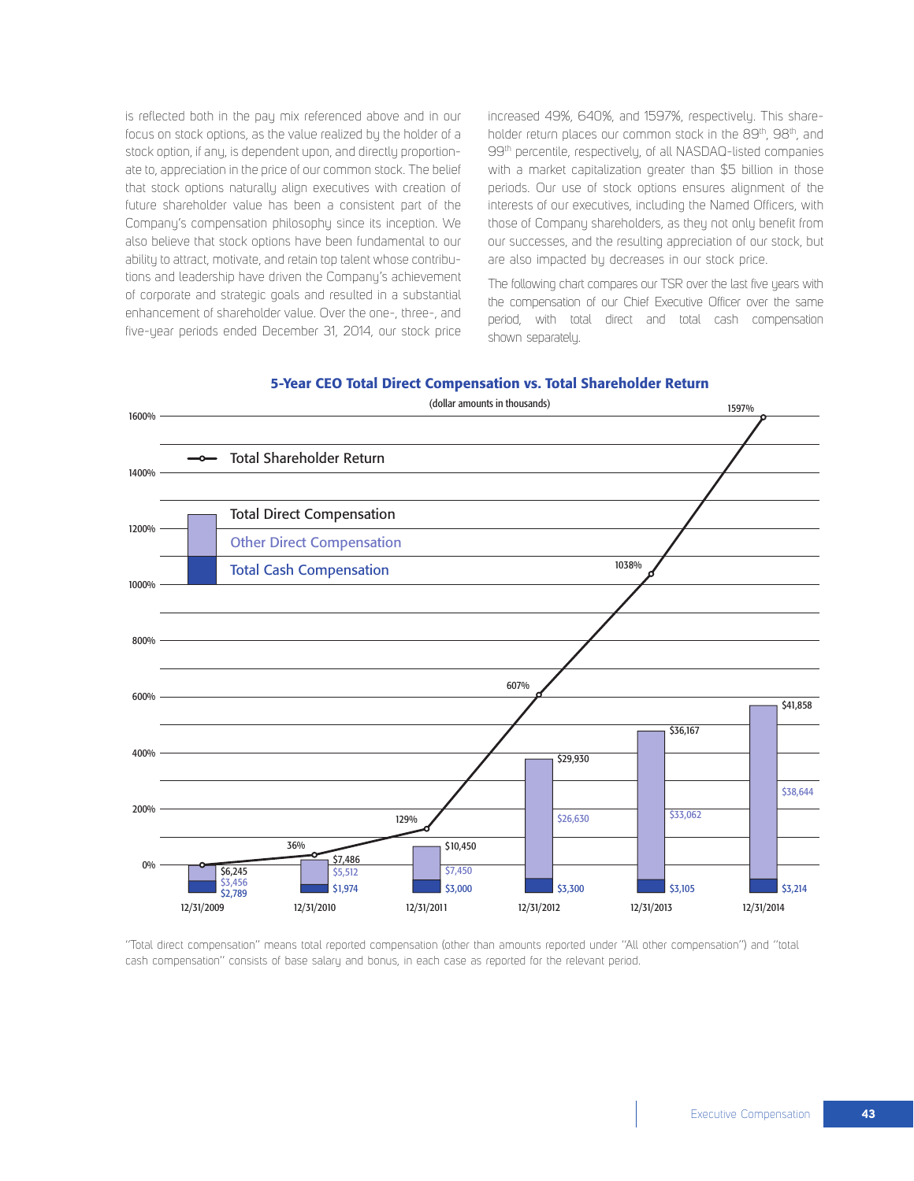is reflected both in the pay mix referenced above and in our focus on stock options, as the value realized by the holder of a stock option, if any, is dependent upon, and directly proportionate to, appreciation in the price of our common stock. The belief that stock options naturally align executives with creation of future shareholder value has been a consistent part of the Company's compensation philosophy since its inception. We also believe that stock options have been fundamental to our ability to attract, motivate, and retain top talent whose contributions and leadership have driven the Company's achievement of corporate and strategic goals and resulted in a substantial enhancement of shareholder value. Over the one-, three-, and five-year periods ended December 31, 2014, our stock price increased 49%, 640%, and 1597%, respectively. This shareholder return places our common stock in the 89th, 98th, and 99th percentile, respectively, of all NASDAQ-listed companies with a market capitalization greater than $5 billion in those periods. Our use of stock options ensures alignment of the interests of our executives, including the Named Officers, with those of Company shareholders, as they not only benefit from our successes, and the resulting appreciation of our stock, but are also impacted by decreases in our stock price.

The following chart compares our TSR over the last five years with the compensation of our Chief Executive Officer over the same period, with total direct and total cash compensation shown separately.

**5-Year CEO Total Direct Compensation vs. Total Shareholder Return**

(dollar amounts in thousands)

| Date | Total Shareholder Return | Total Direct Compensation | Other Direct Compensation | Total Cash Compensation |
|---|---|---|---|---|
| 12/31/2009 | 0% | $6,245 | $3,456 | $2,789 |
| 12/31/2010 | 36% | $7,486 | $5,512 | $1,974 |
| 12/31/2011 | 129% | $10,450 | $7,450 | $3,000 |
| 12/31/2012 | 607% | $29,930 | $26,630 | $3,300 |
| 12/31/2013 | 1038% | $36,167 | $33,062 | $3,105 |
| 12/31/2014 | 1597% | $41,858 | $38,644 | $3,214 |

"Total direct compensation" means total reported compensation (other than amounts reported under "All other compensation") and "total cash compensation" consists of base salary and bonus, in each case as reported for the relevant period.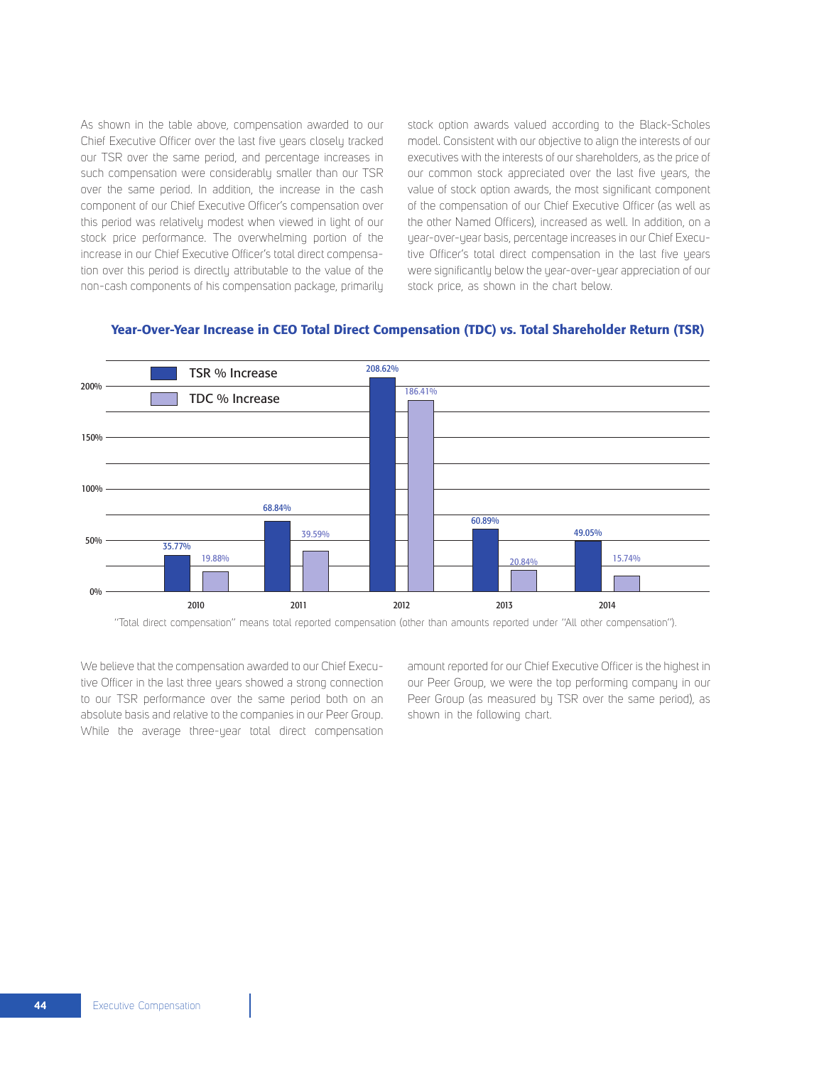As shown in the table above, compensation awarded to our Chief Executive Officer over the last five years closely tracked our TSR over the same period, and percentage increases in such compensation were considerably smaller than our TSR over the same period. In addition, the increase in the cash component of our Chief Executive Officer's compensation over this period was relatively modest when viewed in light of our stock price performance. The overwhelming portion of the increase in our Chief Executive Officer's total direct compensation over this period is directly attributable to the value of the non-cash components of his compensation package, primarily stock option awards valued according to the Black-Scholes model. Consistent with our objective to align the interests of our executives with the interests of our shareholders, as the price of our common stock appreciated over the last five years, the value of stock option awards, the most significant component of the compensation of our Chief Executive Officer (as well as the other Named Officers), increased as well. In addition, on a year-over-year basis, percentage increases in our Chief Executive Officer's total direct compensation in the last five years were significantly below the year-over-year appreciation of our stock price, as shown in the chart below.

**Year-Over-Year Increase in CEO Total Direct Compensation (TDC) vs. Total Shareholder Return (TSR)**

| Year | TSR % Increase | TDC % Increase |
|---|---|---|
| 2010 | 35.77% | 19.88% |
| 2011 | 68.84% | 39.59% |
| 2012 | 208.62% | 186.41% |
| 2013 | 60.89% | 20.84% |
| 2014 | 49.05% | 15.74% |

"Total direct compensation" means total reported compensation (other than amounts reported under "All other compensation").

We believe that the compensation awarded to our Chief Executive Officer in the last three years showed a strong connection to our TSR performance over the same period both on an absolute basis and relative to the companies in our Peer Group. While the average three-year total direct compensation amount reported for our Chief Executive Officer is the highest in our Peer Group, we were the top performing company in our Peer Group (as measured by TSR over the same period), as shown in the following chart.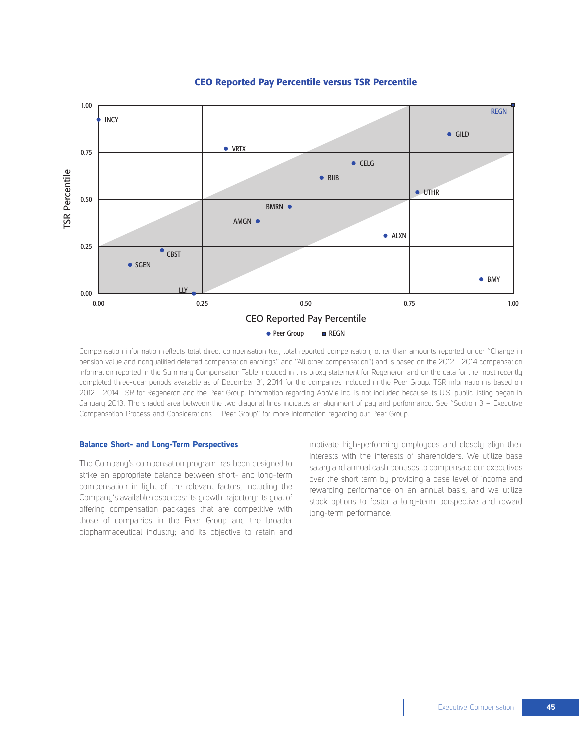### CEO Reported Pay Percentile versus TSR Percentile

Compensation information reflects total direct compensation (*i.e.*, total reported compensation, other than amounts reported under "Change in pension value and nonqualified deferred compensation earnings" and "All other compensation") and is based on the 2012 - 2014 compensation information reported in the Summary Compensation Table included in this proxy statement for Regeneron and on the data for the most recently completed three-year periods available as of December 31, 2014 for the companies included in the Peer Group. TSR information is based on 2012 - 2014 TSR for Regeneron and the Peer Group. Information regarding AbbVie Inc. is not included because its U.S. public listing began in January 2013. The shaded area between the two diagonal lines indicates an alignment of pay and performance. See "Section 3 – Executive Compensation Process and Considerations – Peer Group" for more information regarding our Peer Group.

**Balance Short- and Long-Term Perspectives**

The Company's compensation program has been designed to strike an appropriate balance between short- and long-term compensation in light of the relevant factors, including the Company's available resources; its growth trajectory; its goal of offering compensation packages that are competitive with those of companies in the Peer Group and the broader biopharmaceutical industry; and its objective to retain and motivate high-performing employees and closely align their interests with the interests of shareholders. We utilize base salary and annual cash bonuses to compensate our executives over the short term by providing a base level of income and rewarding performance on an annual basis, and we utilize stock options to foster a long-term perspective and reward long-term performance.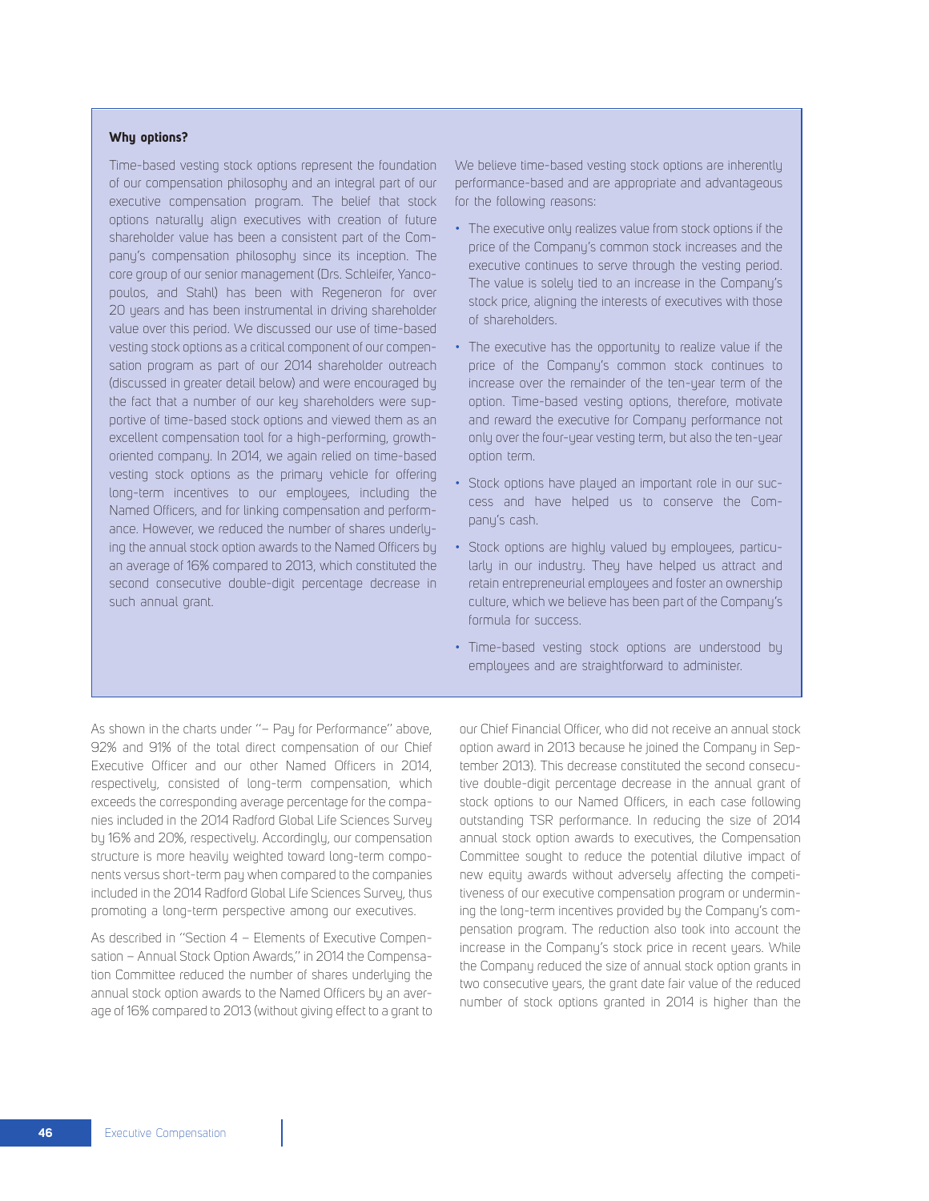**Why options?**

Time-based vesting stock options represent the foundation of our compensation philosophy and an integral part of our executive compensation program. The belief that stock options naturally align executives with creation of future shareholder value has been a consistent part of the Company's compensation philosophy since its inception. The core group of our senior management (Drs. Schleifer, Yancopoulos, and Stahl) has been with Regeneron for over 20 years and has been instrumental in driving shareholder value over this period. We discussed our use of time-based vesting stock options as a critical component of our compensation program as part of our 2014 shareholder outreach (discussed in greater detail below) and were encouraged by the fact that a number of our key shareholders were supportive of time-based stock options and viewed them as an excellent compensation tool for a high-performing, growth-oriented company. In 2014, we again relied on time-based vesting stock options as the primary vehicle for offering long-term incentives to our employees, including the Named Officers, and for linking compensation and performance. However, we reduced the number of shares underlying the annual stock option awards to the Named Officers by an average of 16% compared to 2013, which constituted the second consecutive double-digit percentage decrease in such annual grant.

We believe time-based vesting stock options are inherently performance-based and are appropriate and advantageous for the following reasons:

- The executive only realizes value from stock options if the price of the Company's common stock increases and the executive continues to serve through the vesting period. The value is solely tied to an increase in the Company's stock price, aligning the interests of executives with those of shareholders.
- The executive has the opportunity to realize value if the price of the Company's common stock continues to increase over the remainder of the ten-year term of the option. Time-based vesting options, therefore, motivate and reward the executive for Company performance not only over the four-year vesting term, but also the ten-year option term.
- Stock options have played an important role in our success and have helped us to conserve the Company's cash.
- Stock options are highly valued by employees, particularly in our industry. They have helped us attract and retain entrepreneurial employees and foster an ownership culture, which we believe has been part of the Company's formula for success.
- Time-based vesting stock options are understood by employees and are straightforward to administer.

As shown in the charts under "– Pay for Performance" above, 92% and 91% of the total direct compensation of our Chief Executive Officer and our other Named Officers in 2014, respectively, consisted of long-term compensation, which exceeds the corresponding average percentage for the companies included in the 2014 Radford Global Life Sciences Survey by 16% and 20%, respectively. Accordingly, our compensation structure is more heavily weighted toward long-term components versus short-term pay when compared to the companies included in the 2014 Radford Global Life Sciences Survey, thus promoting a long-term perspective among our executives.

As described in "Section 4 – Elements of Executive Compensation – Annual Stock Option Awards," in 2014 the Compensation Committee reduced the number of shares underlying the annual stock option awards to the Named Officers by an average of 16% compared to 2013 (without giving effect to a grant to our Chief Financial Officer, who did not receive an annual stock option award in 2013 because he joined the Company in September 2013). This decrease constituted the second consecutive double-digit percentage decrease in the annual grant of stock options to our Named Officers, in each case following outstanding TSR performance. In reducing the size of 2014 annual stock option awards to executives, the Compensation Committee sought to reduce the potential dilutive impact of new equity awards without adversely affecting the competitiveness of our executive compensation program or undermining the long-term incentives provided by the Company's compensation program. The reduction also took into account the increase in the Company's stock price in recent years. While the Company reduced the size of annual stock option grants in two consecutive years, the grant date fair value of the reduced number of stock options granted in 2014 is higher than the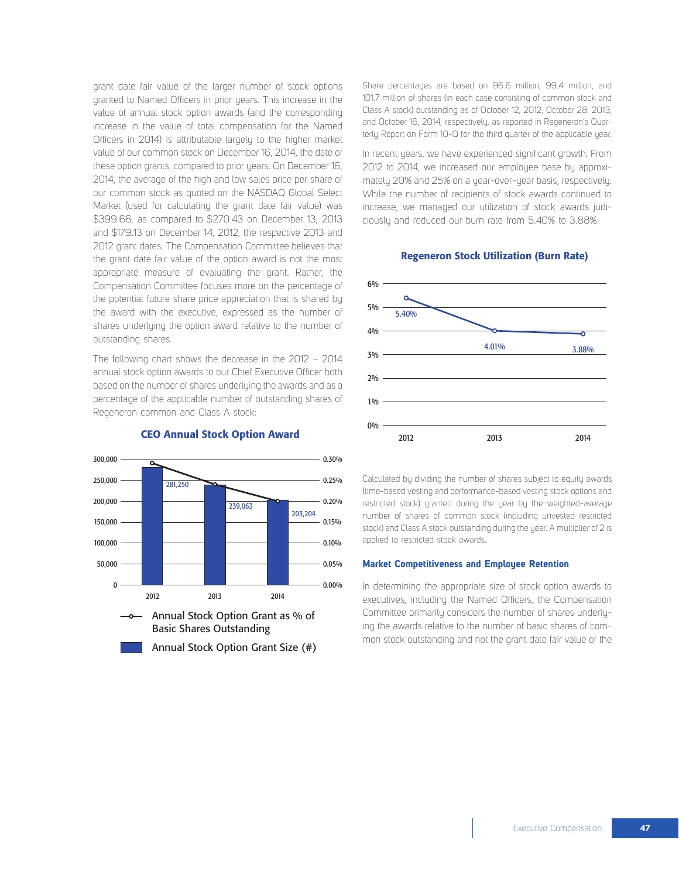grant date fair value of the larger number of stock options granted to Named Officers in prior years. This increase in the value of annual stock option awards (and the corresponding increase in the value of total compensation for the Named Officers in 2014) is attributable largely to the higher market value of our common stock on December 16, 2014, the date of these option grants, compared to prior years. On December 16, 2014, the average of the high and low sales price per share of our common stock as quoted on the NASDAQ Global Select Market (used for calculating the grant date fair value) was $399.66, as compared to $270.43 on December 13, 2013 and $179.13 on December 14, 2012, the respective 2013 and 2012 grant dates. The Compensation Committee believes that the grant date fair value of the option award is not the most appropriate measure of evaluating the grant. Rather, the Compensation Committee focuses more on the percentage of the potential future share price appreciation that is shared by the award with the executive, expressed as the number of shares underlying the option award relative to the number of outstanding shares.

The following chart shows the decrease in the 2012 – 2014 annual stock option awards to our Chief Executive Officer both based on the number of shares underlying the awards and as a percentage of the applicable number of outstanding shares of Regeneron common and Class A stock:

**CEO Annual Stock Option Award**

| Year | Annual Stock Option Grant Size (#) |
|---|---|
| 2012 | 281,250 |
| 2013 | 239,063 |
| 2014 | 203,204 |

Annual Stock Option Grant as % of Basic Shares Outstanding

Annual Stock Option Grant Size (#)

Share percentages are based on 96.6 million, 99.4 million, and 101.7 million of shares (in each case consisting of common stock and Class A stock) outstanding as of October 12, 2012, October 28, 2013, and October 16, 2014, respectively, as reported in Regeneron's Quarterly Report on Form 10-Q for the third quarter of the applicable year.

In recent years, we have experienced significant growth. From 2012 to 2014, we increased our employee base by approximately 20% and 25% on a year-over-year basis, respectively. While the number of recipients of stock awards continued to increase, we managed our utilization of stock awards judiciously and reduced our burn rate from 5.40% to 3.88%:

**Regeneron Stock Utilization (Burn Rate)**

| Year | Burn Rate |
|---|---|
| 2012 | 5.40% |
| 2013 | 4.01% |
| 2014 | 3.88% |

Calculated by dividing the number of shares subject to equity awards (time-based vesting and performance-based vesting stock options and restricted stock) granted during the year by the weighted-average number of shares of common stock (including unvested restricted stock) and Class A stock outstanding during the year. A multiplier of 2 is applied to restricted stock awards.

### Market Competitiveness and Employee Retention

In determining the appropriate size of stock option awards to executives, including the Named Officers, the Compensation Committee primarily considers the number of shares underlying the awards relative to the number of basic shares of common stock outstanding and not the grant date fair value of the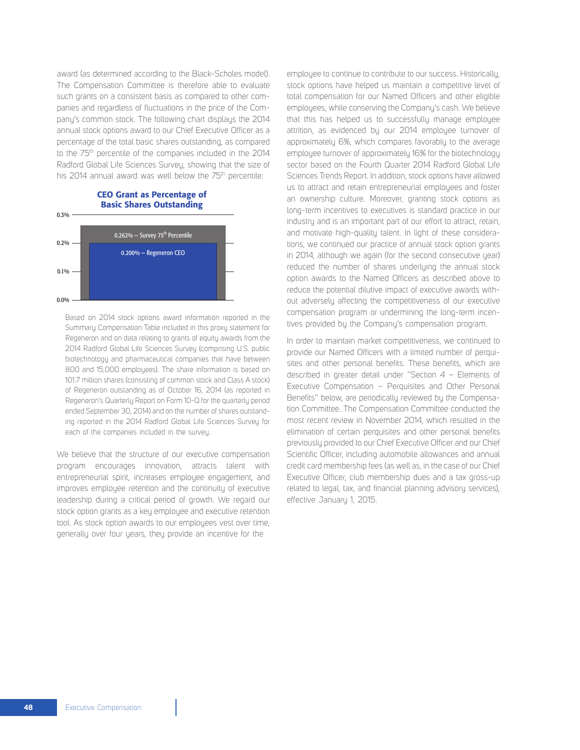award (as determined according to the Black-Scholes model). The Compensation Committee is therefore able to evaluate such grants on a consistent basis as compared to other companies and regardless of fluctuations in the price of the Company's common stock. The following chart displays the 2014 annual stock options award to our Chief Executive Officer as a percentage of the total basic shares outstanding, as compared to the 75th percentile of the companies included in the 2014 Radford Global Life Sciences Survey, showing that the size of his 2014 annual award was well below the 75th percentile:

**CEO Grant as Percentage of Basic Shares Outstanding**

| | Percentage |
|---|---|
| Survey 75th Percentile | 0.262% |
| Regeneron CEO | 0.200% |

Based on 2014 stock options award information reported in the Summary Compensation Table included in this proxy statement for Regeneron and on data relating to grants of equity awards from the 2014 Radford Global Life Sciences Survey (comprising U.S. public biotechnology and pharmaceutical companies that have between 800 and 15,000 employees). The share information is based on 101.7 million shares (consisting of common stock and Class A stock) of Regeneron outstanding as of October 16, 2014 (as reported in Regeneron's Quarterly Report on Form 10-Q for the quarterly period ended September 30, 2014) and on the number of shares outstanding reported in the 2014 Radford Global Life Sciences Survey for each of the companies included in the survey.

We believe that the structure of our executive compensation program encourages innovation, attracts talent with entrepreneurial spirit, increases employee engagement, and improves employee retention and the continuity of executive leadership during a critical period of growth. We regard our stock option grants as a key employee and executive retention tool. As stock option awards to our employees vest over time, generally over four years, they provide an incentive for the employee to continue to contribute to our success. Historically, stock options have helped us maintain a competitive level of total compensation for our Named Officers and other eligible employees, while conserving the Company's cash. We believe that this has helped us to successfully manage employee attrition, as evidenced by our 2014 employee turnover of approximately 6%, which compares favorably to the average employee turnover of approximately 16% for the biotechnology sector based on the Fourth Quarter 2014 Radford Global Life Sciences Trends Report. In addition, stock options have allowed us to attract and retain entrepreneurial employees and foster an ownership culture. Moreover, granting stock options as long-term incentives to executives is standard practice in our industry and is an important part of our effort to attract, retain, and motivate high-quality talent. In light of these considerations, we continued our practice of annual stock option grants in 2014, although we again (for the second consecutive year) reduced the number of shares underlying the annual stock option awards to the Named Officers as described above to reduce the potential dilutive impact of executive awards without adversely affecting the competitiveness of our executive compensation program or undermining the long-term incentives provided by the Company's compensation program.

In order to maintain market competitiveness, we continued to provide our Named Officers with a limited number of perquisites and other personal benefits. These benefits, which are described in greater detail under "Section 4 – Elements of Executive Compensation – Perquisites and Other Personal Benefits" below, are periodically reviewed by the Compensation Committee. The Compensation Committee conducted the most recent review in November 2014, which resulted in the elimination of certain perquisites and other personal benefits previously provided to our Chief Executive Officer and our Chief Scientific Officer, including automobile allowances and annual credit card membership fees (as well as, in the case of our Chief Executive Officer, club membership dues and a tax gross-up related to legal, tax, and financial planning advisory services), effective January 1, 2015.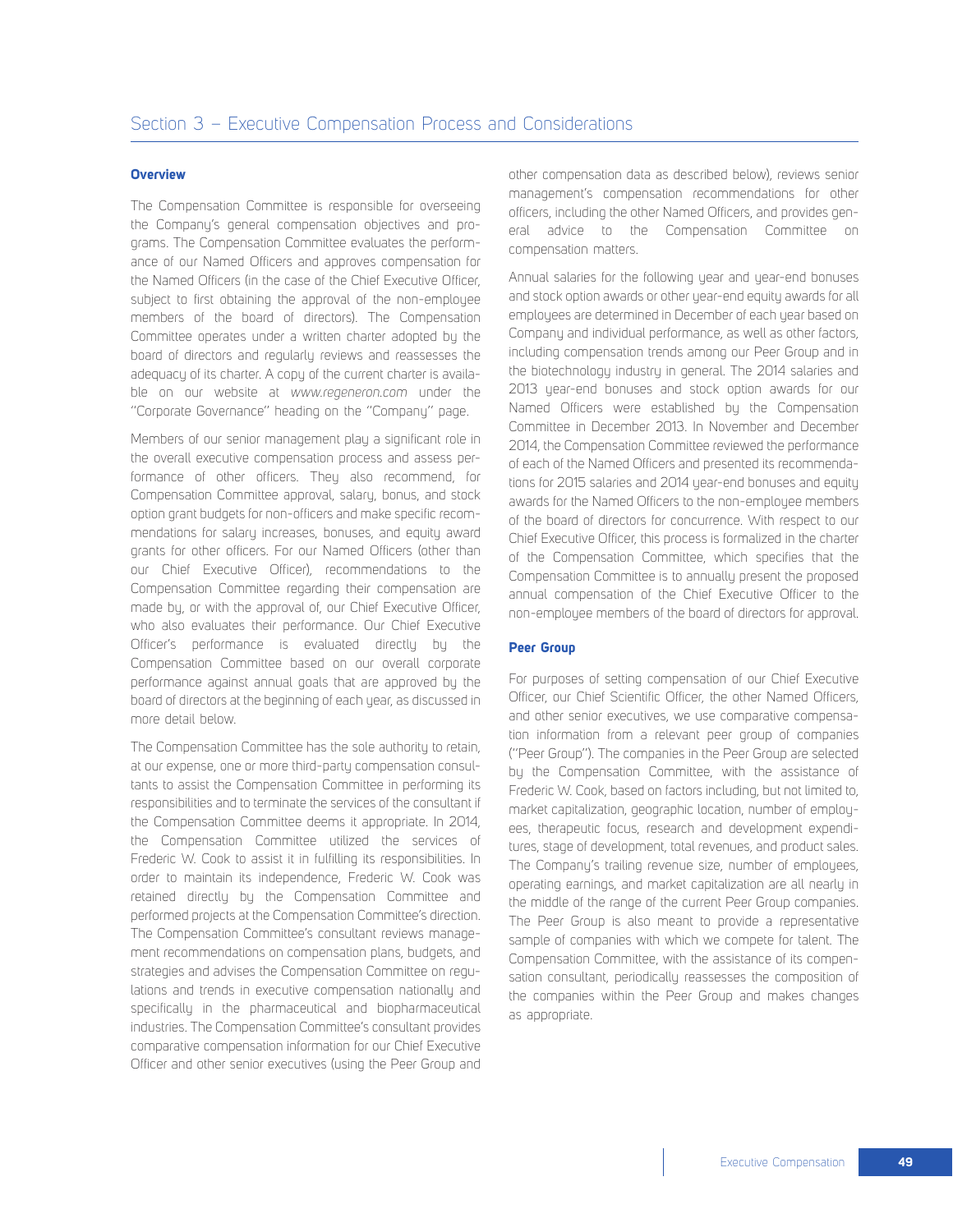## Section 3 – Executive Compensation Process and Considerations

### Overview

The Compensation Committee is responsible for overseeing the Company's general compensation objectives and programs. The Compensation Committee evaluates the performance of our Named Officers and approves compensation for the Named Officers (in the case of the Chief Executive Officer, subject to first obtaining the approval of the non-employee members of the board of directors). The Compensation Committee operates under a written charter adopted by the board of directors and regularly reviews and reassesses the adequacy of its charter. A copy of the current charter is available on our website at *www.regeneron.com* under the "Corporate Governance" heading on the "Company" page.

Members of our senior management play a significant role in the overall executive compensation process and assess performance of other officers. They also recommend, for Compensation Committee approval, salary, bonus, and stock option grant budgets for non-officers and make specific recommendations for salary increases, bonuses, and equity award grants for other officers. For our Named Officers (other than our Chief Executive Officer), recommendations to the Compensation Committee regarding their compensation are made by, or with the approval of, our Chief Executive Officer, who also evaluates their performance. Our Chief Executive Officer's performance is evaluated directly by the Compensation Committee based on our overall corporate performance against annual goals that are approved by the board of directors at the beginning of each year, as discussed in more detail below.

The Compensation Committee has the sole authority to retain, at our expense, one or more third-party compensation consultants to assist the Compensation Committee in performing its responsibilities and to terminate the services of the consultant if the Compensation Committee deems it appropriate. In 2014, the Compensation Committee utilized the services of Frederic W. Cook to assist it in fulfilling its responsibilities. In order to maintain its independence, Frederic W. Cook was retained directly by the Compensation Committee and performed projects at the Compensation Committee's direction. The Compensation Committee's consultant reviews management recommendations on compensation plans, budgets, and strategies and advises the Compensation Committee on regulations and trends in executive compensation nationally and specifically in the pharmaceutical and biopharmaceutical industries. The Compensation Committee's consultant provides comparative compensation information for our Chief Executive Officer and other senior executives (using the Peer Group and other compensation data as described below), reviews senior management's compensation recommendations for other officers, including the other Named Officers, and provides general advice to the Compensation Committee on compensation matters.

Annual salaries for the following year and year-end bonuses and stock option awards or other year-end equity awards for all employees are determined in December of each year based on Company and individual performance, as well as other factors, including compensation trends among our Peer Group and in the biotechnology industry in general. The 2014 salaries and 2013 year-end bonuses and stock option awards for our Named Officers were established by the Compensation Committee in December 2013. In November and December 2014, the Compensation Committee reviewed the performance of each of the Named Officers and presented its recommendations for 2015 salaries and 2014 year-end bonuses and equity awards for the Named Officers to the non-employee members of the board of directors for concurrence. With respect to our Chief Executive Officer, this process is formalized in the charter of the Compensation Committee, which specifies that the Compensation Committee is to annually present the proposed annual compensation of the Chief Executive Officer to the non-employee members of the board of directors for approval.

### Peer Group

For purposes of setting compensation of our Chief Executive Officer, our Chief Scientific Officer, the other Named Officers, and other senior executives, we use comparative compensation information from a relevant peer group of companies ("Peer Group"). The companies in the Peer Group are selected by the Compensation Committee, with the assistance of Frederic W. Cook, based on factors including, but not limited to, market capitalization, geographic location, number of employees, therapeutic focus, research and development expenditures, stage of development, total revenues, and product sales. The Company's trailing revenue size, number of employees, operating earnings, and market capitalization are all nearly in the middle of the range of the current Peer Group companies. The Peer Group is also meant to provide a representative sample of companies with which we compete for talent. The Compensation Committee, with the assistance of its compensation consultant, periodically reassesses the composition of the companies within the Peer Group and makes changes as appropriate.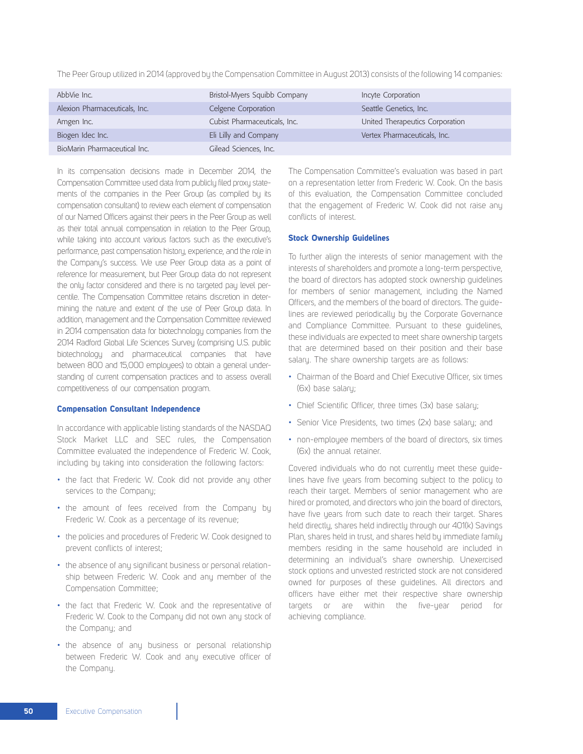The Peer Group utilized in 2014 (approved by the Compensation Committee in August 2013) consists of the following 14 companies:

| | | |
|---|---|---|
| AbbVie Inc. | Bristol-Myers Squibb Company | Incyte Corporation |
| Alexion Pharmaceuticals, Inc. | Celgene Corporation | Seattle Genetics, Inc. |
| Amgen Inc. | Cubist Pharmaceuticals, Inc. | United Therapeutics Corporation |
| Biogen Idec Inc. | Eli Lilly and Company | Vertex Pharmaceuticals, Inc. |
| BioMarin Pharmaceutical Inc. | Gilead Sciences, Inc. | |

In its compensation decisions made in December 2014, the Compensation Committee used data from publicly filed proxy statements of the companies in the Peer Group (as compiled by its compensation consultant) to review each element of compensation of our Named Officers against their peers in the Peer Group as well as their total annual compensation in relation to the Peer Group, while taking into account various factors such as the executive's performance, past compensation history, experience, and the role in the Company's success. We use Peer Group data as a point of reference for measurement, but Peer Group data do not represent the only factor considered and there is no targeted pay level percentile. The Compensation Committee retains discretion in determining the nature and extent of the use of Peer Group data. In addition, management and the Compensation Committee reviewed in 2014 compensation data for biotechnology companies from the 2014 Radford Global Life Sciences Survey (comprising U.S. public biotechnology and pharmaceutical companies that have between 800 and 15,000 employees) to obtain a general understanding of current compensation practices and to assess overall competitiveness of our compensation program.

### Compensation Consultant Independence

In accordance with applicable listing standards of the NASDAQ Stock Market LLC and SEC rules, the Compensation Committee evaluated the independence of Frederic W. Cook, including by taking into consideration the following factors:

- the fact that Frederic W. Cook did not provide any other services to the Company;
- the amount of fees received from the Company by Frederic W. Cook as a percentage of its revenue;
- the policies and procedures of Frederic W. Cook designed to prevent conflicts of interest;
- the absence of any significant business or personal relationship between Frederic W. Cook and any member of the Compensation Committee;
- the fact that Frederic W. Cook and the representative of Frederic W. Cook to the Company did not own any stock of the Company; and
- the absence of any business or personal relationship between Frederic W. Cook and any executive officer of the Company.

The Compensation Committee's evaluation was based in part on a representation letter from Frederic W. Cook. On the basis of this evaluation, the Compensation Committee concluded that the engagement of Frederic W. Cook did not raise any conflicts of interest.

### Stock Ownership Guidelines

To further align the interests of senior management with the interests of shareholders and promote a long-term perspective, the board of directors has adopted stock ownership guidelines for members of senior management, including the Named Officers, and the members of the board of directors. The guidelines are reviewed periodically by the Corporate Governance and Compliance Committee. Pursuant to these guidelines, these individuals are expected to meet share ownership targets that are determined based on their position and their base salary. The share ownership targets are as follows:

- Chairman of the Board and Chief Executive Officer, six times (6x) base salary;
- Chief Scientific Officer, three times (3x) base salary;
- Senior Vice Presidents, two times (2x) base salary; and
- non-employee members of the board of directors, six times (6x) the annual retainer.

Covered individuals who do not currently meet these guidelines have five years from becoming subject to the policy to reach their target. Members of senior management who are hired or promoted, and directors who join the board of directors, have five years from such date to reach their target. Shares held directly, shares held indirectly through our 401(k) Savings Plan, shares held in trust, and shares held by immediate family members residing in the same household are included in determining an individual's share ownership. Unexercised stock options and unvested restricted stock are not considered owned for purposes of these guidelines. All directors and officers have either met their respective share ownership targets or are within the five-year period for achieving compliance.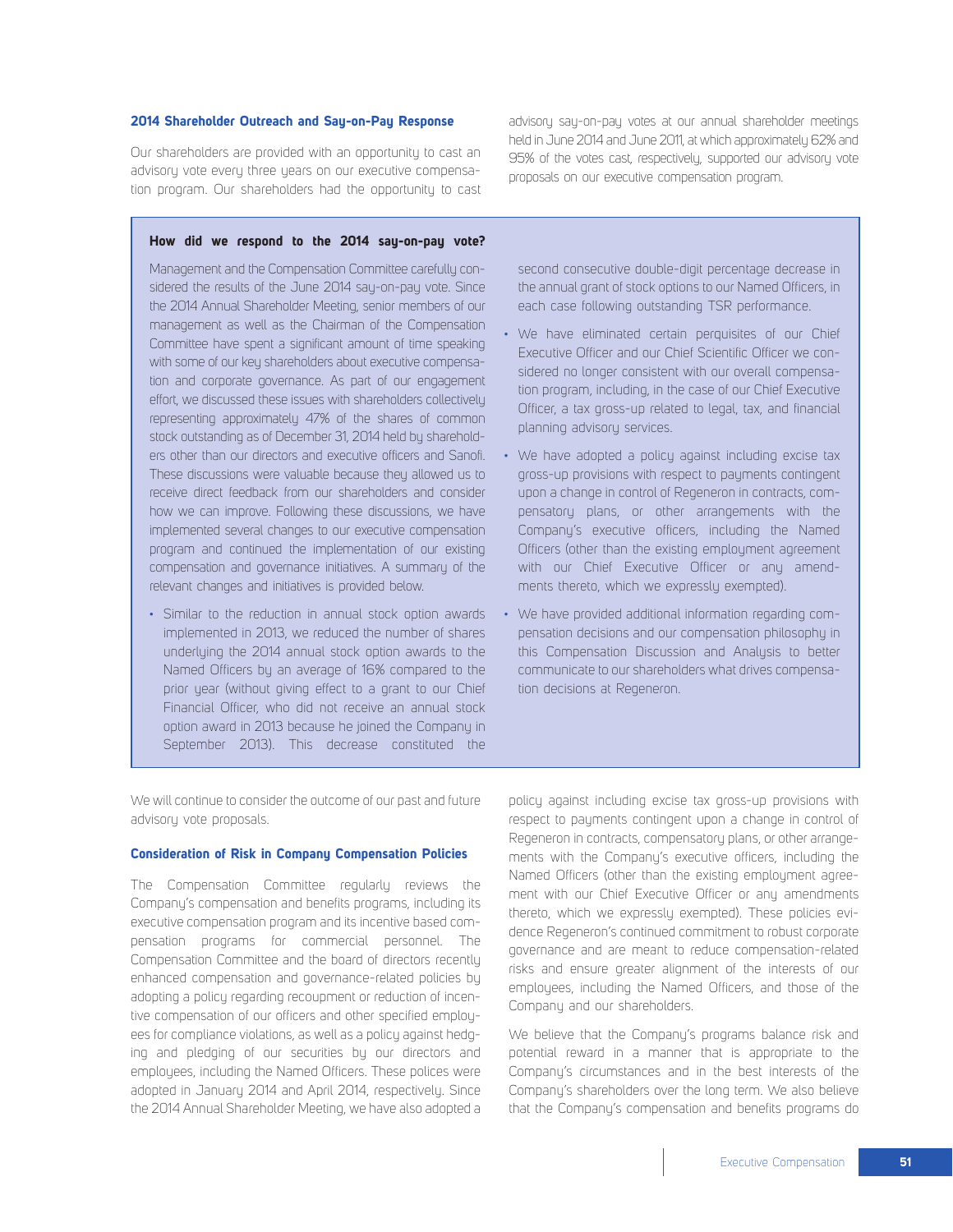### 2014 Shareholder Outreach and Say-on-Pay Response

Our shareholders are provided with an opportunity to cast an advisory vote every three years on our executive compensation program. Our shareholders had the opportunity to cast advisory say-on-pay votes at our annual shareholder meetings held in June 2014 and June 2011, at which approximately 62% and 95% of the votes cast, respectively, supported our advisory vote proposals on our executive compensation program.

#### How did we respond to the 2014 say-on-pay vote?

Management and the Compensation Committee carefully considered the results of the June 2014 say-on-pay vote. Since the 2014 Annual Shareholder Meeting, senior members of our management as well as the Chairman of the Compensation Committee have spent a significant amount of time speaking with some of our key shareholders about executive compensation and corporate governance. As part of our engagement effort, we discussed these issues with shareholders collectively representing approximately 47% of the shares of common stock outstanding as of December 31, 2014 held by shareholders other than our directors and executive officers and Sanofi. These discussions were valuable because they allowed us to receive direct feedback from our shareholders and consider how we can improve. Following these discussions, we have implemented several changes to our executive compensation program and continued the implementation of our existing compensation and governance initiatives. A summary of the relevant changes and initiatives is provided below.

- Similar to the reduction in annual stock option awards implemented in 2013, we reduced the number of shares underlying the 2014 annual stock option awards to the Named Officers by an average of 16% compared to the prior year (without giving effect to a grant to our Chief Financial Officer, who did not receive an annual stock option award in 2013 because he joined the Company in September 2013). This decrease constituted the second consecutive double-digit percentage decrease in the annual grant of stock options to our Named Officers, in each case following outstanding TSR performance.
- We have eliminated certain perquisites of our Chief Executive Officer and our Chief Scientific Officer we considered no longer consistent with our overall compensation program, including, in the case of our Chief Executive Officer, a tax gross-up related to legal, tax, and financial planning advisory services.
- We have adopted a policy against including excise tax gross-up provisions with respect to payments contingent upon a change in control of Regeneron in contracts, compensatory plans, or other arrangements with the Company's executive officers, including the Named Officers (other than the existing employment agreement with our Chief Executive Officer or any amendments thereto, which we expressly exempted).
- We have provided additional information regarding compensation decisions and our compensation philosophy in this Compensation Discussion and Analysis to better communicate to our shareholders what drives compensation decisions at Regeneron.

We will continue to consider the outcome of our past and future advisory vote proposals.

### Consideration of Risk in Company Compensation Policies

The Compensation Committee regularly reviews the Company's compensation and benefits programs, including its executive compensation program and its incentive based compensation programs for commercial personnel. The Compensation Committee and the board of directors recently enhanced compensation and governance-related policies by adopting a policy regarding recoupment or reduction of incentive compensation of our officers and other specified employees for compliance violations, as well as a policy against hedging and pledging of our securities by our directors and employees, including the Named Officers. These polices were adopted in January 2014 and April 2014, respectively. Since the 2014 Annual Shareholder Meeting, we have also adopted a policy against including excise tax gross-up provisions with respect to payments contingent upon a change in control of Regeneron in contracts, compensatory plans, or other arrangements with the Company's executive officers, including the Named Officers (other than the existing employment agreement with our Chief Executive Officer or any amendments thereto, which we expressly exempted). These policies evidence Regeneron's continued commitment to robust corporate governance and are meant to reduce compensation-related risks and ensure greater alignment of the interests of our employees, including the Named Officers, and those of the Company and our shareholders.

We believe that the Company's programs balance risk and potential reward in a manner that is appropriate to the Company's circumstances and in the best interests of the Company's shareholders over the long term. We also believe that the Company's compensation and benefits programs do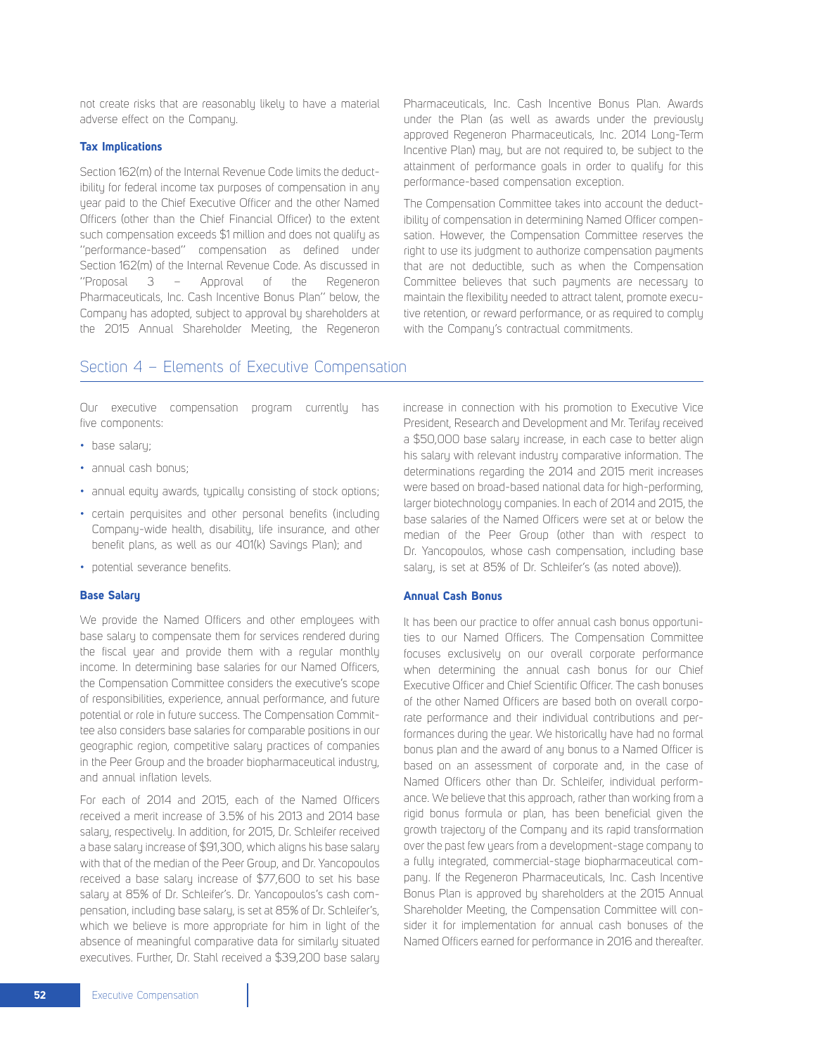not create risks that are reasonably likely to have a material adverse effect on the Company.

**Tax Implications**

Section 162(m) of the Internal Revenue Code limits the deductibility for federal income tax purposes of compensation in any year paid to the Chief Executive Officer and the other Named Officers (other than the Chief Financial Officer) to the extent such compensation exceeds $1 million and does not qualify as "performance-based" compensation as defined under Section 162(m) of the Internal Revenue Code. As discussed in "Proposal 3 – Approval of the Regeneron Pharmaceuticals, Inc. Cash Incentive Bonus Plan" below, the Company has adopted, subject to approval by shareholders at the 2015 Annual Shareholder Meeting, the Regeneron Pharmaceuticals, Inc. Cash Incentive Bonus Plan. Awards under the Plan (as well as awards under the previously approved Regeneron Pharmaceuticals, Inc. 2014 Long-Term Incentive Plan) may, but are not required to, be subject to the attainment of performance goals in order to qualify for this performance-based compensation exception.

The Compensation Committee takes into account the deductibility of compensation in determining Named Officer compensation. However, the Compensation Committee reserves the right to use its judgment to authorize compensation payments that are not deductible, such as when the Compensation Committee believes that such payments are necessary to maintain the flexibility needed to attract talent, promote executive retention, or reward performance, or as required to comply with the Company's contractual commitments.

## Section 4 – Elements of Executive Compensation

Our executive compensation program currently has five components:

- base salary;
- annual cash bonus;
- annual equity awards, typically consisting of stock options;
- certain perquisites and other personal benefits (including Company-wide health, disability, life insurance, and other benefit plans, as well as our 401(k) Savings Plan); and
- potential severance benefits.

**Base Salary**

We provide the Named Officers and other employees with base salary to compensate them for services rendered during the fiscal year and provide them with a regular monthly income. In determining base salaries for our Named Officers, the Compensation Committee considers the executive's scope of responsibilities, experience, annual performance, and future potential or role in future success. The Compensation Committee also considers base salaries for comparable positions in our geographic region, competitive salary practices of companies in the Peer Group and the broader biopharmaceutical industry, and annual inflation levels.

For each of 2014 and 2015, each of the Named Officers received a merit increase of 3.5% of his 2013 and 2014 base salary, respectively. In addition, for 2015, Dr. Schleifer received a base salary increase of $91,300, which aligns his base salary with that of the median of the Peer Group, and Dr. Yancopoulos received a base salary increase of $77,600 to set his base salary at 85% of Dr. Schleifer's. Dr. Yancopoulos's cash compensation, including base salary, is set at 85% of Dr. Schleifer's, which we believe is more appropriate for him in light of the absence of meaningful comparative data for similarly situated executives. Further, Dr. Stahl received a $39,200 base salary increase in connection with his promotion to Executive Vice President, Research and Development and Mr. Terifay received a $50,000 base salary increase, in each case to better align his salary with relevant industry comparative information. The determinations regarding the 2014 and 2015 merit increases were based on broad-based national data for high-performing, larger biotechnology companies. In each of 2014 and 2015, the base salaries of the Named Officers were set at or below the median of the Peer Group (other than with respect to Dr. Yancopoulos, whose cash compensation, including base salary, is set at 85% of Dr. Schleifer's (as noted above)).

**Annual Cash Bonus**

It has been our practice to offer annual cash bonus opportunities to our Named Officers. The Compensation Committee focuses exclusively on our overall corporate performance when determining the annual cash bonus for our Chief Executive Officer and Chief Scientific Officer. The cash bonuses of the other Named Officers are based both on overall corporate performance and their individual contributions and performances during the year. We historically have had no formal bonus plan and the award of any bonus to a Named Officer is based on an assessment of corporate and, in the case of Named Officers other than Dr. Schleifer, individual performance. We believe that this approach, rather than working from a rigid bonus formula or plan, has been beneficial given the growth trajectory of the Company and its rapid transformation over the past few years from a development-stage company to a fully integrated, commercial-stage biopharmaceutical company. If the Regeneron Pharmaceuticals, Inc. Cash Incentive Bonus Plan is approved by shareholders at the 2015 Annual Shareholder Meeting, the Compensation Committee will consider it for implementation for annual cash bonuses of the Named Officers earned for performance in 2016 and thereafter.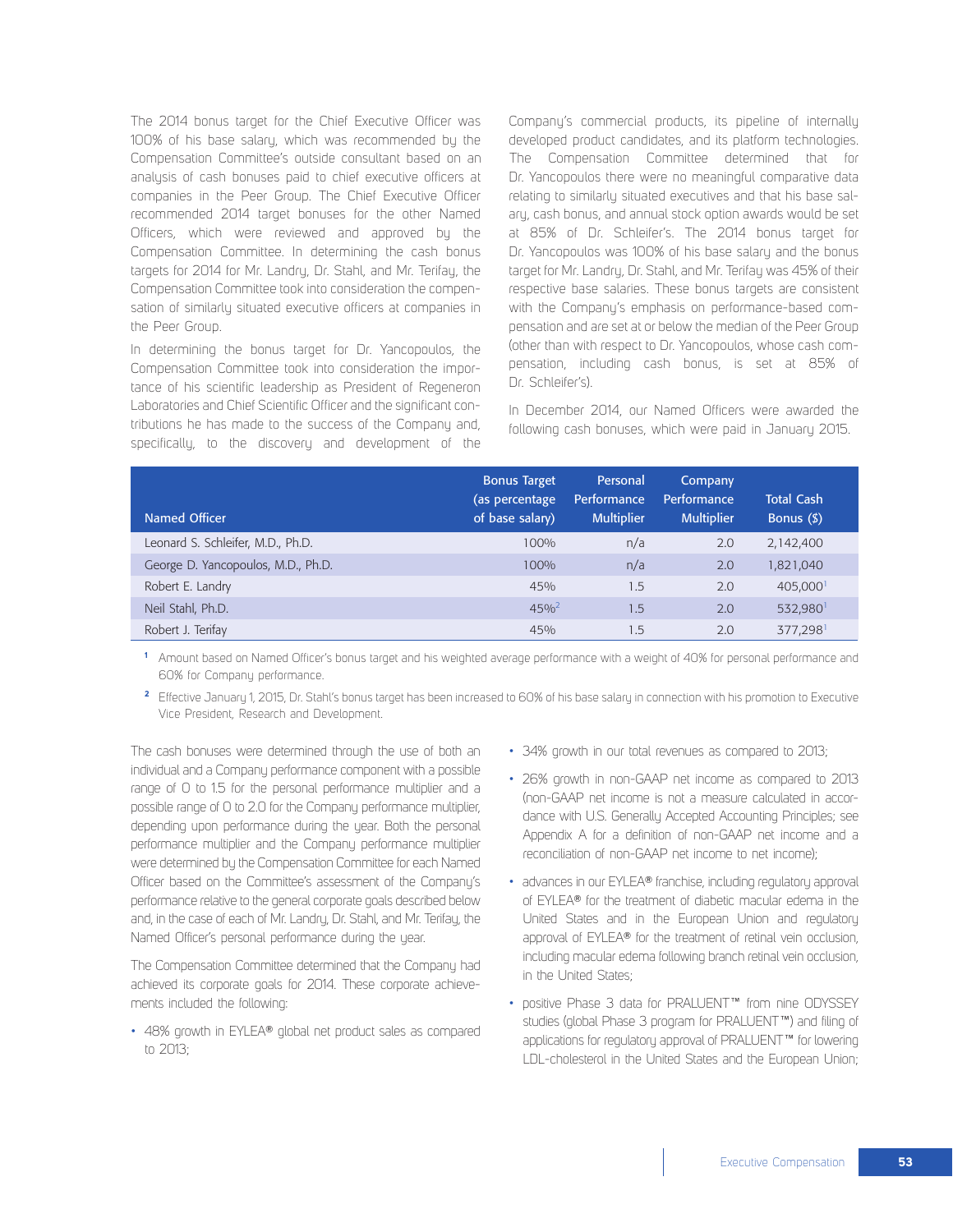The 2014 bonus target for the Chief Executive Officer was 100% of his base salary, which was recommended by the Compensation Committee's outside consultant based on an analysis of cash bonuses paid to chief executive officers at companies in the Peer Group. The Chief Executive Officer recommended 2014 target bonuses for the other Named Officers, which were reviewed and approved by the Compensation Committee. In determining the cash bonus targets for 2014 for Mr. Landry, Dr. Stahl, and Mr. Terifay, the Compensation Committee took into consideration the compensation of similarly situated executive officers at companies in the Peer Group.

In determining the bonus target for Dr. Yancopoulos, the Compensation Committee took into consideration the importance of his scientific leadership as President of Regeneron Laboratories and Chief Scientific Officer and the significant contributions he has made to the success of the Company and, specifically, to the discovery and development of the Company's commercial products, its pipeline of internally developed product candidates, and its platform technologies. The Compensation Committee determined that for Dr. Yancopoulos there were no meaningful comparative data relating to similarly situated executives and that his base salary, cash bonus, and annual stock option awards would be set at 85% of Dr. Schleifer's. The 2014 bonus target for Dr. Yancopoulos was 100% of his base salary and the bonus target for Mr. Landry, Dr. Stahl, and Mr. Terifay was 45% of their respective base salaries. These bonus targets are consistent with the Company's emphasis on performance-based compensation and are set at or below the median of the Peer Group (other than with respect to Dr. Yancopoulos, whose cash compensation, including cash bonus, is set at 85% of Dr. Schleifer's).

In December 2014, our Named Officers were awarded the following cash bonuses, which were paid in January 2015.

| Named Officer | Bonus Target (as percentage of base salary) | Personal Performance Multiplier | Company Performance Multiplier | Total Cash Bonus ($) |
|---|---|---|---|---|
| Leonard S. Schleifer, M.D., Ph.D. | 100% | n/a | 2.0 | 2,142,400 |
| George D. Yancopoulos, M.D., Ph.D. | 100% | n/a | 2.0 | 1,821,040 |
| Robert E. Landry | 45% | 1.5 | 2.0 | 405,000[1] |
| Neil Stahl, Ph.D. | 45%[2] | 1.5 | 2.0 | 532,980[1] |
| Robert J. Terifay | 45% | 1.5 | 2.0 | 377,298[1] |

[1] Amount based on Named Officer's bonus target and his weighted average performance with a weight of 40% for personal performance and 60% for Company performance.

[2] Effective January 1, 2015, Dr. Stahl's bonus target has been increased to 60% of his base salary in connection with his promotion to Executive Vice President, Research and Development.

The cash bonuses were determined through the use of both an individual and a Company performance component with a possible range of 0 to 1.5 for the personal performance multiplier and a possible range of 0 to 2.0 for the Company performance multiplier, depending upon performance during the year. Both the personal performance multiplier and the Company performance multiplier were determined by the Compensation Committee for each Named Officer based on the Committee's assessment of the Company's performance relative to the general corporate goals described below and, in the case of each of Mr. Landry, Dr. Stahl, and Mr. Terifay, the Named Officer's personal performance during the year.

The Compensation Committee determined that the Company had achieved its corporate goals for 2014. These corporate achievements included the following:

- 48% growth in EYLEA® global net product sales as compared to 2013;
- 34% growth in our total revenues as compared to 2013;
- 26% growth in non-GAAP net income as compared to 2013 (non-GAAP net income is not a measure calculated in accordance with U.S. Generally Accepted Accounting Principles; see Appendix A for a definition of non-GAAP net income and a reconciliation of non-GAAP net income to net income);
- advances in our EYLEA® franchise, including regulatory approval of EYLEA® for the treatment of diabetic macular edema in the United States and in the European Union and regulatory approval of EYLEA® for the treatment of retinal vein occlusion, including macular edema following branch retinal vein occlusion, in the United States;
- positive Phase 3 data for PRALUENT™ from nine ODYSSEY studies (global Phase 3 program for PRALUENT™) and filing of applications for regulatory approval of PRALUENT™ for lowering LDL-cholesterol in the United States and the European Union;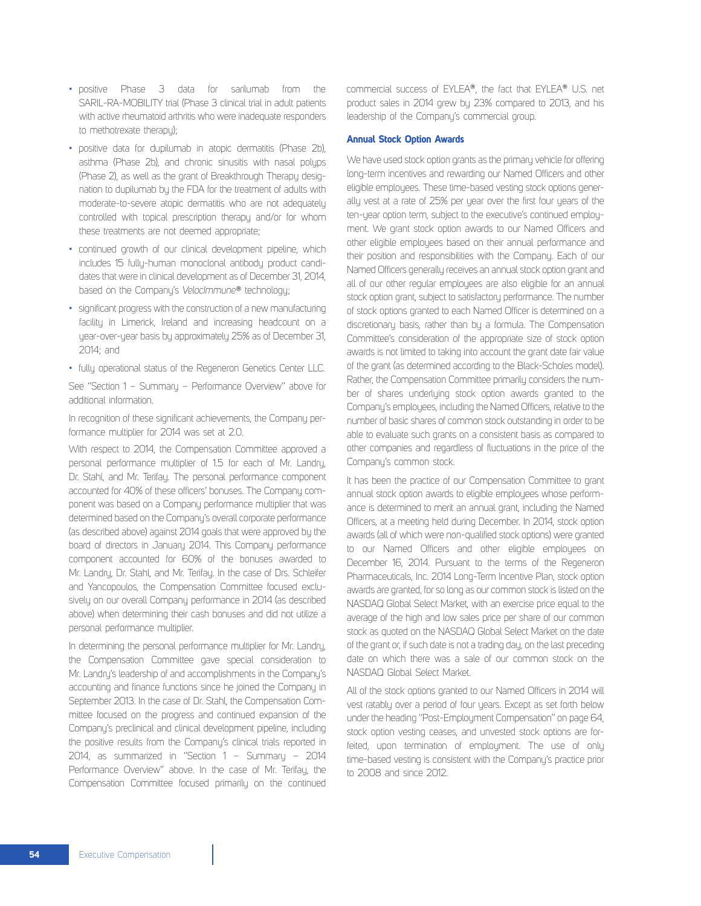- positive Phase 3 data for sarilumab from the SARIL-RA-MOBILITY trial (Phase 3 clinical trial in adult patients with active rheumatoid arthritis who were inadequate responders to methotrexate therapy);
- positive data for dupilumab in atopic dermatitis (Phase 2b), asthma (Phase 2b), and chronic sinusitis with nasal polyps (Phase 2), as well as the grant of Breakthrough Therapy designation to dupilumab by the FDA for the treatment of adults with moderate-to-severe atopic dermatitis who are not adequately controlled with topical prescription therapy and/or for whom these treatments are not deemed appropriate;
- continued growth of our clinical development pipeline, which includes 15 fully-human monoclonal antibody product candidates that were in clinical development as of December 31, 2014, based on the Company's *VelocImmune*® technology;
- significant progress with the construction of a new manufacturing facility in Limerick, Ireland and increasing headcount on a year-over-year basis by approximately 25% as of December 31, 2014; and
- fully operational status of the Regeneron Genetics Center LLC.

See "Section 1 – Summary – Performance Overview" above for additional information.

In recognition of these significant achievements, the Company performance multiplier for 2014 was set at 2.0.

With respect to 2014, the Compensation Committee approved a personal performance multiplier of 1.5 for each of Mr. Landry, Dr. Stahl, and Mr. Terifay. The personal performance component accounted for 40% of these officers' bonuses. The Company component was based on a Company performance multiplier that was determined based on the Company's overall corporate performance (as described above) against 2014 goals that were approved by the board of directors in January 2014. This Company performance component accounted for 60% of the bonuses awarded to Mr. Landry, Dr. Stahl, and Mr. Terifay. In the case of Drs. Schleifer and Yancopoulos, the Compensation Committee focused exclusively on our overall Company performance in 2014 (as described above) when determining their cash bonuses and did not utilize a personal performance multiplier.

In determining the personal performance multiplier for Mr. Landry, the Compensation Committee gave special consideration to Mr. Landry's leadership of and accomplishments in the Company's accounting and finance functions since he joined the Company in September 2013. In the case of Dr. Stahl, the Compensation Committee focused on the progress and continued expansion of the Company's preclinical and clinical development pipeline, including the positive results from the Company's clinical trials reported in 2014, as summarized in "Section 1 – Summary – 2014 Performance Overview" above. In the case of Mr. Terifay, the Compensation Committee focused primarily on the continued commercial success of EYLEA®, the fact that EYLEA® U.S. net product sales in 2014 grew by 23% compared to 2013, and his leadership of the Company's commercial group.

### Annual Stock Option Awards

We have used stock option grants as the primary vehicle for offering long-term incentives and rewarding our Named Officers and other eligible employees. These time-based vesting stock options generally vest at a rate of 25% per year over the first four years of the ten-year option term, subject to the executive's continued employment. We grant stock option awards to our Named Officers and other eligible employees based on their annual performance and their position and responsibilities with the Company. Each of our Named Officers generally receives an annual stock option grant and all of our other regular employees are also eligible for an annual stock option grant, subject to satisfactory performance. The number of stock options granted to each Named Officer is determined on a discretionary basis, rather than by a formula. The Compensation Committee's consideration of the appropriate size of stock option awards is not limited to taking into account the grant date fair value of the grant (as determined according to the Black-Scholes model). Rather, the Compensation Committee primarily considers the number of shares underlying stock option awards granted to the Company's employees, including the Named Officers, relative to the number of basic shares of common stock outstanding in order to be able to evaluate such grants on a consistent basis as compared to other companies and regardless of fluctuations in the price of the Company's common stock.

It has been the practice of our Compensation Committee to grant annual stock option awards to eligible employees whose performance is determined to merit an annual grant, including the Named Officers, at a meeting held during December. In 2014, stock option awards (all of which were non-qualified stock options) were granted to our Named Officers and other eligible employees on December 16, 2014. Pursuant to the terms of the Regeneron Pharmaceuticals, Inc. 2014 Long-Term Incentive Plan, stock option awards are granted, for so long as our common stock is listed on the NASDAQ Global Select Market, with an exercise price equal to the average of the high and low sales price per share of our common stock as quoted on the NASDAQ Global Select Market on the date of the grant or, if such date is not a trading day, on the last preceding date on which there was a sale of our common stock on the NASDAQ Global Select Market.

All of the stock options granted to our Named Officers in 2014 will vest ratably over a period of four years. Except as set forth below under the heading "Post-Employment Compensation" on page 64, stock option vesting ceases, and unvested stock options are forfeited, upon termination of employment. The use of only time-based vesting is consistent with the Company's practice prior to 2008 and since 2012.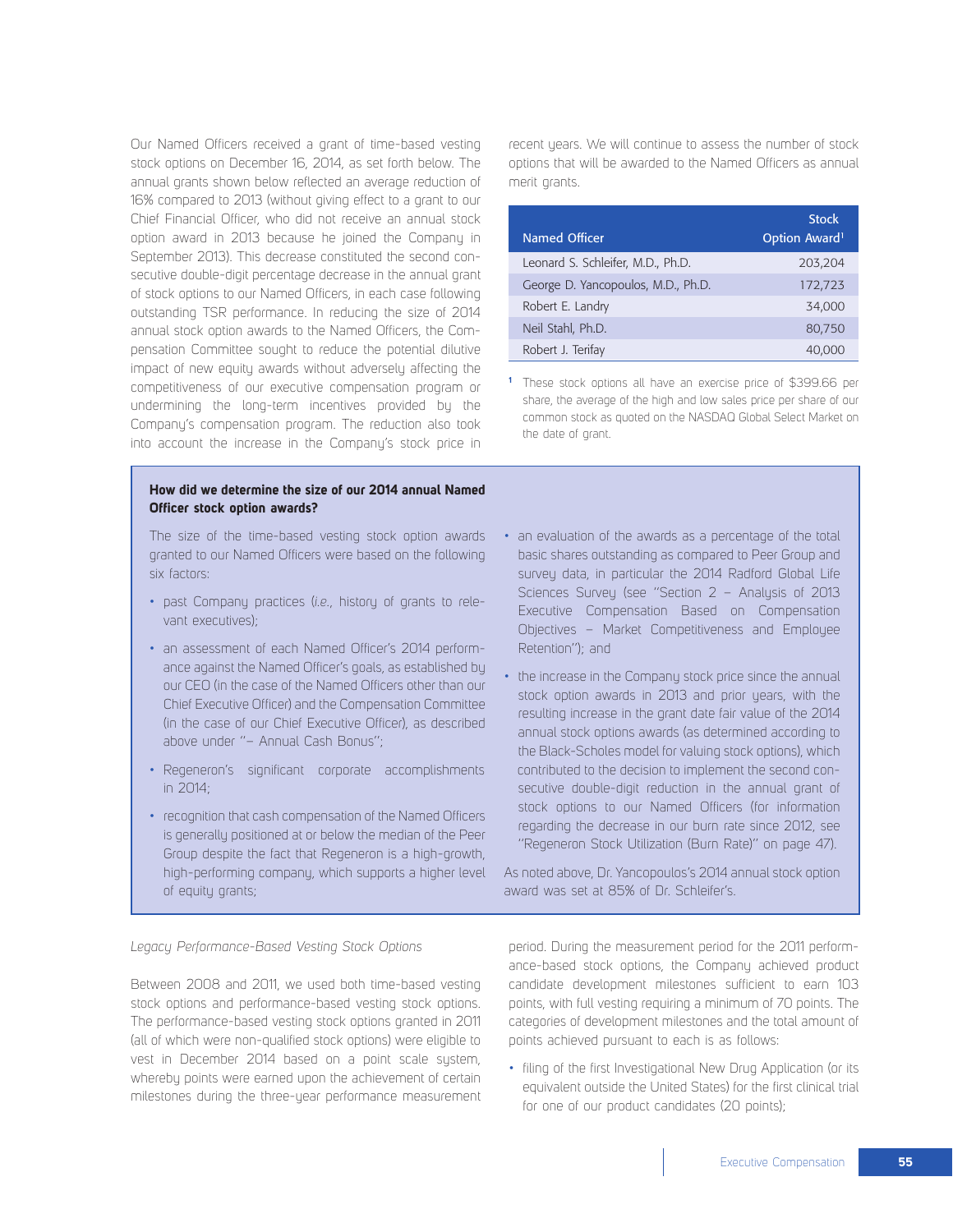Our Named Officers received a grant of time-based vesting stock options on December 16, 2014, as set forth below. The annual grants shown below reflected an average reduction of 16% compared to 2013 (without giving effect to a grant to our Chief Financial Officer, who did not receive an annual stock option award in 2013 because he joined the Company in September 2013). This decrease constituted the second consecutive double-digit percentage decrease in the annual grant of stock options to our Named Officers, in each case following outstanding TSR performance. In reducing the size of 2014 annual stock option awards to the Named Officers, the Compensation Committee sought to reduce the potential dilutive impact of new equity awards without adversely affecting the competitiveness of our executive compensation program or undermining the long-term incentives provided by the Company's compensation program. The reduction also took into account the increase in the Company's stock price in recent years. We will continue to assess the number of stock options that will be awarded to the Named Officers as annual merit grants.

| Named Officer | Stock Option Award[1] |
|---|---|
| Leonard S. Schleifer, M.D., Ph.D. | 203,204 |
| George D. Yancopoulos, M.D., Ph.D. | 172,723 |
| Robert E. Landry | 34,000 |
| Neil Stahl, Ph.D. | 80,750 |
| Robert J. Terifay | 40,000 |

[1] These stock options all have an exercise price of $399.66 per share, the average of the high and low sales price per share of our common stock as quoted on the NASDAQ Global Select Market on the date of grant.

**How did we determine the size of our 2014 annual Named Officer stock option awards?**

The size of the time-based vesting stock option awards granted to our Named Officers were based on the following six factors:

- past Company practices (*i.e.*, history of grants to relevant executives);
- an assessment of each Named Officer's 2014 performance against the Named Officer's goals, as established by our CEO (in the case of the Named Officers other than our Chief Executive Officer) and the Compensation Committee (in the case of our Chief Executive Officer), as described above under "– Annual Cash Bonus";
- Regeneron's significant corporate accomplishments in 2014;
- recognition that cash compensation of the Named Officers is generally positioned at or below the median of the Peer Group despite the fact that Regeneron is a high-growth, high-performing company, which supports a higher level of equity grants;
- an evaluation of the awards as a percentage of the total basic shares outstanding as compared to Peer Group and survey data, in particular the 2014 Radford Global Life Sciences Survey (see "Section 2 – Analysis of 2013 Executive Compensation Based on Compensation Objectives – Market Competitiveness and Employee Retention"); and
- the increase in the Company stock price since the annual stock option awards in 2013 and prior years, with the resulting increase in the grant date fair value of the 2014 annual stock options awards (as determined according to the Black-Scholes model for valuing stock options), which contributed to the decision to implement the second consecutive double-digit reduction in the annual grant of stock options to our Named Officers (for information regarding the decrease in our burn rate since 2012, see "Regeneron Stock Utilization (Burn Rate)" on page 47).

As noted above, Dr. Yancopoulos's 2014 annual stock option award was set at 85% of Dr. Schleifer's.

*Legacy Performance-Based Vesting Stock Options*

Between 2008 and 2011, we used both time-based vesting stock options and performance-based vesting stock options. The performance-based vesting stock options granted in 2011 (all of which were non-qualified stock options) were eligible to vest in December 2014 based on a point scale system, whereby points were earned upon the achievement of certain milestones during the three-year performance measurement period. During the measurement period for the 2011 performance-based stock options, the Company achieved product candidate development milestones sufficient to earn 103 points, with full vesting requiring a minimum of 70 points. The categories of development milestones and the total amount of points achieved pursuant to each is as follows:

- filing of the first Investigational New Drug Application (or its equivalent outside the United States) for the first clinical trial for one of our product candidates (20 points);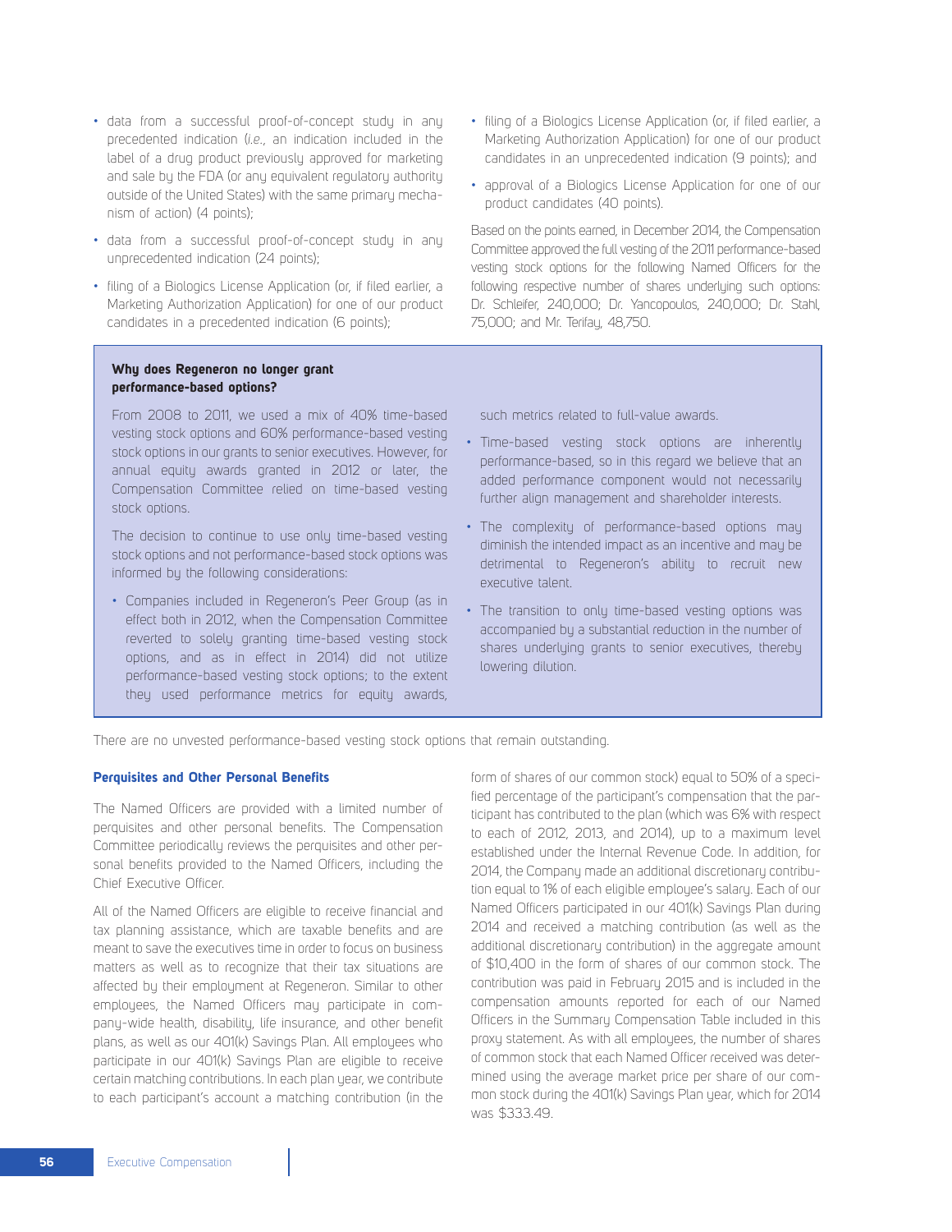- data from a successful proof-of-concept study in any precedented indication (*i.e.*, an indication included in the label of a drug product previously approved for marketing and sale by the FDA (or any equivalent regulatory authority outside of the United States) with the same primary mechanism of action) (4 points);
- data from a successful proof-of-concept study in any unprecedented indication (24 points);
- filing of a Biologics License Application (or, if filed earlier, a Marketing Authorization Application) for one of our product candidates in a precedented indication (6 points);
- filing of a Biologics License Application (or, if filed earlier, a Marketing Authorization Application) for one of our product candidates in an unprecedented indication (9 points); and
- approval of a Biologics License Application for one of our product candidates (40 points).

Based on the points earned, in December 2014, the Compensation Committee approved the full vesting of the 2011 performance-based vesting stock options for the following Named Officers for the following respective number of shares underlying such options: Dr. Schleifer, 240,000; Dr. Yancopoulos, 240,000; Dr. Stahl, 75,000; and Mr. Terifay, 48,750.

**Why does Regeneron no longer grant performance-based options?**

From 2008 to 2011, we used a mix of 40% time-based vesting stock options and 60% performance-based vesting stock options in our grants to senior executives. However, for annual equity awards granted in 2012 or later, the Compensation Committee relied on time-based vesting stock options.

The decision to continue to use only time-based vesting stock options and not performance-based stock options was informed by the following considerations:

- Companies included in Regeneron's Peer Group (as in effect both in 2012, when the Compensation Committee reverted to solely granting time-based vesting stock options, and as in effect in 2014) did not utilize performance-based vesting stock options; to the extent they used performance metrics for equity awards, such metrics related to full-value awards.
- Time-based vesting stock options are inherently performance-based, so in this regard we believe that an added performance component would not necessarily further align management and shareholder interests.
- The complexity of performance-based options may diminish the intended impact as an incentive and may be detrimental to Regeneron's ability to recruit new executive talent.
- The transition to only time-based vesting options was accompanied by a substantial reduction in the number of shares underlying grants to senior executives, thereby lowering dilution.

There are no unvested performance-based vesting stock options that remain outstanding.

### Perquisites and Other Personal Benefits

The Named Officers are provided with a limited number of perquisites and other personal benefits. The Compensation Committee periodically reviews the perquisites and other personal benefits provided to the Named Officers, including the Chief Executive Officer.

All of the Named Officers are eligible to receive financial and tax planning assistance, which are taxable benefits and are meant to save the executives time in order to focus on business matters as well as to recognize that their tax situations are affected by their employment at Regeneron. Similar to other employees, the Named Officers may participate in company-wide health, disability, life insurance, and other benefit plans, as well as our 401(k) Savings Plan. All employees who participate in our 401(k) Savings Plan are eligible to receive certain matching contributions. In each plan year, we contribute to each participant's account a matching contribution (in the form of shares of our common stock) equal to 50% of a specified percentage of the participant's compensation that the participant has contributed to the plan (which was 6% with respect to each of 2012, 2013, and 2014), up to a maximum level established under the Internal Revenue Code. In addition, for 2014, the Company made an additional discretionary contribution equal to 1% of each eligible employee's salary. Each of our Named Officers participated in our 401(k) Savings Plan during 2014 and received a matching contribution (as well as the additional discretionary contribution) in the aggregate amount of $10,400 in the form of shares of our common stock. The contribution was paid in February 2015 and is included in the compensation amounts reported for each of our Named Officers in the Summary Compensation Table included in this proxy statement. As with all employees, the number of shares of common stock that each Named Officer received was determined using the average market price per share of our common stock during the 401(k) Savings Plan year, which for 2014 was $333.49.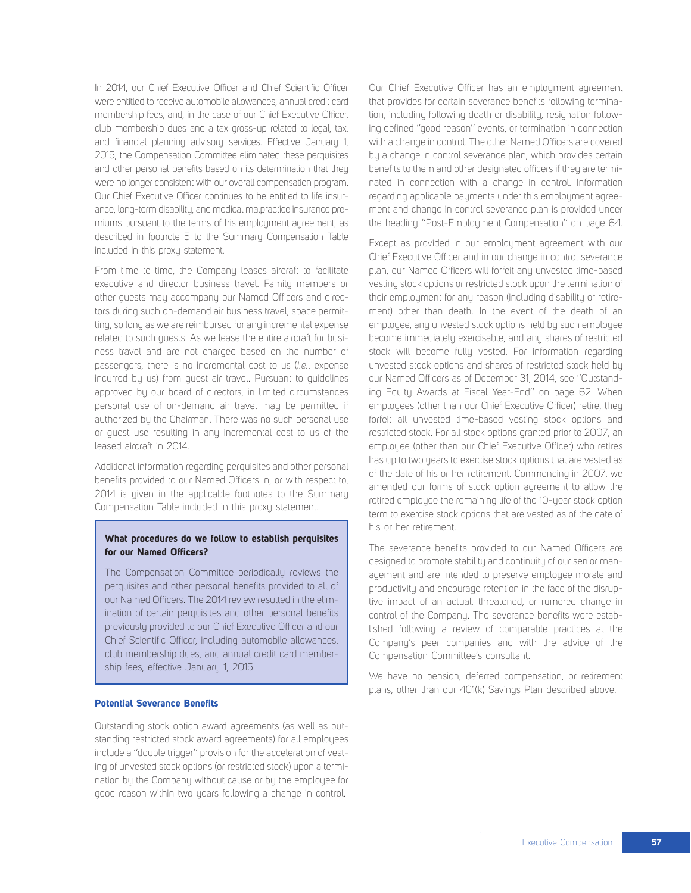In 2014, our Chief Executive Officer and Chief Scientific Officer were entitled to receive automobile allowances, annual credit card membership fees, and, in the case of our Chief Executive Officer, club membership dues and a tax gross-up related to legal, tax, and financial planning advisory services. Effective January 1, 2015, the Compensation Committee eliminated these perquisites and other personal benefits based on its determination that they were no longer consistent with our overall compensation program. Our Chief Executive Officer continues to be entitled to life insurance, long-term disability, and medical malpractice insurance premiums pursuant to the terms of his employment agreement, as described in footnote 5 to the Summary Compensation Table included in this proxy statement.

From time to time, the Company leases aircraft to facilitate executive and director business travel. Family members or other guests may accompany our Named Officers and directors during such on-demand air business travel, space permitting, so long as we are reimbursed for any incremental expense related to such guests. As we lease the entire aircraft for business travel and are not charged based on the number of passengers, there is no incremental cost to us (*i.e.*, expense incurred by us) from guest air travel. Pursuant to guidelines approved by our board of directors, in limited circumstances personal use of on-demand air travel may be permitted if authorized by the Chairman. There was no such personal use or guest use resulting in any incremental cost to us of the leased aircraft in 2014.

Additional information regarding perquisites and other personal benefits provided to our Named Officers in, or with respect to, 2014 is given in the applicable footnotes to the Summary Compensation Table included in this proxy statement.

**What procedures do we follow to establish perquisites for our Named Officers?**

The Compensation Committee periodically reviews the perquisites and other personal benefits provided to all of our Named Officers. The 2014 review resulted in the elimination of certain perquisites and other personal benefits previously provided to our Chief Executive Officer and our Chief Scientific Officer, including automobile allowances, club membership dues, and annual credit card membership fees, effective January 1, 2015.

### Potential Severance Benefits

Outstanding stock option award agreements (as well as outstanding restricted stock award agreements) for all employees include a "double trigger" provision for the acceleration of vesting of unvested stock options (or restricted stock) upon a termination by the Company without cause or by the employee for good reason within two years following a change in control.

Our Chief Executive Officer has an employment agreement that provides for certain severance benefits following termination, including following death or disability, resignation following defined "good reason" events, or termination in connection with a change in control. The other Named Officers are covered by a change in control severance plan, which provides certain benefits to them and other designated officers if they are terminated in connection with a change in control. Information regarding applicable payments under this employment agreement and change in control severance plan is provided under the heading "Post-Employment Compensation" on page 64.

Except as provided in our employment agreement with our Chief Executive Officer and in our change in control severance plan, our Named Officers will forfeit any unvested time-based vesting stock options or restricted stock upon the termination of their employment for any reason (including disability or retirement) other than death. In the event of the death of an employee, any unvested stock options held by such employee become immediately exercisable, and any shares of restricted stock will become fully vested. For information regarding unvested stock options and shares of restricted stock held by our Named Officers as of December 31, 2014, see "Outstanding Equity Awards at Fiscal Year-End" on page 62. When employees (other than our Chief Executive Officer) retire, they forfeit all unvested time-based vesting stock options and restricted stock. For all stock options granted prior to 2007, an employee (other than our Chief Executive Officer) who retires has up to two years to exercise stock options that are vested as of the date of his or her retirement. Commencing in 2007, we amended our forms of stock option agreement to allow the retired employee the remaining life of the 10-year stock option term to exercise stock options that are vested as of the date of his or her retirement.

The severance benefits provided to our Named Officers are designed to promote stability and continuity of our senior management and are intended to preserve employee morale and productivity and encourage retention in the face of the disruptive impact of an actual, threatened, or rumored change in control of the Company. The severance benefits were established following a review of comparable practices at the Company's peer companies and with the advice of the Compensation Committee's consultant.

We have no pension, deferred compensation, or retirement plans, other than our 401(k) Savings Plan described above.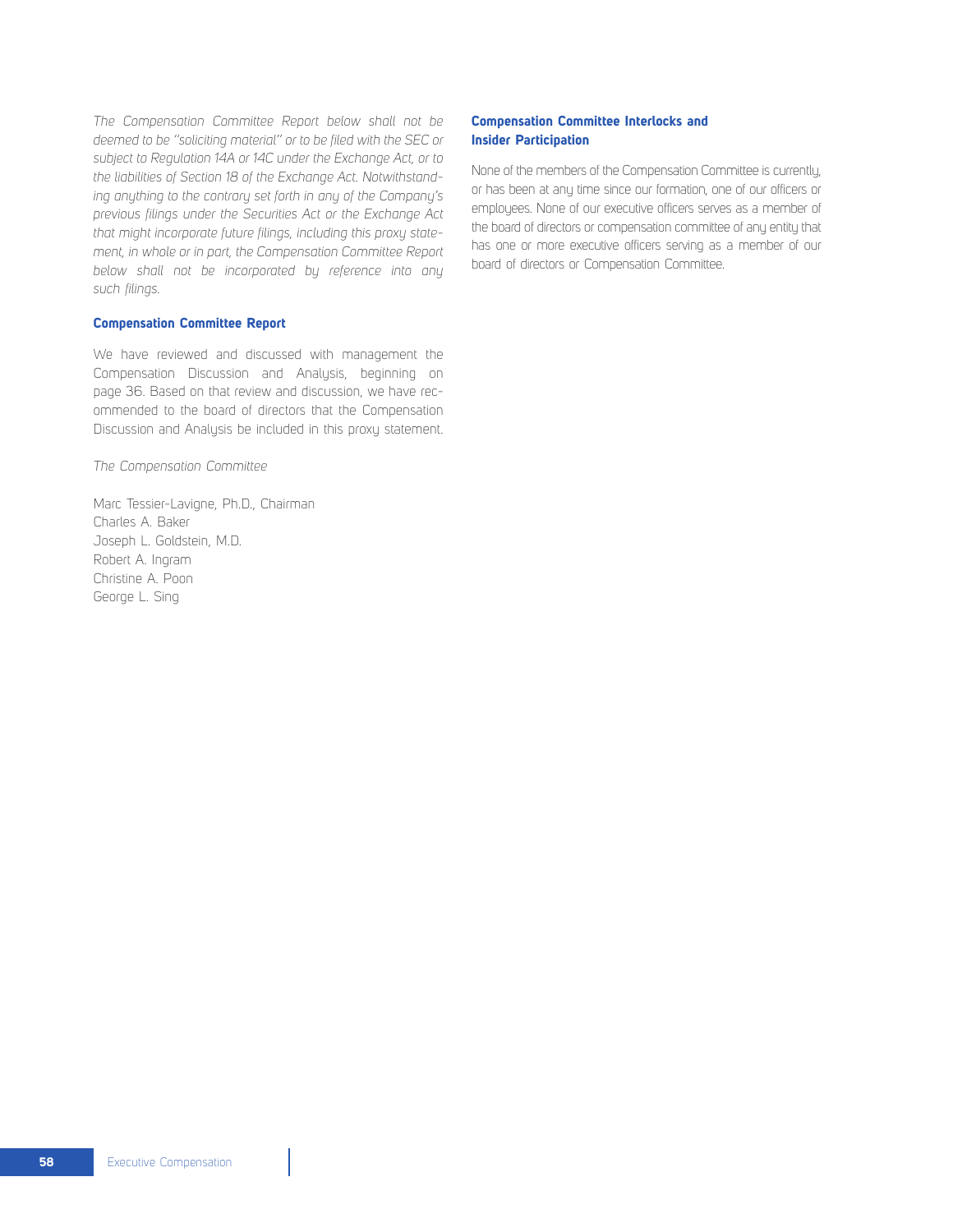*The Compensation Committee Report below shall not be deemed to be "soliciting material" or to be filed with the SEC or subject to Regulation 14A or 14C under the Exchange Act, or to the liabilities of Section 18 of the Exchange Act. Notwithstanding anything to the contrary set forth in any of the Company's previous filings under the Securities Act or the Exchange Act that might incorporate future filings, including this proxy statement, in whole or in part, the Compensation Committee Report below shall not be incorporated by reference into any such filings.*

**Compensation Committee Report**

We have reviewed and discussed with management the Compensation Discussion and Analysis, beginning on page 36. Based on that review and discussion, we have recommended to the board of directors that the Compensation Discussion and Analysis be included in this proxy statement.

*The Compensation Committee*

Marc Tessier-Lavigne, Ph.D., Chairman
Charles A. Baker
Joseph L. Goldstein, M.D.
Robert A. Ingram
Christine A. Poon
George L. Sing

**Compensation Committee Interlocks and Insider Participation**

None of the members of the Compensation Committee is currently, or has been at any time since our formation, one of our officers or employees. None of our executive officers serves as a member of the board of directors or compensation committee of any entity that has one or more executive officers serving as a member of our board of directors or Compensation Committee.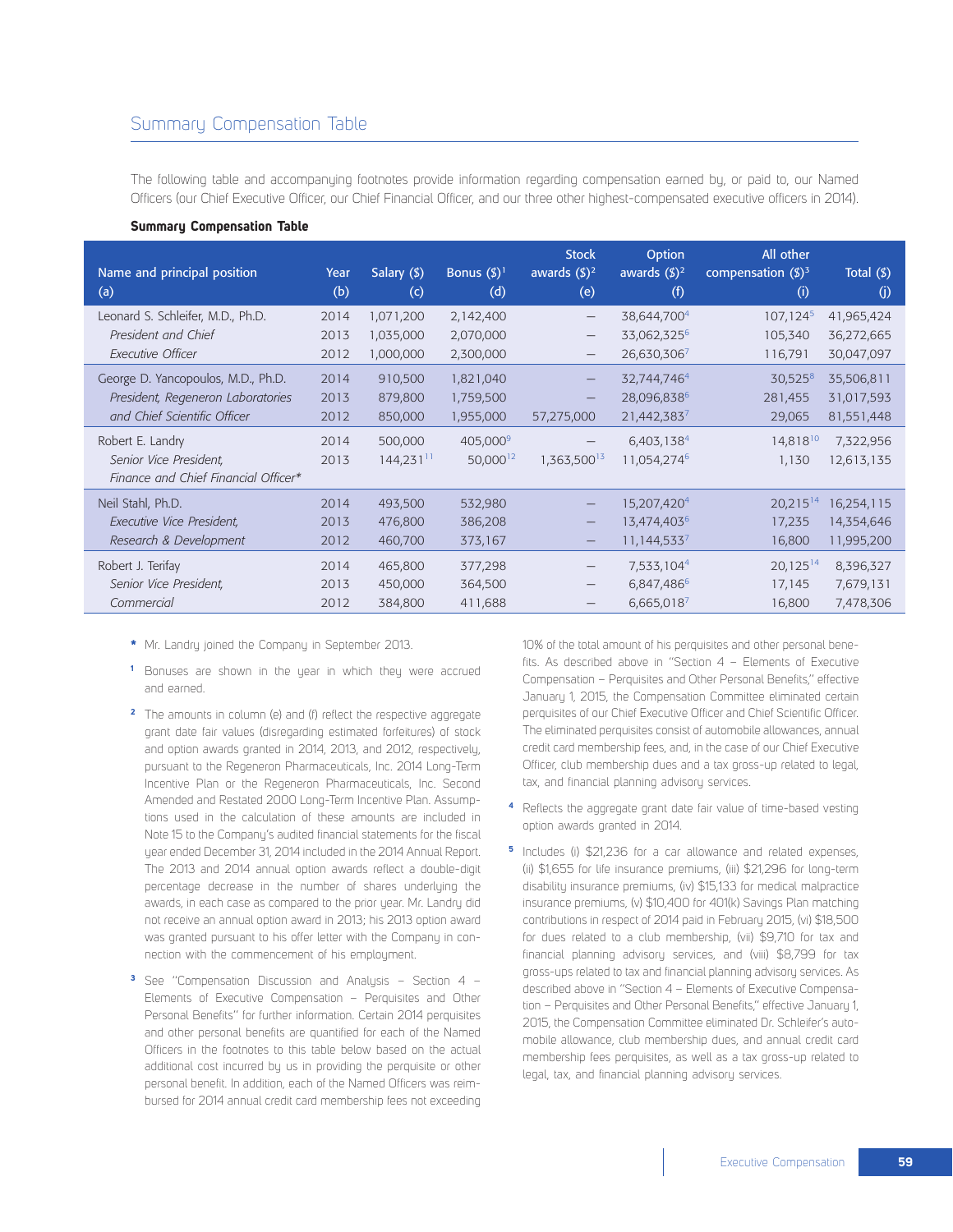## Summary Compensation Table

The following table and accompanying footnotes provide information regarding compensation earned by, or paid to, our Named Officers (our Chief Executive Officer, our Chief Financial Officer, and our three other highest-compensated executive officers in 2014).

**Summary Compensation Table**

| Name and principal position (a) | Year (b) | Salary ($) (c) | Bonus ($)[1] (d) | Stock awards ($)[2] (e) | Option awards ($)[2] (f) | All other compensation ($)[3] (i) | Total ($) (j) |
|---|---|---|---|---|---|---|---|
| Leonard S. Schleifer, M.D., Ph.D. | 2014 | 1,071,200 | 2,142,400 | — | 38,644,700[4] | 107,124[5] | 41,965,424 |
| *President and Chief* | 2013 | 1,035,000 | 2,070,000 | — | 33,062,325[6] | 105,340 | 36,272,665 |
| *Executive Officer* | 2012 | 1,000,000 | 2,300,000 | — | 26,630,306[7] | 116,791 | 30,047,097 |
| George D. Yancopoulos, M.D., Ph.D. | 2014 | 910,500 | 1,821,040 | — | 32,744,746[4] | 30,525[8] | 35,506,811 |
| *President, Regeneron Laboratories* | 2013 | 879,800 | 1,759,500 | — | 28,096,838[6] | 281,455 | 31,017,593 |
| *and Chief Scientific Officer* | 2012 | 850,000 | 1,955,000 | 57,275,000 | 21,442,383[7] | 29,065 | 81,551,448 |
| Robert E. Landry | 2014 | 500,000 | 405,000[9] | — | 6,403,138[4] | 14,818[10] | 7,322,956 |
| *Senior Vice President,* | 2013 | 144,231[11] | 50,000[12] | 1,363,500[13] | 11,054,274[6] | 1,130 | 12,613,135 |
| *Finance and Chief Financial Officer** | | | | | | | |
| Neil Stahl, Ph.D. | 2014 | 493,500 | 532,980 | — | 15,207,420[4] | 20,215[14] | 16,254,115 |
| *Executive Vice President,* | 2013 | 476,800 | 386,208 | — | 13,474,403[6] | 17,235 | 14,354,646 |
| *Research & Development* | 2012 | 460,700 | 373,167 | — | 11,144,533[7] | 16,800 | 11,995,200 |
| Robert J. Terifay | 2014 | 465,800 | 377,298 | — | 7,533,104[4] | 20,125[14] | 8,396,327 |
| *Senior Vice President,* | 2013 | 450,000 | 364,500 | — | 6,847,486[6] | 17,145 | 7,679,131 |
| *Commercial* | 2012 | 384,800 | 411,688 | — | 6,665,018[7] | 16,800 | 7,478,306 |

\* Mr. Landry joined the Company in September 2013.

[1] Bonuses are shown in the year in which they were accrued and earned.

[2] The amounts in column (e) and (f) reflect the respective aggregate grant date fair values (disregarding estimated forfeitures) of stock and option awards granted in 2014, 2013, and 2012, respectively, pursuant to the Regeneron Pharmaceuticals, Inc. 2014 Long-Term Incentive Plan or the Regeneron Pharmaceuticals, Inc. Second Amended and Restated 2000 Long-Term Incentive Plan. Assumptions used in the calculation of these amounts are included in Note 15 to the Company's audited financial statements for the fiscal year ended December 31, 2014 included in the 2014 Annual Report. The 2013 and 2014 annual option awards reflect a double-digit percentage decrease in the number of shares underlying the awards, in each case as compared to the prior year. Mr. Landry did not receive an annual option award in 2013; his 2013 option award was granted pursuant to his offer letter with the Company in connection with the commencement of his employment.

[3] See "Compensation Discussion and Analysis – Section 4 – Elements of Executive Compensation – Perquisites and Other Personal Benefits" for further information. Certain 2014 perquisites and other personal benefits are quantified for each of the Named Officers in the footnotes to this table below based on the actual additional cost incurred by us in providing the perquisite or other personal benefit. In addition, each of the Named Officers was reimbursed for 2014 annual credit card membership fees not exceeding 10% of the total amount of his perquisites and other personal benefits. As described above in "Section 4 – Elements of Executive Compensation – Perquisites and Other Personal Benefits," effective January 1, 2015, the Compensation Committee eliminated certain perquisites of our Chief Executive Officer and Chief Scientific Officer. The eliminated perquisites consist of automobile allowances, annual credit card membership fees, and, in the case of our Chief Executive Officer, club membership dues and a tax gross-up related to legal, tax, and financial planning advisory services.

[4] Reflects the aggregate grant date fair value of time-based vesting option awards granted in 2014.

[5] Includes (i) $21,236 for a car allowance and related expenses, (ii) $1,655 for life insurance premiums, (iii) $21,296 for long-term disability insurance premiums, (iv) $15,133 for medical malpractice insurance premiums, (v) $10,400 for 401(k) Savings Plan matching contributions in respect of 2014 paid in February 2015, (vi) $18,500 for dues related to a club membership, (vii) $9,710 for tax and financial planning advisory services, and (viii) $8,799 for tax gross-ups related to tax and financial planning advisory services. As described above in "Section 4 – Elements of Executive Compensation – Perquisites and Other Personal Benefits," effective January 1, 2015, the Compensation Committee eliminated Dr. Schleifer's automobile allowance, club membership dues, and annual credit card membership fees perquisites, as well as a tax gross-up related to legal, tax, and financial planning advisory services.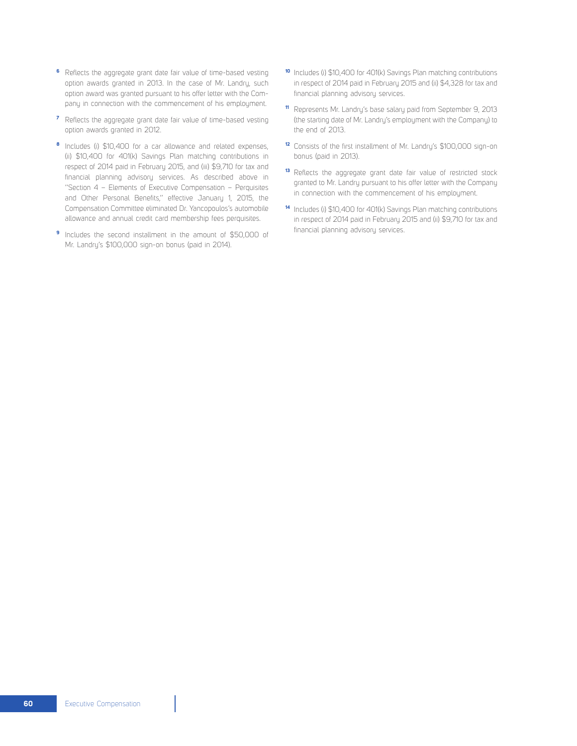[6] Reflects the aggregate grant date fair value of time-based vesting option awards granted in 2013. In the case of Mr. Landry, such option award was granted pursuant to his offer letter with the Company in connection with the commencement of his employment.

[7] Reflects the aggregate grant date fair value of time-based vesting option awards granted in 2012.

[8] Includes (i) $10,400 for a car allowance and related expenses, (ii) $10,400 for 401(k) Savings Plan matching contributions in respect of 2014 paid in February 2015, and (iii) $9,710 for tax and financial planning advisory services. As described above in "Section 4 – Elements of Executive Compensation – Perquisites and Other Personal Benefits," effective January 1, 2015, the Compensation Committee eliminated Dr. Yancopoulos's automobile allowance and annual credit card membership fees perquisites.

[9] Includes the second installment in the amount of $50,000 of Mr. Landry's $100,000 sign-on bonus (paid in 2014).

[10] Includes (i) $10,400 for 401(k) Savings Plan matching contributions in respect of 2014 paid in February 2015 and (ii) $4,328 for tax and financial planning advisory services.

[11] Represents Mr. Landry's base salary paid from September 9, 2013 (the starting date of Mr. Landry's employment with the Company) to the end of 2013.

[12] Consists of the first installment of Mr. Landry's $100,000 sign-on bonus (paid in 2013).

[13] Reflects the aggregate grant date fair value of restricted stock granted to Mr. Landry pursuant to his offer letter with the Company in connection with the commencement of his employment.

[14] Includes (i) $10,400 for 401(k) Savings Plan matching contributions in respect of 2014 paid in February 2015 and (ii) $9,710 for tax and financial planning advisory services.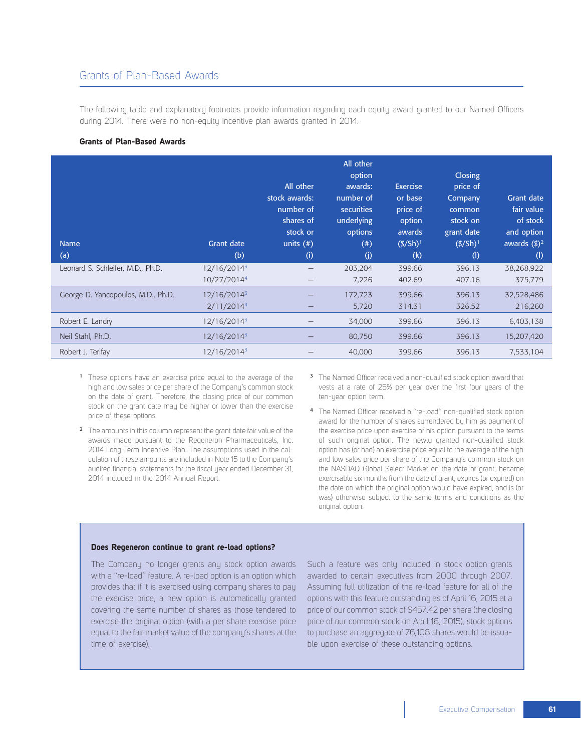## Grants of Plan-Based Awards

The following table and explanatory footnotes provide information regarding each equity award granted to our Named Officers during 2014. There were no non-equity incentive plan awards granted in 2014.

**Grants of Plan-Based Awards**

| Name (a) | Grant date (b) | All other stock awards: number of shares of stock or units (#) (i) | All other option awards: number of securities underlying options (#) (j) | Exercise or base price of option awards ($/Sh)[1] (k) | Closing price of Company common stock on grant date ($/Sh)[1] (l) | Grant date fair value of stock and option awards ($)[2] (l) |
|---|---|---|---|---|---|---|
| Leonard S. Schleifer, M.D., Ph.D. | 12/16/2014[3] | — | 203,204 | 399.66 | 396.13 | 38,268,922 |
| | 10/27/2014[4] | — | 7,226 | 402.69 | 407.16 | 375,779 |
| George D. Yancopoulos, M.D., Ph.D. | 12/16/2014[3] | — | 172,723 | 399.66 | 396.13 | 32,528,486 |
| | 2/11/2014[4] | — | 5,720 | 314.31 | 326.52 | 216,260 |
| Robert E. Landry | 12/16/2014[3] | — | 34,000 | 399.66 | 396.13 | 6,403,138 |
| Neil Stahl, Ph.D. | 12/16/2014[3] | — | 80,750 | 399.66 | 396.13 | 15,207,420 |
| Robert J. Terifay | 12/16/2014[3] | — | 40,000 | 399.66 | 396.13 | 7,533,104 |

[1] These options have an exercise price equal to the average of the high and low sales price per share of the Company's common stock on the date of grant. Therefore, the closing price of our common stock on the grant date may be higher or lower than the exercise price of these options.

[2] The amounts in this column represent the grant date fair value of the awards made pursuant to the Regeneron Pharmaceuticals, Inc. 2014 Long-Term Incentive Plan. The assumptions used in the calculation of these amounts are included in Note 15 to the Company's audited financial statements for the fiscal year ended December 31, 2014 included in the 2014 Annual Report.

[3] The Named Officer received a non-qualified stock option award that vests at a rate of 25% per year over the first four years of the ten-year option term.

[4] The Named Officer received a "re-load" non-qualified stock option award for the number of shares surrendered by him as payment of the exercise price upon exercise of his option pursuant to the terms of such original option. The newly granted non-qualified stock option has (or had) an exercise price equal to the average of the high and low sales price per share of the Company's common stock on the NASDAQ Global Select Market on the date of grant, became exercisable six months from the date of grant, expires (or expired) on the date on which the original option would have expired, and is (or was) otherwise subject to the same terms and conditions as the original option.

**Does Regeneron continue to grant re-load options?**

The Company no longer grants any stock option awards with a "re-load" feature. A re-load option is an option which provides that if it is exercised using company shares to pay the exercise price, a new option is automatically granted covering the same number of shares as those tendered to exercise the original option (with a per share exercise price equal to the fair market value of the company's shares at the time of exercise). Such a feature was only included in stock option grants awarded to certain executives from 2000 through 2007. Assuming full utilization of the re-load feature for all of the options with this feature outstanding as of April 16, 2015 at a price of our common stock of $457.42 per share (the closing price of our common stock on April 16, 2015), stock options to purchase an aggregate of 76,108 shares would be issuable upon exercise of these outstanding options.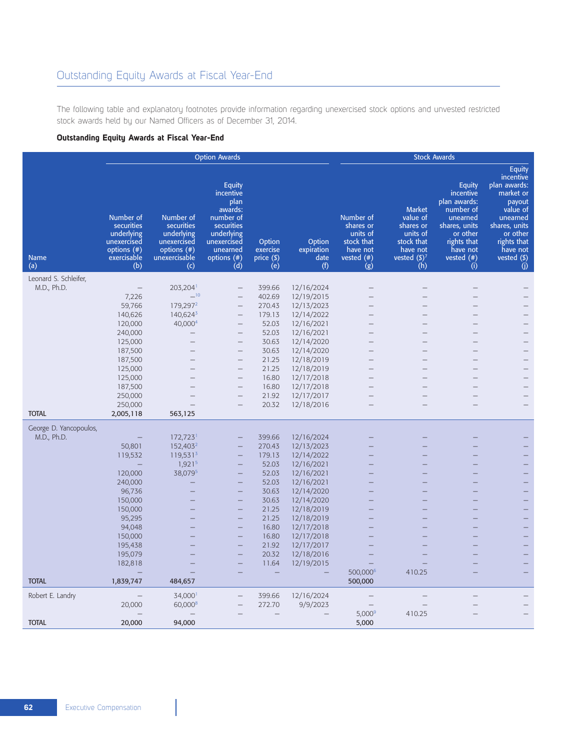## Outstanding Equity Awards at Fiscal Year-End

The following table and explanatory footnotes provide information regarding unexercised stock options and unvested restricted stock awards held by our Named Officers as of December 31, 2014.

**Outstanding Equity Awards at Fiscal Year-End**

| | Option Awards | | | | | Stock Awards | | | |
|---|---|---|---|---|---|---|---|---|---|
| Name (a) | Number of securities underlying unexercised options (#) exercisable (b) | Number of securities underlying unexercised options (#) unexercisable (c) | Equity incentive plan awards: number of securities underlying unexercised unearned options (#) (d) | Option exercise price ($) (e) | Option expiration date (f) | Number of shares or units of stock that have not vested (#) (g) | Market value of shares or units of stock that have not vested ($)[7] (h) | Equity incentive plan awards: number of unearned shares, units or other rights that have not vested (#) (i) | Equity incentive plan awards: market or payout value of unearned shares, units or other rights that have not vested ($) (j) |
| Leonard S. Schleifer, M.D., Ph.D. | – | 203,204[1] | – | 399.66 | 12/16/2024 | – | – | – | – |
| | 7,226 | –[10] | – | 402.69 | 12/19/2015 | – | – | – | – |
| | 59,766 | 179,297[2] | – | 270.43 | 12/13/2023 | – | – | – | – |
| | 140,626 | 140,624[3] | – | 179.13 | 12/14/2022 | – | – | – | – |
| | 120,000 | 40,000[4] | – | 52.03 | 12/16/2021 | – | – | – | – |
| | 240,000 | – | – | 52.03 | 12/16/2021 | – | – | – | – |
| | 125,000 | – | – | 30.63 | 12/14/2020 | – | – | – | – |
| | 187,500 | – | – | 30.63 | 12/14/2020 | – | – | – | – |
| | 187,500 | – | – | 21.25 | 12/18/2019 | – | – | – | – |
| | 125,000 | – | – | 21.25 | 12/18/2019 | – | – | – | – |
| | 125,000 | – | – | 16.80 | 12/17/2018 | – | – | – | – |
| | 187,500 | – | – | 16.80 | 12/17/2018 | – | – | – | – |
| | 250,000 | – | – | 21.92 | 12/17/2017 | – | – | – | – |
| | 250,000 | – | – | 20.32 | 12/18/2016 | – | – | – | – |
| **TOTAL** | **2,005,118** | **563,125** | | | | | | | |
| George D. Yancopoulos, M.D., Ph.D. | – | 172,723[1] | – | 399.66 | 12/16/2024 | – | – | – | – |
| | 50,801 | 152,403[2] | – | 270.43 | 12/13/2023 | – | – | – | – |
| | 119,532 | 119,531[3] | – | 179.13 | 12/14/2022 | – | – | – | – |
| | – | 1,921[5] | – | 52.03 | 12/16/2021 | – | – | – | – |
| | 120,000 | 38,079[5] | – | 52.03 | 12/16/2021 | – | – | – | – |
| | 240,000 | – | – | 52.03 | 12/16/2021 | – | – | – | – |
| | 96,736 | – | – | 30.63 | 12/14/2020 | – | – | – | – |
| | 150,000 | – | – | 30.63 | 12/14/2020 | – | – | – | – |
| | 150,000 | – | – | 21.25 | 12/18/2019 | – | – | – | – |
| | 95,295 | – | – | 21.25 | 12/18/2019 | – | – | – | – |
| | 94,048 | – | – | 16.80 | 12/17/2018 | – | – | – | – |
| | 150,000 | – | – | 16.80 | 12/17/2018 | – | – | – | – |
| | 195,438 | – | – | 21.92 | 12/17/2017 | – | – | – | – |
| | 195,079 | – | – | 20.32 | 12/18/2016 | – | – | – | – |
| | 182,818 | – | – | 11.64 | 12/19/2015 | – | – | – | – |
| | – | – | – | – | – | 500,000[6] | 410.25 | – | – |
| **TOTAL** | **1,839,747** | **484,657** | | | | **500,000** | | | |
| Robert E. Landry | – | 34,000[1] | – | 399.66 | 12/16/2024 | – | – | – | – |
| | 20,000 | 60,000[8] | – | 272.70 | 9/9/2023 | – | – | – | – |
| | – | – | – | – | – | 5,000[9] | 410.25 | – | – |
| **TOTAL** | **20,000** | **94,000** | | | | **5,000** | | | |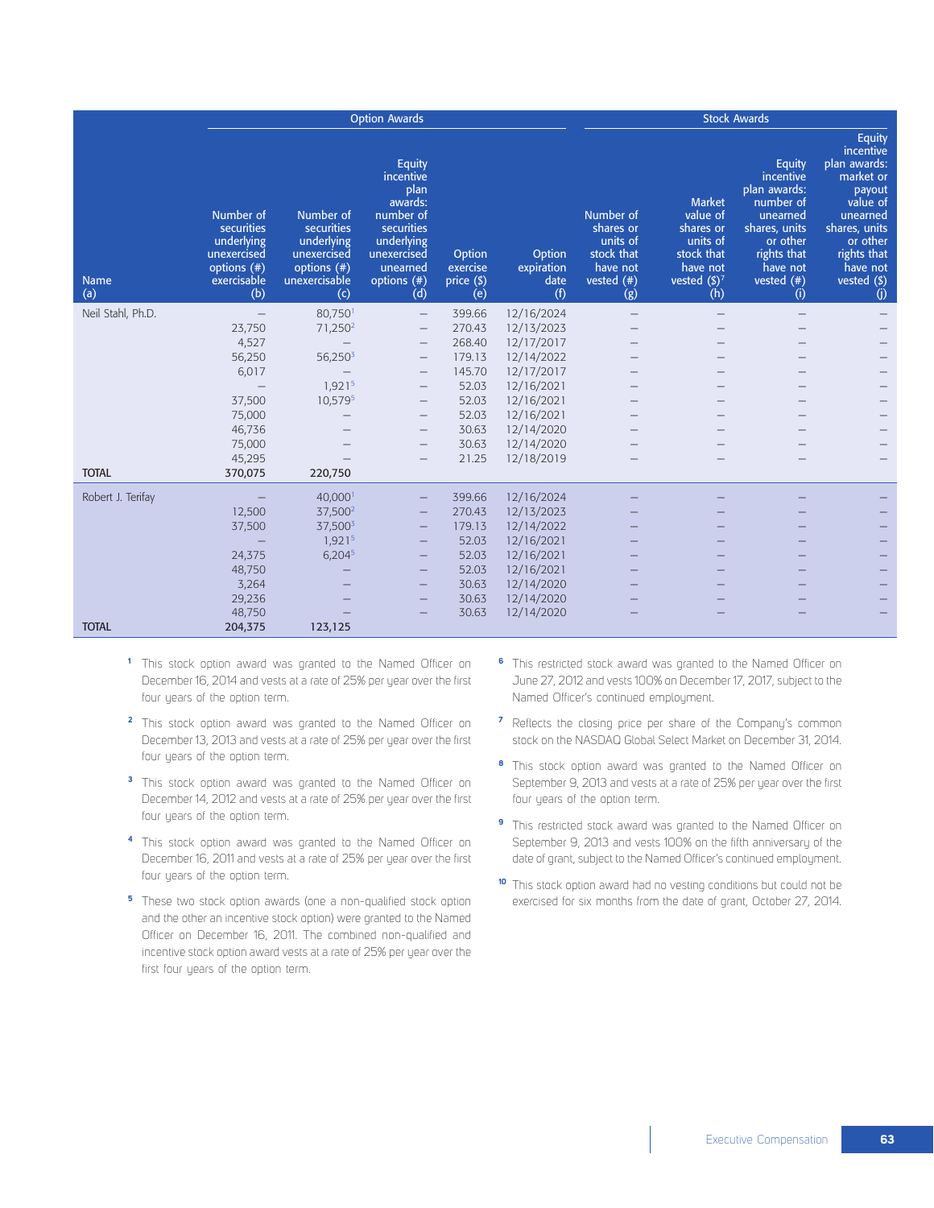| Name (a) | Option Awards | | | | | Stock Awards | | | |
|---|---|---|---|---|---|---|---|---|---|
| | Number of securities underlying unexercised options (#) exercisable (b) | Number of securities underlying unexercised options (#) unexercisable (c) | Equity incentive plan awards: number of securities underlying unexercised unearned options (#) (d) | Option exercise price ($) (e) | Option expiration date (f) | Number of shares or units of stock that have not vested (#) (g) | Market value of shares or units of stock that have not vested ($)[7] (h) | Equity incentive plan awards: number of unearned shares, units or other rights that have not vested (#) (i) | Equity incentive plan awards: market or payout value of unearned shares, units or other rights that have not vested ($) (j) |
| Neil Stahl, Ph.D. | – | 80,750[1] | – | 399.66 | 12/16/2024 | – | – | – | – |
| | 23,750 | 71,250[2] | – | 270.43 | 12/13/2023 | – | – | – | – |
| | 4,527 | – | – | 268.40 | 12/17/2017 | – | – | – | – |
| | 56,250 | 56,250[3] | – | 179.13 | 12/14/2022 | – | – | – | – |
| | 6,017 | – | – | 145.70 | 12/17/2017 | – | – | – | – |
| | – | 1,921[5] | – | 52.03 | 12/16/2021 | – | – | – | – |
| | 37,500 | 10,579[5] | – | 52.03 | 12/16/2021 | – | – | – | – |
| | 75,000 | – | – | 52.03 | 12/16/2021 | – | – | – | – |
| | 46,736 | – | – | 30.63 | 12/14/2020 | – | – | – | – |
| | 75,000 | – | – | 30.63 | 12/14/2020 | – | – | – | – |
| | 45,295 | – | – | 21.25 | 12/18/2019 | – | – | – | – |
| **TOTAL** | **370,075** | **220,750** | | | | | | | |
| Robert J. Terifay | – | 40,000[1] | – | 399.66 | 12/16/2024 | – | – | – | – |
| | 12,500 | 37,500[2] | – | 270.43 | 12/13/2023 | – | – | – | – |
| | 37,500 | 37,500[3] | – | 179.13 | 12/14/2022 | – | – | – | – |
| | – | 1,921[5] | – | 52.03 | 12/16/2021 | – | – | – | – |
| | 24,375 | 6,204[5] | – | 52.03 | 12/16/2021 | – | – | – | – |
| | 48,750 | – | – | 52.03 | 12/16/2021 | – | – | – | – |
| | 3,264 | – | – | 30.63 | 12/14/2020 | – | – | – | – |
| | 29,236 | – | – | 30.63 | 12/14/2020 | – | – | – | – |
| | 48,750 | – | – | 30.63 | 12/14/2020 | – | – | – | – |
| **TOTAL** | **204,375** | **123,125** | | | | | | | |

[1] This stock option award was granted to the Named Officer on December 16, 2014 and vests at a rate of 25% per year over the first four years of the option term.

[2] This stock option award was granted to the Named Officer on December 13, 2013 and vests at a rate of 25% per year over the first four years of the option term.

[3] This stock option award was granted to the Named Officer on December 14, 2012 and vests at a rate of 25% per year over the first four years of the option term.

[4] This stock option award was granted to the Named Officer on December 16, 2011 and vests at a rate of 25% per year over the first four years of the option term.

[5] These two stock option awards (one a non-qualified stock option and the other an incentive stock option) were granted to the Named Officer on December 16, 2011. The combined non-qualified and incentive stock option award vests at a rate of 25% per year over the first four years of the option term.

[6] This restricted stock award was granted to the Named Officer on June 27, 2012 and vests 100% on December 17, 2017, subject to the Named Officer's continued employment.

[7] Reflects the closing price per share of the Company's common stock on the NASDAQ Global Select Market on December 31, 2014.

[8] This stock option award was granted to the Named Officer on September 9, 2013 and vests at a rate of 25% per year over the first four years of the option term.

[9] This restricted stock award was granted to the Named Officer on September 9, 2013 and vests 100% on the fifth anniversary of the date of grant, subject to the Named Officer's continued employment.

[10] This stock option award had no vesting conditions but could not be exercised for six months from the date of grant, October 27, 2014.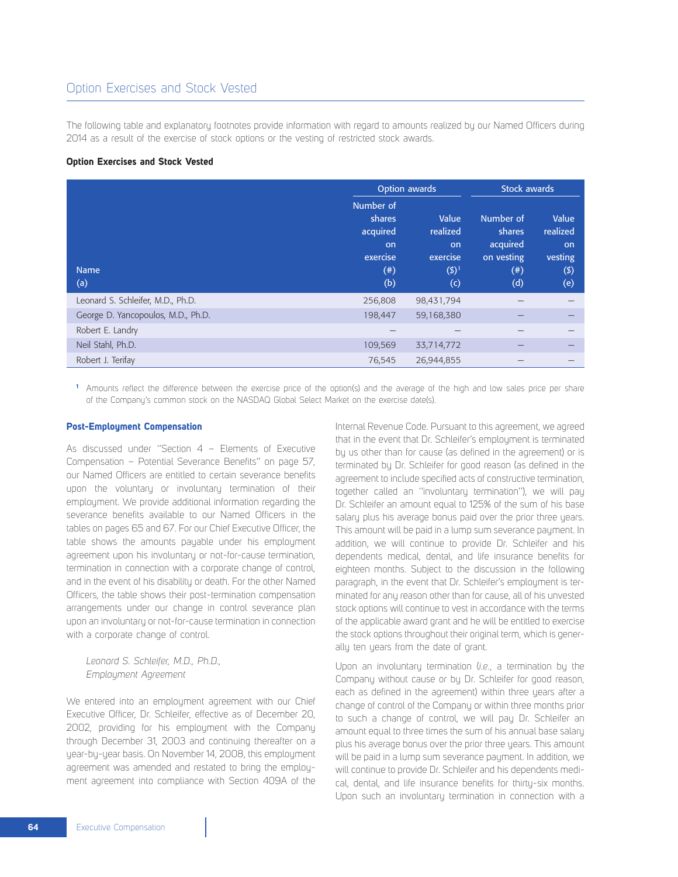## Option Exercises and Stock Vested

The following table and explanatory footnotes provide information with regard to amounts realized by our Named Officers during 2014 as a result of the exercise of stock options or the vesting of restricted stock awards.

**Option Exercises and Stock Vested**

| | Option awards | | Stock awards | |
|---|---|---|---|---|
| Name (a) | Number of shares acquired on exercise (#) (b) | Value realized on exercise ($)[1] (c) | Number of shares acquired on vesting (#) (d) | Value realized on vesting ($) (e) |
| Leonard S. Schleifer, M.D., Ph.D. | 256,808 | 98,431,794 | — | — |
| George D. Yancopoulos, M.D., Ph.D. | 198,447 | 59,168,380 | — | — |
| Robert E. Landry | — | — | — | — |
| Neil Stahl, Ph.D. | 109,569 | 33,714,772 | — | — |
| Robert J. Terifay | 76,545 | 26,944,855 | — | — |

[1] Amounts reflect the difference between the exercise price of the option(s) and the average of the high and low sales price per share of the Company's common stock on the NASDAQ Global Select Market on the exercise date(s).

**Post-Employment Compensation**

As discussed under "Section 4 – Elements of Executive Compensation – Potential Severance Benefits" on page 57, our Named Officers are entitled to certain severance benefits upon the voluntary or involuntary termination of their employment. We provide additional information regarding the severance benefits available to our Named Officers in the tables on pages 65 and 67. For our Chief Executive Officer, the table shows the amounts payable under his employment agreement upon his involuntary or not-for-cause termination, termination in connection with a corporate change of control, and in the event of his disability or death. For the other Named Officers, the table shows their post-termination compensation arrangements under our change in control severance plan upon an involuntary or not-for-cause termination in connection with a corporate change of control.

*Leonard S. Schleifer, M.D., Ph.D., Employment Agreement*

We entered into an employment agreement with our Chief Executive Officer, Dr. Schleifer, effective as of December 20, 2002, providing for his employment with the Company through December 31, 2003 and continuing thereafter on a year-by-year basis. On November 14, 2008, this employment agreement was amended and restated to bring the employment agreement into compliance with Section 409A of the Internal Revenue Code. Pursuant to this agreement, we agreed that in the event that Dr. Schleifer's employment is terminated by us other than for cause (as defined in the agreement) or is terminated by Dr. Schleifer for good reason (as defined in the agreement to include specified acts of constructive termination, together called an "involuntary termination"), we will pay Dr. Schleifer an amount equal to 125% of the sum of his base salary plus his average bonus paid over the prior three years. This amount will be paid in a lump sum severance payment. In addition, we will continue to provide Dr. Schleifer and his dependents medical, dental, and life insurance benefits for eighteen months. Subject to the discussion in the following paragraph, in the event that Dr. Schleifer's employment is terminated for any reason other than for cause, all of his unvested stock options will continue to vest in accordance with the terms of the applicable award grant and he will be entitled to exercise the stock options throughout their original term, which is generally ten years from the date of grant.

Upon an involuntary termination (*i.e.*, a termination by the Company without cause or by Dr. Schleifer for good reason, each as defined in the agreement) within three years after a change of control of the Company or within three months prior to such a change of control, we will pay Dr. Schleifer an amount equal to three times the sum of his annual base salary plus his average bonus over the prior three years. This amount will be paid in a lump sum severance payment. In addition, we will continue to provide Dr. Schleifer and his dependents medical, dental, and life insurance benefits for thirty-six months. Upon such an involuntary termination in connection with a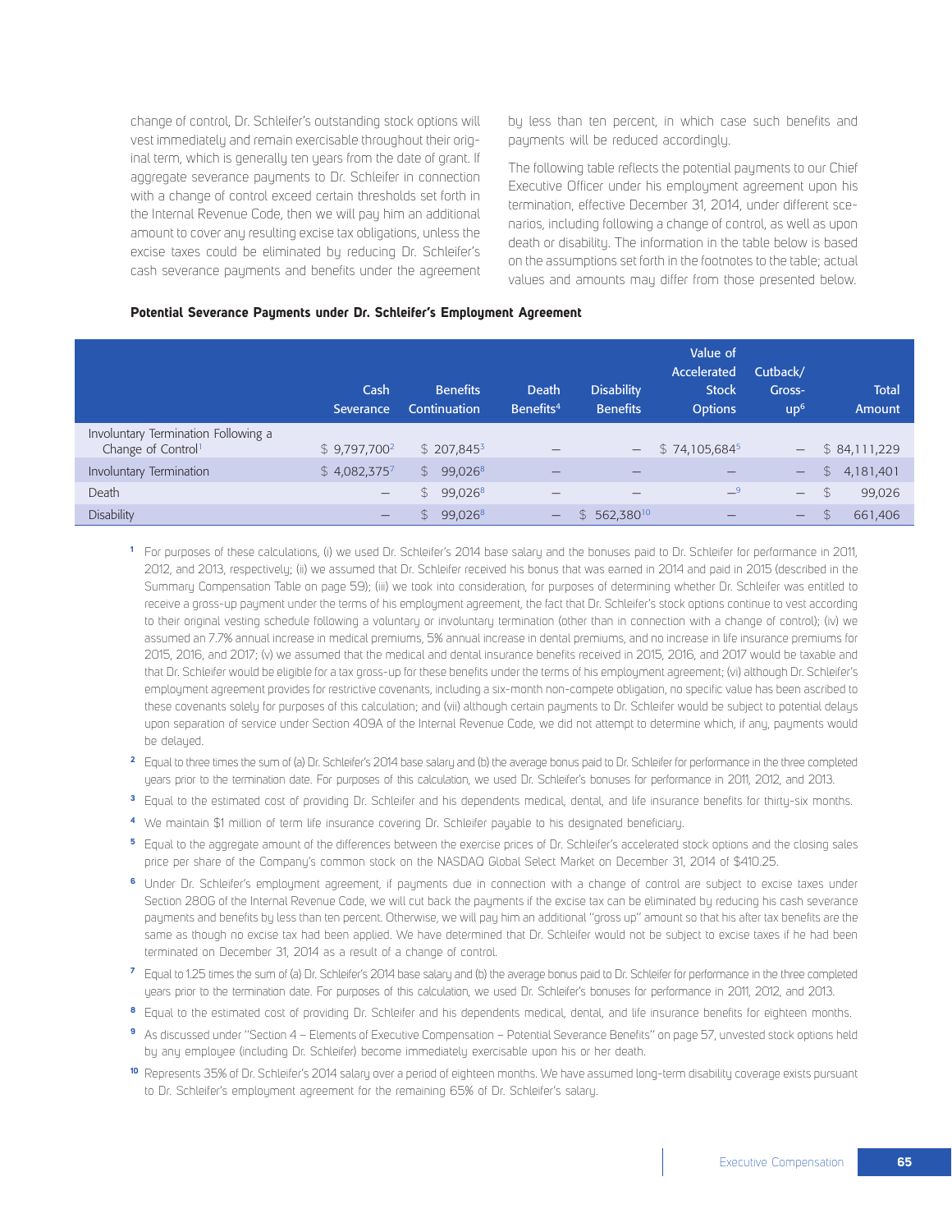change of control, Dr. Schleifer's outstanding stock options will vest immediately and remain exercisable throughout their original term, which is generally ten years from the date of grant. If aggregate severance payments to Dr. Schleifer in connection with a change of control exceed certain thresholds set forth in the Internal Revenue Code, then we will pay him an additional amount to cover any resulting excise tax obligations, unless the excise taxes could be eliminated by reducing Dr. Schleifer's cash severance payments and benefits under the agreement by less than ten percent, in which case such benefits and payments will be reduced accordingly.

The following table reflects the potential payments to our Chief Executive Officer under his employment agreement upon his termination, effective December 31, 2014, under different scenarios, including following a change of control, as well as upon death or disability. The information in the table below is based on the assumptions set forth in the footnotes to the table; actual values and amounts may differ from those presented below.

**Potential Severance Payments under Dr. Schleifer's Employment Agreement**

| | Cash Severance | Benefits Continuation | Death Benefits[4] | Disability Benefits | Value of Accelerated Stock Options | Cutback/ Gross-up[6] | Total Amount |
|---|---|---|---|---|---|---|---|
| Involuntary Termination Following a Change of Control[1] | $ 9,797,700[2] | $ 207,845[3] | — | — | $ 74,105,684[5] | — | $ 84,111,229 |
| Involuntary Termination | $ 4,082,375[7] | $ 99,026[8] | — | — | — | — | $ 4,181,401 |
| Death | — | $ 99,026[8] | — | — | —[9] | — | $ 99,026 |
| Disability | — | $ 99,026[8] | — | $ 562,380[10] | — | — | $ 661,406 |

[1] For purposes of these calculations, (i) we used Dr. Schleifer's 2014 base salary and the bonuses paid to Dr. Schleifer for performance in 2011, 2012, and 2013, respectively; (ii) we assumed that Dr. Schleifer received his bonus that was earned in 2014 and paid in 2015 (described in the Summary Compensation Table on page 59); (iii) we took into consideration, for purposes of determining whether Dr. Schleifer was entitled to receive a gross-up payment under the terms of his employment agreement, the fact that Dr. Schleifer's stock options continue to vest according to their original vesting schedule following a voluntary or involuntary termination (other than in connection with a change of control); (iv) we assumed an 7.7% annual increase in medical premiums, 5% annual increase in dental premiums, and no increase in life insurance premiums for 2015, 2016, and 2017; (v) we assumed that the medical and dental insurance benefits received in 2015, 2016, and 2017 would be taxable and that Dr. Schleifer would be eligible for a tax gross-up for these benefits under the terms of his employment agreement; (vi) although Dr. Schleifer's employment agreement provides for restrictive covenants, including a six-month non-compete obligation, no specific value has been ascribed to these covenants solely for purposes of this calculation; and (vii) although certain payments to Dr. Schleifer would be subject to potential delays upon separation of service under Section 409A of the Internal Revenue Code, we did not attempt to determine which, if any, payments would be delayed.

[2] Equal to three times the sum of (a) Dr. Schleifer's 2014 base salary and (b) the average bonus paid to Dr. Schleifer for performance in the three completed years prior to the termination date. For purposes of this calculation, we used Dr. Schleifer's bonuses for performance in 2011, 2012, and 2013.

[3] Equal to the estimated cost of providing Dr. Schleifer and his dependents medical, dental, and life insurance benefits for thirty-six months.

[4] We maintain $1 million of term life insurance covering Dr. Schleifer payable to his designated beneficiary.

[5] Equal to the aggregate amount of the differences between the exercise prices of Dr. Schleifer's accelerated stock options and the closing sales price per share of the Company's common stock on the NASDAQ Global Select Market on December 31, 2014 of $410.25.

[6] Under Dr. Schleifer's employment agreement, if payments due in connection with a change of control are subject to excise taxes under Section 280G of the Internal Revenue Code, we will cut back the payments if the excise tax can be eliminated by reducing his cash severance payments and benefits by less than ten percent. Otherwise, we will pay him an additional "gross up" amount so that his after tax benefits are the same as though no excise tax had been applied. We have determined that Dr. Schleifer would not be subject to excise taxes if he had been terminated on December 31, 2014 as a result of a change of control.

[7] Equal to 1.25 times the sum of (a) Dr. Schleifer's 2014 base salary and (b) the average bonus paid to Dr. Schleifer for performance in the three completed years prior to the termination date. For purposes of this calculation, we used Dr. Schleifer's bonuses for performance in 2011, 2012, and 2013.

[8] Equal to the estimated cost of providing Dr. Schleifer and his dependents medical, dental, and life insurance benefits for eighteen months.

[9] As discussed under "Section 4 – Elements of Executive Compensation – Potential Severance Benefits" on page 57, unvested stock options held by any employee (including Dr. Schleifer) become immediately exercisable upon his or her death.

[10] Represents 35% of Dr. Schleifer's 2014 salary over a period of eighteen months. We have assumed long-term disability coverage exists pursuant to Dr. Schleifer's employment agreement for the remaining 65% of Dr. Schleifer's salary.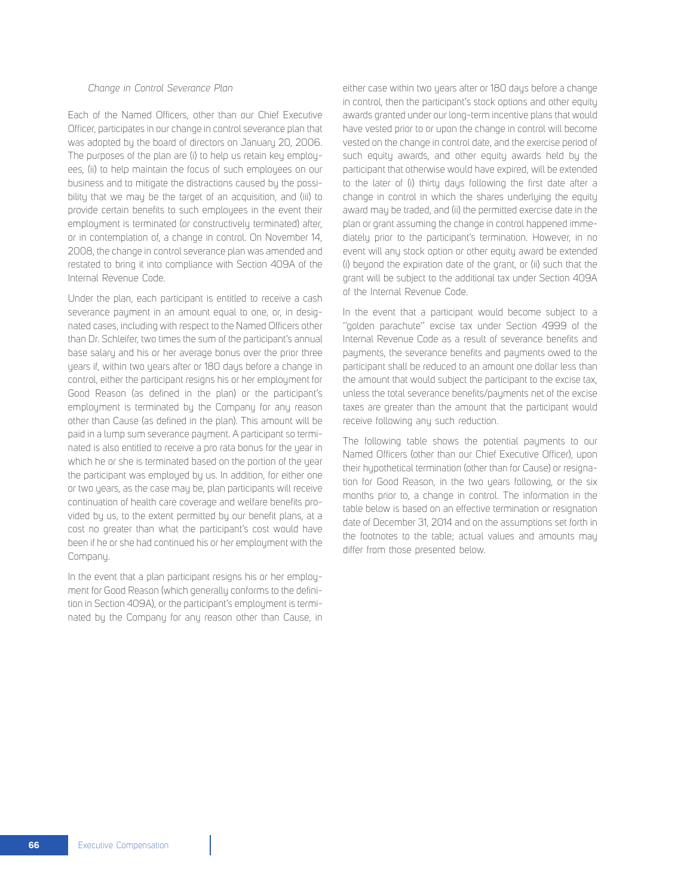*Change in Control Severance Plan*

Each of the Named Officers, other than our Chief Executive Officer, participates in our change in control severance plan that was adopted by the board of directors on January 20, 2006. The purposes of the plan are (i) to help us retain key employees, (ii) to help maintain the focus of such employees on our business and to mitigate the distractions caused by the possibility that we may be the target of an acquisition, and (iii) to provide certain benefits to such employees in the event their employment is terminated (or constructively terminated) after, or in contemplation of, a change in control. On November 14, 2008, the change in control severance plan was amended and restated to bring it into compliance with Section 409A of the Internal Revenue Code.

Under the plan, each participant is entitled to receive a cash severance payment in an amount equal to one, or, in designated cases, including with respect to the Named Officers other than Dr. Schleifer, two times the sum of the participant's annual base salary and his or her average bonus over the prior three years if, within two years after or 180 days before a change in control, either the participant resigns his or her employment for Good Reason (as defined in the plan) or the participant's employment is terminated by the Company for any reason other than Cause (as defined in the plan). This amount will be paid in a lump sum severance payment. A participant so terminated is also entitled to receive a pro rata bonus for the year in which he or she is terminated based on the portion of the year the participant was employed by us. In addition, for either one or two years, as the case may be, plan participants will receive continuation of health care coverage and welfare benefits provided by us, to the extent permitted by our benefit plans, at a cost no greater than what the participant's cost would have been if he or she had continued his or her employment with the Company.

In the event that a plan participant resigns his or her employment for Good Reason (which generally conforms to the definition in Section 409A), or the participant's employment is terminated by the Company for any reason other than Cause, in either case within two years after or 180 days before a change in control, then the participant's stock options and other equity awards granted under our long-term incentive plans that would have vested prior to or upon the change in control will become vested on the change in control date, and the exercise period of such equity awards, and other equity awards held by the participant that otherwise would have expired, will be extended to the later of (i) thirty days following the first date after a change in control in which the shares underlying the equity award may be traded, and (ii) the permitted exercise date in the plan or grant assuming the change in control happened immediately prior to the participant's termination. However, in no event will any stock option or other equity award be extended (i) beyond the expiration date of the grant, or (ii) such that the grant will be subject to the additional tax under Section 409A of the Internal Revenue Code.

In the event that a participant would become subject to a "golden parachute" excise tax under Section 4999 of the Internal Revenue Code as a result of severance benefits and payments, the severance benefits and payments owed to the participant shall be reduced to an amount one dollar less than the amount that would subject the participant to the excise tax, unless the total severance benefits/payments net of the excise taxes are greater than the amount that the participant would receive following any such reduction.

The following table shows the potential payments to our Named Officers (other than our Chief Executive Officer), upon their hypothetical termination (other than for Cause) or resignation for Good Reason, in the two years following, or the six months prior to, a change in control. The information in the table below is based on an effective termination or resignation date of December 31, 2014 and on the assumptions set forth in the footnotes to the table; actual values and amounts may differ from those presented below.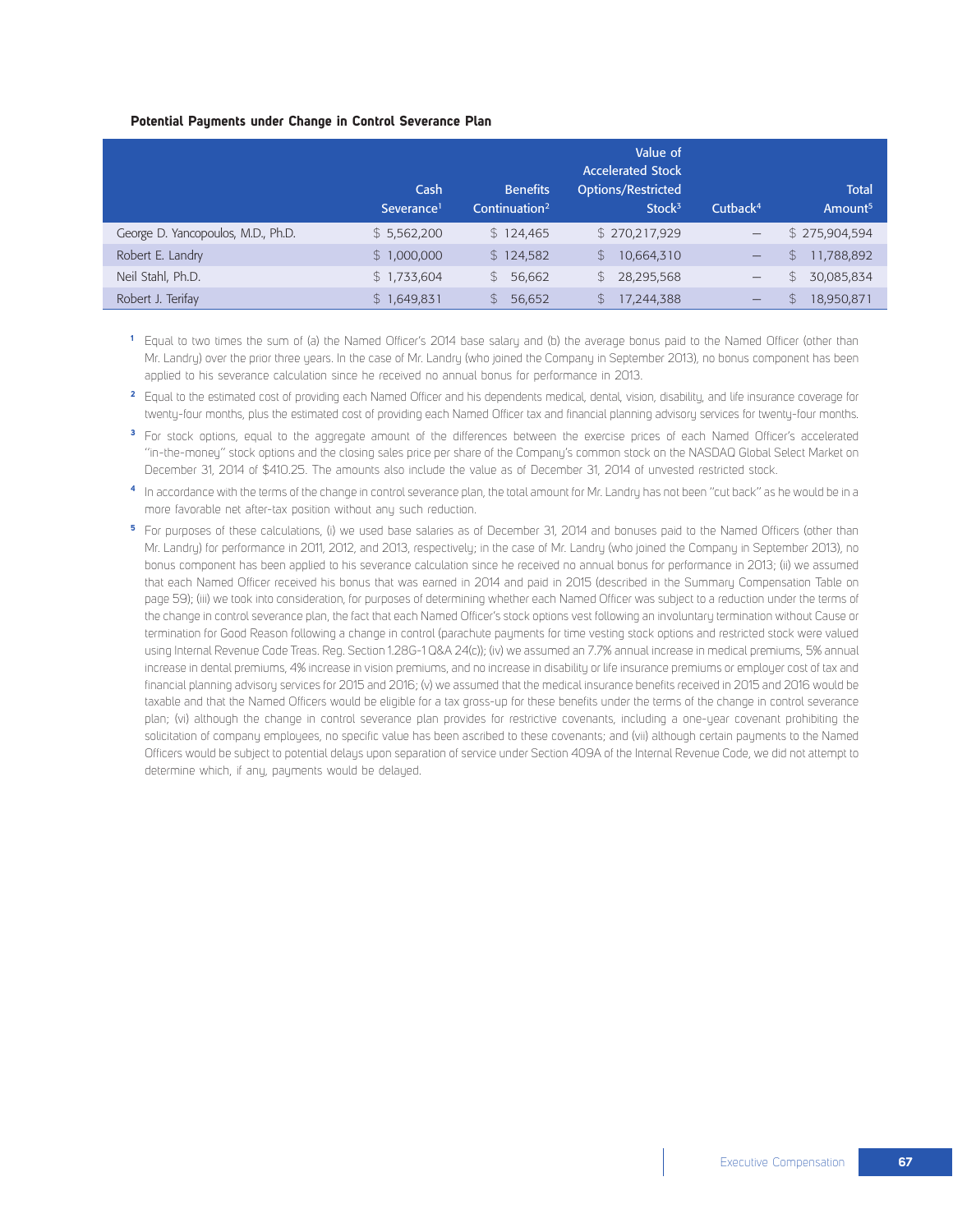### Potential Payments under Change in Control Severance Plan

| | Cash Severance[1] | Benefits Continuation[2] | Value of Accelerated Stock Options/Restricted Stock[3] | Cutback[4] | Total Amount[5] |
|---|---|---|---|---|---|
| George D. Yancopoulos, M.D., Ph.D. | $ 5,562,200 | $ 124,465 | $ 270,217,929 | — | $ 275,904,594 |
| Robert E. Landry | $ 1,000,000 | $ 124,582 | $ 10,664,310 | — | $ 11,788,892 |
| Neil Stahl, Ph.D. | $ 1,733,604 | $ 56,662 | $ 28,295,568 | — | $ 30,085,834 |
| Robert J. Terifay | $ 1,649,831 | $ 56,652 | $ 17,244,388 | — | $ 18,950,871 |

[1] Equal to two times the sum of (a) the Named Officer's 2014 base salary and (b) the average bonus paid to the Named Officer (other than Mr. Landry) over the prior three years. In the case of Mr. Landry (who joined the Company in September 2013), no bonus component has been applied to his severance calculation since he received no annual bonus for performance in 2013.

[2] Equal to the estimated cost of providing each Named Officer and his dependents medical, dental, vision, disability, and life insurance coverage for twenty-four months, plus the estimated cost of providing each Named Officer tax and financial planning advisory services for twenty-four months.

[3] For stock options, equal to the aggregate amount of the differences between the exercise prices of each Named Officer's accelerated "in-the-money" stock options and the closing sales price per share of the Company's common stock on the NASDAQ Global Select Market on December 31, 2014 of $410.25. The amounts also include the value as of December 31, 2014 of unvested restricted stock.

[4] In accordance with the terms of the change in control severance plan, the total amount for Mr. Landry has not been "cut back" as he would be in a more favorable net after-tax position without any such reduction.

[5] For purposes of these calculations, (i) we used base salaries as of December 31, 2014 and bonuses paid to the Named Officers (other than Mr. Landry) for performance in 2011, 2012, and 2013, respectively; in the case of Mr. Landry (who joined the Company in September 2013), no bonus component has been applied to his severance calculation since he received no annual bonus for performance in 2013; (ii) we assumed that each Named Officer received his bonus that was earned in 2014 and paid in 2015 (described in the Summary Compensation Table on page 59); (iii) we took into consideration, for purposes of determining whether each Named Officer was subject to a reduction under the terms of the change in control severance plan, the fact that each Named Officer's stock options vest following an involuntary termination without Cause or termination for Good Reason following a change in control (parachute payments for time vesting stock options and restricted stock were valued using Internal Revenue Code Treas. Reg. Section 1.28G-1 Q&A 24(c)); (iv) we assumed an 7.7% annual increase in medical premiums, 5% annual increase in dental premiums, 4% increase in vision premiums, and no increase in disability or life insurance premiums or employer cost of tax and financial planning advisory services for 2015 and 2016; (v) we assumed that the medical insurance benefits received in 2015 and 2016 would be taxable and that the Named Officers would be eligible for a tax gross-up for these benefits under the terms of the change in control severance plan; (vi) although the change in control severance plan provides for restrictive covenants, including a one-year covenant prohibiting the solicitation of company employees, no specific value has been ascribed to these covenants; and (vii) although certain payments to the Named Officers would be subject to potential delays upon separation of service under Section 409A of the Internal Revenue Code, we did not attempt to determine which, if any, payments would be delayed.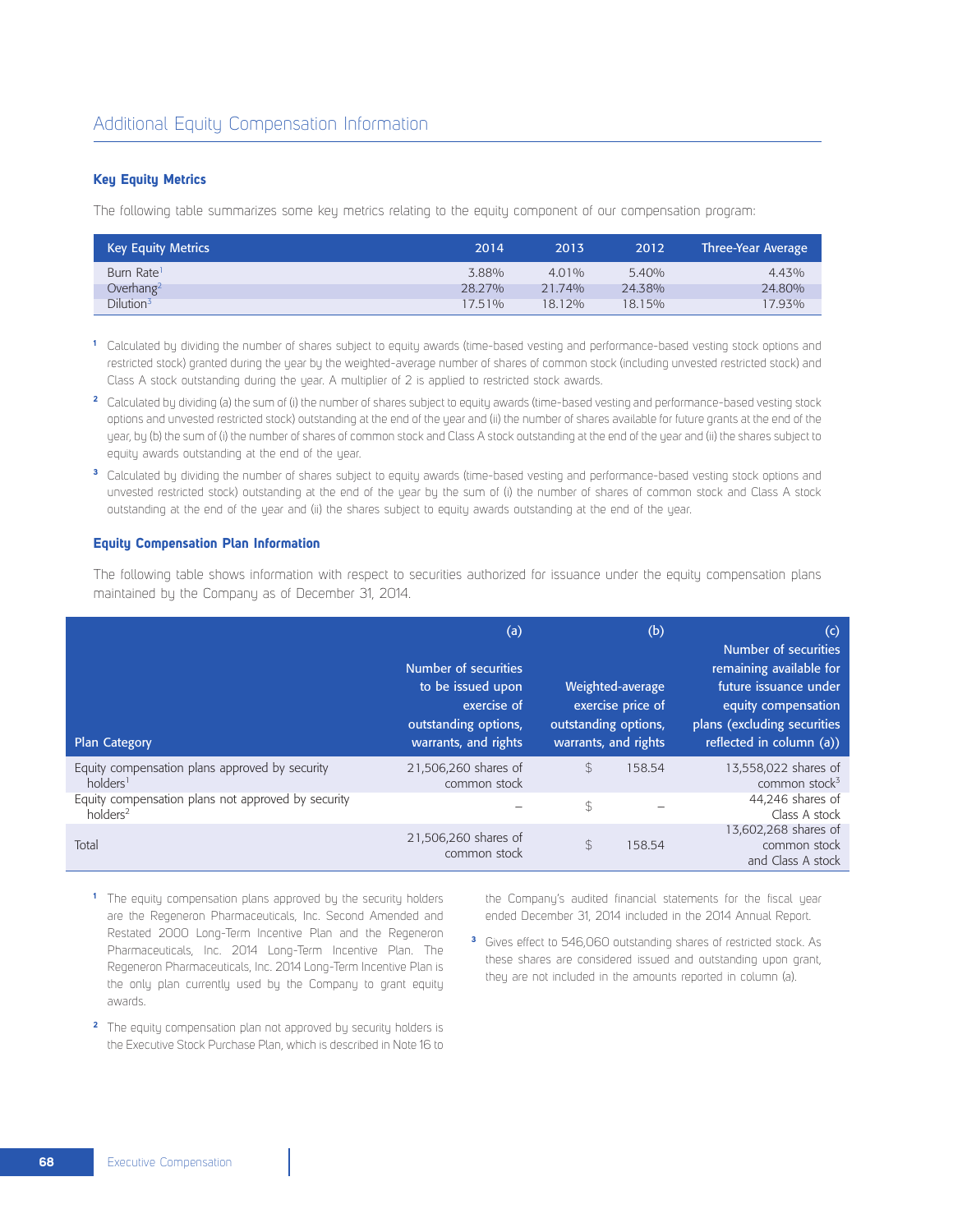# Additional Equity Compensation Information

### Key Equity Metrics

The following table summarizes some key metrics relating to the equity component of our compensation program:

| Key Equity Metrics | 2014 | 2013 | 2012 | Three-Year Average |
|---|---|---|---|---|
| Burn Rate[1] | 3.88% | 4.01% | 5.40% | 4.43% |
| Overhang[2] | 28.27% | 21.74% | 24.38% | 24.80% |
| Dilution[3] | 17.51% | 18.12% | 18.15% | 17.93% |

[1] Calculated by dividing the number of shares subject to equity awards (time-based vesting and performance-based vesting stock options and restricted stock) granted during the year by the weighted-average number of shares of common stock (including unvested restricted stock) and Class A stock outstanding during the year. A multiplier of 2 is applied to restricted stock awards.

[2] Calculated by dividing (a) the sum of (i) the number of shares subject to equity awards (time-based vesting and performance-based vesting stock options and unvested restricted stock) outstanding at the end of the year and (ii) the number of shares available for future grants at the end of the year, by (b) the sum of (i) the number of shares of common stock and Class A stock outstanding at the end of the year and (ii) the shares subject to equity awards outstanding at the end of the year.

[3] Calculated by dividing the number of shares subject to equity awards (time-based vesting and performance-based vesting stock options and unvested restricted stock) outstanding at the end of the year by the sum of (i) the number of shares of common stock and Class A stock outstanding at the end of the year and (ii) the shares subject to equity awards outstanding at the end of the year.

### Equity Compensation Plan Information

The following table shows information with respect to securities authorized for issuance under the equity compensation plans maintained by the Company as of December 31, 2014.

| Plan Category | (a) Number of securities to be issued upon exercise of outstanding options, warrants, and rights | (b) Weighted-average exercise price of outstanding options, warrants, and rights | (c) Number of securities remaining available for future issuance under equity compensation plans (excluding securities reflected in column (a)) |
|---|---|---|---|
| Equity compensation plans approved by security holders[1] | 21,506,260 shares of common stock | $ 158.54 | 13,558,022 shares of common stock[3] |
| Equity compensation plans not approved by security holders[2] | – | $ – | 44,246 shares of Class A stock |
| Total | 21,506,260 shares of common stock | $ 158.54 | 13,602,268 shares of common stock and Class A stock |

[1] The equity compensation plans approved by the security holders are the Regeneron Pharmaceuticals, Inc. Second Amended and Restated 2000 Long-Term Incentive Plan and the Regeneron Pharmaceuticals, Inc. 2014 Long-Term Incentive Plan. The Regeneron Pharmaceuticals, Inc. 2014 Long-Term Incentive Plan is the only plan currently used by the Company to grant equity awards.

[2] The equity compensation plan not approved by security holders is the Executive Stock Purchase Plan, which is described in Note 16 to the Company's audited financial statements for the fiscal year ended December 31, 2014 included in the 2014 Annual Report.

[3] Gives effect to 546,060 outstanding shares of restricted stock. As these shares are considered issued and outstanding upon grant, they are not included in the amounts reported in column (a).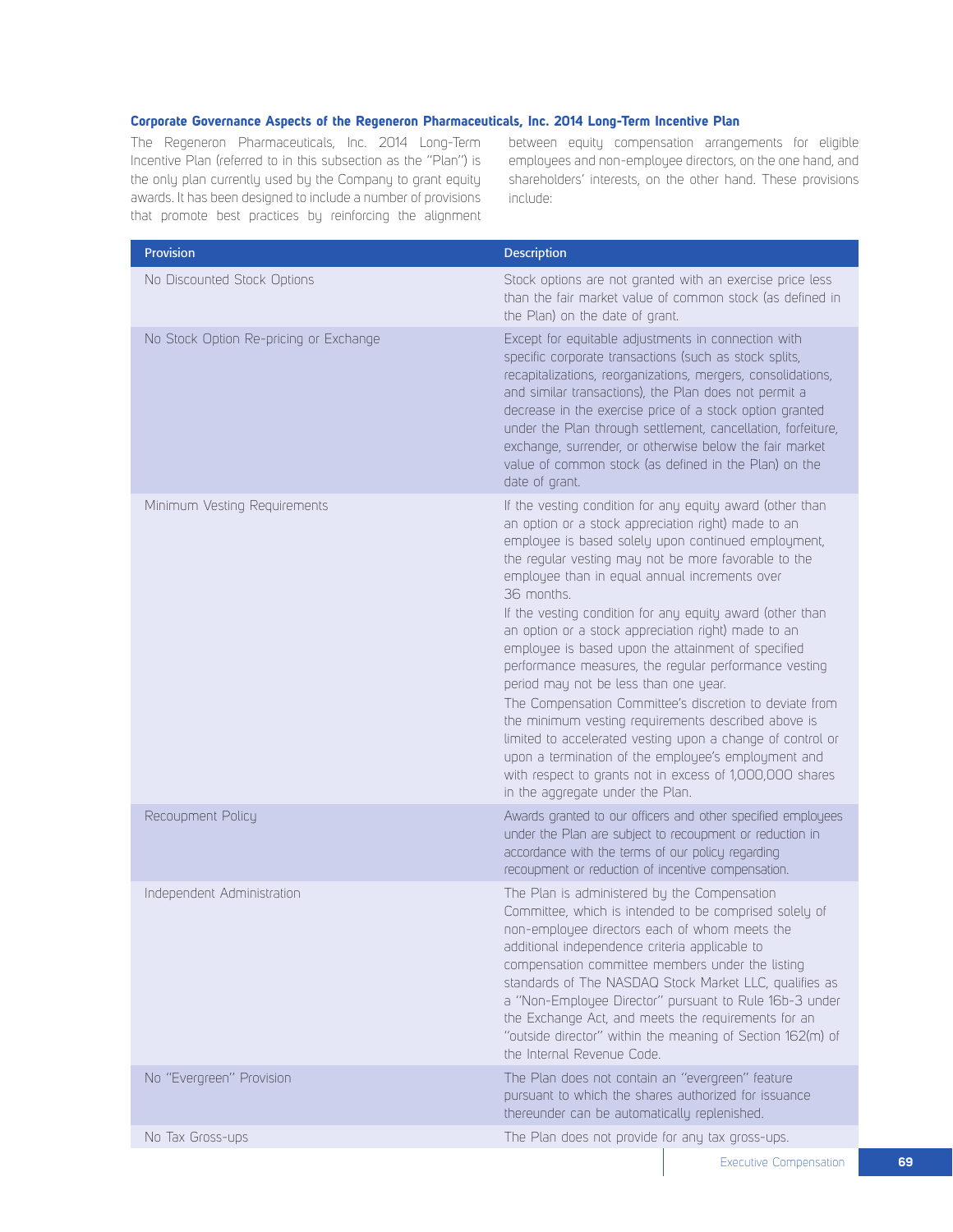### Corporate Governance Aspects of the Regeneron Pharmaceuticals, Inc. 2014 Long-Term Incentive Plan

The Regeneron Pharmaceuticals, Inc. 2014 Long-Term Incentive Plan (referred to in this subsection as the "Plan") is the only plan currently used by the Company to grant equity awards. It has been designed to include a number of provisions that promote best practices by reinforcing the alignment between equity compensation arrangements for eligible employees and non-employee directors, on the one hand, and shareholders' interests, on the other hand. These provisions include:

| Provision | Description |
|---|---|
| No Discounted Stock Options | Stock options are not granted with an exercise price less than the fair market value of common stock (as defined in the Plan) on the date of grant. |
| No Stock Option Re-pricing or Exchange | Except for equitable adjustments in connection with specific corporate transactions (such as stock splits, recapitalizations, reorganizations, mergers, consolidations, and similar transactions), the Plan does not permit a decrease in the exercise price of a stock option granted under the Plan through settlement, cancellation, forfeiture, exchange, surrender, or otherwise below the fair market value of common stock (as defined in the Plan) on the date of grant. |
| Minimum Vesting Requirements | If the vesting condition for any equity award (other than an option or a stock appreciation right) made to an employee is based solely upon continued employment, the regular vesting may not be more favorable to the employee than in equal annual increments over 36 months.<br>If the vesting condition for any equity award (other than an option or a stock appreciation right) made to an employee is based upon the attainment of specified performance measures, the regular performance vesting period may not be less than one year.<br>The Compensation Committee's discretion to deviate from the minimum vesting requirements described above is limited to accelerated vesting upon a change of control or upon a termination of the employee's employment and with respect to grants not in excess of 1,000,000 shares in the aggregate under the Plan. |
| Recoupment Policy | Awards granted to our officers and other specified employees under the Plan are subject to recoupment or reduction in accordance with the terms of our policy regarding recoupment or reduction of incentive compensation. |
| Independent Administration | The Plan is administered by the Compensation Committee, which is intended to be comprised solely of non-employee directors each of whom meets the additional independence criteria applicable to compensation committee members under the listing standards of The NASDAQ Stock Market LLC, qualifies as a "Non-Employee Director" pursuant to Rule 16b-3 under the Exchange Act, and meets the requirements for an "outside director" within the meaning of Section 162(m) of the Internal Revenue Code. |
| No "Evergreen" Provision | The Plan does not contain an "evergreen" feature pursuant to which the shares authorized for issuance thereunder can be automatically replenished. |
| No Tax Gross-ups | The Plan does not provide for any tax gross-ups. |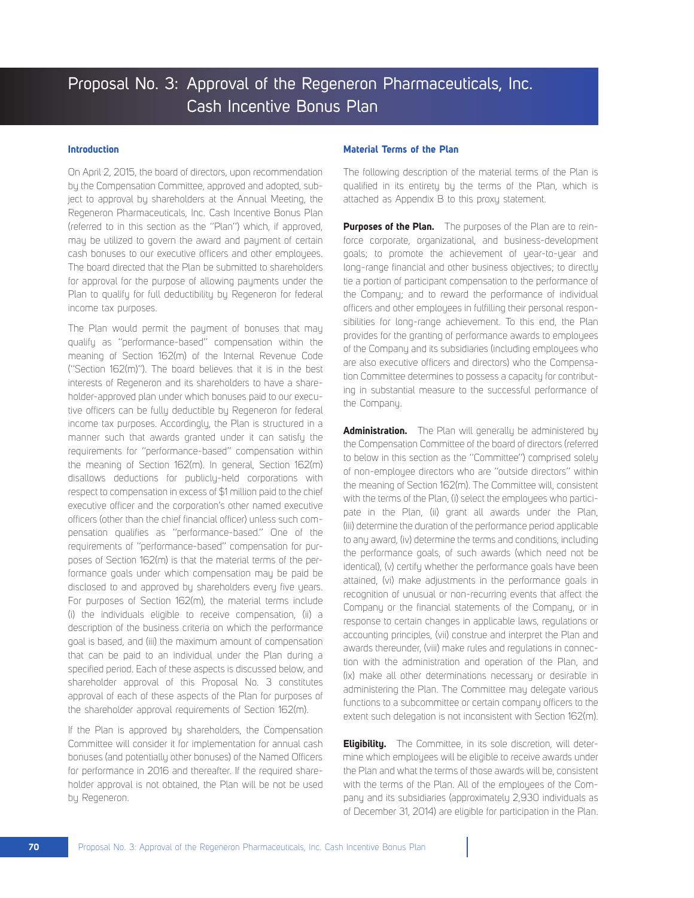# Proposal No. 3: Approval of the Regeneron Pharmaceuticals, Inc. Cash Incentive Bonus Plan

## Introduction

On April 2, 2015, the board of directors, upon recommendation by the Compensation Committee, approved and adopted, subject to approval by shareholders at the Annual Meeting, the Regeneron Pharmaceuticals, Inc. Cash Incentive Bonus Plan (referred to in this section as the "Plan") which, if approved, may be utilized to govern the award and payment of certain cash bonuses to our executive officers and other employees. The board directed that the Plan be submitted to shareholders for approval for the purpose of allowing payments under the Plan to qualify for full deductibility by Regeneron for federal income tax purposes.

The Plan would permit the payment of bonuses that may qualify as "performance-based" compensation within the meaning of Section 162(m) of the Internal Revenue Code ("Section 162(m)"). The board believes that it is in the best interests of Regeneron and its shareholders to have a shareholder-approved plan under which bonuses paid to our executive officers can be fully deductible by Regeneron for federal income tax purposes. Accordingly, the Plan is structured in a manner such that awards granted under it can satisfy the requirements for "performance-based" compensation within the meaning of Section 162(m). In general, Section 162(m) disallows deductions for publicly-held corporations with respect to compensation in excess of $1 million paid to the chief executive officer and the corporation's other named executive officers (other than the chief financial officer) unless such compensation qualifies as "performance-based." One of the requirements of "performance-based" compensation for purposes of Section 162(m) is that the material terms of the performance goals under which compensation may be paid be disclosed to and approved by shareholders every five years. For purposes of Section 162(m), the material terms include (i) the individuals eligible to receive compensation, (ii) a description of the business criteria on which the performance goal is based, and (iii) the maximum amount of compensation that can be paid to an individual under the Plan during a specified period. Each of these aspects is discussed below, and shareholder approval of this Proposal No. 3 constitutes approval of each of these aspects of the Plan for purposes of the shareholder approval requirements of Section 162(m).

If the Plan is approved by shareholders, the Compensation Committee will consider it for implementation for annual cash bonuses (and potentially other bonuses) of the Named Officers for performance in 2016 and thereafter. If the required shareholder approval is not obtained, the Plan will be not be used by Regeneron.

## Material Terms of the Plan

The following description of the material terms of the Plan is qualified in its entirety by the terms of the Plan, which is attached as Appendix B to this proxy statement.

**Purposes of the Plan.** The purposes of the Plan are to reinforce corporate, organizational, and business-development goals; to promote the achievement of year-to-year and long-range financial and other business objectives; to directly tie a portion of participant compensation to the performance of the Company; and to reward the performance of individual officers and other employees in fulfilling their personal responsibilities for long-range achievement. To this end, the Plan provides for the granting of performance awards to employees of the Company and its subsidiaries (including employees who are also executive officers and directors) who the Compensation Committee determines to possess a capacity for contributing in substantial measure to the successful performance of the Company.

**Administration.** The Plan will generally be administered by the Compensation Committee of the board of directors (referred to below in this section as the "Committee") comprised solely of non-employee directors who are "outside directors" within the meaning of Section 162(m). The Committee will, consistent with the terms of the Plan, (i) select the employees who participate in the Plan, (ii) grant all awards under the Plan, (iii) determine the duration of the performance period applicable to any award, (iv) determine the terms and conditions, including the performance goals, of such awards (which need not be identical), (v) certify whether the performance goals have been attained, (vi) make adjustments in the performance goals in recognition of unusual or non-recurring events that affect the Company or the financial statements of the Company, or in response to certain changes in applicable laws, regulations or accounting principles, (vii) construe and interpret the Plan and awards thereunder, (viii) make rules and regulations in connection with the administration and operation of the Plan, and (ix) make all other determinations necessary or desirable in administering the Plan. The Committee may delegate various functions to a subcommittee or certain company officers to the extent such delegation is not inconsistent with Section 162(m).

**Eligibility.** The Committee, in its sole discretion, will determine which employees will be eligible to receive awards under the Plan and what the terms of those awards will be, consistent with the terms of the Plan. All of the employees of the Company and its subsidiaries (approximately 2,930 individuals as of December 31, 2014) are eligible for participation in the Plan.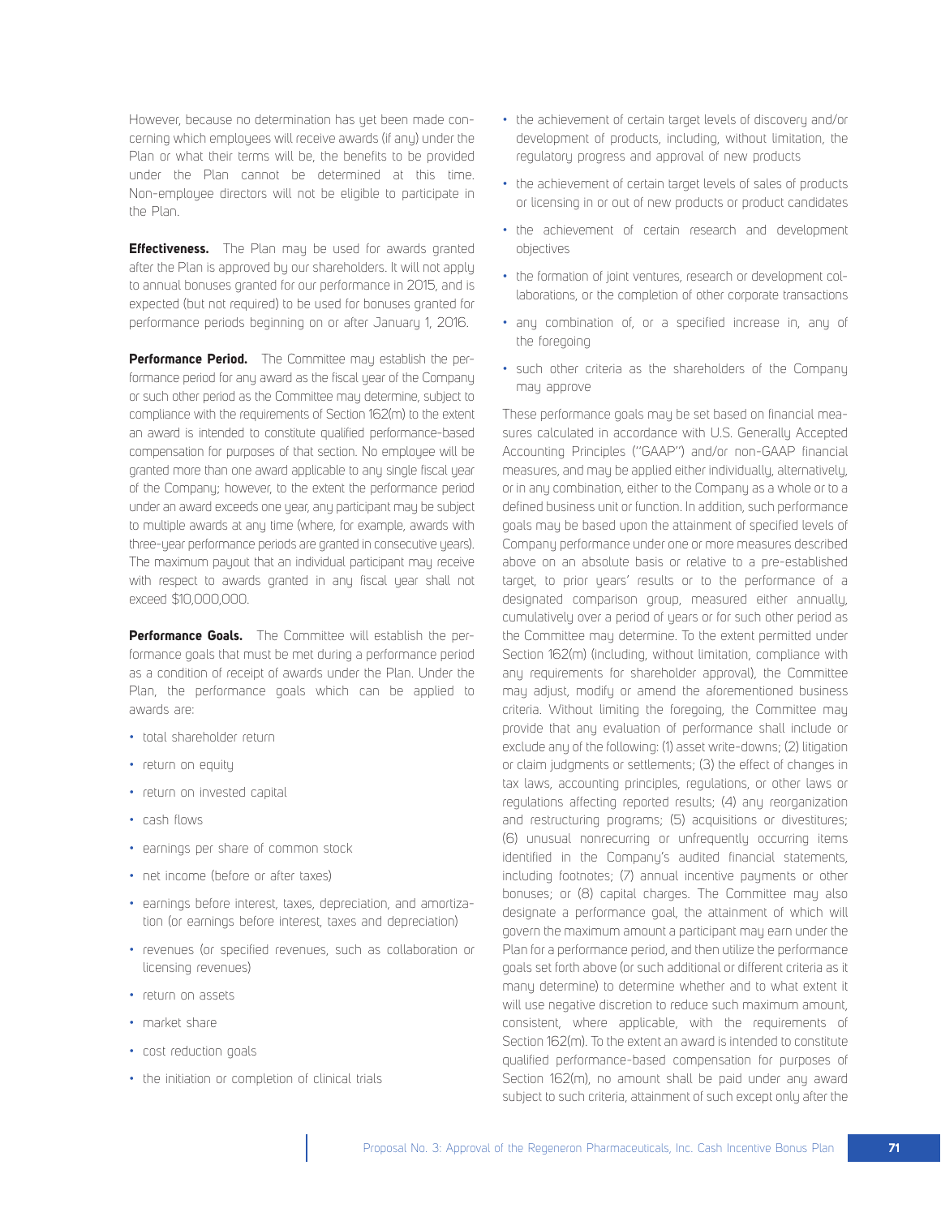However, because no determination has yet been made concerning which employees will receive awards (if any) under the Plan or what their terms will be, the benefits to be provided under the Plan cannot be determined at this time. Non-employee directors will not be eligible to participate in the Plan.

**Effectiveness.** The Plan may be used for awards granted after the Plan is approved by our shareholders. It will not apply to annual bonuses granted for our performance in 2015, and is expected (but not required) to be used for bonuses granted for performance periods beginning on or after January 1, 2016.

**Performance Period.** The Committee may establish the performance period for any award as the fiscal year of the Company or such other period as the Committee may determine, subject to compliance with the requirements of Section 162(m) to the extent an award is intended to constitute qualified performance-based compensation for purposes of that section. No employee will be granted more than one award applicable to any single fiscal year of the Company; however, to the extent the performance period under an award exceeds one year, any participant may be subject to multiple awards at any time (where, for example, awards with three-year performance periods are granted in consecutive years). The maximum payout that an individual participant may receive with respect to awards granted in any fiscal year shall not exceed $10,000,000.

**Performance Goals.** The Committee will establish the performance goals that must be met during a performance period as a condition of receipt of awards under the Plan. Under the Plan, the performance goals which can be applied to awards are:

- total shareholder return
- return on equity
- return on invested capital
- cash flows
- earnings per share of common stock
- net income (before or after taxes)
- earnings before interest, taxes, depreciation, and amortization (or earnings before interest, taxes and depreciation)
- revenues (or specified revenues, such as collaboration or licensing revenues)
- return on assets
- market share
- cost reduction goals
- the initiation or completion of clinical trials
- the achievement of certain target levels of discovery and/or development of products, including, without limitation, the regulatory progress and approval of new products
- the achievement of certain target levels of sales of products or licensing in or out of new products or product candidates
- the achievement of certain research and development objectives
- the formation of joint ventures, research or development collaborations, or the completion of other corporate transactions
- any combination of, or a specified increase in, any of the foregoing
- such other criteria as the shareholders of the Company may approve

These performance goals may be set based on financial measures calculated in accordance with U.S. Generally Accepted Accounting Principles ("GAAP") and/or non-GAAP financial measures, and may be applied either individually, alternatively, or in any combination, either to the Company as a whole or to a defined business unit or function. In addition, such performance goals may be based upon the attainment of specified levels of Company performance under one or more measures described above on an absolute basis or relative to a pre-established target, to prior years' results or to the performance of a designated comparison group, measured either annually, cumulatively over a period of years or for such other period as the Committee may determine. To the extent permitted under Section 162(m) (including, without limitation, compliance with any requirements for shareholder approval), the Committee may adjust, modify or amend the aforementioned business criteria. Without limiting the foregoing, the Committee may provide that any evaluation of performance shall include or exclude any of the following: (1) asset write-downs; (2) litigation or claim judgments or settlements; (3) the effect of changes in tax laws, accounting principles, regulations, or other laws or regulations affecting reported results; (4) any reorganization and restructuring programs; (5) acquisitions or divestitures; (6) unusual nonrecurring or unfrequently occurring items identified in the Company's audited financial statements, including footnotes; (7) annual incentive payments or other bonuses; or (8) capital charges. The Committee may also designate a performance goal, the attainment of which will govern the maximum amount a participant may earn under the Plan for a performance period, and then utilize the performance goals set forth above (or such additional or different criteria as it many determine) to determine whether and to what extent it will use negative discretion to reduce such maximum amount, consistent, where applicable, with the requirements of Section 162(m). To the extent an award is intended to constitute qualified performance-based compensation for purposes of Section 162(m), no amount shall be paid under any award subject to such criteria, attainment of such except only after the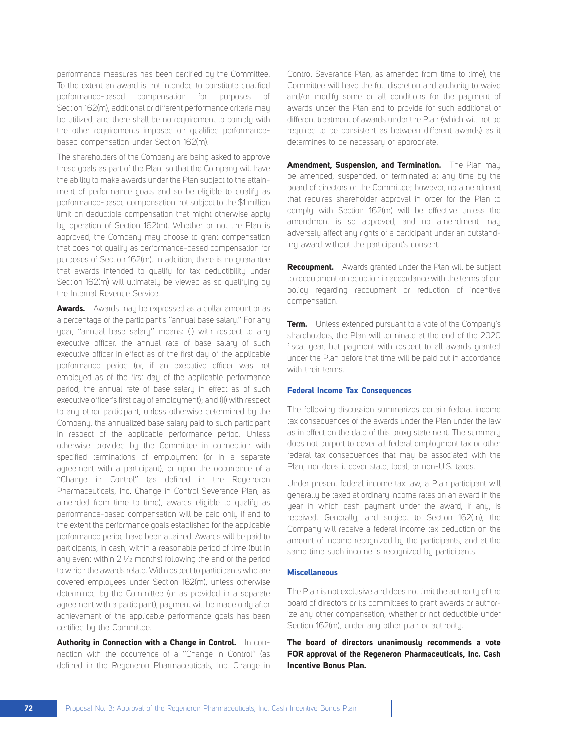performance measures has been certified by the Committee. To the extent an award is not intended to constitute qualified performance-based compensation for purposes of Section 162(m), additional or different performance criteria may be utilized, and there shall be no requirement to comply with the other requirements imposed on qualified performance-based compensation under Section 162(m).

The shareholders of the Company are being asked to approve these goals as part of the Plan, so that the Company will have the ability to make awards under the Plan subject to the attainment of performance goals and so be eligible to qualify as performance-based compensation not subject to the $1 million limit on deductible compensation that might otherwise apply by operation of Section 162(m). Whether or not the Plan is approved, the Company may choose to grant compensation that does not qualify as performance-based compensation for purposes of Section 162(m). In addition, there is no guarantee that awards intended to qualify for tax deductibility under Section 162(m) will ultimately be viewed as so qualifying by the Internal Revenue Service.

**Awards.** Awards may be expressed as a dollar amount or as a percentage of the participant's "annual base salary." For any year, "annual base salary" means: (i) with respect to any executive officer, the annual rate of base salary of such executive officer in effect as of the first day of the applicable performance period (or, if an executive officer was not employed as of the first day of the applicable performance period, the annual rate of base salary in effect as of such executive officer's first day of employment); and (ii) with respect to any other participant, unless otherwise determined by the Company, the annualized base salary paid to such participant in respect of the applicable performance period. Unless otherwise provided by the Committee in connection with specified terminations of employment (or in a separate agreement with a participant), or upon the occurrence of a "Change in Control" (as defined in the Regeneron Pharmaceuticals, Inc. Change in Control Severance Plan, as amended from time to time), awards eligible to qualify as performance-based compensation will be paid only if and to the extent the performance goals established for the applicable performance period have been attained. Awards will be paid to participants, in cash, within a reasonable period of time (but in any event within 2 1/2 months) following the end of the period to which the awards relate. With respect to participants who are covered employees under Section 162(m), unless otherwise determined by the Committee (or as provided in a separate agreement with a participant), payment will be made only after achievement of the applicable performance goals has been certified by the Committee.

**Authority in Connection with a Change in Control.** In connection with the occurrence of a "Change in Control" (as defined in the Regeneron Pharmaceuticals, Inc. Change in Control Severance Plan, as amended from time to time), the Committee will have the full discretion and authority to waive and/or modify some or all conditions for the payment of awards under the Plan and to provide for such additional or different treatment of awards under the Plan (which will not be required to be consistent as between different awards) as it determines to be necessary or appropriate.

**Amendment, Suspension, and Termination.** The Plan may be amended, suspended, or terminated at any time by the board of directors or the Committee; however, no amendment that requires shareholder approval in order for the Plan to comply with Section 162(m) will be effective unless the amendment is so approved, and no amendment may adversely affect any rights of a participant under an outstanding award without the participant's consent.

**Recoupment.** Awards granted under the Plan will be subject to recoupment or reduction in accordance with the terms of our policy regarding recoupment or reduction of incentive compensation.

**Term.** Unless extended pursuant to a vote of the Company's shareholders, the Plan will terminate at the end of the 2020 fiscal year, but payment with respect to all awards granted under the Plan before that time will be paid out in accordance with their terms.

## Federal Income Tax Consequences

The following discussion summarizes certain federal income tax consequences of the awards under the Plan under the law as in effect on the date of this proxy statement. The summary does not purport to cover all federal employment tax or other federal tax consequences that may be associated with the Plan, nor does it cover state, local, or non-U.S. taxes.

Under present federal income tax law, a Plan participant will generally be taxed at ordinary income rates on an award in the year in which cash payment under the award, if any, is received. Generally, and subject to Section 162(m), the Company will receive a federal income tax deduction on the amount of income recognized by the participants, and at the same time such income is recognized by participants.

## Miscellaneous

The Plan is not exclusive and does not limit the authority of the board of directors or its committees to grant awards or authorize any other compensation, whether or not deductible under Section 162(m), under any other plan or authority.

**The board of directors unanimously recommends a vote FOR approval of the Regeneron Pharmaceuticals, Inc. Cash Incentive Bonus Plan.**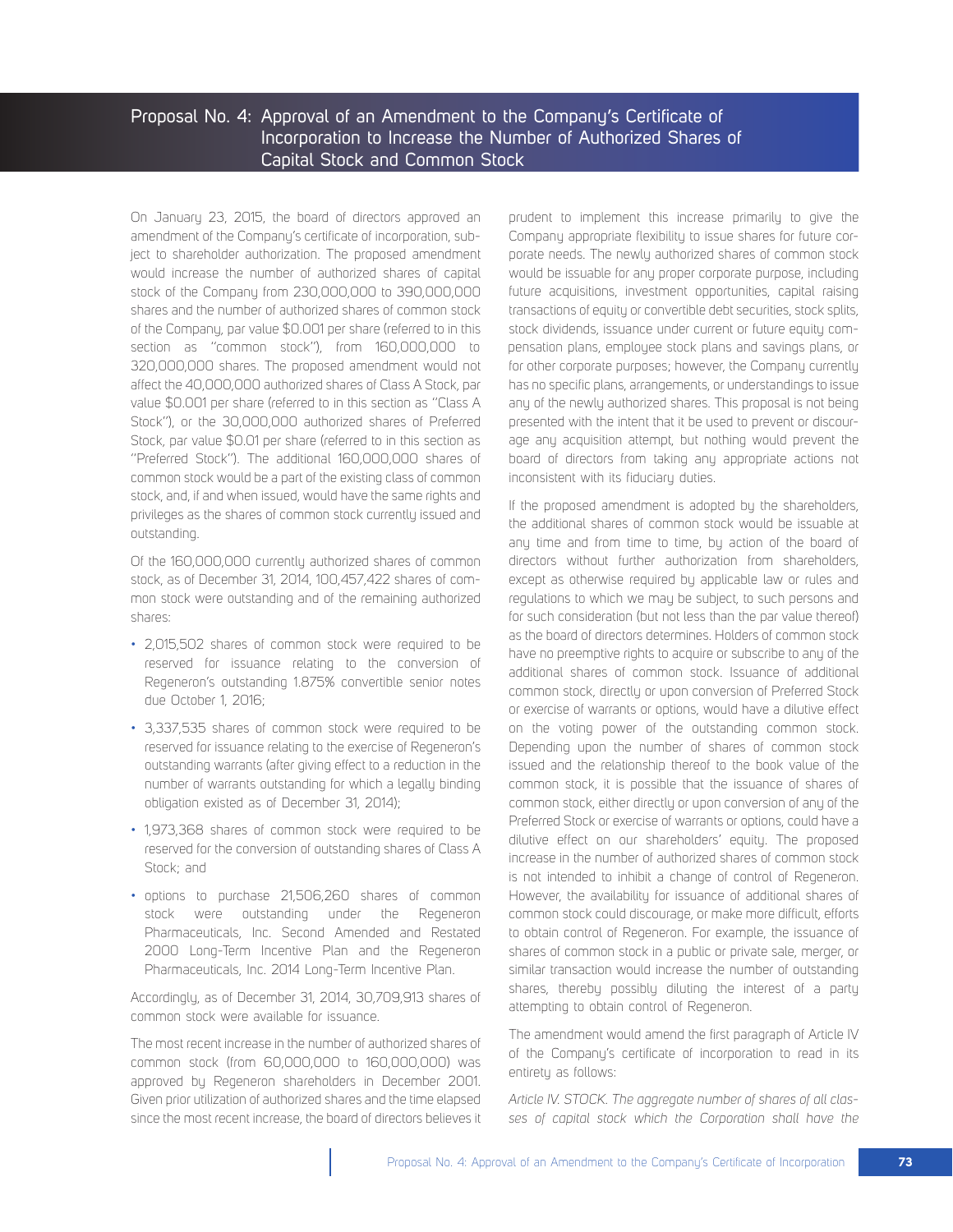# Proposal No. 4: Approval of an Amendment to the Company's Certificate of Incorporation to Increase the Number of Authorized Shares of Capital Stock and Common Stock

On January 23, 2015, the board of directors approved an amendment of the Company's certificate of incorporation, subject to shareholder authorization. The proposed amendment would increase the number of authorized shares of capital stock of the Company from 230,000,000 to 390,000,000 shares and the number of authorized shares of common stock of the Company, par value $0.001 per share (referred to in this section as "common stock"), from 160,000,000 to 320,000,000 shares. The proposed amendment would not affect the 40,000,000 authorized shares of Class A Stock, par value $0.001 per share (referred to in this section as "Class A Stock"), or the 30,000,000 authorized shares of Preferred Stock, par value $0.01 per share (referred to in this section as "Preferred Stock"). The additional 160,000,000 shares of common stock would be a part of the existing class of common stock, and, if and when issued, would have the same rights and privileges as the shares of common stock currently issued and outstanding.

Of the 160,000,000 currently authorized shares of common stock, as of December 31, 2014, 100,457,422 shares of common stock were outstanding and of the remaining authorized shares:

- 2,015,502 shares of common stock were required to be reserved for issuance relating to the conversion of Regeneron's outstanding 1.875% convertible senior notes due October 1, 2016;
- 3,337,535 shares of common stock were required to be reserved for issuance relating to the exercise of Regeneron's outstanding warrants (after giving effect to a reduction in the number of warrants outstanding for which a legally binding obligation existed as of December 31, 2014);
- 1,973,368 shares of common stock were required to be reserved for the conversion of outstanding shares of Class A Stock; and
- options to purchase 21,506,260 shares of common stock were outstanding under the Regeneron Pharmaceuticals, Inc. Second Amended and Restated 2000 Long-Term Incentive Plan and the Regeneron Pharmaceuticals, Inc. 2014 Long-Term Incentive Plan.

Accordingly, as of December 31, 2014, 30,709,913 shares of common stock were available for issuance.

The most recent increase in the number of authorized shares of common stock (from 60,000,000 to 160,000,000) was approved by Regeneron shareholders in December 2001. Given prior utilization of authorized shares and the time elapsed since the most recent increase, the board of directors believes it prudent to implement this increase primarily to give the Company appropriate flexibility to issue shares for future corporate needs. The newly authorized shares of common stock would be issuable for any proper corporate purpose, including future acquisitions, investment opportunities, capital raising transactions of equity or convertible debt securities, stock splits, stock dividends, issuance under current or future equity compensation plans, employee stock plans and savings plans, or for other corporate purposes; however, the Company currently has no specific plans, arrangements, or understandings to issue any of the newly authorized shares. This proposal is not being presented with the intent that it be used to prevent or discourage any acquisition attempt, but nothing would prevent the board of directors from taking any appropriate actions not inconsistent with its fiduciary duties.

If the proposed amendment is adopted by the shareholders, the additional shares of common stock would be issuable at any time and from time to time, by action of the board of directors without further authorization from shareholders, except as otherwise required by applicable law or rules and regulations to which we may be subject, to such persons and for such consideration (but not less than the par value thereof) as the board of directors determines. Holders of common stock have no preemptive rights to acquire or subscribe to any of the additional shares of common stock. Issuance of additional common stock, directly or upon conversion of Preferred Stock or exercise of warrants or options, would have a dilutive effect on the voting power of the outstanding common stock. Depending upon the number of shares of common stock issued and the relationship thereof to the book value of the common stock, it is possible that the issuance of shares of common stock, either directly or upon conversion of any of the Preferred Stock or exercise of warrants or options, could have a dilutive effect on our shareholders' equity. The proposed increase in the number of authorized shares of common stock is not intended to inhibit a change of control of Regeneron. However, the availability for issuance of additional shares of common stock could discourage, or make more difficult, efforts to obtain control of Regeneron. For example, the issuance of shares of common stock in a public or private sale, merger, or similar transaction would increase the number of outstanding shares, thereby possibly diluting the interest of a party attempting to obtain control of Regeneron.

The amendment would amend the first paragraph of Article IV of the Company's certificate of incorporation to read in its entirety as follows:

*Article IV. STOCK. The aggregate number of shares of all classes of capital stock which the Corporation shall have the*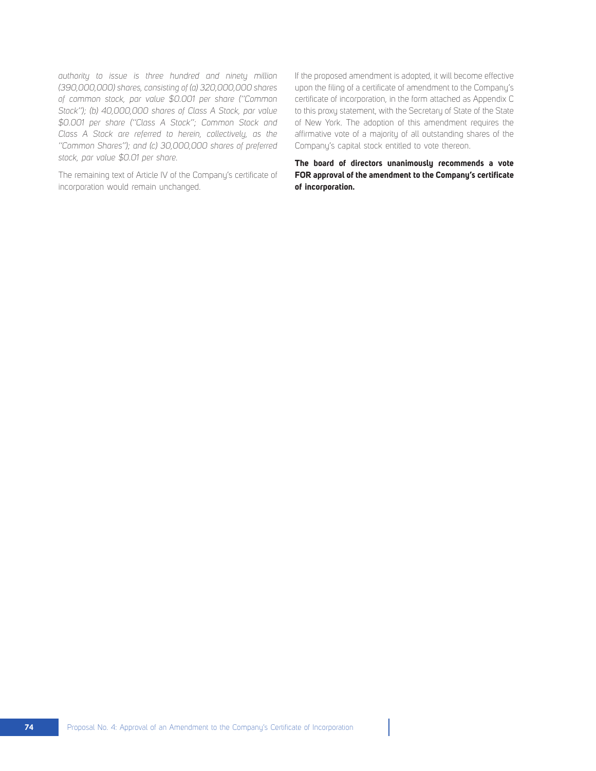*authority to issue is three hundred and ninety million (390,000,000) shares, consisting of (a) 320,000,000 shares of common stock, par value $0.001 per share ("Common Stock"); (b) 40,000,000 shares of Class A Stock, par value $0.001 per share ("Class A Stock"; Common Stock and Class A Stock are referred to herein, collectively, as the "Common Shares"); and (c) 30,000,000 shares of preferred stock, par value $0.01 per share.*

The remaining text of Article IV of the Company's certificate of incorporation would remain unchanged.

If the proposed amendment is adopted, it will become effective upon the filing of a certificate of amendment to the Company's certificate of incorporation, in the form attached as Appendix C to this proxy statement, with the Secretary of State of the State of New York. The adoption of this amendment requires the affirmative vote of a majority of all outstanding shares of the Company's capital stock entitled to vote thereon.

**The board of directors unanimously recommends a vote FOR approval of the amendment to the Company's certificate of incorporation.**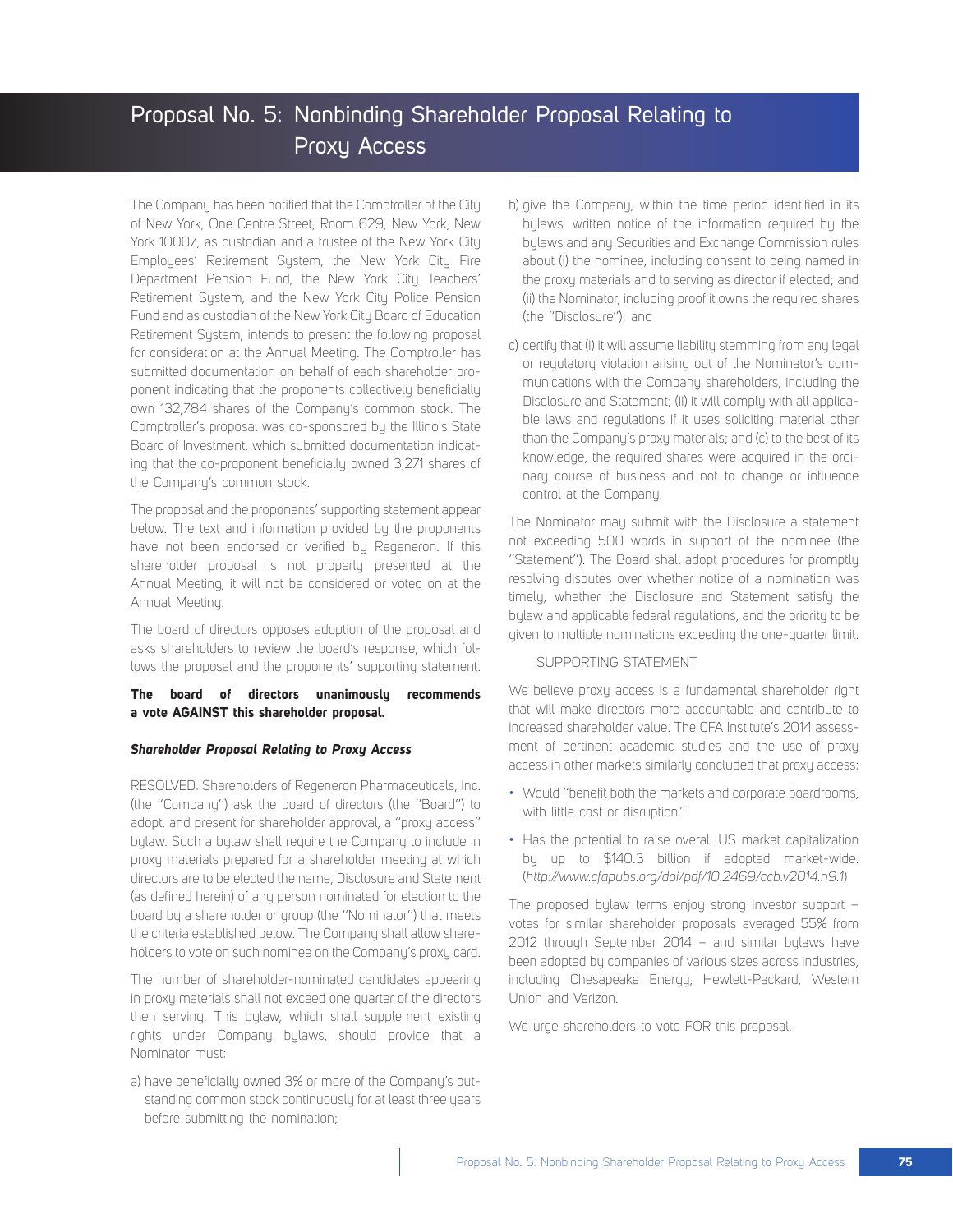# Proposal No. 5: Nonbinding Shareholder Proposal Relating to Proxy Access

The Company has been notified that the Comptroller of the City of New York, One Centre Street, Room 629, New York, New York 10007, as custodian and a trustee of the New York City Employees' Retirement System, the New York City Fire Department Pension Fund, the New York City Teachers' Retirement System, and the New York City Police Pension Fund and as custodian of the New York City Board of Education Retirement System, intends to present the following proposal for consideration at the Annual Meeting. The Comptroller has submitted documentation on behalf of each shareholder proponent indicating that the proponents collectively beneficially own 132,784 shares of the Company's common stock. The Comptroller's proposal was co-sponsored by the Illinois State Board of Investment, which submitted documentation indicating that the co-proponent beneficially owned 3,271 shares of the Company's common stock.

The proposal and the proponents' supporting statement appear below. The text and information provided by the proponents have not been endorsed or verified by Regeneron. If this shareholder proposal is not properly presented at the Annual Meeting, it will not be considered or voted on at the Annual Meeting.

The board of directors opposes adoption of the proposal and asks shareholders to review the board's response, which follows the proposal and the proponents' supporting statement.

**The board of directors unanimously recommends a vote AGAINST this shareholder proposal.**

***Shareholder Proposal Relating to Proxy Access***

RESOLVED: Shareholders of Regeneron Pharmaceuticals, Inc. (the "Company") ask the board of directors (the "Board") to adopt, and present for shareholder approval, a "proxy access" bylaw. Such a bylaw shall require the Company to include in proxy materials prepared for a shareholder meeting at which directors are to be elected the name, Disclosure and Statement (as defined herein) of any person nominated for election to the board by a shareholder or group (the "Nominator") that meets the criteria established below. The Company shall allow shareholders to vote on such nominee on the Company's proxy card.

The number of shareholder-nominated candidates appearing in proxy materials shall not exceed one quarter of the directors then serving. This bylaw, which shall supplement existing rights under Company bylaws, should provide that a Nominator must:

a) have beneficially owned 3% or more of the Company's outstanding common stock continuously for at least three years before submitting the nomination;

b) give the Company, within the time period identified in its bylaws, written notice of the information required by the bylaws and any Securities and Exchange Commission rules about (i) the nominee, including consent to being named in the proxy materials and to serving as director if elected; and (ii) the Nominator, including proof it owns the required shares (the "Disclosure"); and

c) certify that (i) it will assume liability stemming from any legal or regulatory violation arising out of the Nominator's communications with the Company shareholders, including the Disclosure and Statement; (ii) it will comply with all applicable laws and regulations if it uses soliciting material other than the Company's proxy materials; and (c) to the best of its knowledge, the required shares were acquired in the ordinary course of business and not to change or influence control at the Company.

The Nominator may submit with the Disclosure a statement not exceeding 500 words in support of the nominee (the "Statement"). The Board shall adopt procedures for promptly resolving disputes over whether notice of a nomination was timely, whether the Disclosure and Statement satisfy the bylaw and applicable federal regulations, and the priority to be given to multiple nominations exceeding the one-quarter limit.

SUPPORTING STATEMENT

We believe proxy access is a fundamental shareholder right that will make directors more accountable and contribute to increased shareholder value. The CFA Institute's 2014 assessment of pertinent academic studies and the use of proxy access in other markets similarly concluded that proxy access:

- Would "benefit both the markets and corporate boardrooms, with little cost or disruption."
- Has the potential to raise overall US market capitalization by up to $140.3 billion if adopted market-wide. (*http://www.cfapubs.org/doi/pdf/10.2469/ccb.v2014.n9.1*)

The proposed bylaw terms enjoy strong investor support – votes for similar shareholder proposals averaged 55% from 2012 through September 2014 – and similar bylaws have been adopted by companies of various sizes across industries, including Chesapeake Energy, Hewlett-Packard, Western Union and Verizon.

We urge shareholders to vote FOR this proposal.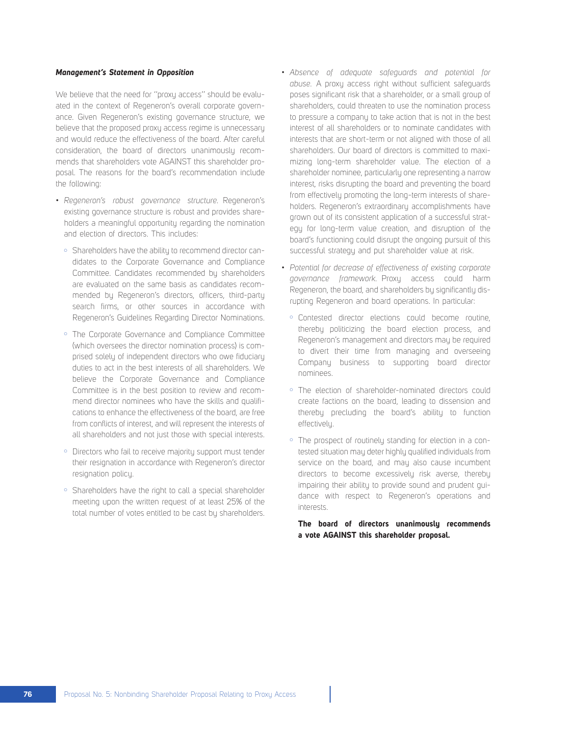***Management's Statement in Opposition***

We believe that the need for "proxy access" should be evaluated in the context of Regeneron's overall corporate governance. Given Regeneron's existing governance structure, we believe that the proposed proxy access regime is unnecessary and would reduce the effectiveness of the board. After careful consideration, the board of directors unanimously recommends that shareholders vote AGAINST this shareholder proposal. The reasons for the board's recommendation include the following:

- *Regeneron's robust governance structure*. Regeneron's existing governance structure is robust and provides shareholders a meaningful opportunity regarding the nomination and election of directors. This includes:
  - Shareholders have the ability to recommend director candidates to the Corporate Governance and Compliance Committee. Candidates recommended by shareholders are evaluated on the same basis as candidates recommended by Regeneron's directors, officers, third-party search firms, or other sources in accordance with Regeneron's Guidelines Regarding Director Nominations.
  - The Corporate Governance and Compliance Committee (which oversees the director nomination process) is comprised solely of independent directors who owe fiduciary duties to act in the best interests of all shareholders. We believe the Corporate Governance and Compliance Committee is in the best position to review and recommend director nominees who have the skills and qualifications to enhance the effectiveness of the board, are free from conflicts of interest, and will represent the interests of all shareholders and not just those with special interests.
  - Directors who fail to receive majority support must tender their resignation in accordance with Regeneron's director resignation policy.
  - Shareholders have the right to call a special shareholder meeting upon the written request of at least 25% of the total number of votes entitled to be cast by shareholders.
- *Absence of adequate safeguards and potential for abuse*. A proxy access right without sufficient safeguards poses significant risk that a shareholder, or a small group of shareholders, could threaten to use the nomination process to pressure a company to take action that is not in the best interest of all shareholders or to nominate candidates with interests that are short-term or not aligned with those of all shareholders. Our board of directors is committed to maximizing long-term shareholder value. The election of a shareholder nominee, particularly one representing a narrow interest, risks disrupting the board and preventing the board from effectively promoting the long-term interests of shareholders. Regeneron's extraordinary accomplishments have grown out of its consistent application of a successful strategy for long-term value creation, and disruption of the board's functioning could disrupt the ongoing pursuit of this successful strategy and put shareholder value at risk.
- *Potential for decrease of effectiveness of existing corporate governance framework*. Proxy access could harm Regeneron, the board, and shareholders by significantly disrupting Regeneron and board operations. In particular:
  - Contested director elections could become routine, thereby politicizing the board election process, and Regeneron's management and directors may be required to divert their time from managing and overseeing Company business to supporting board director nominees.
  - The election of shareholder-nominated directors could create factions on the board, leading to dissension and thereby precluding the board's ability to function effectively.
  - The prospect of routinely standing for election in a contested situation may deter highly qualified individuals from service on the board, and may also cause incumbent directors to become excessively risk averse, thereby impairing their ability to provide sound and prudent guidance with respect to Regeneron's operations and interests.

**The board of directors unanimously recommends a vote AGAINST this shareholder proposal.**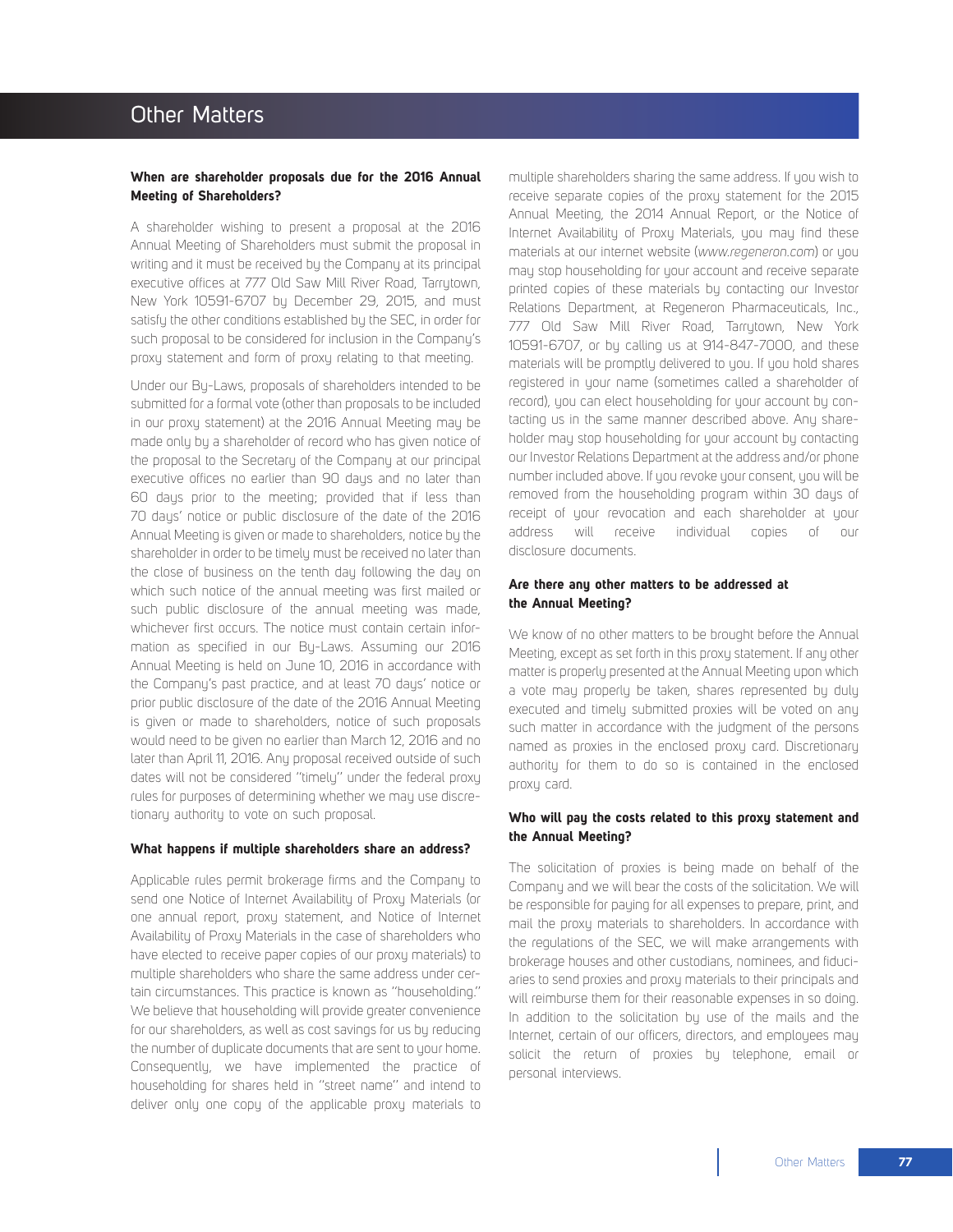# Other Matters

### When are shareholder proposals due for the 2016 Annual Meeting of Shareholders?

A shareholder wishing to present a proposal at the 2016 Annual Meeting of Shareholders must submit the proposal in writing and it must be received by the Company at its principal executive offices at 777 Old Saw Mill River Road, Tarrytown, New York 10591-6707 by December 29, 2015, and must satisfy the other conditions established by the SEC, in order for such proposal to be considered for inclusion in the Company's proxy statement and form of proxy relating to that meeting.

Under our By-Laws, proposals of shareholders intended to be submitted for a formal vote (other than proposals to be included in our proxy statement) at the 2016 Annual Meeting may be made only by a shareholder of record who has given notice of the proposal to the Secretary of the Company at our principal executive offices no earlier than 90 days and no later than 60 days prior to the meeting; provided that if less than 70 days' notice or public disclosure of the date of the 2016 Annual Meeting is given or made to shareholders, notice by the shareholder in order to be timely must be received no later than the close of business on the tenth day following the day on which such notice of the annual meeting was first mailed or such public disclosure of the annual meeting was made, whichever first occurs. The notice must contain certain information as specified in our By-Laws. Assuming our 2016 Annual Meeting is held on June 10, 2016 in accordance with the Company's past practice, and at least 70 days' notice or prior public disclosure of the date of the 2016 Annual Meeting is given or made to shareholders, notice of such proposals would need to be given no earlier than March 12, 2016 and no later than April 11, 2016. Any proposal received outside of such dates will not be considered "timely" under the federal proxy rules for purposes of determining whether we may use discretionary authority to vote on such proposal.

### What happens if multiple shareholders share an address?

Applicable rules permit brokerage firms and the Company to send one Notice of Internet Availability of Proxy Materials (or one annual report, proxy statement, and Notice of Internet Availability of Proxy Materials in the case of shareholders who have elected to receive paper copies of our proxy materials) to multiple shareholders who share the same address under certain circumstances. This practice is known as "householding." We believe that householding will provide greater convenience for our shareholders, as well as cost savings for us by reducing the number of duplicate documents that are sent to your home. Consequently, we have implemented the practice of householding for shares held in "street name" and intend to deliver only one copy of the applicable proxy materials to multiple shareholders sharing the same address. If you wish to receive separate copies of the proxy statement for the 2015 Annual Meeting, the 2014 Annual Report, or the Notice of Internet Availability of Proxy Materials, you may find these materials at our internet website (*www.regeneron.com*) or you may stop householding for your account and receive separate printed copies of these materials by contacting our Investor Relations Department, at Regeneron Pharmaceuticals, Inc., 777 Old Saw Mill River Road, Tarrytown, New York 10591-6707, or by calling us at 914-847-7000, and these materials will be promptly delivered to you. If you hold shares registered in your name (sometimes called a shareholder of record), you can elect householding for your account by contacting us in the same manner described above. Any shareholder may stop householding for your account by contacting our Investor Relations Department at the address and/or phone number included above. If you revoke your consent, you will be removed from the householding program within 30 days of receipt of your revocation and each shareholder at your address will receive individual copies of our disclosure documents.

### Are there any other matters to be addressed at the Annual Meeting?

We know of no other matters to be brought before the Annual Meeting, except as set forth in this proxy statement. If any other matter is properly presented at the Annual Meeting upon which a vote may properly be taken, shares represented by duly executed and timely submitted proxies will be voted on any such matter in accordance with the judgment of the persons named as proxies in the enclosed proxy card. Discretionary authority for them to do so is contained in the enclosed proxy card.

### Who will pay the costs related to this proxy statement and the Annual Meeting?

The solicitation of proxies is being made on behalf of the Company and we will bear the costs of the solicitation. We will be responsible for paying for all expenses to prepare, print, and mail the proxy materials to shareholders. In accordance with the regulations of the SEC, we will make arrangements with brokerage houses and other custodians, nominees, and fiduciaries to send proxies and proxy materials to their principals and will reimburse them for their reasonable expenses in so doing. In addition to the solicitation by use of the mails and the Internet, certain of our officers, directors, and employees may solicit the return of proxies by telephone, email or personal interviews.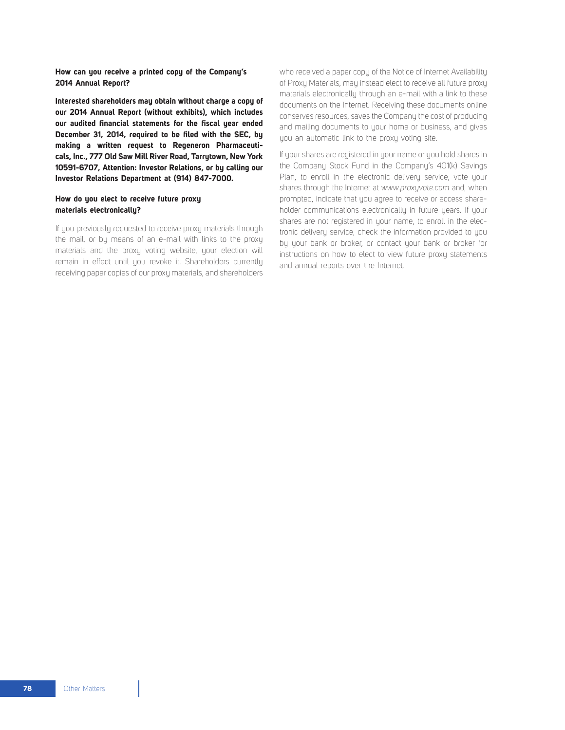**How can you receive a printed copy of the Company's 2014 Annual Report?**

**Interested shareholders may obtain without charge a copy of our 2014 Annual Report (without exhibits), which includes our audited financial statements for the fiscal year ended December 31, 2014, required to be filed with the SEC, by making a written request to Regeneron Pharmaceuticals, Inc., 777 Old Saw Mill River Road, Tarrytown, New York 10591-6707, Attention: Investor Relations, or by calling our Investor Relations Department at (914) 847-7000.**

**How do you elect to receive future proxy materials electronically?**

If you previously requested to receive proxy materials through the mail, or by means of an e-mail with links to the proxy materials and the proxy voting website, your election will remain in effect until you revoke it. Shareholders currently receiving paper copies of our proxy materials, and shareholders who received a paper copy of the Notice of Internet Availability of Proxy Materials, may instead elect to receive all future proxy materials electronically through an e-mail with a link to these documents on the Internet. Receiving these documents online conserves resources, saves the Company the cost of producing and mailing documents to your home or business, and gives you an automatic link to the proxy voting site.

If your shares are registered in your name or you hold shares in the Company Stock Fund in the Company's 401(k) Savings Plan, to enroll in the electronic delivery service, vote your shares through the Internet at *www.proxyvote.com* and, when prompted, indicate that you agree to receive or access shareholder communications electronically in future years. If your shares are not registered in your name, to enroll in the electronic delivery service, check the information provided to you by your bank or broker, or contact your bank or broker for instructions on how to elect to view future proxy statements and annual reports over the Internet.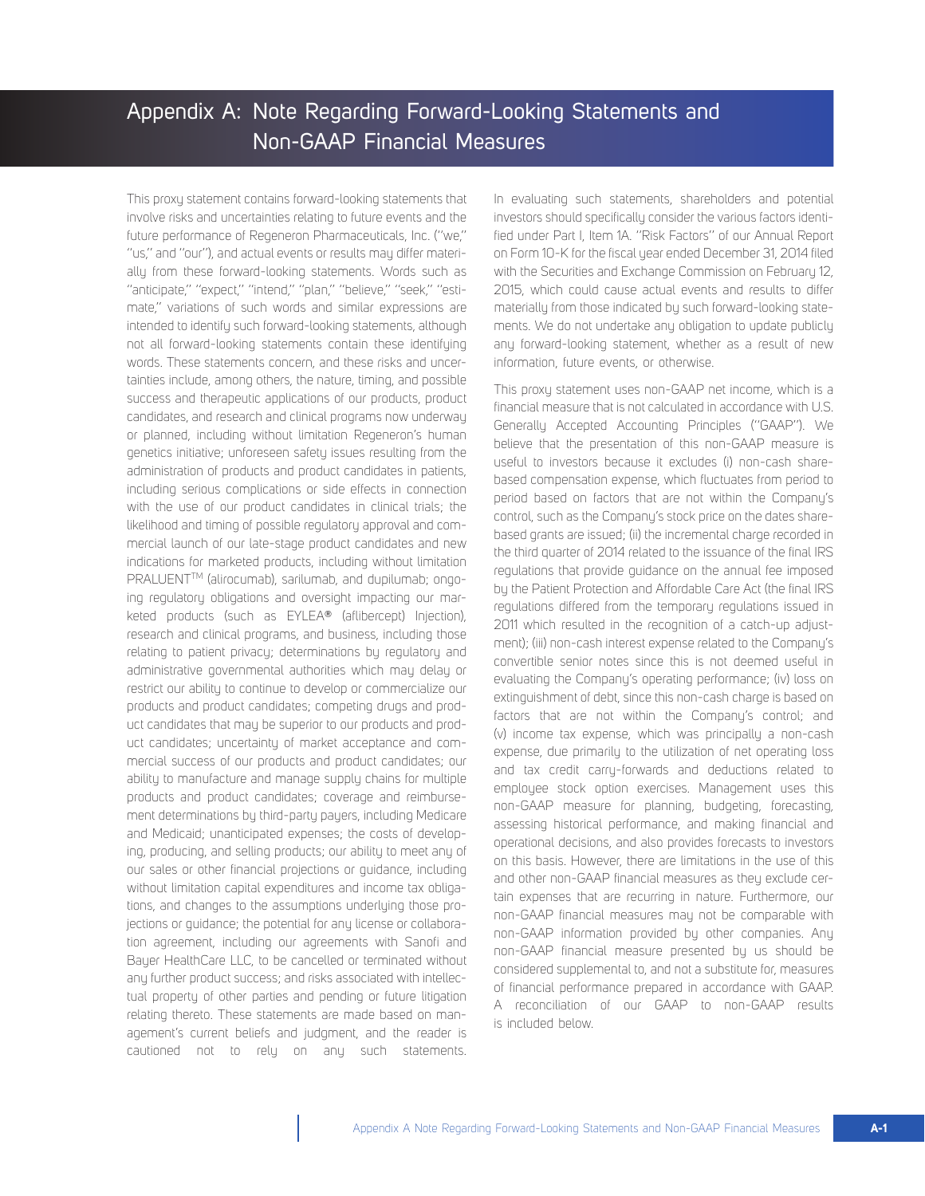# Appendix A: Note Regarding Forward-Looking Statements and Non-GAAP Financial Measures

This proxy statement contains forward-looking statements that involve risks and uncertainties relating to future events and the future performance of Regeneron Pharmaceuticals, Inc. ("we," "us," and "our"), and actual events or results may differ materially from these forward-looking statements. Words such as "anticipate," "expect," "intend," "plan," "believe," "seek," "estimate," variations of such words and similar expressions are intended to identify such forward-looking statements, although not all forward-looking statements contain these identifying words. These statements concern, and these risks and uncertainties include, among others, the nature, timing, and possible success and therapeutic applications of our products, product candidates, and research and clinical programs now underway or planned, including without limitation Regeneron's human genetics initiative; unforeseen safety issues resulting from the administration of products and product candidates in patients, including serious complications or side effects in connection with the use of our product candidates in clinical trials; the likelihood and timing of possible regulatory approval and commercial launch of our late-stage product candidates and new indications for marketed products, including without limitation PRALUENT™ (alirocumab), sarilumab, and dupilumab; ongoing regulatory obligations and oversight impacting our marketed products (such as EYLEA® (aflibercept) Injection), research and clinical programs, and business, including those relating to patient privacy; determinations by regulatory and administrative governmental authorities which may delay or restrict our ability to continue to develop or commercialize our products and product candidates; competing drugs and product candidates that may be superior to our products and product candidates; uncertainty of market acceptance and commercial success of our products and product candidates; our ability to manufacture and manage supply chains for multiple products and product candidates; coverage and reimbursement determinations by third-party payers, including Medicare and Medicaid; unanticipated expenses; the costs of developing, producing, and selling products; our ability to meet any of our sales or other financial projections or guidance, including without limitation capital expenditures and income tax obligations, and changes to the assumptions underlying those projections or guidance; the potential for any license or collaboration agreement, including our agreements with Sanofi and Bayer HealthCare LLC, to be cancelled or terminated without any further product success; and risks associated with intellectual property of other parties and pending or future litigation relating thereto. These statements are made based on management's current beliefs and judgment, and the reader is cautioned not to rely on any such statements. In evaluating such statements, shareholders and potential investors should specifically consider the various factors identified under Part I, Item 1A. "Risk Factors" of our Annual Report on Form 10-K for the fiscal year ended December 31, 2014 filed with the Securities and Exchange Commission on February 12, 2015, which could cause actual events and results to differ materially from those indicated by such forward-looking statements. We do not undertake any obligation to update publicly any forward-looking statement, whether as a result of new information, future events, or otherwise.

This proxy statement uses non-GAAP net income, which is a financial measure that is not calculated in accordance with U.S. Generally Accepted Accounting Principles ("GAAP"). We believe that the presentation of this non-GAAP measure is useful to investors because it excludes (i) non-cash share-based compensation expense, which fluctuates from period to period based on factors that are not within the Company's control, such as the Company's stock price on the dates share-based grants are issued; (ii) the incremental charge recorded in the third quarter of 2014 related to the issuance of the final IRS regulations that provide guidance on the annual fee imposed by the Patient Protection and Affordable Care Act (the final IRS regulations differed from the temporary regulations issued in 2011 which resulted in the recognition of a catch-up adjustment); (iii) non-cash interest expense related to the Company's convertible senior notes since this is not deemed useful in evaluating the Company's operating performance; (iv) loss on extinguishment of debt, since this non-cash charge is based on factors that are not within the Company's control; and (v) income tax expense, which was principally a non-cash expense, due primarily to the utilization of net operating loss and tax credit carry-forwards and deductions related to employee stock option exercises. Management uses this non-GAAP measure for planning, budgeting, forecasting, assessing historical performance, and making financial and operational decisions, and also provides forecasts to investors on this basis. However, there are limitations in the use of this and other non-GAAP financial measures as they exclude certain expenses that are recurring in nature. Furthermore, our non-GAAP financial measures may not be comparable with non-GAAP information provided by other companies. Any non-GAAP financial measure presented by us should be considered supplemental to, and not a substitute for, measures of financial performance prepared in accordance with GAAP. A reconciliation of our GAAP to non-GAAP results is included below.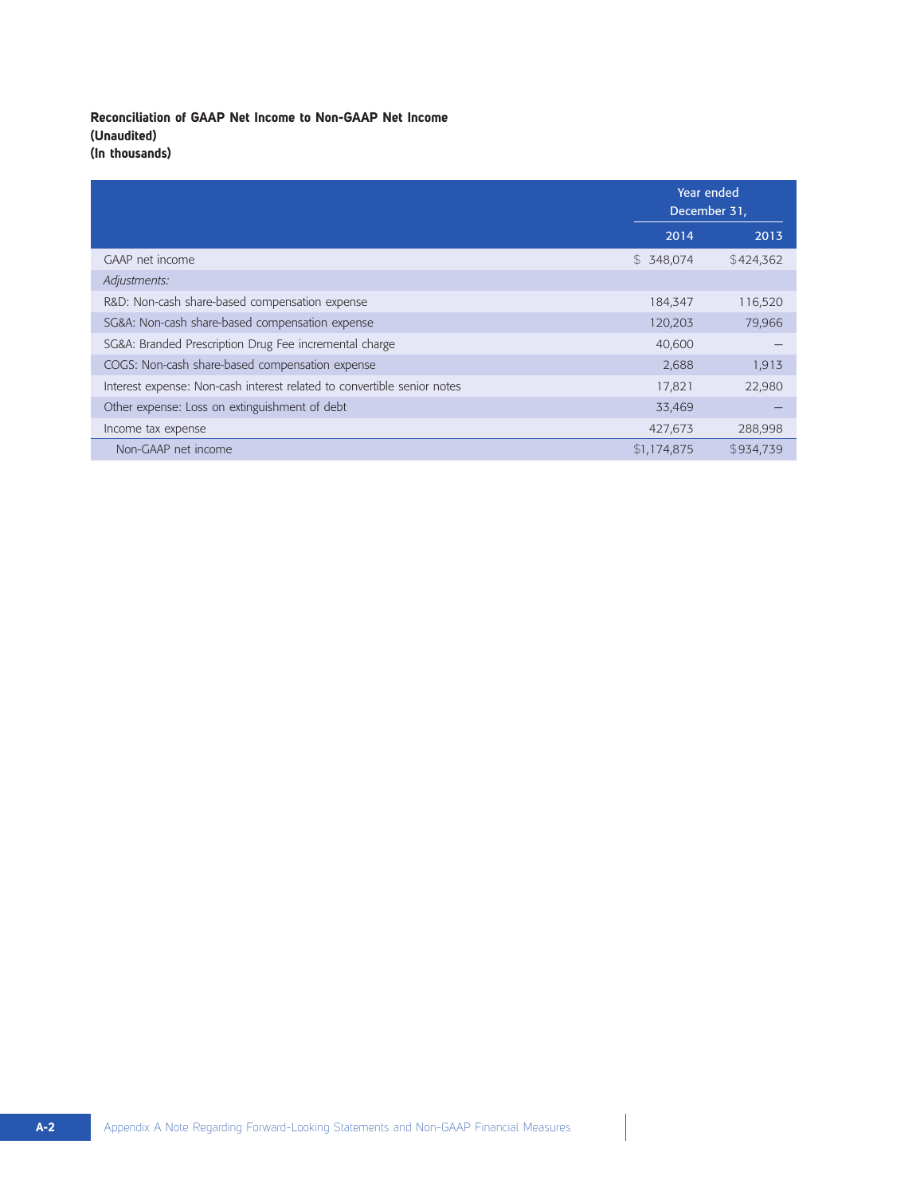**Reconciliation of GAAP Net Income to Non-GAAP Net Income**
**(Unaudited)**
**(In thousands)**

| | Year ended December 31, | |
|---|---|---|
| | 2014 | 2013 |
| GAAP net income | $ 348,074 | $424,362 |
| *Adjustments:* | | |
| R&D: Non-cash share-based compensation expense | 184,347 | 116,520 |
| SG&A: Non-cash share-based compensation expense | 120,203 | 79,966 |
| SG&A: Branded Prescription Drug Fee incremental charge | 40,600 | — |
| COGS: Non-cash share-based compensation expense | 2,688 | 1,913 |
| Interest expense: Non-cash interest related to convertible senior notes | 17,821 | 22,980 |
| Other expense: Loss on extinguishment of debt | 33,469 | — |
| Income tax expense | 427,673 | 288,998 |
| Non-GAAP net income | $1,174,875 | $934,739 |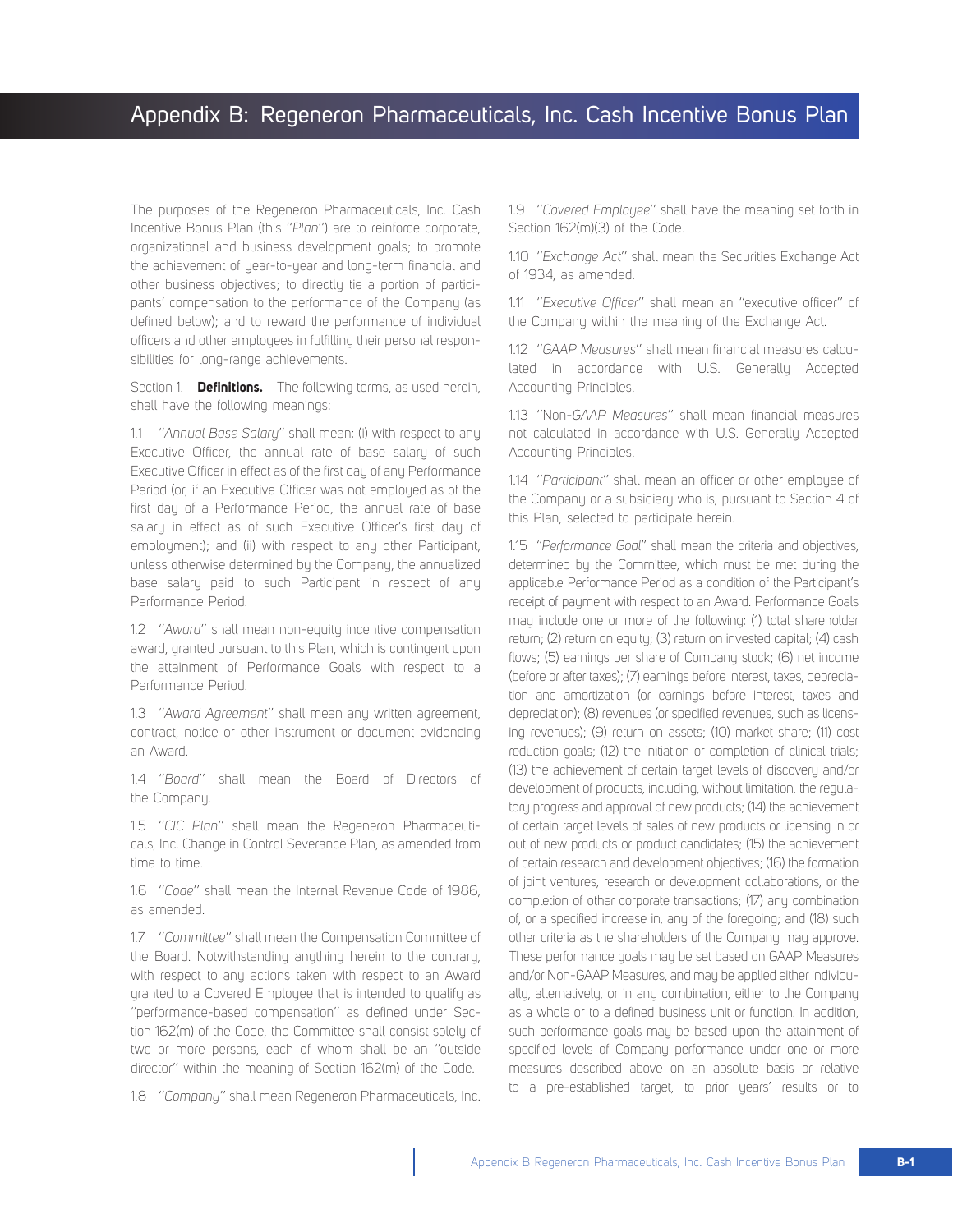# Appendix B: Regeneron Pharmaceuticals, Inc. Cash Incentive Bonus Plan

The purposes of the Regeneron Pharmaceuticals, Inc. Cash Incentive Bonus Plan (this "*Plan*") are to reinforce corporate, organizational and business development goals; to promote the achievement of year-to-year and long-term financial and other business objectives; to directly tie a portion of participants' compensation to the performance of the Company (as defined below); and to reward the performance of individual officers and other employees in fulfilling their personal responsibilities for long-range achievements.

Section 1. **Definitions.** The following terms, as used herein, shall have the following meanings:

1.1 "*Annual Base Salary*" shall mean: (i) with respect to any Executive Officer, the annual rate of base salary of such Executive Officer in effect as of the first day of any Performance Period (or, if an Executive Officer was not employed as of the first day of a Performance Period, the annual rate of base salary in effect as of such Executive Officer's first day of employment); and (ii) with respect to any other Participant, unless otherwise determined by the Company, the annualized base salary paid to such Participant in respect of any Performance Period.

1.2 "*Award*" shall mean non-equity incentive compensation award, granted pursuant to this Plan, which is contingent upon the attainment of Performance Goals with respect to a Performance Period.

1.3 "*Award Agreement*" shall mean any written agreement, contract, notice or other instrument or document evidencing an Award.

1.4 "*Board*" shall mean the Board of Directors of the Company.

1.5 "*CIC Plan*" shall mean the Regeneron Pharmaceuticals, Inc. Change in Control Severance Plan, as amended from time to time.

1.6 "*Code*" shall mean the Internal Revenue Code of 1986, as amended.

1.7 "*Committee*" shall mean the Compensation Committee of the Board. Notwithstanding anything herein to the contrary, with respect to any actions taken with respect to an Award granted to a Covered Employee that is intended to qualify as "performance-based compensation" as defined under Section 162(m) of the Code, the Committee shall consist solely of two or more persons, each of whom shall be an "outside director" within the meaning of Section 162(m) of the Code.

1.8 "*Company*" shall mean Regeneron Pharmaceuticals, Inc.

1.9 "*Covered Employee*" shall have the meaning set forth in Section 162(m)(3) of the Code.

1.10 "*Exchange Act*" shall mean the Securities Exchange Act of 1934, as amended.

1.11 "*Executive Officer*" shall mean an "executive officer" of the Company within the meaning of the Exchange Act.

1.12 "*GAAP Measures*" shall mean financial measures calculated in accordance with U.S. Generally Accepted Accounting Principles.

1.13 "Non-*GAAP Measures*" shall mean financial measures not calculated in accordance with U.S. Generally Accepted Accounting Principles.

1.14 "*Participant*" shall mean an officer or other employee of the Company or a subsidiary who is, pursuant to Section 4 of this Plan, selected to participate herein.

1.15 "*Performance Goal*" shall mean the criteria and objectives, determined by the Committee, which must be met during the applicable Performance Period as a condition of the Participant's receipt of payment with respect to an Award. Performance Goals may include one or more of the following: (1) total shareholder return; (2) return on equity; (3) return on invested capital; (4) cash flows; (5) earnings per share of Company stock; (6) net income (before or after taxes); (7) earnings before interest, taxes, depreciation and amortization (or earnings before interest, taxes and depreciation); (8) revenues (or specified revenues, such as licensing revenues); (9) return on assets; (10) market share; (11) cost reduction goals; (12) the initiation or completion of clinical trials; (13) the achievement of certain target levels of discovery and/or development of products, including, without limitation, the regulatory progress and approval of new products; (14) the achievement of certain target levels of sales of new products or licensing in or out of new products or product candidates; (15) the achievement of certain research and development objectives; (16) the formation of joint ventures, research or development collaborations, or the completion of other corporate transactions; (17) any combination of, or a specified increase in, any of the foregoing; and (18) such other criteria as the shareholders of the Company may approve. These performance goals may be set based on GAAP Measures and/or Non-GAAP Measures, and may be applied either individually, alternatively, or in any combination, either to the Company as a whole or to a defined business unit or function. In addition, such performance goals may be based upon the attainment of specified levels of Company performance under one or more measures described above on an absolute basis or relative to a pre-established target, to prior years' results or to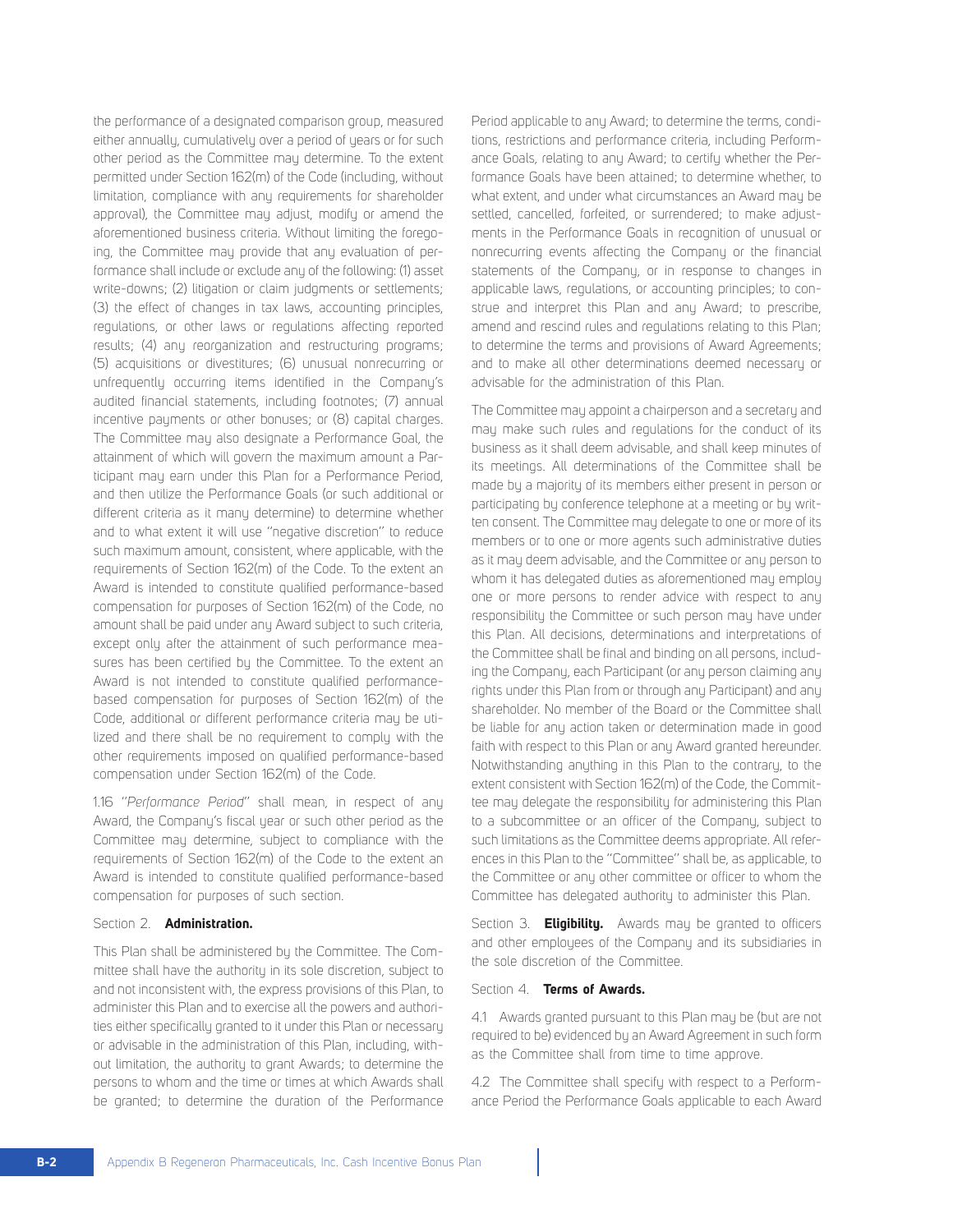the performance of a designated comparison group, measured either annually, cumulatively over a period of years or for such other period as the Committee may determine. To the extent permitted under Section 162(m) of the Code (including, without limitation, compliance with any requirements for shareholder approval), the Committee may adjust, modify or amend the aforementioned business criteria. Without limiting the foregoing, the Committee may provide that any evaluation of performance shall include or exclude any of the following: (1) asset write-downs; (2) litigation or claim judgments or settlements; (3) the effect of changes in tax laws, accounting principles, regulations, or other laws or regulations affecting reported results; (4) any reorganization and restructuring programs; (5) acquisitions or divestitures; (6) unusual nonrecurring or unfrequently occurring items identified in the Company's audited financial statements, including footnotes; (7) annual incentive payments or other bonuses; or (8) capital charges. The Committee may also designate a Performance Goal, the attainment of which will govern the maximum amount a Participant may earn under this Plan for a Performance Period, and then utilize the Performance Goals (or such additional or different criteria as it many determine) to determine whether and to what extent it will use "negative discretion" to reduce such maximum amount, consistent, where applicable, with the requirements of Section 162(m) of the Code. To the extent an Award is intended to constitute qualified performance-based compensation for purposes of Section 162(m) of the Code, no amount shall be paid under any Award subject to such criteria, except only after the attainment of such performance measures has been certified by the Committee. To the extent an Award is not intended to constitute qualified performance-based compensation for purposes of Section 162(m) of the Code, additional or different performance criteria may be utilized and there shall be no requirement to comply with the other requirements imposed on qualified performance-based compensation under Section 162(m) of the Code.

1.16 "*Performance Period*" shall mean, in respect of any Award, the Company's fiscal year or such other period as the Committee may determine, subject to compliance with the requirements of Section 162(m) of the Code to the extent an Award is intended to constitute qualified performance-based compensation for purposes of such section.

Section 2. **Administration.**

This Plan shall be administered by the Committee. The Committee shall have the authority in its sole discretion, subject to and not inconsistent with, the express provisions of this Plan, to administer this Plan and to exercise all the powers and authorities either specifically granted to it under this Plan or necessary or advisable in the administration of this Plan, including, without limitation, the authority to grant Awards; to determine the persons to whom and the time or times at which Awards shall be granted; to determine the duration of the Performance Period applicable to any Award; to determine the terms, conditions, restrictions and performance criteria, including Performance Goals, relating to any Award; to certify whether the Performance Goals have been attained; to determine whether, to what extent, and under what circumstances an Award may be settled, cancelled, forfeited, or surrendered; to make adjustments in the Performance Goals in recognition of unusual or nonrecurring events affecting the Company or the financial statements of the Company, or in response to changes in applicable laws, regulations, or accounting principles; to construe and interpret this Plan and any Award; to prescribe, amend and rescind rules and regulations relating to this Plan; to determine the terms and provisions of Award Agreements; and to make all other determinations deemed necessary or advisable for the administration of this Plan.

The Committee may appoint a chairperson and a secretary and may make such rules and regulations for the conduct of its business as it shall deem advisable, and shall keep minutes of its meetings. All determinations of the Committee shall be made by a majority of its members either present in person or participating by conference telephone at a meeting or by written consent. The Committee may delegate to one or more of its members or to one or more agents such administrative duties as it may deem advisable, and the Committee or any person to whom it has delegated duties as aforementioned may employ one or more persons to render advice with respect to any responsibility the Committee or such person may have under this Plan. All decisions, determinations and interpretations of the Committee shall be final and binding on all persons, including the Company, each Participant (or any person claiming any rights under this Plan from or through any Participant) and any shareholder. No member of the Board or the Committee shall be liable for any action taken or determination made in good faith with respect to this Plan or any Award granted hereunder. Notwithstanding anything in this Plan to the contrary, to the extent consistent with Section 162(m) of the Code, the Committee may delegate the responsibility for administering this Plan to a subcommittee or an officer of the Company, subject to such limitations as the Committee deems appropriate. All references in this Plan to the "Committee" shall be, as applicable, to the Committee or any other committee or officer to whom the Committee has delegated authority to administer this Plan.

Section 3. **Eligibility.** Awards may be granted to officers and other employees of the Company and its subsidiaries in the sole discretion of the Committee.

Section 4. **Terms of Awards.**

4.1 Awards granted pursuant to this Plan may be (but are not required to be) evidenced by an Award Agreement in such form as the Committee shall from time to time approve.

4.2 The Committee shall specify with respect to a Performance Period the Performance Goals applicable to each Award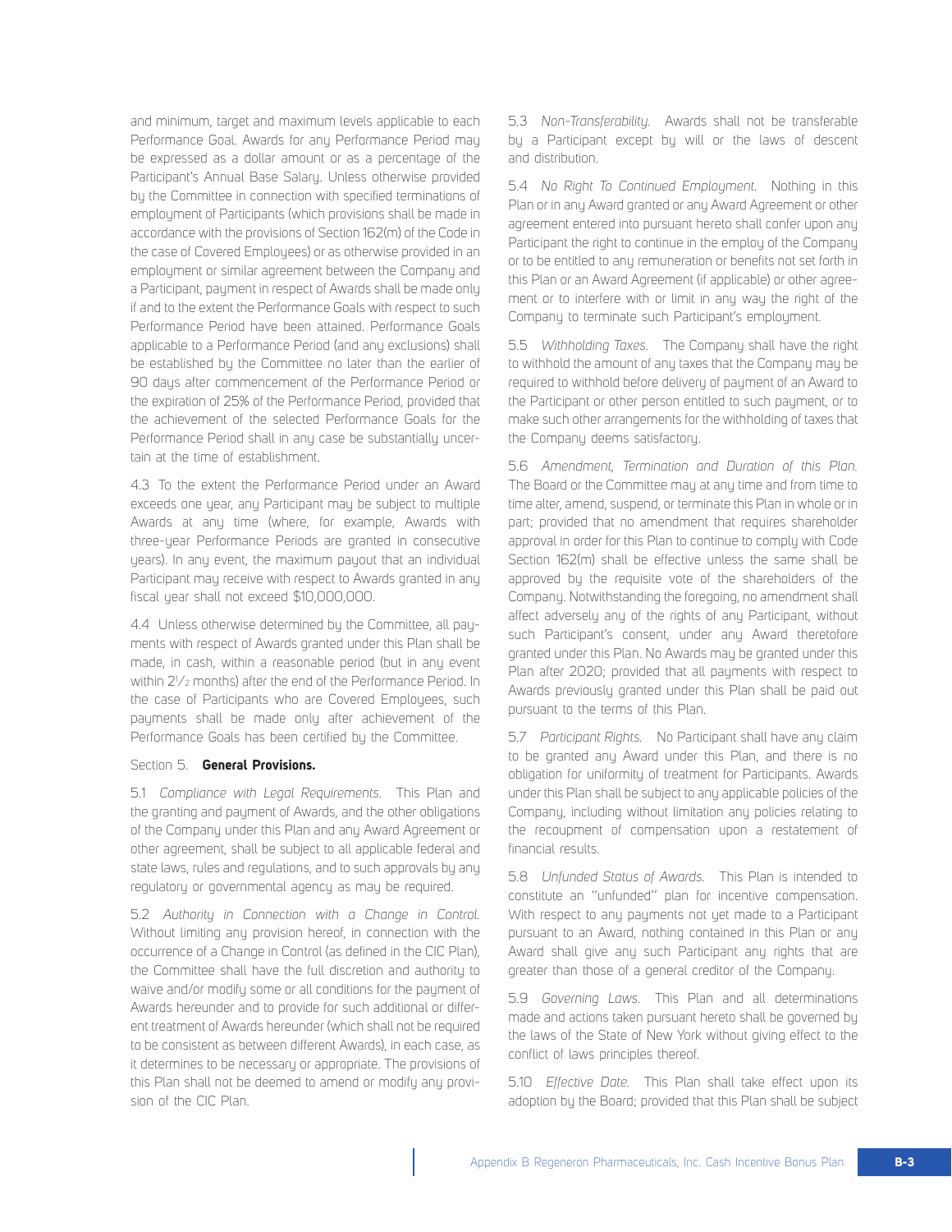and minimum, target and maximum levels applicable to each Performance Goal. Awards for any Performance Period may be expressed as a dollar amount or as a percentage of the Participant's Annual Base Salary. Unless otherwise provided by the Committee in connection with specified terminations of employment of Participants (which provisions shall be made in accordance with the provisions of Section 162(m) of the Code in the case of Covered Employees) or as otherwise provided in an employment or similar agreement between the Company and a Participant, payment in respect of Awards shall be made only if and to the extent the Performance Goals with respect to such Performance Period have been attained. Performance Goals applicable to a Performance Period (and any exclusions) shall be established by the Committee no later than the earlier of 90 days after commencement of the Performance Period or the expiration of 25% of the Performance Period, provided that the achievement of the selected Performance Goals for the Performance Period shall in any case be substantially uncertain at the time of establishment.

4.3 To the extent the Performance Period under an Award exceeds one year, any Participant may be subject to multiple Awards at any time (where, for example, Awards with three-year Performance Periods are granted in consecutive years). In any event, the maximum payout that an individual Participant may receive with respect to Awards granted in any fiscal year shall not exceed $10,000,000.

4.4 Unless otherwise determined by the Committee, all payments with respect of Awards granted under this Plan shall be made, in cash, within a reasonable period (but in any event within 2½ months) after the end of the Performance Period. In the case of Participants who are Covered Employees, such payments shall be made only after achievement of the Performance Goals has been certified by the Committee.

Section 5. **General Provisions.**

5.1 *Compliance with Legal Requirements.* This Plan and the granting and payment of Awards, and the other obligations of the Company under this Plan and any Award Agreement or other agreement, shall be subject to all applicable federal and state laws, rules and regulations, and to such approvals by any regulatory or governmental agency as may be required.

5.2 *Authority in Connection with a Change in Control.* Without limiting any provision hereof, in connection with the occurrence of a Change in Control (as defined in the CIC Plan), the Committee shall have the full discretion and authority to waive and/or modify some or all conditions for the payment of Awards hereunder and to provide for such additional or different treatment of Awards hereunder (which shall not be required to be consistent as between different Awards), in each case, as it determines to be necessary or appropriate. The provisions of this Plan shall not be deemed to amend or modify any provision of the CIC Plan.

5.3 *Non-Transferability.* Awards shall not be transferable by a Participant except by will or the laws of descent and distribution.

5.4 *No Right To Continued Employment.* Nothing in this Plan or in any Award granted or any Award Agreement or other agreement entered into pursuant hereto shall confer upon any Participant the right to continue in the employ of the Company or to be entitled to any remuneration or benefits not set forth in this Plan or an Award Agreement (if applicable) or other agreement or to interfere with or limit in any way the right of the Company to terminate such Participant's employment.

5.5 *Withholding Taxes.* The Company shall have the right to withhold the amount of any taxes that the Company may be required to withhold before delivery of payment of an Award to the Participant or other person entitled to such payment, or to make such other arrangements for the withholding of taxes that the Company deems satisfactory.

5.6 *Amendment, Termination and Duration of this Plan.* The Board or the Committee may at any time and from time to time alter, amend, suspend, or terminate this Plan in whole or in part; provided that no amendment that requires shareholder approval in order for this Plan to continue to comply with Code Section 162(m) shall be effective unless the same shall be approved by the requisite vote of the shareholders of the Company. Notwithstanding the foregoing, no amendment shall affect adversely any of the rights of any Participant, without such Participant's consent, under any Award theretofore granted under this Plan. No Awards may be granted under this Plan after 2020; provided that all payments with respect to Awards previously granted under this Plan shall be paid out pursuant to the terms of this Plan.

5.7 *Participant Rights.* No Participant shall have any claim to be granted any Award under this Plan, and there is no obligation for uniformity of treatment for Participants. Awards under this Plan shall be subject to any applicable policies of the Company, including without limitation any policies relating to the recoupment of compensation upon a restatement of financial results.

5.8 *Unfunded Status of Awards.* This Plan is intended to constitute an "unfunded" plan for incentive compensation. With respect to any payments not yet made to a Participant pursuant to an Award, nothing contained in this Plan or any Award shall give any such Participant any rights that are greater than those of a general creditor of the Company.

5.9 *Governing Laws.* This Plan and all determinations made and actions taken pursuant hereto shall be governed by the laws of the State of New York without giving effect to the conflict of laws principles thereof.

5.10 *Effective Date.* This Plan shall take effect upon its adoption by the Board; provided that this Plan shall be subject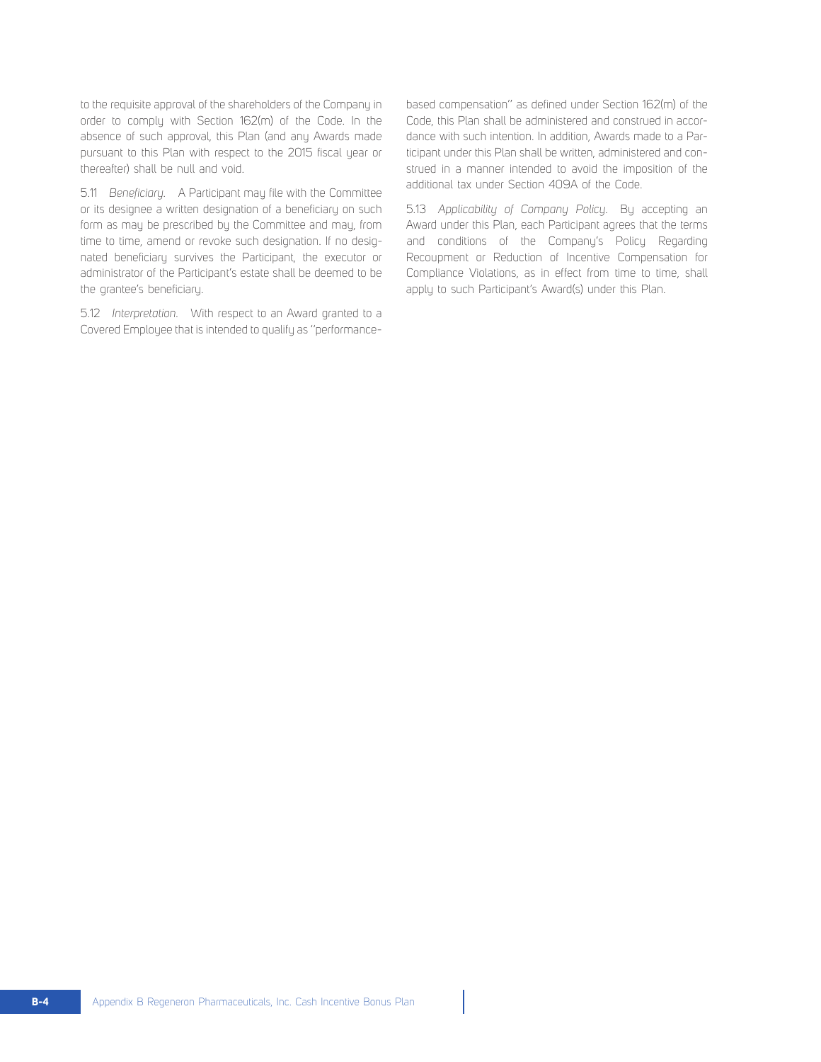to the requisite approval of the shareholders of the Company in order to comply with Section 162(m) of the Code. In the absence of such approval, this Plan (and any Awards made pursuant to this Plan with respect to the 2015 fiscal year or thereafter) shall be null and void.

5.11 *Beneficiary*. A Participant may file with the Committee or its designee a written designation of a beneficiary on such form as may be prescribed by the Committee and may, from time to time, amend or revoke such designation. If no designated beneficiary survives the Participant, the executor or administrator of the Participant's estate shall be deemed to be the grantee's beneficiary.

5.12 *Interpretation*. With respect to an Award granted to a Covered Employee that is intended to qualify as "performance-based compensation" as defined under Section 162(m) of the Code, this Plan shall be administered and construed in accordance with such intention. In addition, Awards made to a Participant under this Plan shall be written, administered and construed in a manner intended to avoid the imposition of the additional tax under Section 409A of the Code.

5.13 *Applicability of Company Policy*. By accepting an Award under this Plan, each Participant agrees that the terms and conditions of the Company's Policy Regarding Recoupment or Reduction of Incentive Compensation for Compliance Violations, as in effect from time to time, shall apply to such Participant's Award(s) under this Plan.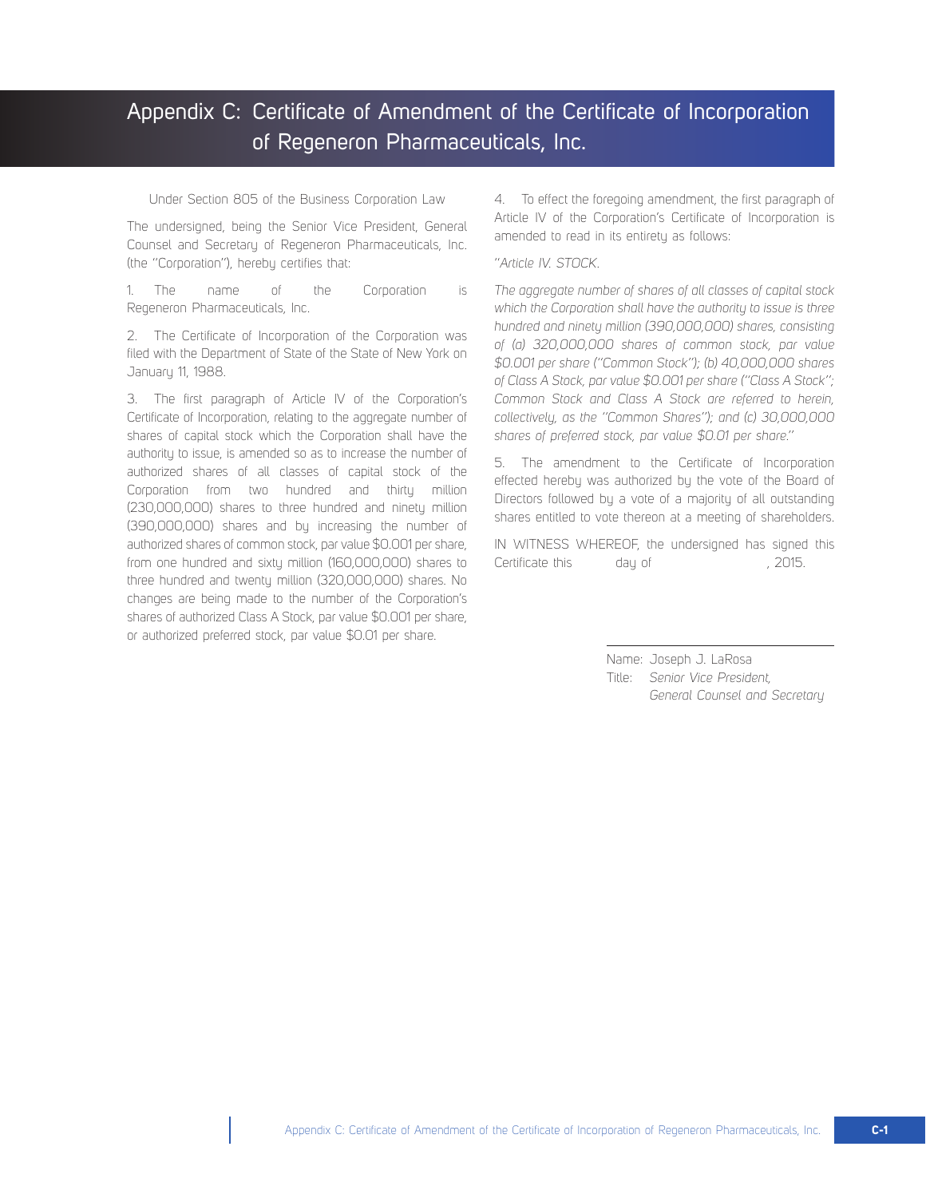# Appendix C: Certificate of Amendment of the Certificate of Incorporation of Regeneron Pharmaceuticals, Inc.

Under Section 805 of the Business Corporation Law

The undersigned, being the Senior Vice President, General Counsel and Secretary of Regeneron Pharmaceuticals, Inc. (the "Corporation"), hereby certifies that:

1. The name of the Corporation is Regeneron Pharmaceuticals, Inc.

2. The Certificate of Incorporation of the Corporation was filed with the Department of State of the State of New York on January 11, 1988.

3. The first paragraph of Article IV of the Corporation's Certificate of Incorporation, relating to the aggregate number of shares of capital stock which the Corporation shall have the authority to issue, is amended so as to increase the number of authorized shares of all classes of capital stock of the Corporation from two hundred and thirty million (230,000,000) shares to three hundred and ninety million (390,000,000) shares and by increasing the number of authorized shares of common stock, par value $0.001 per share, from one hundred and sixty million (160,000,000) shares to three hundred and twenty million (320,000,000) shares. No changes are being made to the number of the Corporation's shares of authorized Class A Stock, par value $0.001 per share, or authorized preferred stock, par value $0.01 per share.

4. To effect the foregoing amendment, the first paragraph of Article IV of the Corporation's Certificate of Incorporation is amended to read in its entirety as follows:

*"Article IV. STOCK.*

*The aggregate number of shares of all classes of capital stock which the Corporation shall have the authority to issue is three hundred and ninety million (390,000,000) shares, consisting of (a) 320,000,000 shares of common stock, par value $0.001 per share ("Common Stock"); (b) 40,000,000 shares of Class A Stock, par value $0.001 per share ("Class A Stock"; Common Stock and Class A Stock are referred to herein, collectively, as the "Common Shares"); and (c) 30,000,000 shares of preferred stock, par value $0.01 per share."*

5. The amendment to the Certificate of Incorporation effected hereby was authorized by the vote of the Board of Directors followed by a vote of a majority of all outstanding shares entitled to vote thereon at a meeting of shareholders.

IN WITNESS WHEREOF, the undersigned has signed this Certificate this ______ day of ____________, 2015.

______________________________

Name: Joseph J. LaRosa

Title: *Senior Vice President, General Counsel and Secretary*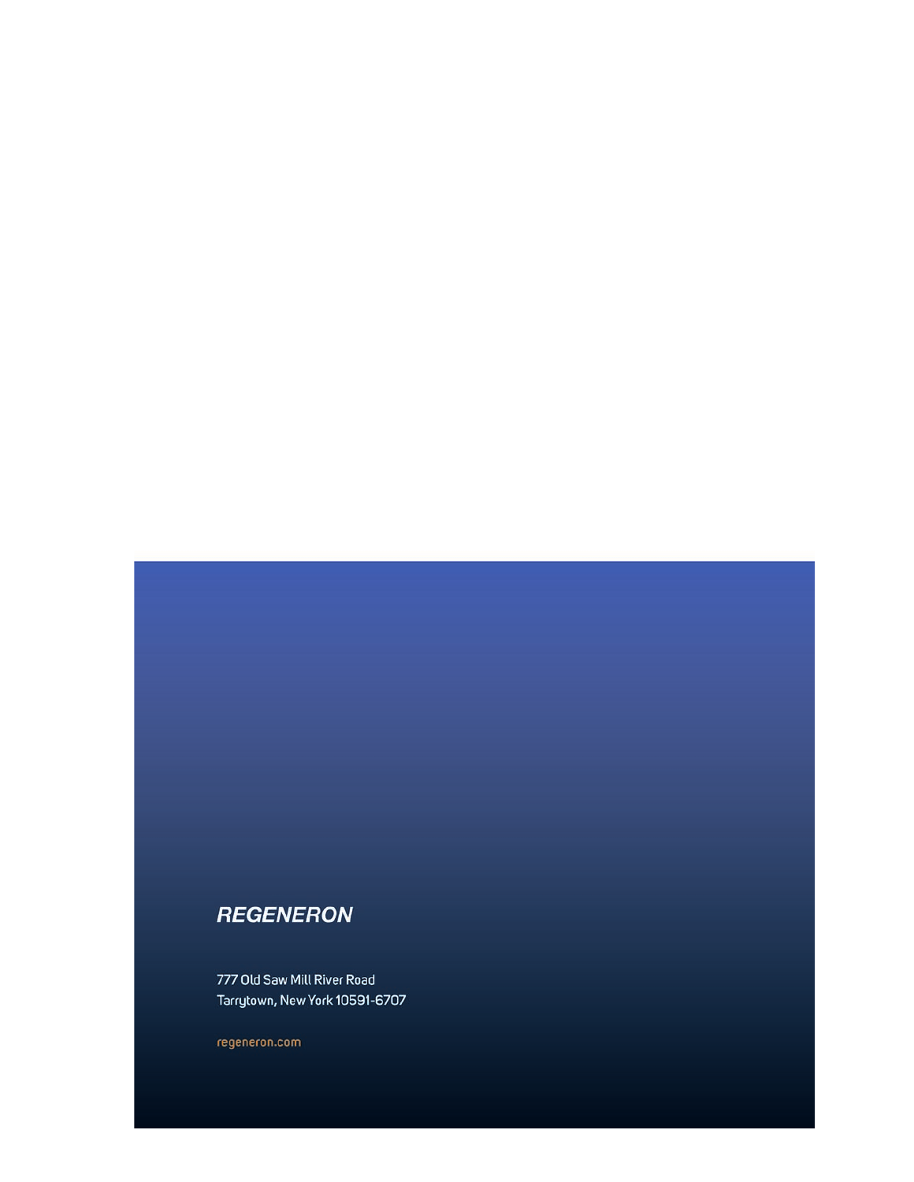**REGENERON**

777 Old Saw Mill River Road
Tarrytown, New York 10591-6707

regeneron.com